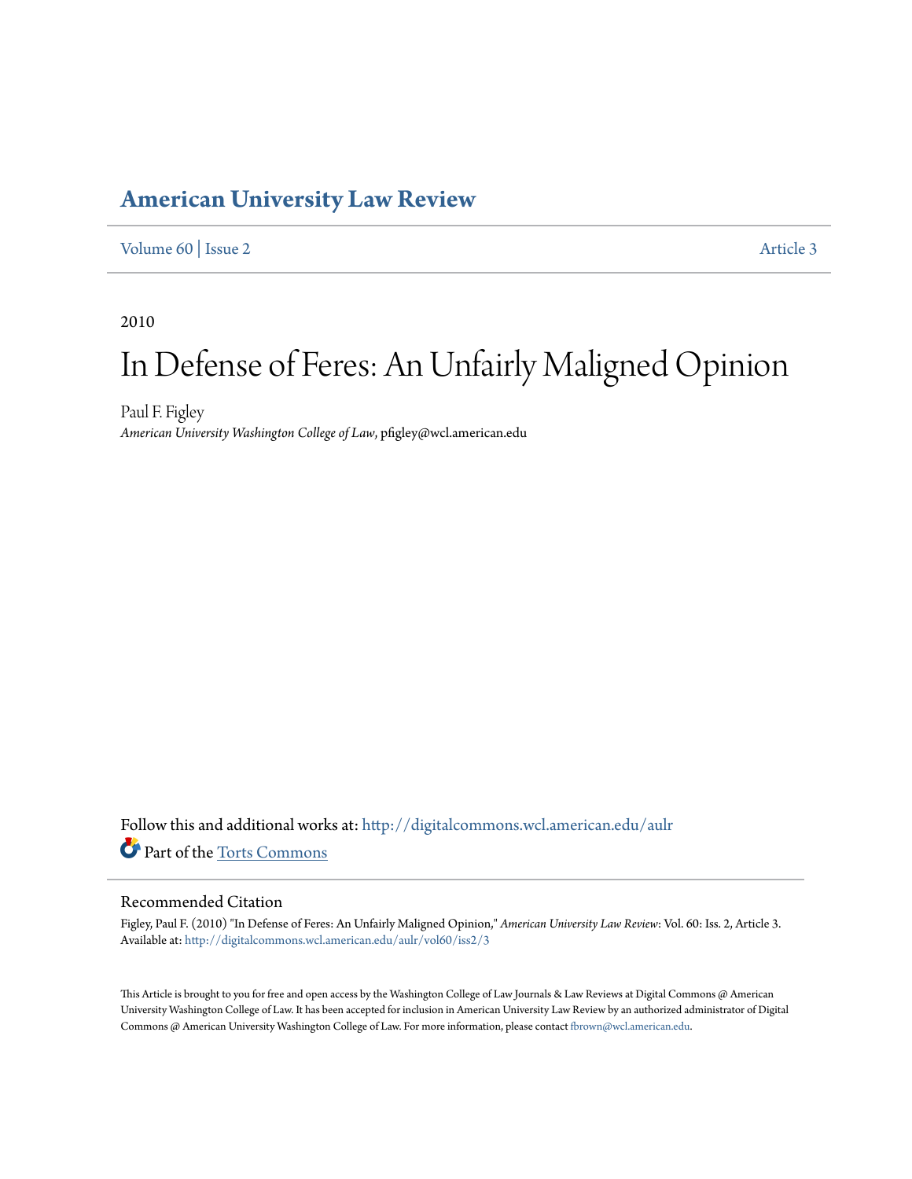# American University Law Review

Volume 60 | Issue 2 Article 3

2010

# In Defense of Feres: An Unfairly Maligned Opinion

Paul F. Figley
*American University Washington College of Law*, pfigley@wcl.american.edu

Follow this and additional works at: http://digitalcommons.wcl.american.edu/aulr

Part of the Torts Commons

## Recommended Citation

Figley, Paul F. (2010) "In Defense of Feres: An Unfairly Maligned Opinion," *American University Law Review*: Vol. 60: Iss. 2, Article 3.
Available at: http://digitalcommons.wcl.american.edu/aulr/vol60/iss2/3

This Article is brought to you for free and open access by the Washington College of Law Journals & Law Reviews at Digital Commons @ American University Washington College of Law. It has been accepted for inclusion in American University Law Review by an authorized administrator of Digital Commons @ American University Washington College of Law. For more information, please contact fbrown@wcl.american.edu.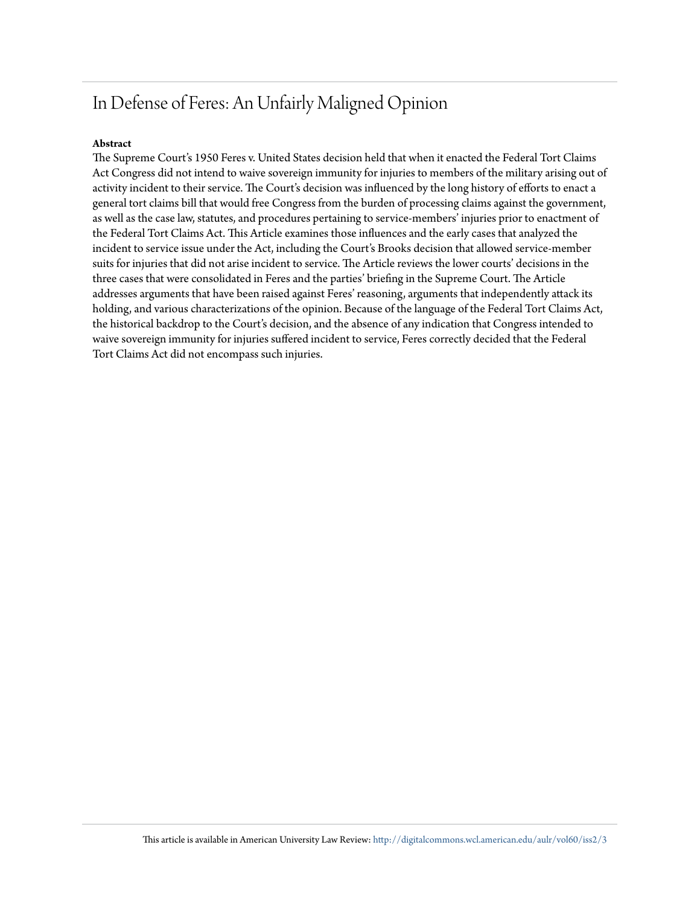# In Defense of Feres: An Unfairly Maligned Opinion

**Abstract**

The Supreme Court's 1950 Feres v. United States decision held that when it enacted the Federal Tort Claims Act Congress did not intend to waive sovereign immunity for injuries to members of the military arising out of activity incident to their service. The Court's decision was influenced by the long history of efforts to enact a general tort claims bill that would free Congress from the burden of processing claims against the government, as well as the case law, statutes, and procedures pertaining to service-members' injuries prior to enactment of the Federal Tort Claims Act. This Article examines those influences and the early cases that analyzed the incident to service issue under the Act, including the Court's Brooks decision that allowed service-member suits for injuries that did not arise incident to service. The Article reviews the lower courts' decisions in the three cases that were consolidated in Feres and the parties' briefing in the Supreme Court. The Article addresses arguments that have been raised against Feres' reasoning, arguments that independently attack its holding, and various characterizations of the opinion. Because of the language of the Federal Tort Claims Act, the historical backdrop to the Court's decision, and the absence of any indication that Congress intended to waive sovereign immunity for injuries suffered incident to service, Feres correctly decided that the Federal Tort Claims Act did not encompass such injuries.

This article is available in American University Law Review: http://digitalcommons.wcl.american.edu/aulr/vol60/iss2/3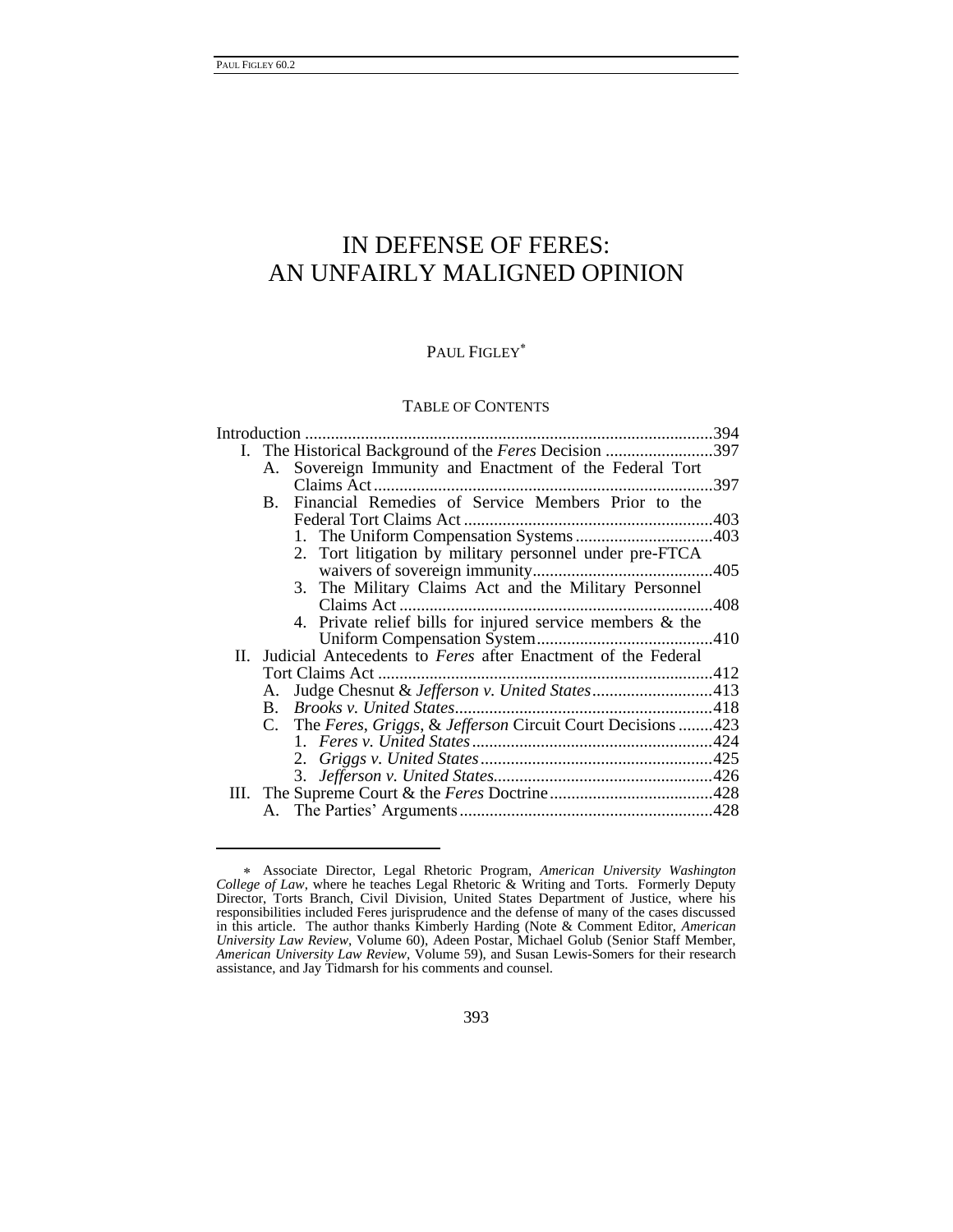# IN DEFENSE OF FERES: AN UNFAIRLY MALIGNED OPINION

PAUL FIGLEY*

TABLE OF CONTENTS

Introduction ..............................................................................................394

I. The Historical Background of the *Feres* Decision .........................397
   - A. Sovereign Immunity and Enactment of the Federal Tort Claims Act ...............................................................................397
   - B. Financial Remedies of Service Members Prior to the Federal Tort Claims Act ..........................................................403
     1. The Uniform Compensation Systems ................................403
     2. Tort litigation by military personnel under pre-FTCA waivers of sovereign immunity..........................................405
     3. The Military Claims Act and the Military Personnel Claims Act .........................................................................408
     4. Private relief bills for injured service members & the Uniform Compensation System.........................................410

II. Judicial Antecedents to *Feres* after Enactment of the Federal Tort Claims Act .............................................................................412
   - A. Judge Chesnut & *Jefferson v. United States*............................413
   - B. *Brooks v. United States*............................................................418
   - C. The *Feres*, *Griggs*, & *Jefferson* Circuit Court Decisions ........423
     1. *Feres v. United States*........................................................424
     2. *Griggs v. United States*......................................................425
     3. *Jefferson v. United States*...................................................426

III. The Supreme Court & the *Feres* Doctrine......................................428
   - A. The Parties' Arguments...........................................................428

---

\* Associate Director, Legal Rhetoric Program, *American University Washington College of Law*, where he teaches Legal Rhetoric & Writing and Torts. Formerly Deputy Director, Torts Branch, Civil Division, United States Department of Justice, where his responsibilities included Feres jurisprudence and the defense of many of the cases discussed in this article. The author thanks Kimberly Harding (Note & Comment Editor, *American University Law Review*, Volume 60), Adeen Postar, Michael Golub (Senior Staff Member, *American University Law Review*, Volume 59), and Susan Lewis-Somers for their research assistance, and Jay Tidmarsh for his comments and counsel.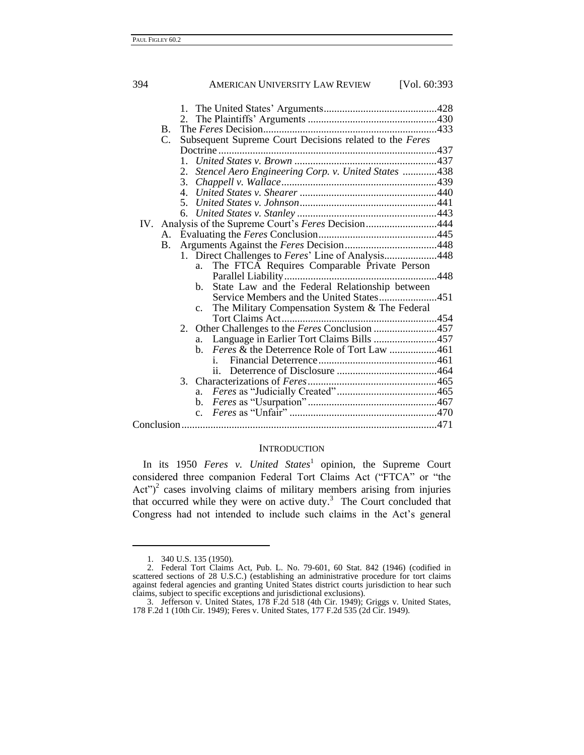1. The United States' Arguments .......................................... 428
2. The Plaintiffs' Arguments ................................................ 430

B. The *Feres* Decision ................................................................ 433

C. Subsequent Supreme Court Decisions related to the *Feres* Doctrine ................................................................................... 437

1. *United States v. Brown* ..................................................... 437
2. *Stencel Aero Engineering Corp. v. United States* ............ 438
3. *Chappell v. Wallace* .......................................................... 439
4. *United States v. Shearer* ................................................... 440
5. *United States v. Johnson* .................................................. 441
6. *United States v. Stanley* .................................................... 443

IV. Analysis of the Supreme Court's *Feres* Decision .......................... 444

A. Evaluating the *Feres* Conclusion ............................................ 445

B. Arguments Against the *Feres* Decision .................................. 448

1. Direct Challenges to *Feres*' Line of Analysis .................... 448
   a. The FTCA Requires Comparable Private Person Parallel Liability ......................................................... 448
   b. State Law and the Federal Relationship between Service Members and the United States ...................... 451
   c. The Military Compensation System & The Federal Tort Claims Act ........................................................... 454
2. Other Challenges to the *Feres* Conclusion ........................ 457
   a. Language in Earlier Tort Claims Bills ........................ 457
   b. *Feres* & the Deterrence Role of Tort Law .................. 461
      i. Financial Deterrence ............................................ 461
      ii. Deterrence of Disclosure ...................................... 464
3. Characterizations of *Feres* ................................................ 465
   a. *Feres* as "Judicially Created" ...................................... 465
   b. *Feres* as "Usurpation" ................................................ 467
   c. *Feres* as "Unfair" ........................................................ 470

Conclusion ................................................................................................ 471

## INTRODUCTION

In its 1950 *Feres v. United States*[1] opinion, the Supreme Court considered three companion Federal Tort Claims Act ("FTCA" or "the Act")[2] cases involving claims of military members arising from injuries that occurred while they were on active duty.[3] The Court concluded that Congress had not intended to include such claims in the Act's general

---

1. 340 U.S. 135 (1950).
2. Federal Tort Claims Act, Pub. L. No. 79-601, 60 Stat. 842 (1946) (codified in scattered sections of 28 U.S.C.) (establishing an administrative procedure for tort claims against federal agencies and granting United States district courts jurisdiction to hear such claims, subject to specific exceptions and jurisdictional exclusions).
3. Jefferson v. United States, 178 F.2d 518 (4th Cir. 1949); Griggs v. United States, 178 F.2d 1 (10th Cir. 1949); Feres v. United States, 177 F.2d 535 (2d Cir. 1949).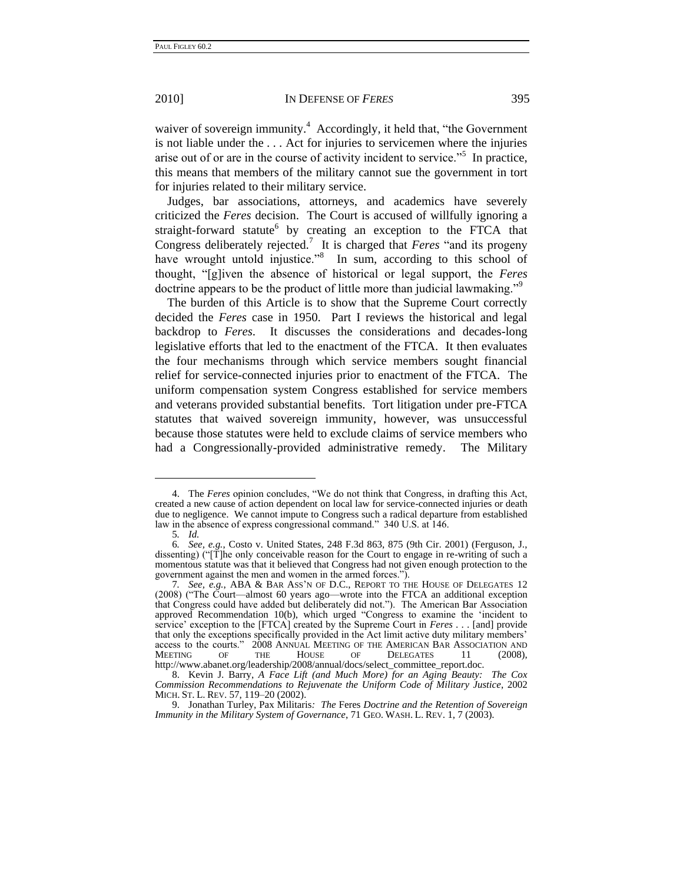waiver of sovereign immunity.[4] Accordingly, it held that, "the Government is not liable under the . . . Act for injuries to servicemen where the injuries arise out of or are in the course of activity incident to service."[5] In practice, this means that members of the military cannot sue the government in tort for injuries related to their military service.

Judges, bar associations, attorneys, and academics have severely criticized the *Feres* decision. The Court is accused of willfully ignoring a straight-forward statute[6] by creating an exception to the FTCA that Congress deliberately rejected.[7] It is charged that *Feres* "and its progeny have wrought untold injustice."[8] In sum, according to this school of thought, "[g]iven the absence of historical or legal support, the *Feres* doctrine appears to be the product of little more than judicial lawmaking."[9]

The burden of this Article is to show that the Supreme Court correctly decided the *Feres* case in 1950. Part I reviews the historical and legal backdrop to *Feres*. It discusses the considerations and decades-long legislative efforts that led to the enactment of the FTCA. It then evaluates the four mechanisms through which service members sought financial relief for service-connected injuries prior to enactment of the FTCA. The uniform compensation system Congress established for service members and veterans provided substantial benefits. Tort litigation under pre-FTCA statutes that waived sovereign immunity, however, was unsuccessful because those statutes were held to exclude claims of service members who had a Congressionally-provided administrative remedy. The Military

---

4. The *Feres* opinion concludes, "We do not think that Congress, in drafting this Act, created a new cause of action dependent on local law for service-connected injuries or death due to negligence. We cannot impute to Congress such a radical departure from established law in the absence of express congressional command." 340 U.S. at 146.

5. *Id.*

6. *See, e.g.*, Costo v. United States, 248 F.3d 863, 875 (9th Cir. 2001) (Ferguson, J., dissenting) ("[T]he only conceivable reason for the Court to engage in re-writing of such a momentous statute was that it believed that Congress had not given enough protection to the government against the men and women in the armed forces.").

7. *See, e.g.*, ABA & BAR ASS'N OF D.C., REPORT TO THE HOUSE OF DELEGATES 12 (2008) ("The Court—almost 60 years ago—wrote into the FTCA an additional exception that Congress could have added but deliberately did not."). The American Bar Association approved Recommendation 10(b), which urged "Congress to examine the 'incident to service' exception to the [FTCA] created by the Supreme Court in *Feres* . . . [and] provide that only the exceptions specifically provided in the Act limit active duty military members' access to the courts." 2008 ANNUAL MEETING OF THE AMERICAN BAR ASSOCIATION AND MEETING OF THE HOUSE OF DELEGATES 11 (2008), http://www.abanet.org/leadership/2008/annual/docs/select_committee_report.doc.

8. Kevin J. Barry, *A Face Lift (and Much More) for an Aging Beauty: The Cox Commission Recommendations to Rejuvenate the Uniform Code of Military Justice*, 2002 MICH. ST. L. REV. 57, 119–20 (2002).

9. Jonathan Turley, Pax Militaris*: The* Feres *Doctrine and the Retention of Sovereign Immunity in the Military System of Governance*, 71 GEO. WASH. L. REV. 1, 7 (2003).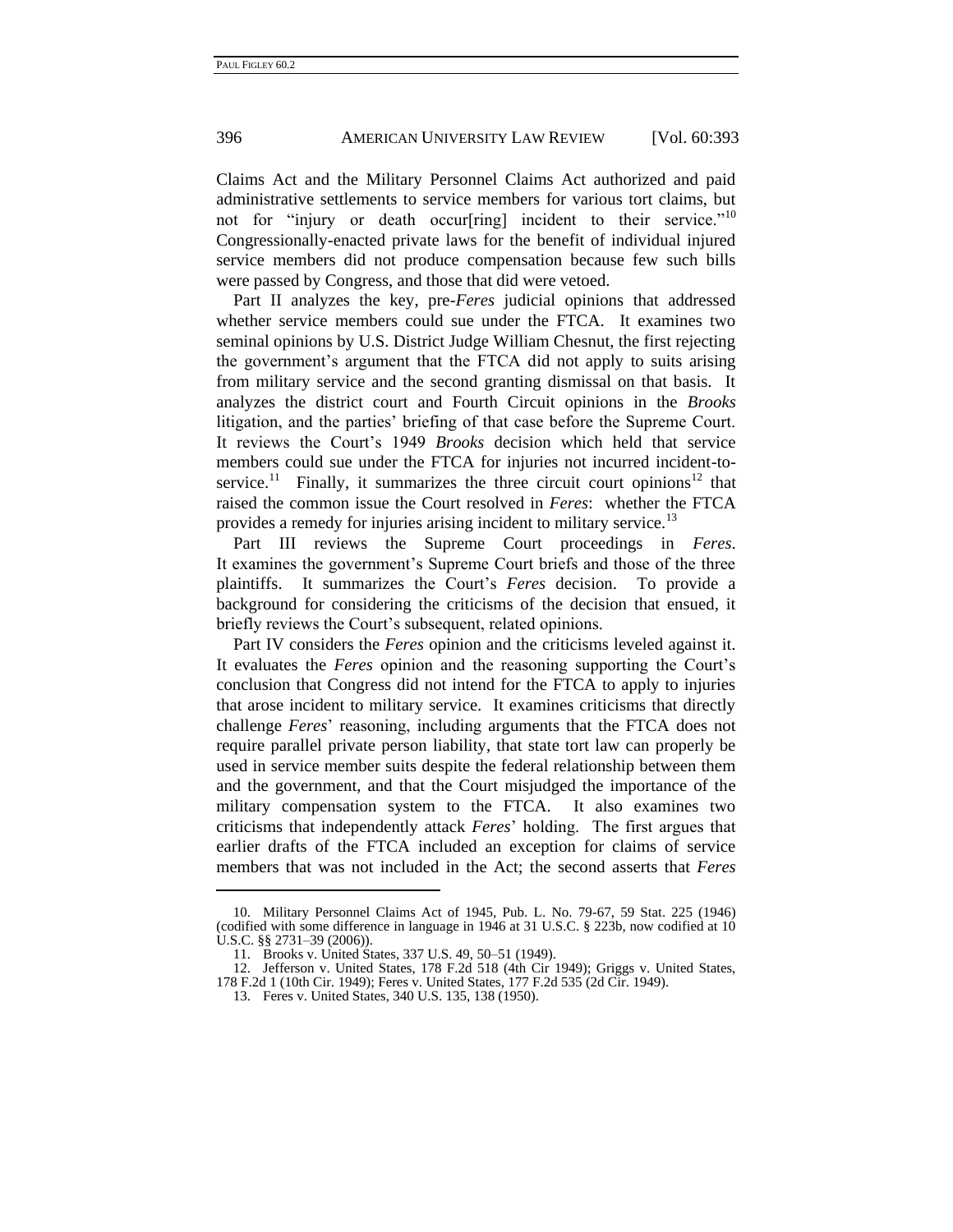Claims Act and the Military Personnel Claims Act authorized and paid administrative settlements to service members for various tort claims, but not for "injury or death occur[ring] incident to their service."[10] Congressionally-enacted private laws for the benefit of individual injured service members did not produce compensation because few such bills were passed by Congress, and those that did were vetoed.

Part II analyzes the key, pre-*Feres* judicial opinions that addressed whether service members could sue under the FTCA. It examines two seminal opinions by U.S. District Judge William Chesnut, the first rejecting the government's argument that the FTCA did not apply to suits arising from military service and the second granting dismissal on that basis. It analyzes the district court and Fourth Circuit opinions in the *Brooks* litigation, and the parties' briefing of that case before the Supreme Court. It reviews the Court's 1949 *Brooks* decision which held that service members could sue under the FTCA for injuries not incurred incident-to-service.[11] Finally, it summarizes the three circuit court opinions[12] that raised the common issue the Court resolved in *Feres*: whether the FTCA provides a remedy for injuries arising incident to military service.[13]

Part III reviews the Supreme Court proceedings in *Feres*. It examines the government's Supreme Court briefs and those of the three plaintiffs. It summarizes the Court's *Feres* decision. To provide a background for considering the criticisms of the decision that ensued, it briefly reviews the Court's subsequent, related opinions.

Part IV considers the *Feres* opinion and the criticisms leveled against it. It evaluates the *Feres* opinion and the reasoning supporting the Court's conclusion that Congress did not intend for the FTCA to apply to injuries that arose incident to military service. It examines criticisms that directly challenge *Feres*' reasoning, including arguments that the FTCA does not require parallel private person liability, that state tort law can properly be used in service member suits despite the federal relationship between them and the government, and that the Court misjudged the importance of the military compensation system to the FTCA. It also examines two criticisms that independently attack *Feres*' holding. The first argues that earlier drafts of the FTCA included an exception for claims of service members that was not included in the Act; the second asserts that *Feres*

---

10. Military Personnel Claims Act of 1945, Pub. L. No. 79-67, 59 Stat. 225 (1946) (codified with some difference in language in 1946 at 31 U.S.C. § 223b, now codified at 10 U.S.C. §§ 2731–39 (2006)).

11. Brooks v. United States, 337 U.S. 49, 50–51 (1949).

12. Jefferson v. United States, 178 F.2d 518 (4th Cir 1949); Griggs v. United States, 178 F.2d 1 (10th Cir. 1949); Feres v. United States, 177 F.2d 535 (2d Cir. 1949).

13. Feres v. United States, 340 U.S. 135, 138 (1950).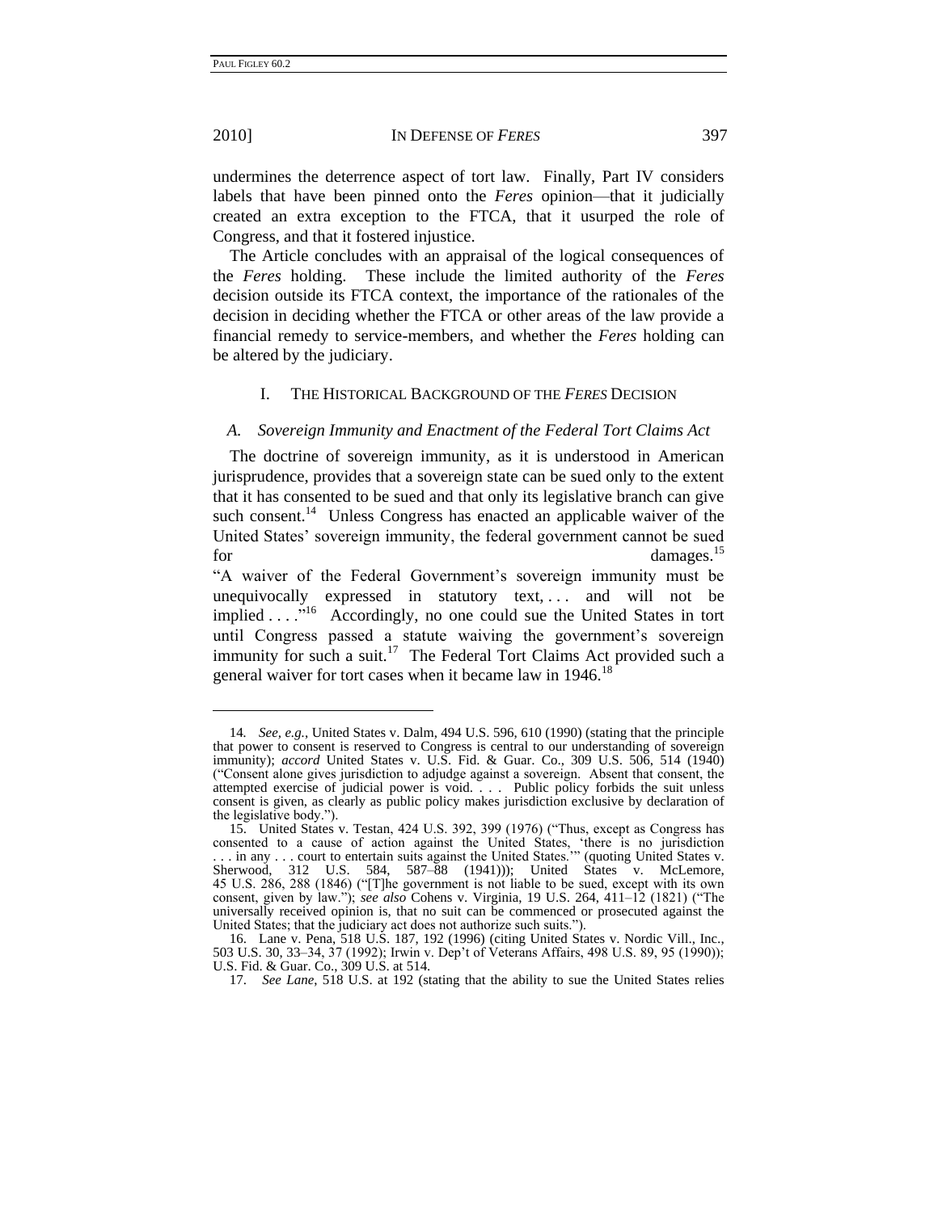undermines the deterrence aspect of tort law. Finally, Part IV considers labels that have been pinned onto the *Feres* opinion—that it judicially created an extra exception to the FTCA, that it usurped the role of Congress, and that it fostered injustice.

The Article concludes with an appraisal of the logical consequences of the *Feres* holding. These include the limited authority of the *Feres* decision outside its FTCA context, the importance of the rationales of the decision in deciding whether the FTCA or other areas of the law provide a financial remedy to service-members, and whether the *Feres* holding can be altered by the judiciary.

## I. The Historical Background of the *Feres* Decision

### *A. Sovereign Immunity and Enactment of the Federal Tort Claims Act*

The doctrine of sovereign immunity, as it is understood in American jurisprudence, provides that a sovereign state can be sued only to the extent that it has consented to be sued and that only its legislative branch can give such consent.[14] Unless Congress has enacted an applicable waiver of the United States' sovereign immunity, the federal government cannot be sued for damages.[15] "A waiver of the Federal Government's sovereign immunity must be unequivocally expressed in statutory text, . . . and will not be implied . . . ."[16] Accordingly, no one could sue the United States in tort until Congress passed a statute waiving the government's sovereign immunity for such a suit.[17] The Federal Tort Claims Act provided such a general waiver for tort cases when it became law in 1946.[18]

---

14. *See, e.g.*, United States v. Dalm, 494 U.S. 596, 610 (1990) (stating that the principle that power to consent is reserved to Congress is central to our understanding of sovereign immunity); *accord* United States v. U.S. Fid. & Guar. Co., 309 U.S. 506, 514 (1940) ("Consent alone gives jurisdiction to adjudge against a sovereign. Absent that consent, the attempted exercise of judicial power is void. . . . Public policy forbids the suit unless consent is given, as clearly as public policy makes jurisdiction exclusive by declaration of the legislative body.").

15. United States v. Testan, 424 U.S. 392, 399 (1976) ("Thus, except as Congress has consented to a cause of action against the United States, 'there is no jurisdiction . . . in any . . . court to entertain suits against the United States.'" (quoting United States v. Sherwood, 312 U.S. 584, 587–88 (1941))); United States v. McLemore, 45 U.S. 286, 288 (1846) ("[T]he government is not liable to be sued, except with its own consent, given by law."); *see also* Cohens v. Virginia, 19 U.S. 264, 411–12 (1821) ("The universally received opinion is, that no suit can be commenced or prosecuted against the United States; that the judiciary act does not authorize such suits.").

16. Lane v. Pena, 518 U.S. 187, 192 (1996) (citing United States v. Nordic Vill., Inc., 503 U.S. 30, 33–34, 37 (1992); Irwin v. Dep't of Veterans Affairs, 498 U.S. 89, 95 (1990)); U.S. Fid. & Guar. Co., 309 U.S. at 514.

17. *See Lane*, 518 U.S. at 192 (stating that the ability to sue the United States relies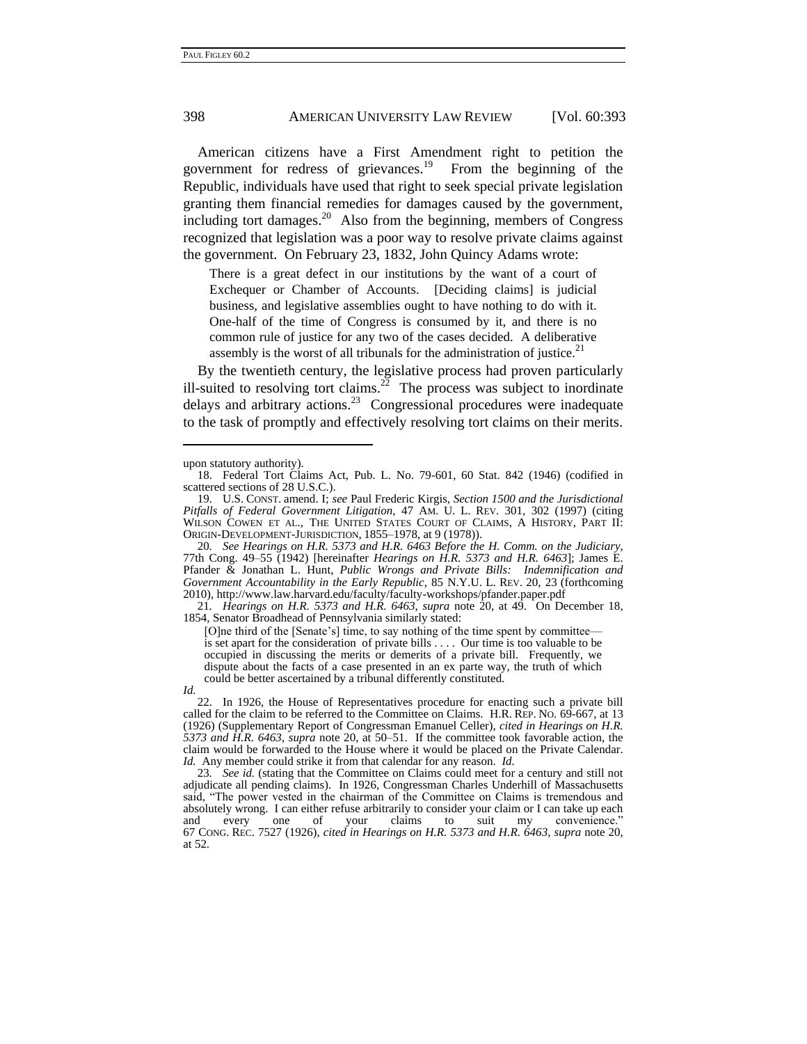American citizens have a First Amendment right to petition the government for redress of grievances.[19] From the beginning of the Republic, individuals have used that right to seek special private legislation granting them financial remedies for damages caused by the government, including tort damages.[20] Also from the beginning, members of Congress recognized that legislation was a poor way to resolve private claims against the government. On February 23, 1832, John Quincy Adams wrote:

> There is a great defect in our institutions by the want of a court of Exchequer or Chamber of Accounts. [Deciding claims] is judicial business, and legislative assemblies ought to have nothing to do with it. One-half of the time of Congress is consumed by it, and there is no common rule of justice for any two of the cases decided. A deliberative assembly is the worst of all tribunals for the administration of justice.[21]

By the twentieth century, the legislative process had proven particularly ill-suited to resolving tort claims.[22] The process was subject to inordinate delays and arbitrary actions.[23] Congressional procedures were inadequate to the task of promptly and effectively resolving tort claims on their merits.

---

upon statutory authority).

18. Federal Tort Claims Act, Pub. L. No. 79-601, 60 Stat. 842 (1946) (codified in scattered sections of 28 U.S.C.).

19. U.S. CONST. amend. I; *see* Paul Frederic Kirgis, *Section 1500 and the Jurisdictional Pitfalls of Federal Government Litigation*, 47 AM. U. L. REV. 301, 302 (1997) (citing WILSON COWEN ET AL., THE UNITED STATES COURT OF CLAIMS, A HISTORY, PART II: ORIGIN-DEVELOPMENT-JURISDICTION, 1855–1978, at 9 (1978)).

20. *See Hearings on H.R. 5373 and H.R. 6463 Before the H. Comm. on the Judiciary*, 77th Cong. 49–55 (1942) [hereinafter *Hearings on H.R. 5373 and H.R. 6463*]; James E. Pfander & Jonathan L. Hunt, *Public Wrongs and Private Bills: Indemnification and Government Accountability in the Early Republic*, 85 N.Y.U. L. REV. 20, 23 (forthcoming 2010), http://www.law.harvard.edu/faculty/faculty-workshops/pfander.paper.pdf

21. *Hearings on H.R. 5373 and H.R. 6463*, *supra* note 20, at 49. On December 18, 1854, Senator Broadhead of Pennsylvania similarly stated:

> [O]ne third of the [Senate's] time, to say nothing of the time spent by committee—is set apart for the consideration of private bills . . . . Our time is too valuable to be occupied in discussing the merits or demerits of a private bill. Frequently, we dispute about the facts of a case presented in an ex parte way, the truth of which could be better ascertained by a tribunal differently constituted.

*Id.*

22. In 1926, the House of Representatives procedure for enacting such a private bill called for the claim to be referred to the Committee on Claims. H.R. REP. NO. 69-667, at 13 (1926) (Supplementary Report of Congressman Emanuel Celler), *cited in Hearings on H.R. 5373 and H.R. 6463*, *supra* note 20, at 50–51. If the committee took favorable action, the claim would be forwarded to the House where it would be placed on the Private Calendar. *Id.* Any member could strike it from that calendar for any reason. *Id.*

23. *See id.* (stating that the Committee on Claims could meet for a century and still not adjudicate all pending claims). In 1926, Congressman Charles Underhill of Massachusetts said, "The power vested in the chairman of the Committee on Claims is tremendous and absolutely wrong. I can either refuse arbitrarily to consider your claim or I can take up each and every one of your claims to suit my convenience." 67 CONG. REC. 7527 (1926), *cited in Hearings on H.R. 5373 and H.R. 6463*, *supra* note 20, at 52.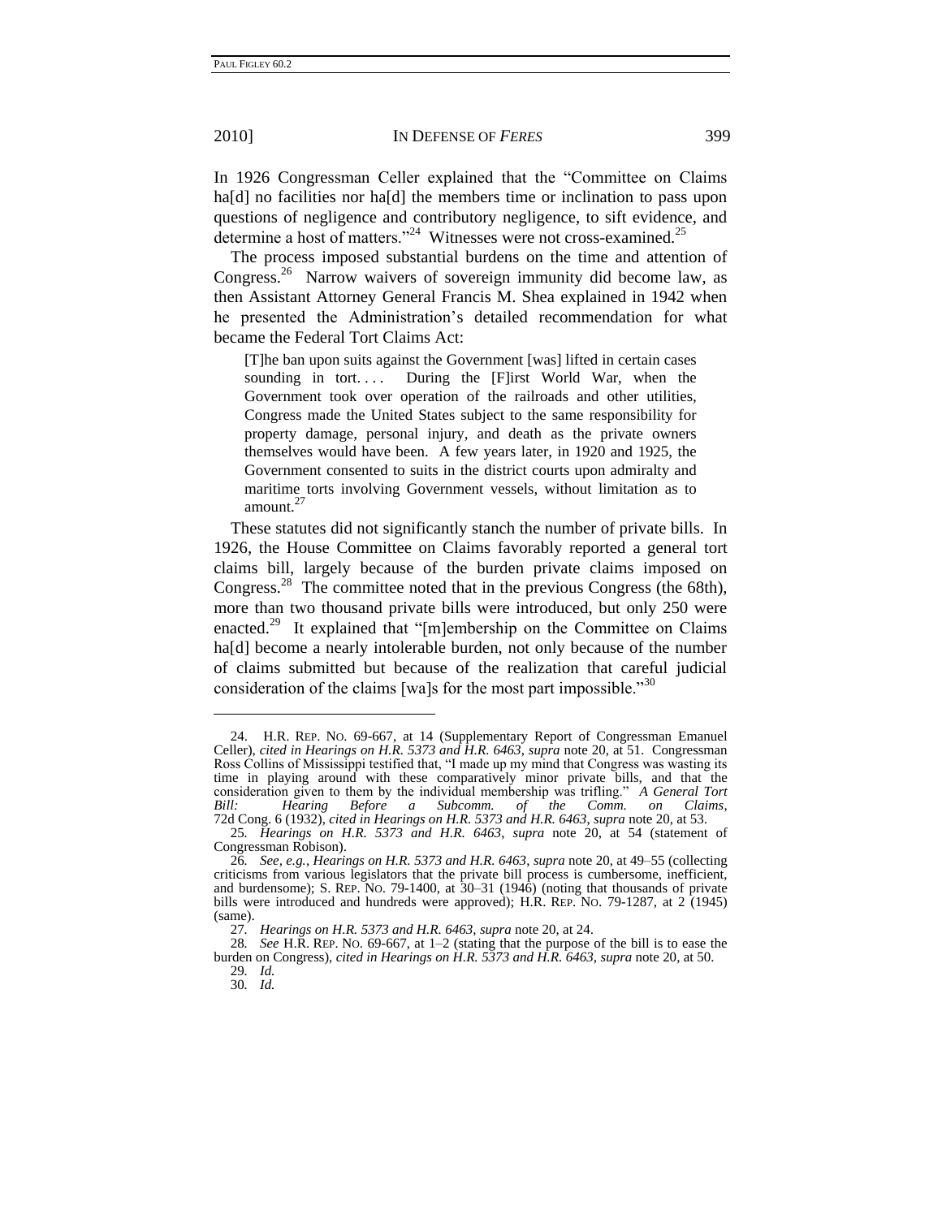In 1926 Congressman Celler explained that the "Committee on Claims ha[d] no facilities nor ha[d] the members time or inclination to pass upon questions of negligence and contributory negligence, to sift evidence, and determine a host of matters."[24] Witnesses were not cross-examined.[25]

The process imposed substantial burdens on the time and attention of Congress.[26] Narrow waivers of sovereign immunity did become law, as then Assistant Attorney General Francis M. Shea explained in 1942 when he presented the Administration's detailed recommendation for what became the Federal Tort Claims Act:

> [T]he ban upon suits against the Government [was] lifted in certain cases sounding in tort. . . . During the [F]irst World War, when the Government took over operation of the railroads and other utilities, Congress made the United States subject to the same responsibility for property damage, personal injury, and death as the private owners themselves would have been. A few years later, in 1920 and 1925, the Government consented to suits in the district courts upon admiralty and maritime torts involving Government vessels, without limitation as to amount.[27]

These statutes did not significantly stanch the number of private bills. In 1926, the House Committee on Claims favorably reported a general tort claims bill, largely because of the burden private claims imposed on Congress.[28] The committee noted that in the previous Congress (the 68th), more than two thousand private bills were introduced, but only 250 were enacted.[29] It explained that "[m]embership on the Committee on Claims ha[d] become a nearly intolerable burden, not only because of the number of claims submitted but because of the realization that careful judicial consideration of the claims [wa]s for the most part impossible."[30]

---

24. H.R. REP. NO. 69-667, at 14 (Supplementary Report of Congressman Emanuel Celler), *cited in Hearings on H.R. 5373 and H.R. 6463*, *supra* note 20, at 51. Congressman Ross Collins of Mississippi testified that, "I made up my mind that Congress was wasting its time in playing around with these comparatively minor private bills, and that the consideration given to them by the individual membership was trifling." *A General Tort Bill: Hearing Before a Subcomm. of the Comm. on Claims*, 72d Cong. 6 (1932), *cited in Hearings on H.R. 5373 and H.R. 6463*, *supra* note 20, at 53.

25. *Hearings on H.R. 5373 and H.R. 6463*, *supra* note 20, at 54 (statement of Congressman Robison).

26. *See, e.g.*, *Hearings on H.R. 5373 and H.R. 6463*, *supra* note 20, at 49–55 (collecting criticisms from various legislators that the private bill process is cumbersome, inefficient, and burdensome); S. REP. NO. 79-1400, at 30–31 (1946) (noting that thousands of private bills were introduced and hundreds were approved); H.R. REP. NO. 79-1287, at 2 (1945) (same).

27. *Hearings on H.R. 5373 and H.R. 6463*, *supra* note 20, at 24.

28. *See* H.R. REP. NO. 69-667, at 1–2 (stating that the purpose of the bill is to ease the burden on Congress), *cited in Hearings on H.R. 5373 and H.R. 6463*, *supra* note 20, at 50.

29. *Id.*

30. *Id.*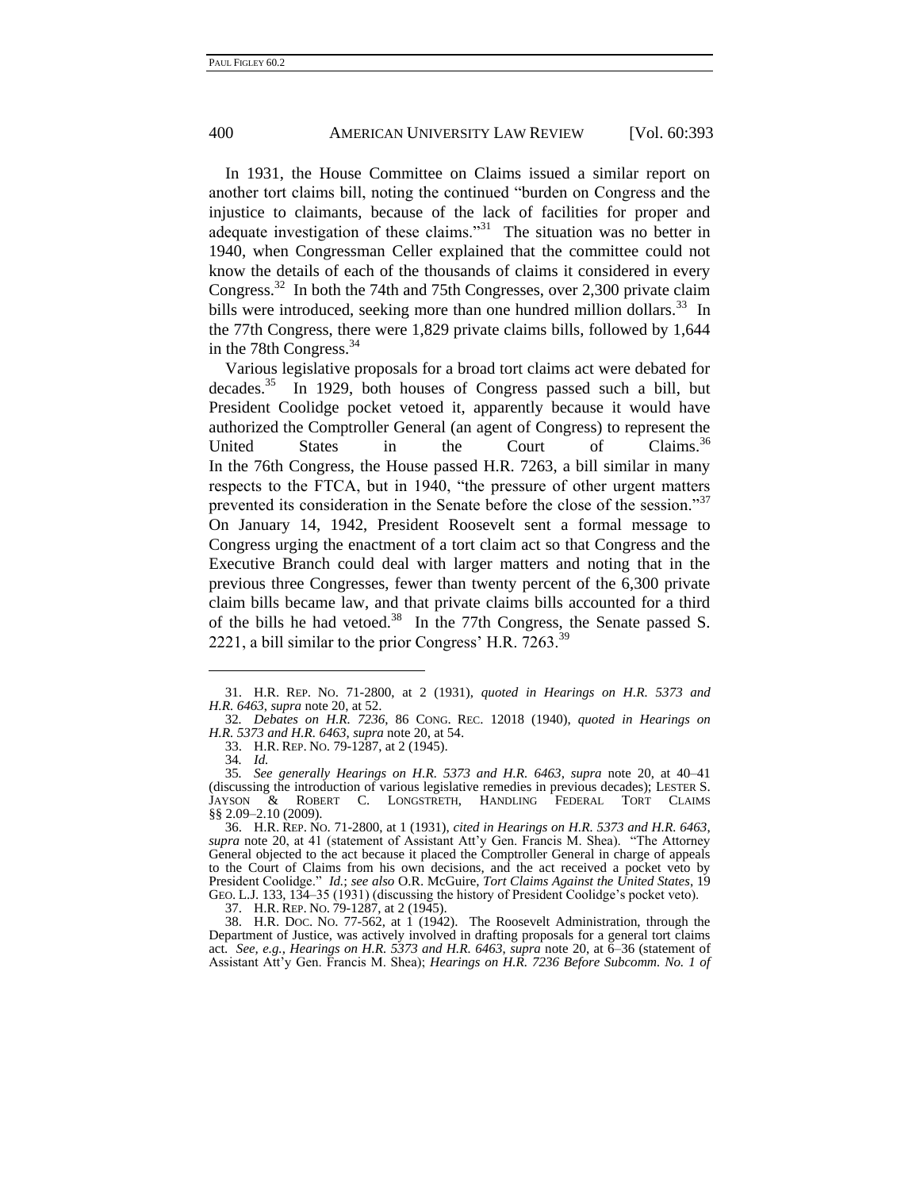In 1931, the House Committee on Claims issued a similar report on another tort claims bill, noting the continued "burden on Congress and the injustice to claimants, because of the lack of facilities for proper and adequate investigation of these claims."[31] The situation was no better in 1940, when Congressman Celler explained that the committee could not know the details of each of the thousands of claims it considered in every Congress.[32] In both the 74th and 75th Congresses, over 2,300 private claim bills were introduced, seeking more than one hundred million dollars.[33] In the 77th Congress, there were 1,829 private claims bills, followed by 1,644 in the 78th Congress.[34]

Various legislative proposals for a broad tort claims act were debated for decades.[35] In 1929, both houses of Congress passed such a bill, but President Coolidge pocket vetoed it, apparently because it would have authorized the Comptroller General (an agent of Congress) to represent the United States in the Court of Claims.[36] In the 76th Congress, the House passed H.R. 7263, a bill similar in many respects to the FTCA, but in 1940, "the pressure of other urgent matters prevented its consideration in the Senate before the close of the session."[37] On January 14, 1942, President Roosevelt sent a formal message to Congress urging the enactment of a tort claim act so that Congress and the Executive Branch could deal with larger matters and noting that in the previous three Congresses, fewer than twenty percent of the 6,300 private claim bills became law, and that private claims bills accounted for a third of the bills he had vetoed.[38] In the 77th Congress, the Senate passed S. 2221, a bill similar to the prior Congress' H.R. 7263.[39]

---

31. H.R. REP. NO. 71-2800, at 2 (1931), *quoted in Hearings on H.R. 5373 and H.R. 6463*, *supra* note 20, at 52.

32. *Debates on H.R. 7236*, 86 CONG. REC. 12018 (1940), *quoted in Hearings on H.R. 5373 and H.R. 6463*, *supra* note 20, at 54.

33. H.R. REP. NO. 79-1287, at 2 (1945).

34. *Id.*

35. *See generally Hearings on H.R. 5373 and H.R. 6463*, *supra* note 20, at 40–41 (discussing the introduction of various legislative remedies in previous decades); LESTER S. JAYSON & ROBERT C. LONGSTRETH, HANDLING FEDERAL TORT CLAIMS §§ 2.09–2.10 (2009).

36. H.R. REP. NO. 71-2800, at 1 (1931), *cited in Hearings on H.R. 5373 and H.R. 6463*, *supra* note 20, at 41 (statement of Assistant Att'y Gen. Francis M. Shea). "The Attorney General objected to the act because it placed the Comptroller General in charge of appeals to the Court of Claims from his own decisions, and the act received a pocket veto by President Coolidge." *Id.*; *see also* O.R. McGuire, *Tort Claims Against the United States*, 19 GEO. L.J. 133, 134–35 (1931) (discussing the history of President Coolidge's pocket veto).

37. H.R. REP. NO. 79-1287, at 2 (1945).

38. H.R. DOC. NO. 77-562, at 1 (1942). The Roosevelt Administration, through the Department of Justice, was actively involved in drafting proposals for a general tort claims act. *See, e.g.*, *Hearings on H.R. 5373 and H.R. 6463*, *supra* note 20, at 6–36 (statement of Assistant Att'y Gen. Francis M. Shea); *Hearings on H.R. 7236 Before Subcomm. No. 1 of*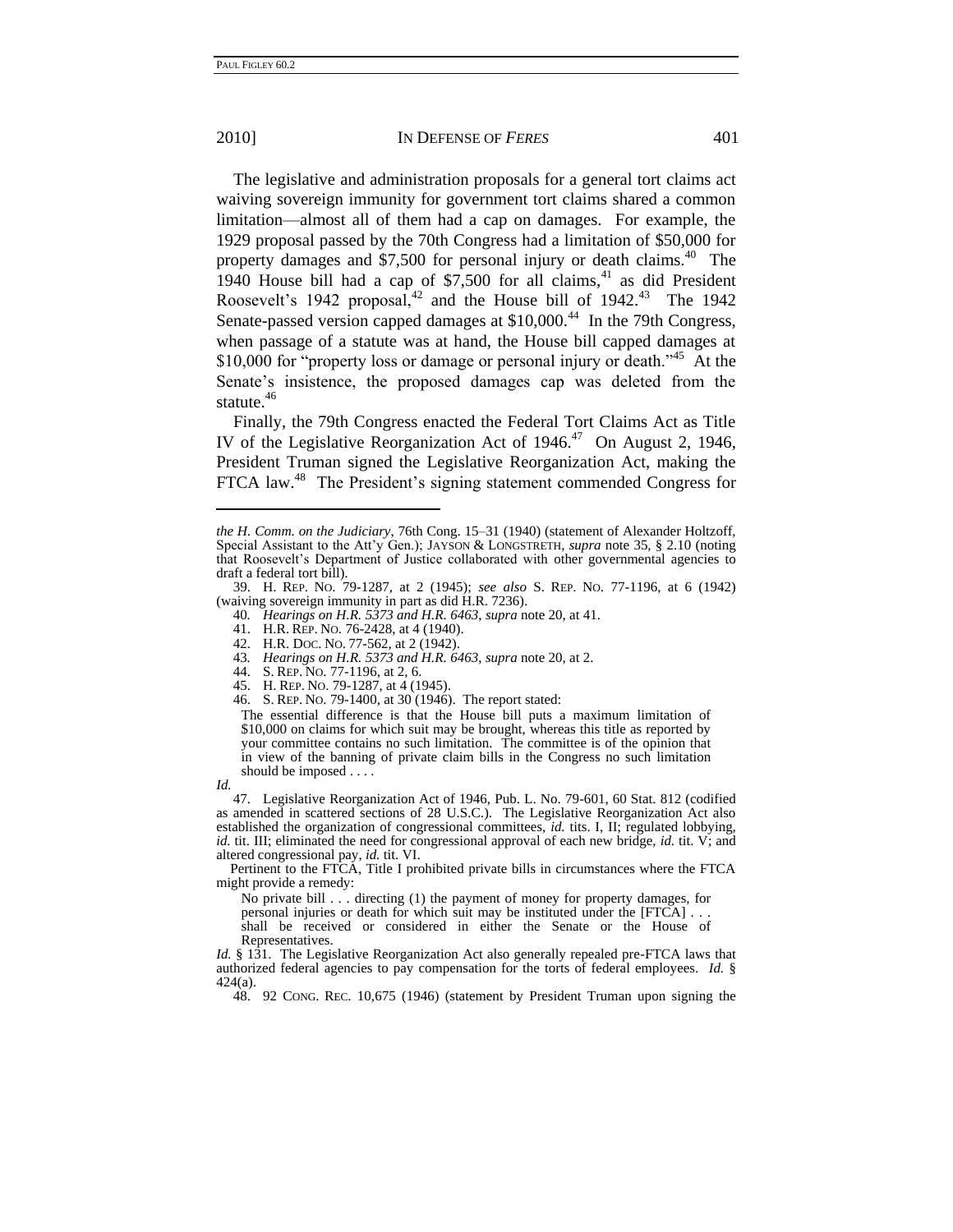The legislative and administration proposals for a general tort claims act waiving sovereign immunity for government tort claims shared a common limitation—almost all of them had a cap on damages. For example, the 1929 proposal passed by the 70th Congress had a limitation of $50,000 for property damages and $7,500 for personal injury or death claims.[40] The 1940 House bill had a cap of $7,500 for all claims,[41] as did President Roosevelt's 1942 proposal,[42] and the House bill of 1942.[43] The 1942 Senate-passed version capped damages at $10,000.[44] In the 79th Congress, when passage of a statute was at hand, the House bill capped damages at $10,000 for "property loss or damage or personal injury or death."[45] At the Senate's insistence, the proposed damages cap was deleted from the statute.[46]

Finally, the 79th Congress enacted the Federal Tort Claims Act as Title IV of the Legislative Reorganization Act of 1946.[47] On August 2, 1946, President Truman signed the Legislative Reorganization Act, making the FTCA law.[48] The President's signing statement commended Congress for

---

*the H. Comm. on the Judiciary*, 76th Cong. 15–31 (1940) (statement of Alexander Holtzoff, Special Assistant to the Att'y Gen.); JAYSON & LONGSTRETH, *supra* note 35, § 2.10 (noting that Roosevelt's Department of Justice collaborated with other governmental agencies to draft a federal tort bill).

39. H. REP. NO. 79-1287, at 2 (1945); *see also* S. REP. NO. 77-1196, at 6 (1942) (waiving sovereign immunity in part as did H.R. 7236).

40. *Hearings on H.R. 5373 and H.R. 6463*, *supra* note 20, at 41.

41. H.R. REP. NO. 76-2428, at 4 (1940).

42. H.R. DOC. NO. 77-562, at 2 (1942).

43. *Hearings on H.R. 5373 and H.R. 6463*, *supra* note 20, at 2.

44. S. REP. NO. 77-1196, at 2, 6.

45. H. REP. NO. 79-1287, at 4 (1945).

46. S. REP. NO. 79-1400, at 30 (1946). The report stated:

> The essential difference is that the House bill puts a maximum limitation of $10,000 on claims for which suit may be brought, whereas this title as reported by your committee contains no such limitation. The committee is of the opinion that in view of the banning of private claim bills in the Congress no such limitation should be imposed . . . .

*Id.*

47. Legislative Reorganization Act of 1946, Pub. L. No. 79-601, 60 Stat. 812 (codified as amended in scattered sections of 28 U.S.C.). The Legislative Reorganization Act also established the organization of congressional committees, *id.* tits. I, II; regulated lobbying, *id.* tit. III; eliminated the need for congressional approval of each new bridge, *id.* tit. V; and altered congressional pay, *id.* tit. VI.

Pertinent to the FTCA, Title I prohibited private bills in circumstances where the FTCA might provide a remedy:

> No private bill . . . directing (1) the payment of money for property damages, for personal injuries or death for which suit may be instituted under the [FTCA] . . . shall be received or considered in either the Senate or the House of Representatives.

*Id.* § 131. The Legislative Reorganization Act also generally repealed pre-FTCA laws that authorized federal agencies to pay compensation for the torts of federal employees. *Id.* § 424(a).

48. 92 CONG. REC. 10,675 (1946) (statement by President Truman upon signing the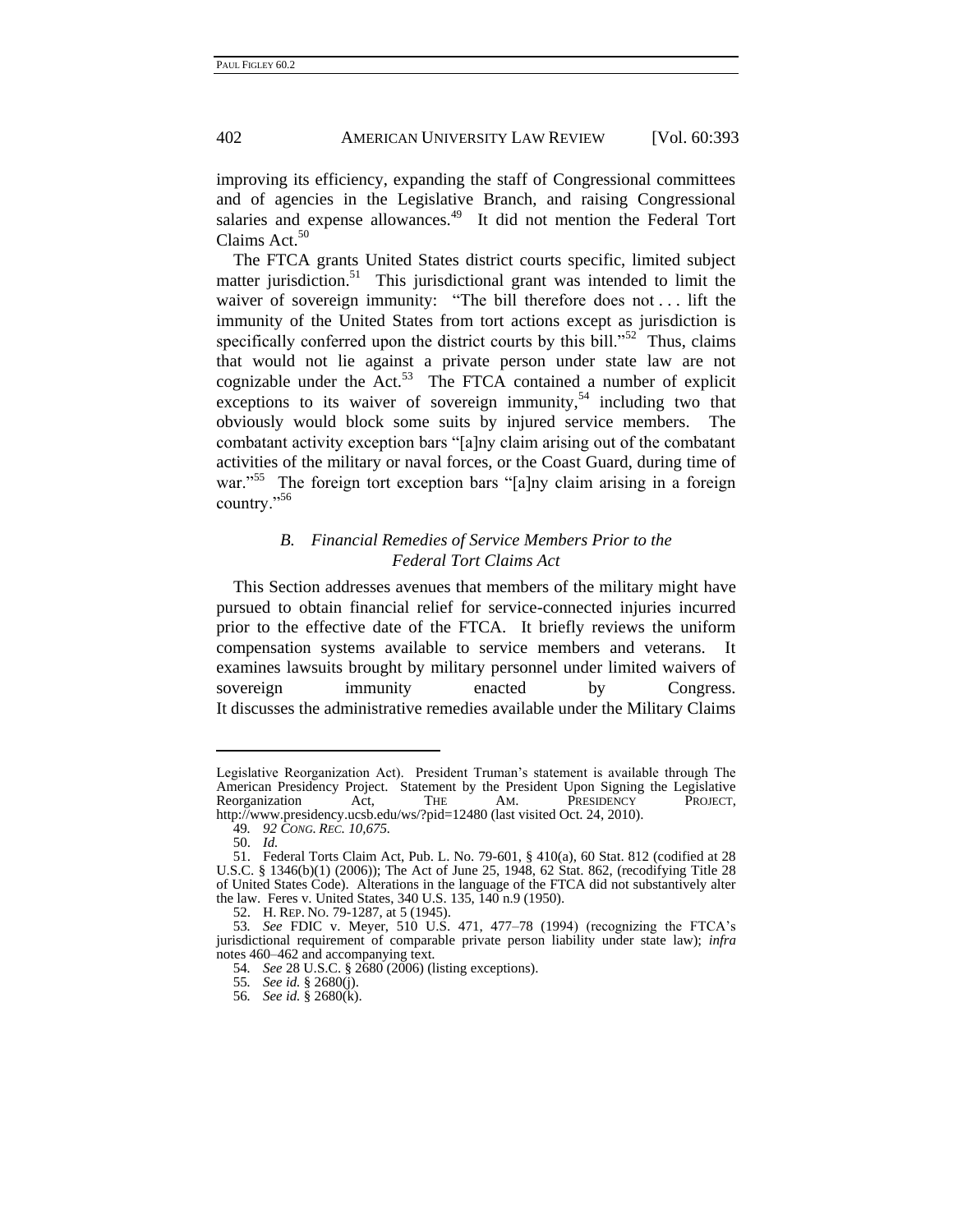improving its efficiency, expanding the staff of Congressional committees and of agencies in the Legislative Branch, and raising Congressional salaries and expense allowances.[49] It did not mention the Federal Tort Claims Act.[50]

The FTCA grants United States district courts specific, limited subject matter jurisdiction.[51] This jurisdictional grant was intended to limit the waiver of sovereign immunity: "The bill therefore does not . . . lift the immunity of the United States from tort actions except as jurisdiction is specifically conferred upon the district courts by this bill."[52] Thus, claims that would not lie against a private person under state law are not cognizable under the Act.[53] The FTCA contained a number of explicit exceptions to its waiver of sovereign immunity,[54] including two that obviously would block some suits by injured service members. The combatant activity exception bars "[a]ny claim arising out of the combatant activities of the military or naval forces, or the Coast Guard, during time of war."[55] The foreign tort exception bars "[a]ny claim arising in a foreign country."[56]

### *B. Financial Remedies of Service Members Prior to the Federal Tort Claims Act*

This Section addresses avenues that members of the military might have pursued to obtain financial relief for service-connected injuries incurred prior to the effective date of the FTCA. It briefly reviews the uniform compensation systems available to service members and veterans. It examines lawsuits brought by military personnel under limited waivers of sovereign immunity enacted by Congress. It discusses the administrative remedies available under the Military Claims

---

Legislative Reorganization Act). President Truman's statement is available through The American Presidency Project. Statement by the President Upon Signing the Legislative Reorganization Act, THE AM. PRESIDENCY PROJECT, http://www.presidency.ucsb.edu/ws/?pid=12480 (last visited Oct. 24, 2010).

49. *92 CONG. REC. 10,675.*

50. *Id.*

51. Federal Torts Claim Act, Pub. L. No. 79-601, § 410(a), 60 Stat. 812 (codified at 28 U.S.C. § 1346(b)(1) (2006)); The Act of June 25, 1948, 62 Stat. 862, (recodifying Title 28 of United States Code). Alterations in the language of the FTCA did not substantively alter the law. Feres v. United States, 340 U.S. 135, 140 n.9 (1950).

52. H. REP. NO. 79-1287, at 5 (1945).

53. *See* FDIC v. Meyer, 510 U.S. 471, 477–78 (1994) (recognizing the FTCA's jurisdictional requirement of comparable private person liability under state law); *infra* notes 460–462 and accompanying text.

54. *See* 28 U.S.C. § 2680 (2006) (listing exceptions).

55. *See id.* § 2680(j).

56. *See id.* § 2680(k).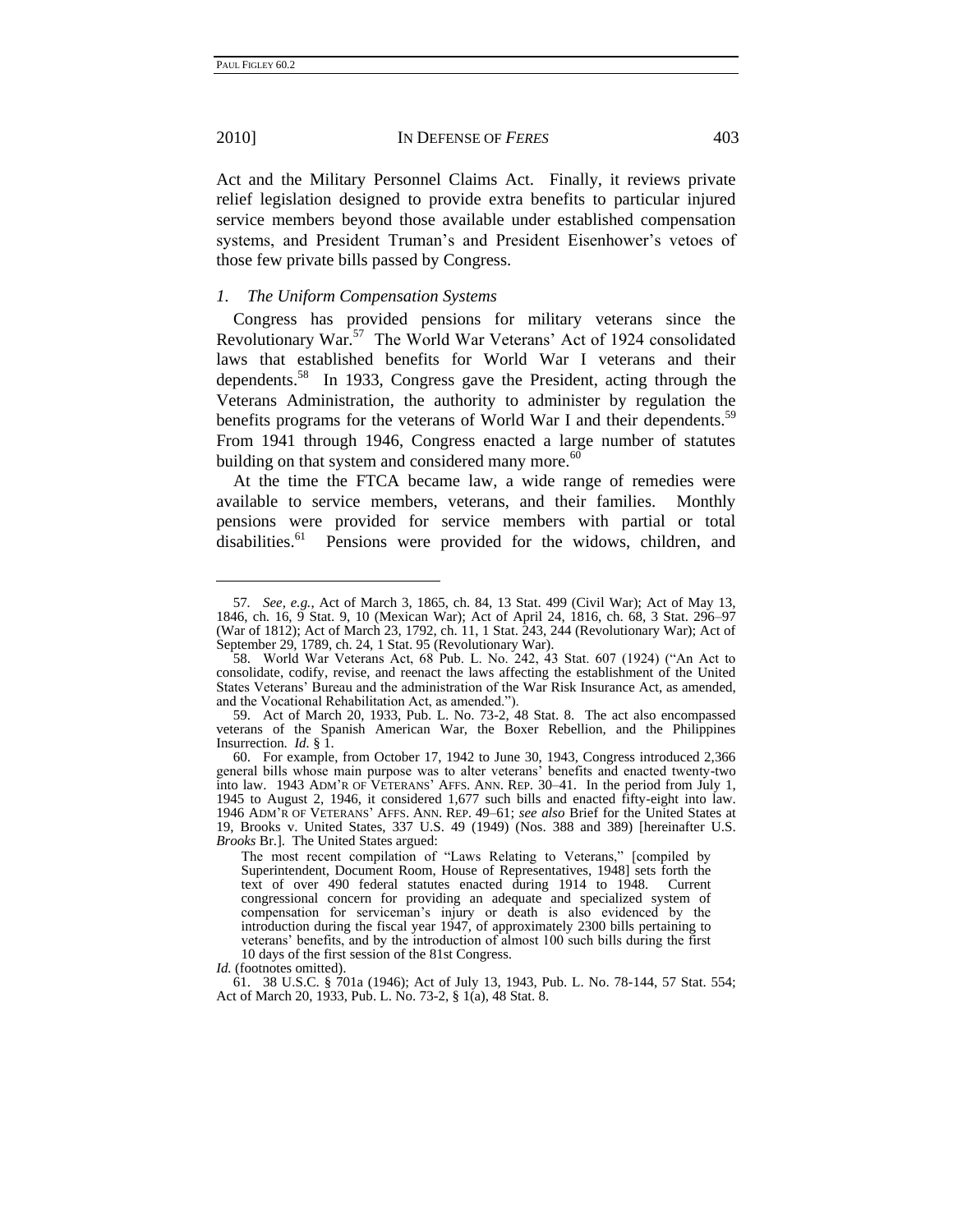Act and the Military Personnel Claims Act. Finally, it reviews private relief legislation designed to provide extra benefits to particular injured service members beyond those available under established compensation systems, and President Truman's and President Eisenhower's vetoes of those few private bills passed by Congress.

### *1. The Uniform Compensation Systems*

Congress has provided pensions for military veterans since the Revolutionary War.[57] The World War Veterans' Act of 1924 consolidated laws that established benefits for World War I veterans and their dependents.[58] In 1933, Congress gave the President, acting through the Veterans Administration, the authority to administer by regulation the benefits programs for the veterans of World War I and their dependents.[59] From 1941 through 1946, Congress enacted a large number of statutes building on that system and considered many more.[60]

At the time the FTCA became law, a wide range of remedies were available to service members, veterans, and their families. Monthly pensions were provided for service members with partial or total disabilities.[61] Pensions were provided for the widows, children, and

---

57. *See, e.g.*, Act of March 3, 1865, ch. 84, 13 Stat. 499 (Civil War); Act of May 13, 1846, ch. 16, 9 Stat. 9, 10 (Mexican War); Act of April 24, 1816, ch. 68, 3 Stat. 296–97 (War of 1812); Act of March 23, 1792, ch. 11, 1 Stat. 243, 244 (Revolutionary War); Act of September 29, 1789, ch. 24, 1 Stat. 95 (Revolutionary War).

58. World War Veterans Act, 68 Pub. L. No. 242, 43 Stat. 607 (1924) ("An Act to consolidate, codify, revise, and reenact the laws affecting the establishment of the United States Veterans' Bureau and the administration of the War Risk Insurance Act, as amended, and the Vocational Rehabilitation Act, as amended.").

59. Act of March 20, 1933, Pub. L. No. 73-2, 48 Stat. 8. The act also encompassed veterans of the Spanish American War, the Boxer Rebellion, and the Philippines Insurrection. *Id.* § 1.

60. For example, from October 17, 1942 to June 30, 1943, Congress introduced 2,366 general bills whose main purpose was to alter veterans' benefits and enacted twenty-two into law. 1943 ADM'R OF VETERANS' AFFS. ANN. REP. 30–41. In the period from July 1, 1945 to August 2, 1946, it considered 1,677 such bills and enacted fifty-eight into law. 1946 ADM'R OF VETERANS' AFFS. ANN. REP. 49–61; *see also* Brief for the United States at 19, Brooks v. United States, 337 U.S. 49 (1949) (Nos. 388 and 389) [hereinafter U.S. *Brooks* Br.]. The United States argued:

> The most recent compilation of "Laws Relating to Veterans," [compiled by Superintendent, Document Room, House of Representatives, 1948] sets forth the text of over 490 federal statutes enacted during 1914 to 1948. Current congressional concern for providing an adequate and specialized system of compensation for serviceman's injury or death is also evidenced by the introduction during the fiscal year 1947, of approximately 2300 bills pertaining to veterans' benefits, and by the introduction of almost 100 such bills during the first 10 days of the first session of the 81st Congress.

*Id.* (footnotes omitted).

61. 38 U.S.C. § 701a (1946); Act of July 13, 1943, Pub. L. No. 78-144, 57 Stat. 554; Act of March 20, 1933, Pub. L. No. 73-2, § 1(a), 48 Stat. 8.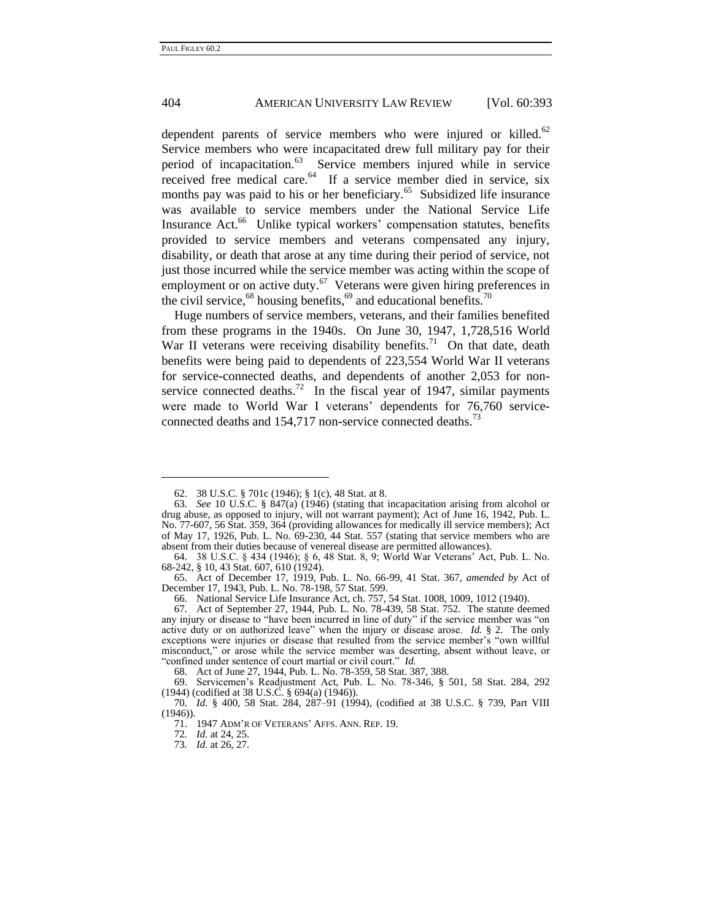dependent parents of service members who were injured or killed.[62] Service members who were incapacitated drew full military pay for their period of incapacitation.[63] Service members injured while in service received free medical care.[64] If a service member died in service, six months pay was paid to his or her beneficiary.[65] Subsidized life insurance was available to service members under the National Service Life Insurance Act.[66] Unlike typical workers' compensation statutes, benefits provided to service members and veterans compensated any injury, disability, or death that arose at any time during their period of service, not just those incurred while the service member was acting within the scope of employment or on active duty.[67] Veterans were given hiring preferences in the civil service,[68] housing benefits,[69] and educational benefits.[70]

Huge numbers of service members, veterans, and their families benefited from these programs in the 1940s. On June 30, 1947, 1,728,516 World War II veterans were receiving disability benefits.[71] On that date, death benefits were being paid to dependents of 223,554 World War II veterans for service-connected deaths, and dependents of another 2,053 for non-service connected deaths.[72] In the fiscal year of 1947, similar payments were made to World War I veterans' dependents for 76,760 service-connected deaths and 154,717 non-service connected deaths.[73]

---

62. 38 U.S.C. § 701c (1946); § 1(c), 48 Stat. at 8.

63. *See* 10 U.S.C. § 847(a) (1946) (stating that incapacitation arising from alcohol or drug abuse, as opposed to injury, will not warrant payment); Act of June 16, 1942, Pub. L. No. 77-607, 56 Stat. 359, 364 (providing allowances for medically ill service members); Act of May 17, 1926, Pub. L. No. 69-230, 44 Stat. 557 (stating that service members who are absent from their duties because of venereal disease are permitted allowances).

64. 38 U.S.C. § 434 (1946); § 6, 48 Stat. 8, 9; World War Veterans' Act, Pub. L. No. 68-242, § 10, 43 Stat. 607, 610 (1924).

65. Act of December 17, 1919, Pub. L. No. 66-99, 41 Stat. 367, *amended by* Act of December 17, 1943, Pub. L. No. 78-198, 57 Stat. 599.

66. National Service Life Insurance Act, ch. 757, 54 Stat. 1008, 1009, 1012 (1940).

67. Act of September 27, 1944, Pub. L. No. 78-439, 58 Stat. 752. The statute deemed any injury or disease to "have been incurred in line of duty" if the service member was "on active duty or on authorized leave" when the injury or disease arose. *Id.* § 2. The only exceptions were injuries or disease that resulted from the service member's "own willful misconduct," or arose while the service member was deserting, absent without leave, or "confined under sentence of court martial or civil court." *Id.*

68. Act of June 27, 1944, Pub. L. No. 78-359, 58 Stat. 387, 388.

69. Servicemen's Readjustment Act, Pub. L. No. 78-346, § 501, 58 Stat. 284, 292 (1944) (codified at 38 U.S.C. § 694(a) (1946)).

70. *Id.* § 400, 58 Stat. 284, 287–91 (1994), (codified at 38 U.S.C. § 739, Part VIII (1946)).

71. 1947 ADM'R OF VETERANS' AFFS. ANN. REP. 19.

72. *Id.* at 24, 25.

73. *Id.* at 26, 27.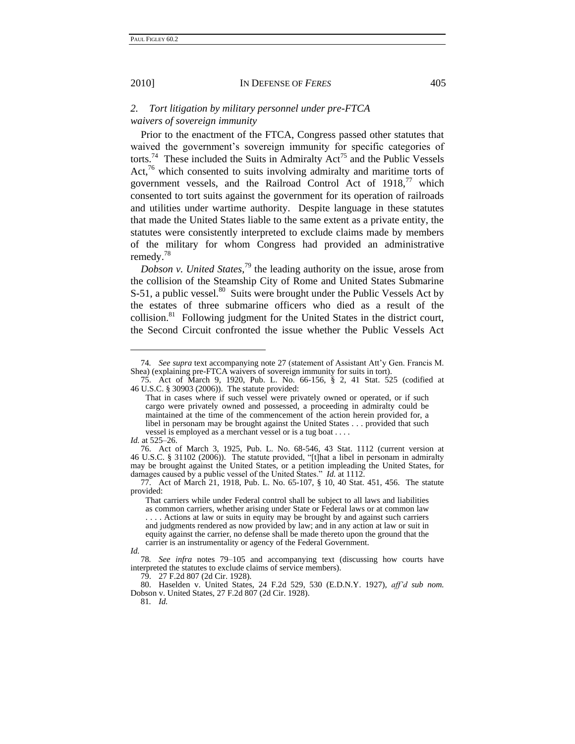### *2. Tort litigation by military personnel under pre-FTCA waivers of sovereign immunity*

Prior to the enactment of the FTCA, Congress passed other statutes that waived the government's sovereign immunity for specific categories of torts.[74] These included the Suits in Admiralty Act[75] and the Public Vessels Act,[76] which consented to suits involving admiralty and maritime torts of government vessels, and the Railroad Control Act of 1918,[77] which consented to tort suits against the government for its operation of railroads and utilities under wartime authority. Despite language in these statutes that made the United States liable to the same extent as a private entity, the statutes were consistently interpreted to exclude claims made by members of the military for whom Congress had provided an administrative remedy.[78]

*Dobson v. United States*,[79] the leading authority on the issue, arose from the collision of the Steamship City of Rome and United States Submarine S-51, a public vessel.[80] Suits were brought under the Public Vessels Act by the estates of three submarine officers who died as a result of the collision.[81] Following judgment for the United States in the district court, the Second Circuit confronted the issue whether the Public Vessels Act

---

74. *See supra* text accompanying note 27 (statement of Assistant Att'y Gen. Francis M. Shea) (explaining pre-FTCA waivers of sovereign immunity for suits in tort).

75. Act of March 9, 1920, Pub. L. No. 66-156, § 2, 41 Stat. 525 (codified at 46 U.S.C. § 30903 (2006)). The statute provided:

> That in cases where if such vessel were privately owned or operated, or if such cargo were privately owned and possessed, a proceeding in admiralty could be maintained at the time of the commencement of the action herein provided for, a libel in personam may be brought against the United States . . . provided that such vessel is employed as a merchant vessel or is a tug boat . . . .

*Id.* at 525–26.

76. Act of March 3, 1925, Pub. L. No. 68-546, 43 Stat. 1112 (current version at 46 U.S.C. § 31102 (2006)). The statute provided, "[t]hat a libel in personam in admiralty may be brought against the United States, or a petition impleading the United States, for damages caused by a public vessel of the United States." *Id.* at 1112.

77. Act of March 21, 1918, Pub. L. No. 65-107, § 10, 40 Stat. 451, 456. The statute provided:

> That carriers while under Federal control shall be subject to all laws and liabilities as common carriers, whether arising under State or Federal laws or at common law . . . . Actions at law or suits in equity may be brought by and against such carriers and judgments rendered as now provided by law; and in any action at law or suit in equity against the carrier, no defense shall be made thereto upon the ground that the carrier is an instrumentality or agency of the Federal Government.

*Id.*

78. *See infra* notes 79–105 and accompanying text (discussing how courts have interpreted the statutes to exclude claims of service members).

79. 27 F.2d 807 (2d Cir. 1928).

80. Haselden v. United States, 24 F.2d 529, 530 (E.D.N.Y. 1927), *aff'd sub nom.* Dobson v. United States, 27 F.2d 807 (2d Cir. 1928).

81. *Id.*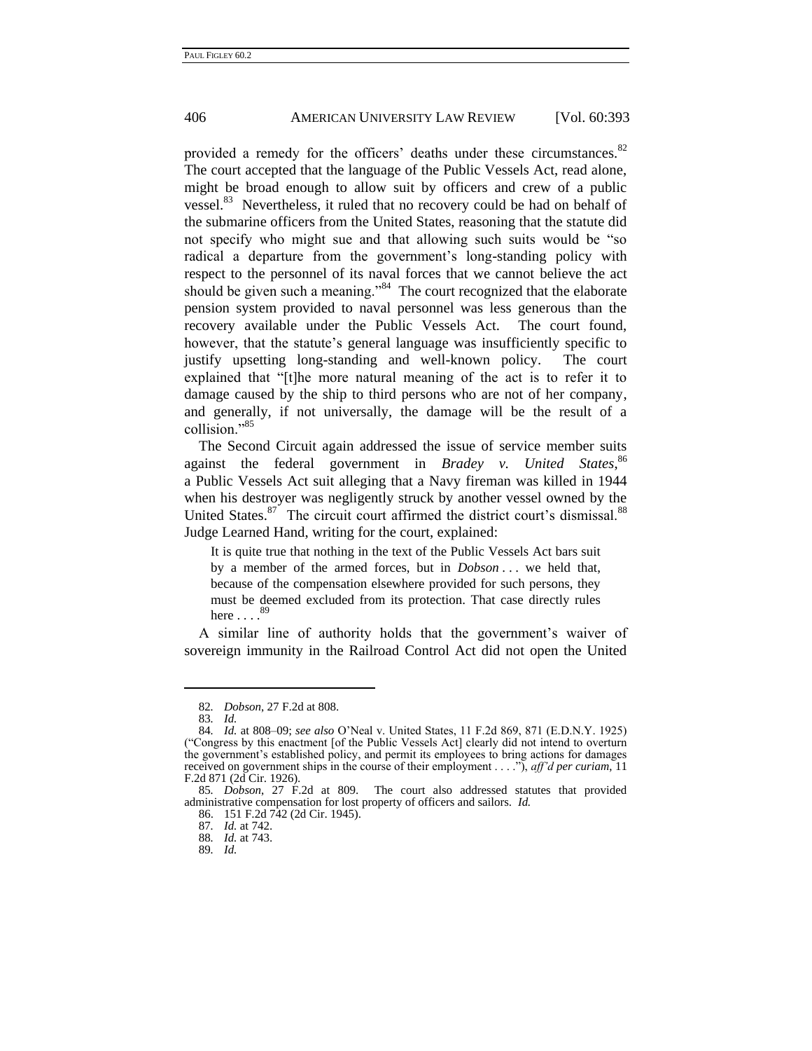provided a remedy for the officers' deaths under these circumstances.[82] The court accepted that the language of the Public Vessels Act, read alone, might be broad enough to allow suit by officers and crew of a public vessel.[83] Nevertheless, it ruled that no recovery could be had on behalf of the submarine officers from the United States, reasoning that the statute did not specify who might sue and that allowing such suits would be "so radical a departure from the government's long-standing policy with respect to the personnel of its naval forces that we cannot believe the act should be given such a meaning."[84] The court recognized that the elaborate pension system provided to naval personnel was less generous than the recovery available under the Public Vessels Act. The court found, however, that the statute's general language was insufficiently specific to justify upsetting long-standing and well-known policy. The court explained that "[t]he more natural meaning of the act is to refer it to damage caused by the ship to third persons who are not of her company, and generally, if not universally, the damage will be the result of a collision."[85]

The Second Circuit again addressed the issue of service member suits against the federal government in *Bradey v. United States*,[86] a Public Vessels Act suit alleging that a Navy fireman was killed in 1944 when his destroyer was negligently struck by another vessel owned by the United States.[87] The circuit court affirmed the district court's dismissal.[88] Judge Learned Hand, writing for the court, explained:

> It is quite true that nothing in the text of the Public Vessels Act bars suit by a member of the armed forces, but in *Dobson* . . . we held that, because of the compensation elsewhere provided for such persons, they must be deemed excluded from its protection. That case directly rules here . . . .[89]

A similar line of authority holds that the government's waiver of sovereign immunity in the Railroad Control Act did not open the United

---

82. *Dobson*, 27 F.2d at 808.

83. *Id.*

84. *Id.* at 808–09; *see also* O'Neal v. United States, 11 F.2d 869, 871 (E.D.N.Y. 1925) ("Congress by this enactment [of the Public Vessels Act] clearly did not intend to overturn the government's established policy, and permit its employees to bring actions for damages received on government ships in the course of their employment . . . ."), *aff'd per curiam*, 11 F.2d 871 (2d Cir. 1926).

85. *Dobson*, 27 F.2d at 809. The court also addressed statutes that provided administrative compensation for lost property of officers and sailors. *Id.*

86. 151 F.2d 742 (2d Cir. 1945).

87. *Id.* at 742.

88. *Id.* at 743.

89. *Id.*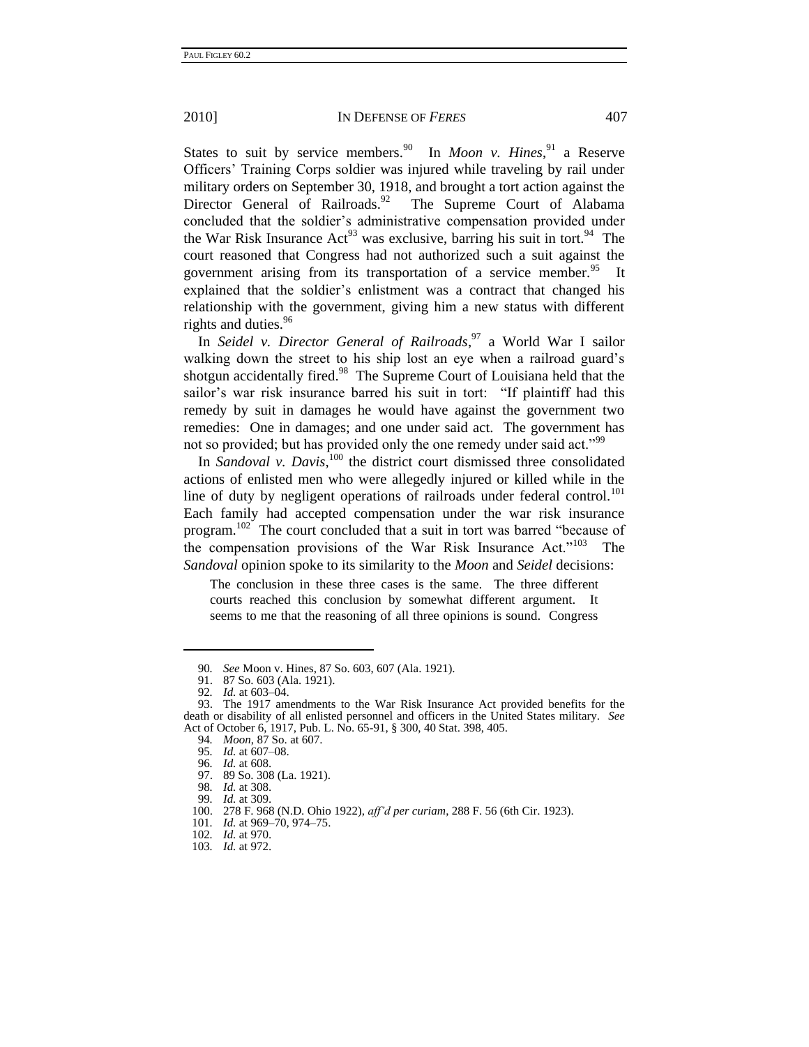States to suit by service members.[90] In *Moon v. Hines*,[91] a Reserve Officers' Training Corps soldier was injured while traveling by rail under military orders on September 30, 1918, and brought a tort action against the Director General of Railroads.[92] The Supreme Court of Alabama concluded that the soldier's administrative compensation provided under the War Risk Insurance Act[93] was exclusive, barring his suit in tort.[94] The court reasoned that Congress had not authorized such a suit against the government arising from its transportation of a service member.[95] It explained that the soldier's enlistment was a contract that changed his relationship with the government, giving him a new status with different rights and duties.[96]

In *Seidel v. Director General of Railroads*,[97] a World War I sailor walking down the street to his ship lost an eye when a railroad guard's shotgun accidentally fired.[98] The Supreme Court of Louisiana held that the sailor's war risk insurance barred his suit in tort: "If plaintiff had this remedy by suit in damages he would have against the government two remedies: One in damages; and one under said act. The government has not so provided; but has provided only the one remedy under said act."[99]

In *Sandoval v. Davis*,[100] the district court dismissed three consolidated actions of enlisted men who were allegedly injured or killed while in the line of duty by negligent operations of railroads under federal control.[101] Each family had accepted compensation under the war risk insurance program.[102] The court concluded that a suit in tort was barred "because of the compensation provisions of the War Risk Insurance Act."[103] The *Sandoval* opinion spoke to its similarity to the *Moon* and *Seidel* decisions:

> The conclusion in these three cases is the same. The three different courts reached this conclusion by somewhat different argument. It seems to me that the reasoning of all three opinions is sound. Congress

---

90. *See* Moon v. Hines, 87 So. 603, 607 (Ala. 1921).

91. 87 So. 603 (Ala. 1921).

92. *Id.* at 603–04.

93. The 1917 amendments to the War Risk Insurance Act provided benefits for the death or disability of all enlisted personnel and officers in the United States military. *See* Act of October 6, 1917, Pub. L. No. 65-91, § 300, 40 Stat. 398, 405.

94. *Moon*, 87 So. at 607.

95. *Id.* at 607–08.

96. *Id.* at 608.

97. 89 So. 308 (La. 1921).

98. *Id.* at 308.

99. *Id.* at 309.

100. 278 F. 968 (N.D. Ohio 1922), *aff'd per curiam*, 288 F. 56 (6th Cir. 1923).

101. *Id.* at 969–70, 974–75.

102. *Id.* at 970.

103. *Id.* at 972.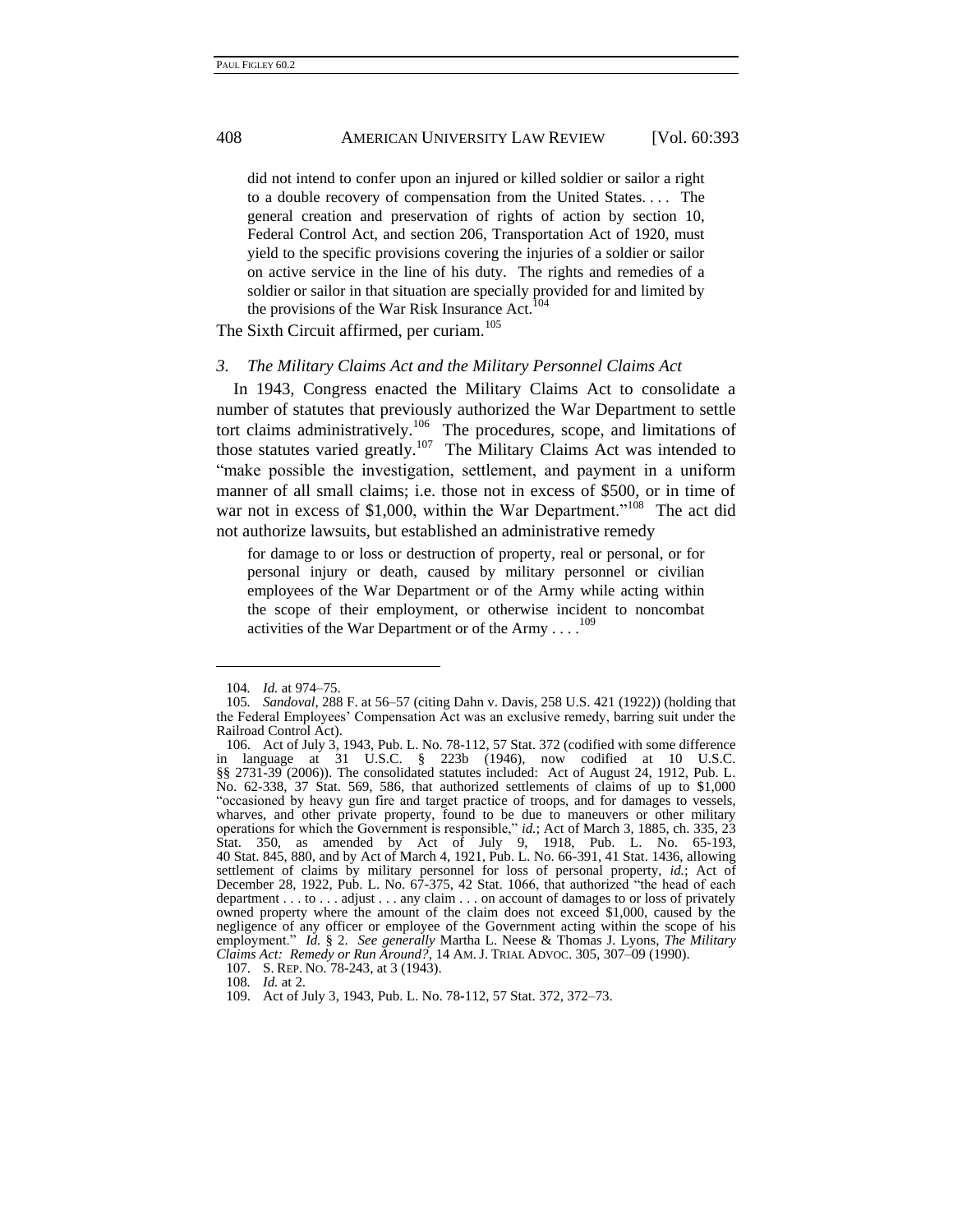> did not intend to confer upon an injured or killed soldier or sailor a right to a double recovery of compensation from the United States. . . . The general creation and preservation of rights of action by section 10, Federal Control Act, and section 206, Transportation Act of 1920, must yield to the specific provisions covering the injuries of a soldier or sailor on active service in the line of his duty. The rights and remedies of a soldier or sailor in that situation are specially provided for and limited by the provisions of the War Risk Insurance Act.[104]

The Sixth Circuit affirmed, per curiam.[105]

### *3. The Military Claims Act and the Military Personnel Claims Act*

In 1943, Congress enacted the Military Claims Act to consolidate a number of statutes that previously authorized the War Department to settle tort claims administratively.[106] The procedures, scope, and limitations of those statutes varied greatly.[107] The Military Claims Act was intended to "make possible the investigation, settlement, and payment in a uniform manner of all small claims; i.e. those not in excess of $500, or in time of war not in excess of $1,000, within the War Department."[108] The act did not authorize lawsuits, but established an administrative remedy

> for damage to or loss or destruction of property, real or personal, or for personal injury or death, caused by military personnel or civilian employees of the War Department or of the Army while acting within the scope of their employment, or otherwise incident to noncombat activities of the War Department or of the Army . . . .[109]

---

104. *Id.* at 974–75.

105. *Sandoval*, 288 F. at 56–57 (citing Dahn v. Davis, 258 U.S. 421 (1922)) (holding that the Federal Employees' Compensation Act was an exclusive remedy, barring suit under the Railroad Control Act).

106. Act of July 3, 1943, Pub. L. No. 78-112, 57 Stat. 372 (codified with some difference in language at 31 U.S.C. § 223b (1946), now codified at 10 U.S.C. §§ 2731-39 (2006)). The consolidated statutes included: Act of August 24, 1912, Pub. L. No. 62-338, 37 Stat. 569, 586, that authorized settlements of claims of up to $1,000 "occasioned by heavy gun fire and target practice of troops, and for damages to vessels, wharves, and other private property, found to be due to maneuvers or other military operations for which the Government is responsible," *id.*; Act of March 3, 1885, ch. 335, 23 Stat. 350, as amended by Act of July 9, 1918, Pub. L. No. 65-193, 40 Stat. 845, 880, and by Act of March 4, 1921, Pub. L. No. 66-391, 41 Stat. 1436, allowing settlement of claims by military personnel for loss of personal property, *id.*; Act of December 28, 1922, Pub. L. No. 67-375, 42 Stat. 1066, that authorized "the head of each department . . . to . . . adjust . . . any claim . . . on account of damages to or loss of privately owned property where the amount of the claim does not exceed $1,000, caused by the negligence of any officer or employee of the Government acting within the scope of his employment." *Id.* § 2. *See generally* Martha L. Neese & Thomas J. Lyons, *The Military Claims Act: Remedy or Run Around?*, 14 AM. J. TRIAL ADVOC. 305, 307–09 (1990).

107. S. REP. NO. 78-243, at 3 (1943).

108. *Id.* at 2.

109. Act of July 3, 1943, Pub. L. No. 78-112, 57 Stat. 372, 372–73.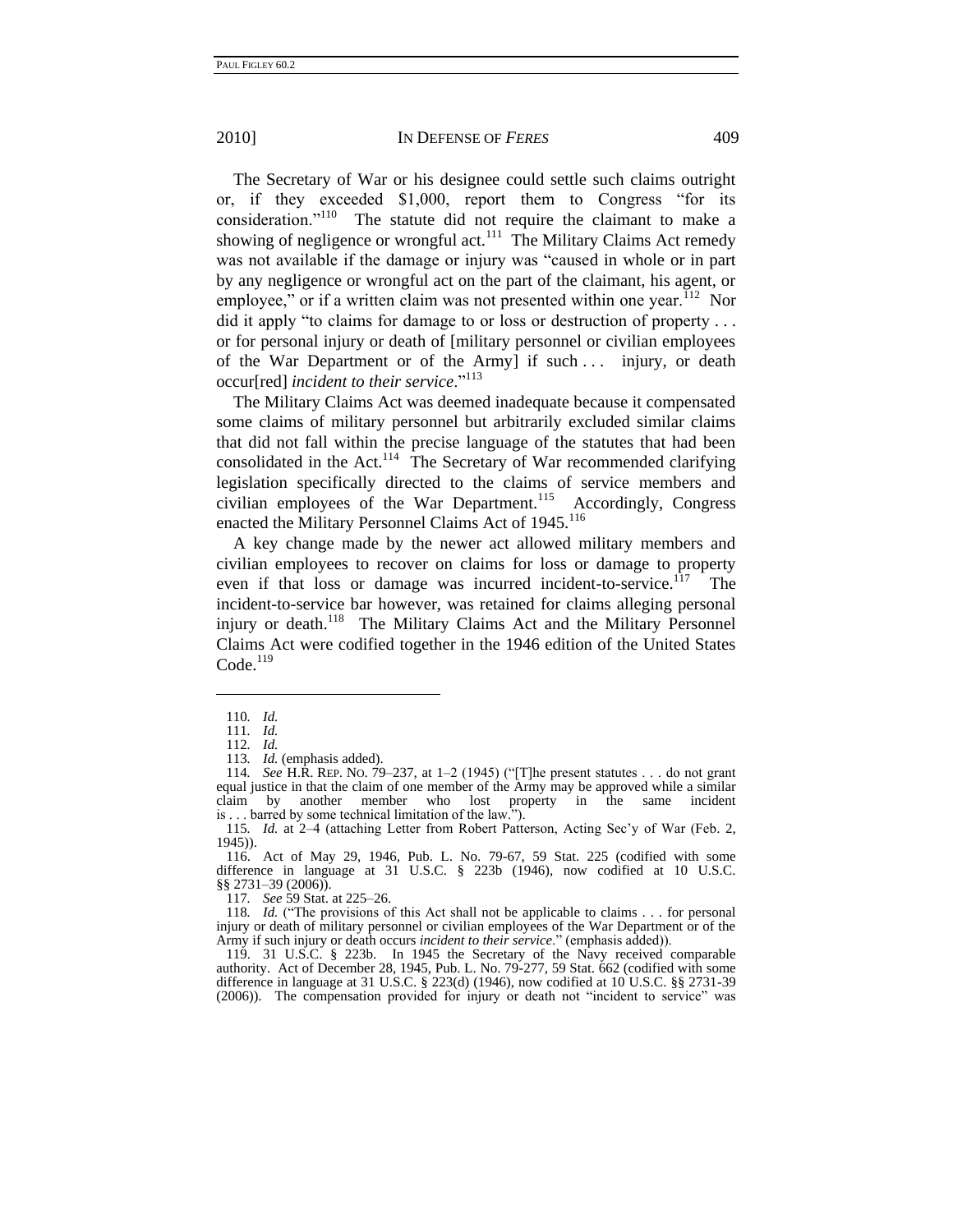The Secretary of War or his designee could settle such claims outright or, if they exceeded $1,000, report them to Congress "for its consideration."[110] The statute did not require the claimant to make a showing of negligence or wrongful act.[111] The Military Claims Act remedy was not available if the damage or injury was "caused in whole or in part by any negligence or wrongful act on the part of the claimant, his agent, or employee," or if a written claim was not presented within one year.[112] Nor did it apply "to claims for damage to or loss or destruction of property . . . or for personal injury or death of [military personnel or civilian employees of the War Department or of the Army] if such . . . injury, or death occur[red] *incident to their service*."[113]

The Military Claims Act was deemed inadequate because it compensated some claims of military personnel but arbitrarily excluded similar claims that did not fall within the precise language of the statutes that had been consolidated in the Act.[114] The Secretary of War recommended clarifying legislation specifically directed to the claims of service members and civilian employees of the War Department.[115] Accordingly, Congress enacted the Military Personnel Claims Act of 1945.[116]

A key change made by the newer act allowed military members and civilian employees to recover on claims for loss or damage to property even if that loss or damage was incurred incident-to-service.[117] The incident-to-service bar however, was retained for claims alleging personal injury or death.[118] The Military Claims Act and the Military Personnel Claims Act were codified together in the 1946 edition of the United States Code.[119]

---

110. *Id.*

111. *Id.*

112. *Id.*

113. *Id.* (emphasis added).

114. *See* H.R. REP. NO. 79–237, at 1–2 (1945) ("[T]he present statutes . . . do not grant equal justice in that the claim of one member of the Army may be approved while a similar claim by another member who lost property in the same incident is . . . barred by some technical limitation of the law.").

115. *Id.* at 2–4 (attaching Letter from Robert Patterson, Acting Sec'y of War (Feb. 2, 1945)).

116. Act of May 29, 1946, Pub. L. No. 79-67, 59 Stat. 225 (codified with some difference in language at 31 U.S.C. § 223b (1946), now codified at 10 U.S.C. §§ 2731–39 (2006)).

117. *See* 59 Stat. at 225–26.

118. *Id.* ("The provisions of this Act shall not be applicable to claims . . . for personal injury or death of military personnel or civilian employees of the War Department or of the Army if such injury or death occurs *incident to their service*." (emphasis added)).

119. 31 U.S.C. § 223b. In 1945 the Secretary of the Navy received comparable authority. Act of December 28, 1945, Pub. L. No. 79-277, 59 Stat. 662 (codified with some difference in language at 31 U.S.C. § 223(d) (1946), now codified at 10 U.S.C. §§ 2731-39 (2006)). The compensation provided for injury or death not "incident to service" was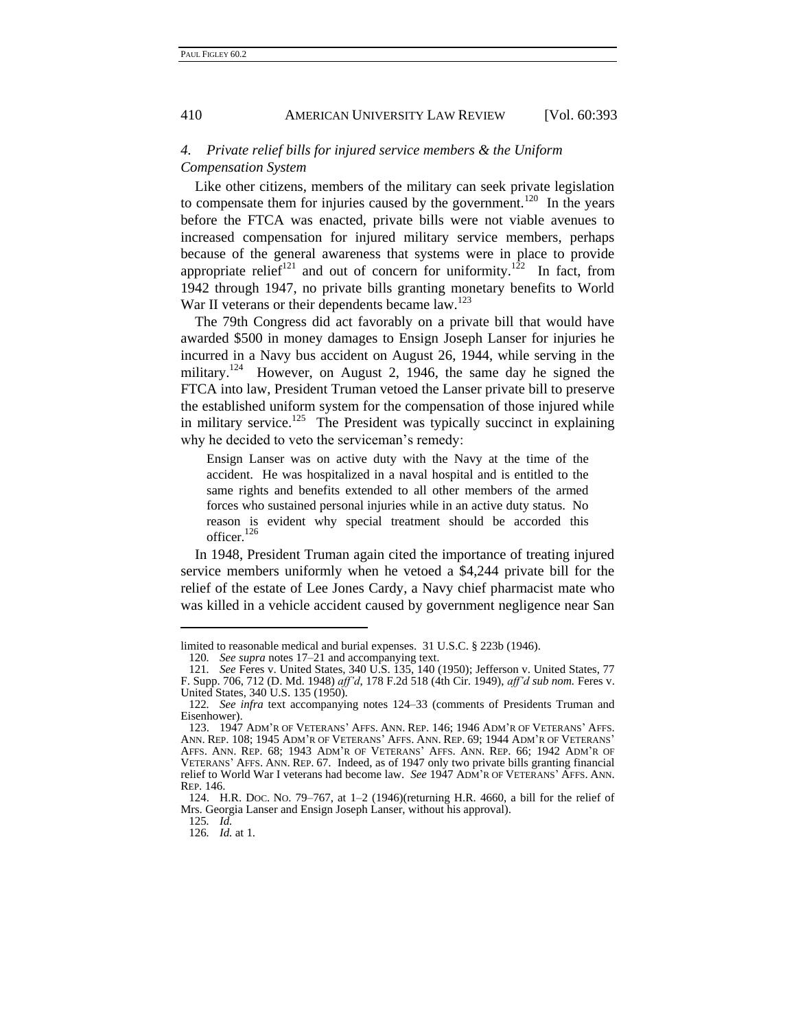### 4. *Private relief bills for injured service members & the Uniform Compensation System*

Like other citizens, members of the military can seek private legislation to compensate them for injuries caused by the government.[120] In the years before the FTCA was enacted, private bills were not viable avenues to increased compensation for injured military service members, perhaps because of the general awareness that systems were in place to provide appropriate relief[121] and out of concern for uniformity.[122] In fact, from 1942 through 1947, no private bills granting monetary benefits to World War II veterans or their dependents became law.[123]

The 79th Congress did act favorably on a private bill that would have awarded $500 in money damages to Ensign Joseph Lanser for injuries he incurred in a Navy bus accident on August 26, 1944, while serving in the military.[124] However, on August 2, 1946, the same day he signed the FTCA into law, President Truman vetoed the Lanser private bill to preserve the established uniform system for the compensation of those injured while in military service.[125] The President was typically succinct in explaining why he decided to veto the serviceman's remedy:

> Ensign Lanser was on active duty with the Navy at the time of the accident. He was hospitalized in a naval hospital and is entitled to the same rights and benefits extended to all other members of the armed forces who sustained personal injuries while in an active duty status. No reason is evident why special treatment should be accorded this officer.[126]

In 1948, President Truman again cited the importance of treating injured service members uniformly when he vetoed a $4,244 private bill for the relief of the estate of Lee Jones Cardy, a Navy chief pharmacist mate who was killed in a vehicle accident caused by government negligence near San

---

limited to reasonable medical and burial expenses. 31 U.S.C. § 223b (1946).

120. *See supra* notes 17–21 and accompanying text.

121. *See* Feres v. United States, 340 U.S. 135, 140 (1950); Jefferson v. United States, 77 F. Supp. 706, 712 (D. Md. 1948) *aff'd*, 178 F.2d 518 (4th Cir. 1949), *aff'd sub nom.* Feres v. United States, 340 U.S. 135 (1950).

122. *See infra* text accompanying notes 124–33 (comments of Presidents Truman and Eisenhower).

123. 1947 ADM'R OF VETERANS' AFFS. ANN. REP. 146; 1946 ADM'R OF VETERANS' AFFS. ANN. REP. 108; 1945 ADM'R OF VETERANS' AFFS. ANN. REP. 69; 1944 ADM'R OF VETERANS' AFFS. ANN. REP. 68; 1943 ADM'R OF VETERANS' AFFS. ANN. REP. 66; 1942 ADM'R OF VETERANS' AFFS. ANN. REP. 67. Indeed, as of 1947 only two private bills granting financial relief to World War I veterans had become law. *See* 1947 ADM'R OF VETERANS' AFFS. ANN. REP. 146.

124. H.R. DOC. NO. 79–767, at 1–2 (1946)(returning H.R. 4660, a bill for the relief of Mrs. Georgia Lanser and Ensign Joseph Lanser, without his approval).

125. *Id.*

126. *Id.* at 1.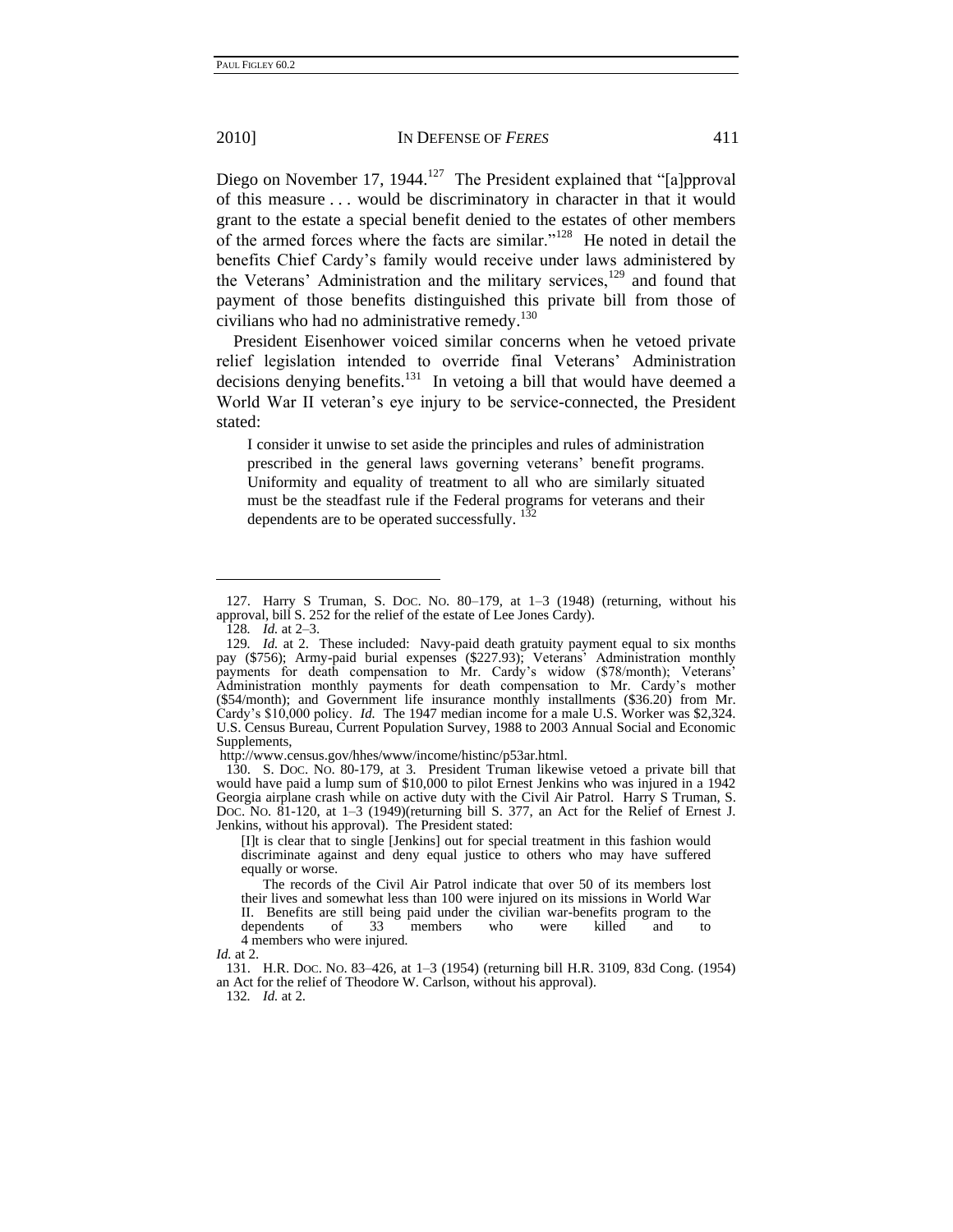Diego on November 17, 1944.[127] The President explained that "[a]pproval of this measure . . . would be discriminatory in character in that it would grant to the estate a special benefit denied to the estates of other members of the armed forces where the facts are similar."[128] He noted in detail the benefits Chief Cardy's family would receive under laws administered by the Veterans' Administration and the military services,[129] and found that payment of those benefits distinguished this private bill from those of civilians who had no administrative remedy.[130]

President Eisenhower voiced similar concerns when he vetoed private relief legislation intended to override final Veterans' Administration decisions denying benefits.[131] In vetoing a bill that would have deemed a World War II veteran's eye injury to be service-connected, the President stated:

> I consider it unwise to set aside the principles and rules of administration prescribed in the general laws governing veterans' benefit programs. Uniformity and equality of treatment to all who are similarly situated must be the steadfast rule if the Federal programs for veterans and their dependents are to be operated successfully. [132]

---

127. Harry S Truman, S. DOC. NO. 80–179, at 1–3 (1948) (returning, without his approval, bill S. 252 for the relief of the estate of Lee Jones Cardy).

128. *Id.* at 2–3.

129. *Id.* at 2. These included: Navy-paid death gratuity payment equal to six months pay ($756); Army-paid burial expenses ($227.93); Veterans' Administration monthly payments for death compensation to Mr. Cardy's widow ($78/month); Veterans' Administration monthly payments for death compensation to Mr. Cardy's mother ($54/month); and Government life insurance monthly installments ($36.20) from Mr. Cardy's $10,000 policy. *Id.* The 1947 median income for a male U.S. Worker was $2,324. U.S. Census Bureau, Current Population Survey, 1988 to 2003 Annual Social and Economic Supplements,
http://www.census.gov/hhes/www/income/histinc/p53ar.html.

130. S. DOC. NO. 80-179, at 3. President Truman likewise vetoed a private bill that would have paid a lump sum of $10,000 to pilot Ernest Jenkins who was injured in a 1942 Georgia airplane crash while on active duty with the Civil Air Patrol. Harry S Truman, S. DOC. NO. 81-120, at 1–3 (1949)(returning bill S. 377, an Act for the Relief of Ernest J. Jenkins, without his approval). The President stated:

> [I]t is clear that to single [Jenkins] out for special treatment in this fashion would discriminate against and deny equal justice to others who may have suffered equally or worse.
>
> The records of the Civil Air Patrol indicate that over 50 of its members lost their lives and somewhat less than 100 were injured on its missions in World War II. Benefits are still being paid under the civilian war-benefits program to the dependents of 33 members who were killed and to 4 members who were injured.

*Id.* at 2.

131. H.R. DOC. NO. 83–426, at 1–3 (1954) (returning bill H.R. 3109, 83d Cong. (1954) an Act for the relief of Theodore W. Carlson, without his approval).

132. *Id.* at 2.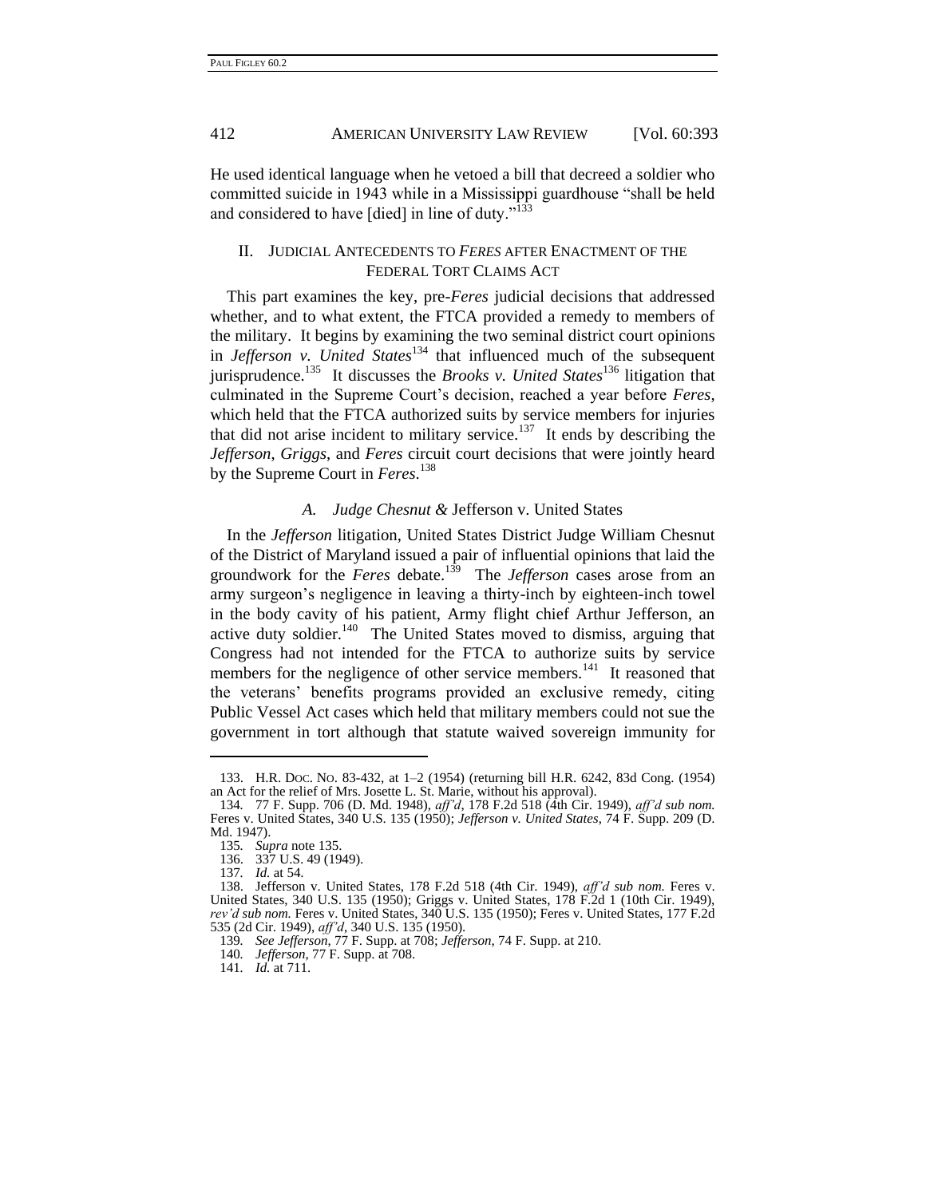He used identical language when he vetoed a bill that decreed a soldier who committed suicide in 1943 while in a Mississippi guardhouse "shall be held and considered to have [died] in line of duty."[133]

## II. JUDICIAL ANTECEDENTS TO *FERES* AFTER ENACTMENT OF THE FEDERAL TORT CLAIMS ACT

This part examines the key, pre-*Feres* judicial decisions that addressed whether, and to what extent, the FTCA provided a remedy to members of the military. It begins by examining the two seminal district court opinions in *Jefferson v. United States*[134] that influenced much of the subsequent jurisprudence.[135] It discusses the *Brooks v. United States*[136] litigation that culminated in the Supreme Court's decision, reached a year before *Feres*, which held that the FTCA authorized suits by service members for injuries that did not arise incident to military service.[137] It ends by describing the *Jefferson*, *Griggs*, and *Feres* circuit court decisions that were jointly heard by the Supreme Court in *Feres*.[138]

### A. *Judge Chesnut &* Jefferson v. United States

In the *Jefferson* litigation, United States District Judge William Chesnut of the District of Maryland issued a pair of influential opinions that laid the groundwork for the *Feres* debate.[139] The *Jefferson* cases arose from an army surgeon's negligence in leaving a thirty-inch by eighteen-inch towel in the body cavity of his patient, Army flight chief Arthur Jefferson, an active duty soldier.[140] The United States moved to dismiss, arguing that Congress had not intended for the FTCA to authorize suits by service members for the negligence of other service members.[141] It reasoned that the veterans' benefits programs provided an exclusive remedy, citing Public Vessel Act cases which held that military members could not sue the government in tort although that statute waived sovereign immunity for

---

133. H.R. DOC. NO. 83-432, at 1–2 (1954) (returning bill H.R. 6242, 83d Cong. (1954) an Act for the relief of Mrs. Josette L. St. Marie, without his approval).

134. 77 F. Supp. 706 (D. Md. 1948), *aff'd*, 178 F.2d 518 (4th Cir. 1949), *aff'd sub nom.* Feres v. United States, 340 U.S. 135 (1950); *Jefferson v. United States*, 74 F. Supp. 209 (D. Md. 1947).

135. *Supra* note 135.

136. 337 U.S. 49 (1949).

137. *Id.* at 54.

138. Jefferson v. United States, 178 F.2d 518 (4th Cir. 1949), *aff'd sub nom.* Feres v. United States, 340 U.S. 135 (1950); Griggs v. United States, 178 F.2d 1 (10th Cir. 1949), *rev'd sub nom.* Feres v. United States, 340 U.S. 135 (1950); Feres v. United States, 177 F.2d 535 (2d Cir. 1949), *aff'd*, 340 U.S. 135 (1950).

139. *See Jefferson*, 77 F. Supp. at 708; *Jefferson*, 74 F. Supp. at 210.

140. *Jefferson*, 77 F. Supp. at 708.

141. *Id.* at 711.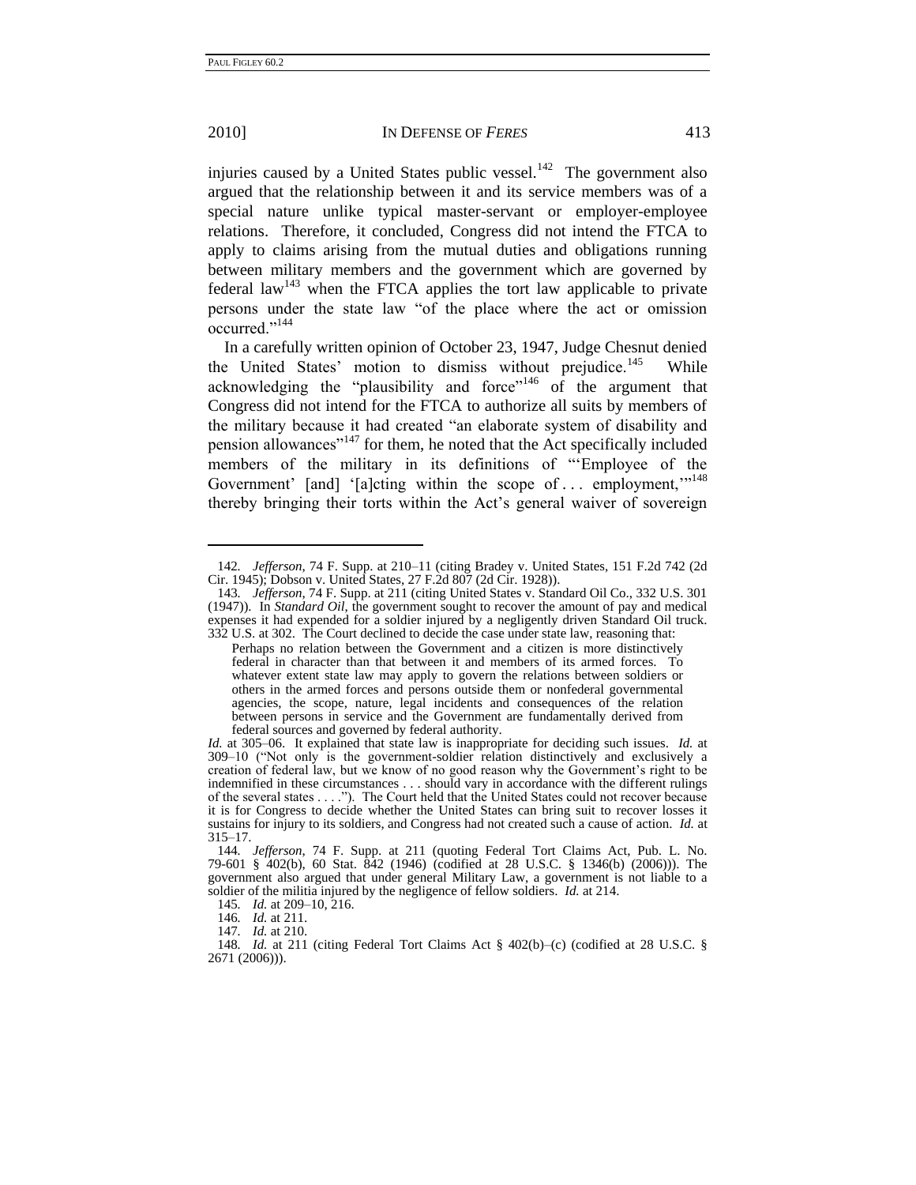injuries caused by a United States public vessel.[142] The government also argued that the relationship between it and its service members was of a special nature unlike typical master-servant or employer-employee relations. Therefore, it concluded, Congress did not intend the FTCA to apply to claims arising from the mutual duties and obligations running between military members and the government which are governed by federal law[143] when the FTCA applies the tort law applicable to private persons under the state law "of the place where the act or omission occurred."[144]

In a carefully written opinion of October 23, 1947, Judge Chesnut denied the United States' motion to dismiss without prejudice.[145] While acknowledging the "plausibility and force"[146] of the argument that Congress did not intend for the FTCA to authorize all suits by members of the military because it had created "an elaborate system of disability and pension allowances"[147] for them, he noted that the Act specifically included members of the military in its definitions of "'Employee of the Government' [and] '[a]cting within the scope of . . . employment,'"[148] thereby bringing their torts within the Act's general waiver of sovereign

---

142. *Jefferson*, 74 F. Supp. at 210–11 (citing Bradey v. United States, 151 F.2d 742 (2d Cir. 1945); Dobson v. United States, 27 F.2d 807 (2d Cir. 1928)).

143. *Jefferson*, 74 F. Supp. at 211 (citing United States v. Standard Oil Co., 332 U.S. 301 (1947)). In *Standard Oil*, the government sought to recover the amount of pay and medical expenses it had expended for a soldier injured by a negligently driven Standard Oil truck. 332 U.S. at 302. The Court declined to decide the case under state law, reasoning that:

> Perhaps no relation between the Government and a citizen is more distinctively federal in character than that between it and members of its armed forces. To whatever extent state law may apply to govern the relations between soldiers or others in the armed forces and persons outside them or nonfederal governmental agencies, the scope, nature, legal incidents and consequences of the relation between persons in service and the Government are fundamentally derived from federal sources and governed by federal authority.

*Id.* at 305–06. It explained that state law is inappropriate for deciding such issues. *Id.* at 309–10 ("Not only is the government-soldier relation distinctively and exclusively a creation of federal law, but we know of no good reason why the Government's right to be indemnified in these circumstances . . . should vary in accordance with the different rulings of the several states . . . ."). The Court held that the United States could not recover because it is for Congress to decide whether the United States can bring suit to recover losses it sustains for injury to its soldiers, and Congress had not created such a cause of action. *Id.* at 315–17.

144. *Jefferson*, 74 F. Supp. at 211 (quoting Federal Tort Claims Act, Pub. L. No. 79-601 § 402(b), 60 Stat. 842 (1946) (codified at 28 U.S.C. § 1346(b) (2006))). The government also argued that under general Military Law, a government is not liable to a soldier of the militia injured by the negligence of fellow soldiers. *Id.* at 214.

145. *Id.* at 209–10, 216.

146. *Id.* at 211.

147. *Id.* at 210.

148. *Id.* at 211 (citing Federal Tort Claims Act § 402(b)–(c) (codified at 28 U.S.C. § 2671 (2006))).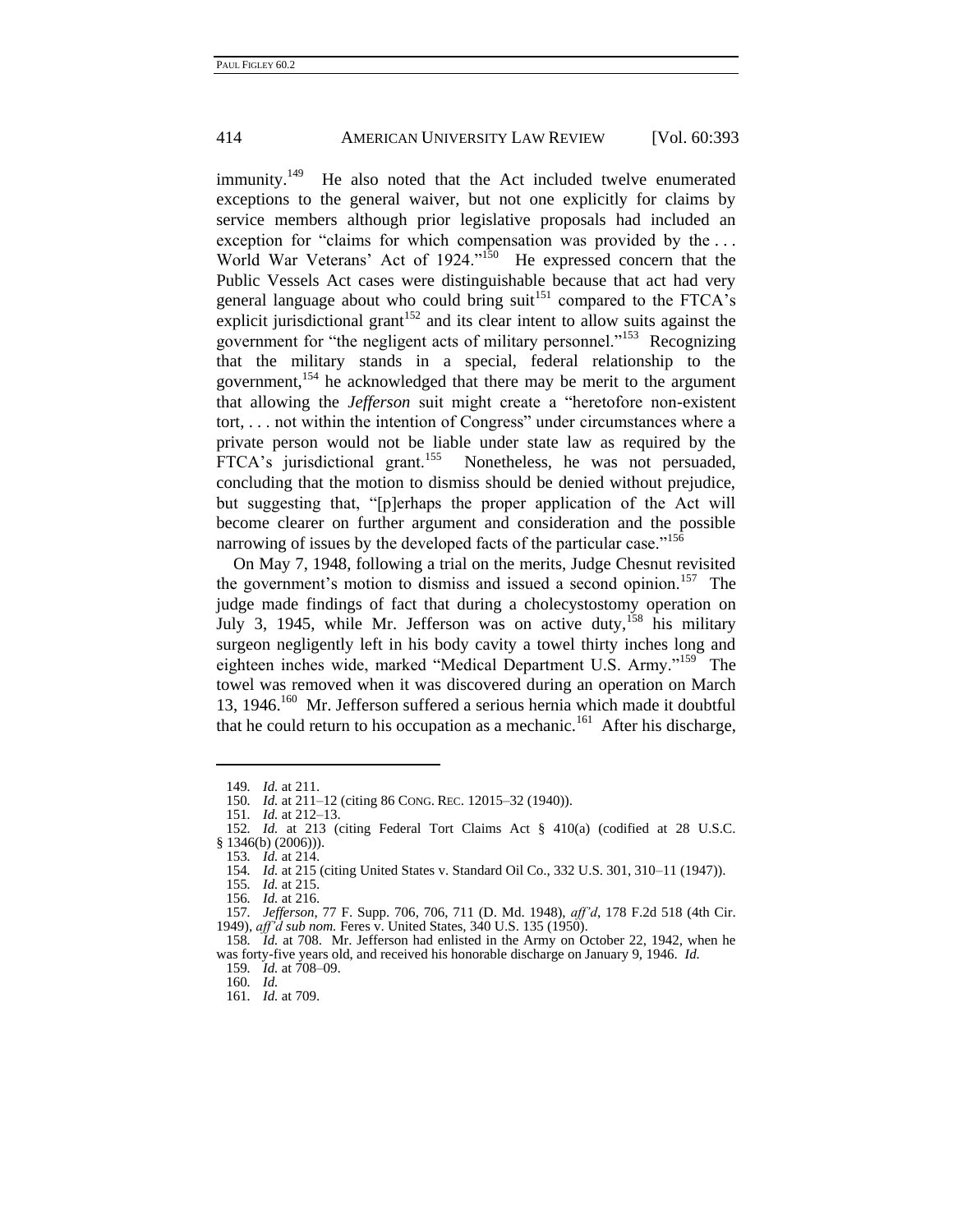immunity.[149] He also noted that the Act included twelve enumerated exceptions to the general waiver, but not one explicitly for claims by service members although prior legislative proposals had included an exception for "claims for which compensation was provided by the . . . World War Veterans' Act of 1924."[150] He expressed concern that the Public Vessels Act cases were distinguishable because that act had very general language about who could bring suit[151] compared to the FTCA's explicit jurisdictional grant[152] and its clear intent to allow suits against the government for "the negligent acts of military personnel."[153] Recognizing that the military stands in a special, federal relationship to the government,[154] he acknowledged that there may be merit to the argument that allowing the *Jefferson* suit might create a "heretofore non-existent tort, . . . not within the intention of Congress" under circumstances where a private person would not be liable under state law as required by the FTCA's jurisdictional grant.[155] Nonetheless, he was not persuaded, concluding that the motion to dismiss should be denied without prejudice, but suggesting that, "[p]erhaps the proper application of the Act will become clearer on further argument and consideration and the possible narrowing of issues by the developed facts of the particular case."[156]

On May 7, 1948, following a trial on the merits, Judge Chesnut revisited the government's motion to dismiss and issued a second opinion.[157] The judge made findings of fact that during a cholecystostomy operation on July 3, 1945, while Mr. Jefferson was on active duty,[158] his military surgeon negligently left in his body cavity a towel thirty inches long and eighteen inches wide, marked "Medical Department U.S. Army."[159] The towel was removed when it was discovered during an operation on March 13, 1946.[160] Mr. Jefferson suffered a serious hernia which made it doubtful that he could return to his occupation as a mechanic.[161] After his discharge,

---

149. *Id.* at 211.

150. *Id.* at 211–12 (citing 86 CONG. REC. 12015–32 (1940)).

151. *Id.* at 212–13.

152. *Id.* at 213 (citing Federal Tort Claims Act § 410(a) (codified at 28 U.S.C. § 1346(b) (2006))).

153. *Id.* at 214.

154. *Id.* at 215 (citing United States v. Standard Oil Co., 332 U.S. 301, 310–11 (1947)).

155. *Id.* at 215.

156. *Id.* at 216.

157. *Jefferson*, 77 F. Supp. 706, 706, 711 (D. Md. 1948), *aff'd*, 178 F.2d 518 (4th Cir. 1949), *aff'd sub nom.* Feres v. United States, 340 U.S. 135 (1950).

158. *Id.* at 708. Mr. Jefferson had enlisted in the Army on October 22, 1942, when he was forty-five years old, and received his honorable discharge on January 9, 1946. *Id.*

159. *Id.* at 708–09.

160. *Id.*

161. *Id.* at 709.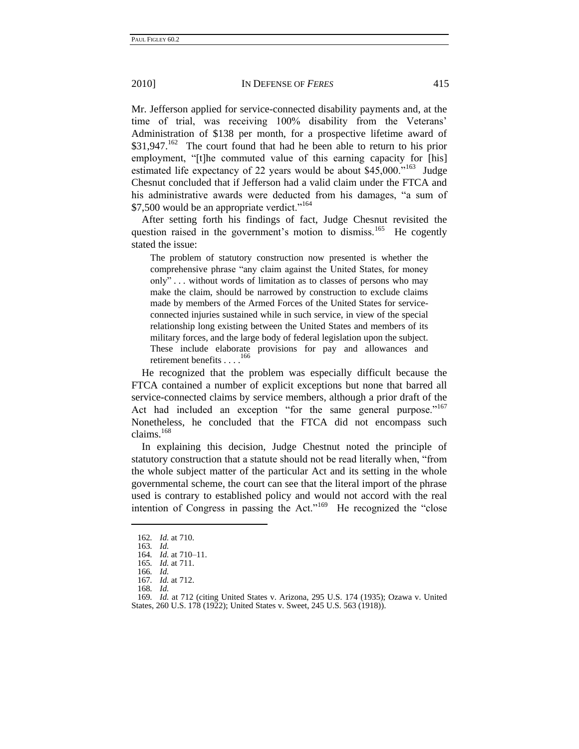Mr. Jefferson applied for service-connected disability payments and, at the time of trial, was receiving 100% disability from the Veterans' Administration of $138 per month, for a prospective lifetime award of $31,947.[162] The court found that had he been able to return to his prior employment, "[t]he commuted value of this earning capacity for [his] estimated life expectancy of 22 years would be about $45,000."[163] Judge Chesnut concluded that if Jefferson had a valid claim under the FTCA and his administrative awards were deducted from his damages, "a sum of $7,500 would be an appropriate verdict."[164]

After setting forth his findings of fact, Judge Chesnut revisited the question raised in the government's motion to dismiss.[165] He cogently stated the issue:

> The problem of statutory construction now presented is whether the comprehensive phrase "any claim against the United States, for money only" . . . without words of limitation as to classes of persons who may make the claim, should be narrowed by construction to exclude claims made by members of the Armed Forces of the United States for service-connected injuries sustained while in such service, in view of the special relationship long existing between the United States and members of its military forces, and the large body of federal legislation upon the subject. These include elaborate provisions for pay and allowances and retirement benefits . . . .[166]

He recognized that the problem was especially difficult because the FTCA contained a number of explicit exceptions but none that barred all service-connected claims by service members, although a prior draft of the Act had included an exception "for the same general purpose."[167] Nonetheless, he concluded that the FTCA did not encompass such claims.[168]

In explaining this decision, Judge Chestnut noted the principle of statutory construction that a statute should not be read literally when, "from the whole subject matter of the particular Act and its setting in the whole governmental scheme, the court can see that the literal import of the phrase used is contrary to established policy and would not accord with the real intention of Congress in passing the Act."[169] He recognized the "close

---

162. *Id.* at 710.

163. *Id.*

164. *Id.* at 710–11.

165. *Id.* at 711.

166. *Id.*

167. *Id.* at 712.

168. *Id.*

169. *Id.* at 712 (citing United States v. Arizona, 295 U.S. 174 (1935); Ozawa v. United States, 260 U.S. 178 (1922); United States v. Sweet, 245 U.S. 563 (1918)).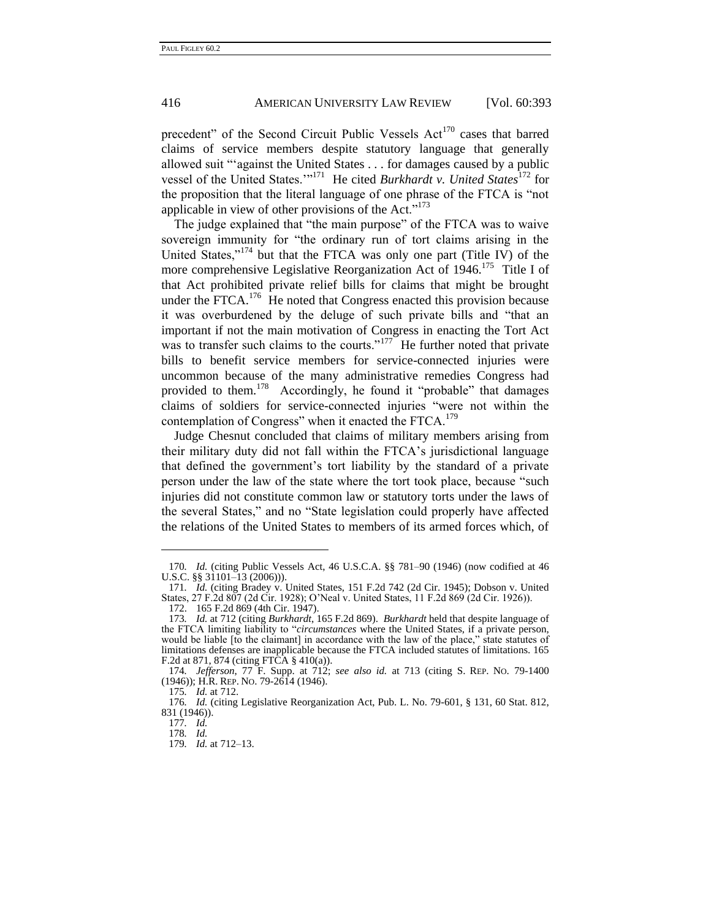precedent" of the Second Circuit Public Vessels Act[170] cases that barred claims of service members despite statutory language that generally allowed suit "'against the United States . . . for damages caused by a public vessel of the United States.'"[171] He cited *Burkhardt v. United States*[172] for the proposition that the literal language of one phrase of the FTCA is "not applicable in view of other provisions of the Act."[173]

The judge explained that "the main purpose" of the FTCA was to waive sovereign immunity for "the ordinary run of tort claims arising in the United States,"[174] but that the FTCA was only one part (Title IV) of the more comprehensive Legislative Reorganization Act of 1946.[175] Title I of that Act prohibited private relief bills for claims that might be brought under the FTCA.[176] He noted that Congress enacted this provision because it was overburdened by the deluge of such private bills and "that an important if not the main motivation of Congress in enacting the Tort Act was to transfer such claims to the courts."[177] He further noted that private bills to benefit service members for service-connected injuries were uncommon because of the many administrative remedies Congress had provided to them.[178] Accordingly, he found it "probable" that damages claims of soldiers for service-connected injuries "were not within the contemplation of Congress" when it enacted the FTCA.[179]

Judge Chesnut concluded that claims of military members arising from their military duty did not fall within the FTCA's jurisdictional language that defined the government's tort liability by the standard of a private person under the law of the state where the tort took place, because "such injuries did not constitute common law or statutory torts under the laws of the several States," and no "State legislation could properly have affected the relations of the United States to members of its armed forces which, of

---

170. *Id.* (citing Public Vessels Act, 46 U.S.C.A. §§ 781–90 (1946) (now codified at 46 U.S.C. §§ 31101–13 (2006))).

171. *Id.* (citing Bradey v. United States, 151 F.2d 742 (2d Cir. 1945); Dobson v. United States, 27 F.2d 807 (2d Cir. 1928); O'Neal v. United States, 11 F.2d 869 (2d Cir. 1926)).

172. 165 F.2d 869 (4th Cir. 1947).

173. *Id.* at 712 (citing *Burkhardt*, 165 F.2d 869). *Burkhardt* held that despite language of the FTCA limiting liability to "*circumstances* where the United States, if a private person, would be liable [to the claimant] in accordance with the law of the place," state statutes of limitations defenses are inapplicable because the FTCA included statutes of limitations. 165 F.2d at 871, 874 (citing FTCA § 410(a)).

174. *Jefferson*, 77 F. Supp. at 712; *see also id.* at 713 (citing S. REP. NO. 79-1400 (1946)); H.R. REP. NO. 79-2614 (1946).

175. *Id.* at 712.

176. *Id.* (citing Legislative Reorganization Act, Pub. L. No. 79-601, § 131, 60 Stat. 812, 831 (1946)).

177. *Id.*

178. *Id.*

179. *Id.* at 712–13.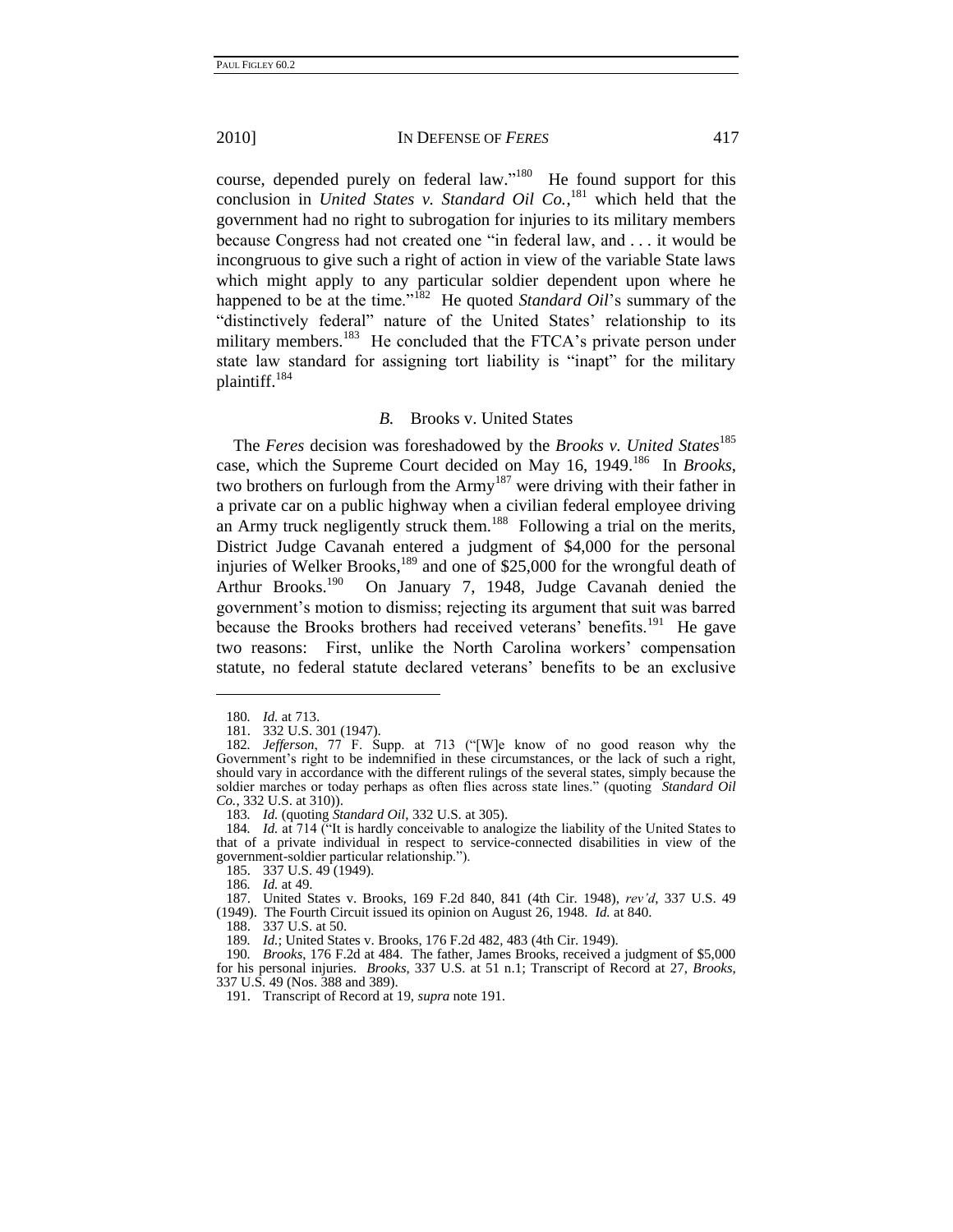course, depended purely on federal law."[180] He found support for this conclusion in *United States v. Standard Oil Co.*,[181] which held that the government had no right to subrogation for injuries to its military members because Congress had not created one "in federal law, and . . . it would be incongruous to give such a right of action in view of the variable State laws which might apply to any particular soldier dependent upon where he happened to be at the time."[182] He quoted *Standard Oil*'s summary of the "distinctively federal" nature of the United States' relationship to its military members.[183] He concluded that the FTCA's private person under state law standard for assigning tort liability is "inapt" for the military plaintiff.[184]

### *B.* Brooks v. United States

The *Feres* decision was foreshadowed by the *Brooks v. United States*[185] case, which the Supreme Court decided on May 16, 1949.[186] In *Brooks*, two brothers on furlough from the Army[187] were driving with their father in a private car on a public highway when a civilian federal employee driving an Army truck negligently struck them.[188] Following a trial on the merits, District Judge Cavanah entered a judgment of $4,000 for the personal injuries of Welker Brooks,[189] and one of $25,000 for the wrongful death of Arthur Brooks.[190] On January 7, 1948, Judge Cavanah denied the government's motion to dismiss; rejecting its argument that suit was barred because the Brooks brothers had received veterans' benefits.[191] He gave two reasons: First, unlike the North Carolina workers' compensation statute, no federal statute declared veterans' benefits to be an exclusive

---

180. *Id.* at 713.

181. 332 U.S. 301 (1947).

182. *Jefferson*, 77 F. Supp. at 713 ("[W]e know of no good reason why the Government's right to be indemnified in these circumstances, or the lack of such a right, should vary in accordance with the different rulings of the several states, simply because the soldier marches or today perhaps as often flies across state lines." (quoting *Standard Oil Co.*, 332 U.S. at 310)).

183. *Id.* (quoting *Standard Oil*, 332 U.S. at 305).

184. *Id.* at 714 ("It is hardly conceivable to analogize the liability of the United States to that of a private individual in respect to service-connected disabilities in view of the government-soldier particular relationship.").

185. 337 U.S. 49 (1949).

186. *Id.* at 49.

187. United States v. Brooks, 169 F.2d 840, 841 (4th Cir. 1948), *rev'd*, 337 U.S. 49 (1949). The Fourth Circuit issued its opinion on August 26, 1948. *Id.* at 840.

188. 337 U.S. at 50.

189. *Id.*; United States v. Brooks, 176 F.2d 482, 483 (4th Cir. 1949).

190. *Brooks*, 176 F.2d at 484. The father, James Brooks, received a judgment of $5,000 for his personal injuries. *Brooks*, 337 U.S. at 51 n.1; Transcript of Record at 27, *Brooks*, 337 U.S. 49 (Nos. 388 and 389).

191. Transcript of Record at 19, *supra* note 191.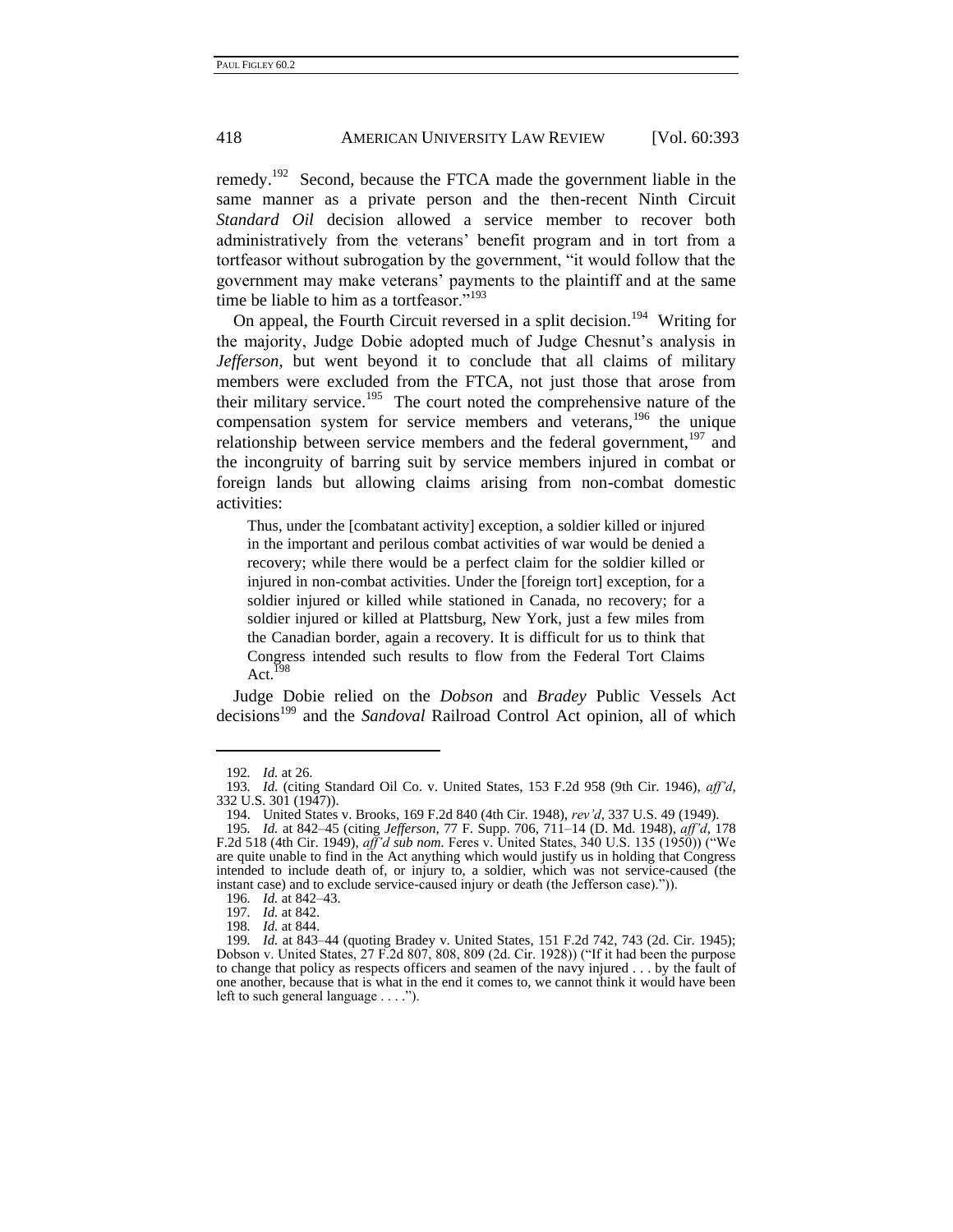remedy.[192] Second, because the FTCA made the government liable in the same manner as a private person and the then-recent Ninth Circuit *Standard Oil* decision allowed a service member to recover both administratively from the veterans' benefit program and in tort from a tortfeasor without subrogation by the government, "it would follow that the government may make veterans' payments to the plaintiff and at the same time be liable to him as a tortfeasor."[193]

On appeal, the Fourth Circuit reversed in a split decision.[194] Writing for the majority, Judge Dobie adopted much of Judge Chesnut's analysis in *Jefferson*, but went beyond it to conclude that all claims of military members were excluded from the FTCA, not just those that arose from their military service.[195] The court noted the comprehensive nature of the compensation system for service members and veterans,[196] the unique relationship between service members and the federal government,[197] and the incongruity of barring suit by service members injured in combat or foreign lands but allowing claims arising from non-combat domestic activities:

> Thus, under the [combatant activity] exception, a soldier killed or injured in the important and perilous combat activities of war would be denied a recovery; while there would be a perfect claim for the soldier killed or injured in non-combat activities. Under the [foreign tort] exception, for a soldier injured or killed while stationed in Canada, no recovery; for a soldier injured or killed at Plattsburg, New York, just a few miles from the Canadian border, again a recovery. It is difficult for us to think that Congress intended such results to flow from the Federal Tort Claims Act.[198]

Judge Dobie relied on the *Dobson* and *Bradey* Public Vessels Act decisions[199] and the *Sandoval* Railroad Control Act opinion, all of which

---

192. *Id.* at 26.

193. *Id.* (citing Standard Oil Co. v. United States, 153 F.2d 958 (9th Cir. 1946), *aff'd*, 332 U.S. 301 (1947)).

194. United States v. Brooks, 169 F.2d 840 (4th Cir. 1948), *rev'd*, 337 U.S. 49 (1949).

195. *Id.* at 842–45 (citing *Jefferson*, 77 F. Supp. 706, 711–14 (D. Md. 1948), *aff'd*, 178 F.2d 518 (4th Cir. 1949), *aff'd sub nom.* Feres v. United States, 340 U.S. 135 (1950)) ("We are quite unable to find in the Act anything which would justify us in holding that Congress intended to include death of, or injury to, a soldier, which was not service-caused (the instant case) and to exclude service-caused injury or death (the Jefferson case).")).

196. *Id.* at 842–43.

197. *Id.* at 842.

198. *Id.* at 844.

199. *Id.* at 843–44 (quoting Bradey v. United States, 151 F.2d 742, 743 (2d. Cir. 1945); Dobson v. United States, 27 F.2d 807, 808, 809 (2d. Cir. 1928)) ("If it had been the purpose to change that policy as respects officers and seamen of the navy injured . . . by the fault of one another, because that is what in the end it comes to, we cannot think it would have been left to such general language . . . .").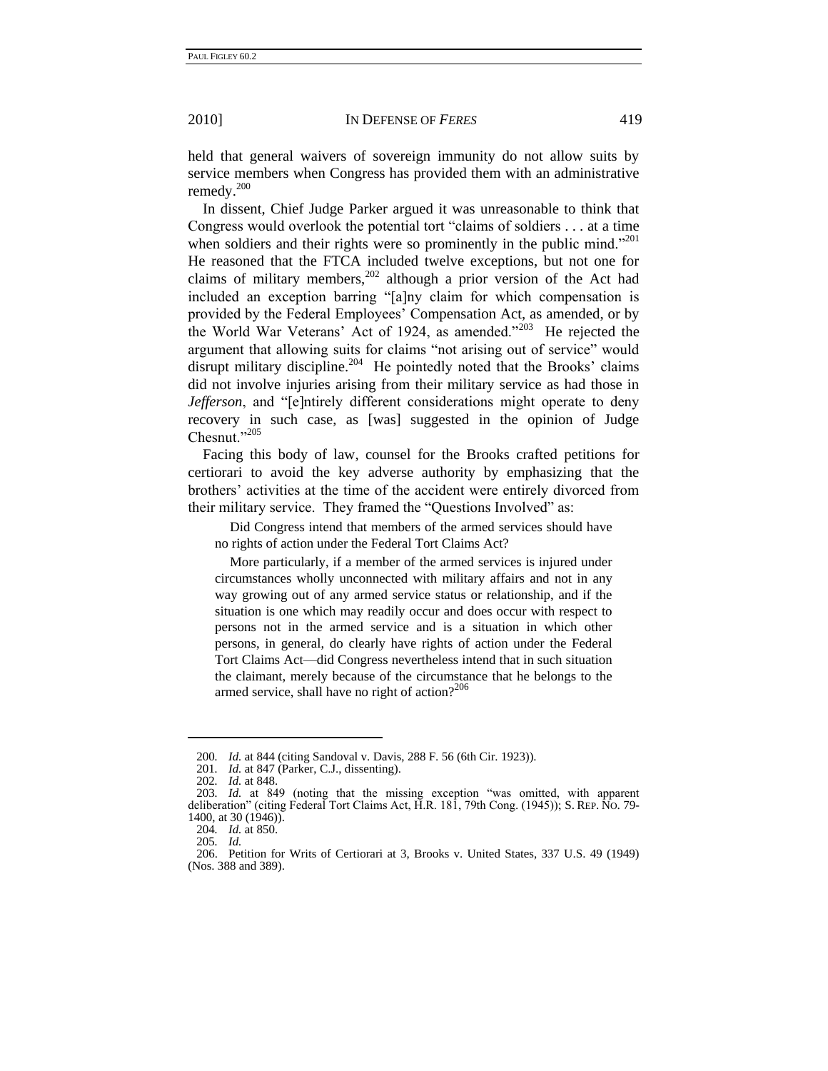held that general waivers of sovereign immunity do not allow suits by service members when Congress has provided them with an administrative remedy.[200]

In dissent, Chief Judge Parker argued it was unreasonable to think that Congress would overlook the potential tort "claims of soldiers . . . at a time when soldiers and their rights were so prominently in the public mind."[201] He reasoned that the FTCA included twelve exceptions, but not one for claims of military members,[202] although a prior version of the Act had included an exception barring "[a]ny claim for which compensation is provided by the Federal Employees' Compensation Act, as amended, or by the World War Veterans' Act of 1924, as amended."[203] He rejected the argument that allowing suits for claims "not arising out of service" would disrupt military discipline.[204] He pointedly noted that the Brooks' claims did not involve injuries arising from their military service as had those in *Jefferson*, and "[e]ntirely different considerations might operate to deny recovery in such case, as [was] suggested in the opinion of Judge Chesnut."[205]

Facing this body of law, counsel for the Brooks crafted petitions for certiorari to avoid the key adverse authority by emphasizing that the brothers' activities at the time of the accident were entirely divorced from their military service. They framed the "Questions Involved" as:

> Did Congress intend that members of the armed services should have no rights of action under the Federal Tort Claims Act?
>
> More particularly, if a member of the armed services is injured under circumstances wholly unconnected with military affairs and not in any way growing out of any armed service status or relationship, and if the situation is one which may readily occur and does occur with respect to persons not in the armed service and is a situation in which other persons, in general, do clearly have rights of action under the Federal Tort Claims Act—did Congress nevertheless intend that in such situation the claimant, merely because of the circumstance that he belongs to the armed service, shall have no right of action?[206]

---

200. *Id.* at 844 (citing Sandoval v. Davis, 288 F. 56 (6th Cir. 1923)).

201. *Id.* at 847 (Parker, C.J., dissenting).

202. *Id.* at 848.

203. *Id.* at 849 (noting that the missing exception "was omitted, with apparent deliberation" (citing Federal Tort Claims Act, H.R. 181, 79th Cong. (1945)); S. REP. NO. 79-1400, at 30 (1946)).

204. *Id.* at 850.

205. *Id.*

206. Petition for Writs of Certiorari at 3, Brooks v. United States, 337 U.S. 49 (1949) (Nos. 388 and 389).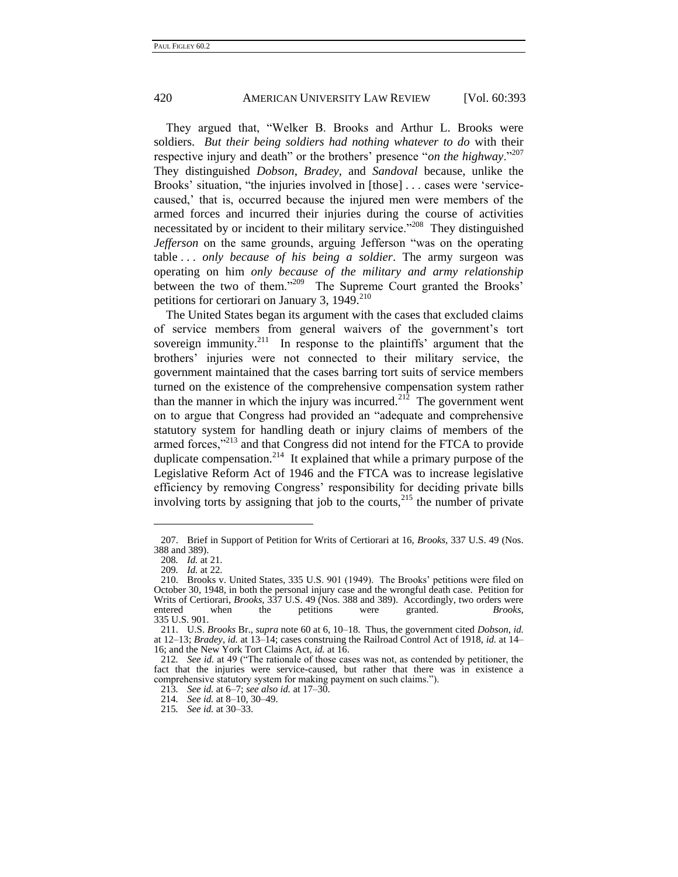They argued that, "Welker B. Brooks and Arthur L. Brooks were soldiers. *But their being soldiers had nothing whatever to do* with their respective injury and death" or the brothers' presence "*on the highway*."[207] They distinguished *Dobson*, *Bradey*, and *Sandoval* because, unlike the Brooks' situation, "the injuries involved in [those] . . . cases were 'service-caused,' that is, occurred because the injured men were members of the armed forces and incurred their injuries during the course of activities necessitated by or incident to their military service."[208] They distinguished *Jefferson* on the same grounds, arguing Jefferson "was on the operating table . . . *only because of his being a soldier*. The army surgeon was operating on him *only because of the military and army relationship* between the two of them."[209] The Supreme Court granted the Brooks' petitions for certiorari on January 3, 1949.[210]

The United States began its argument with the cases that excluded claims of service members from general waivers of the government's tort sovereign immunity.[211] In response to the plaintiffs' argument that the brothers' injuries were not connected to their military service, the government maintained that the cases barring tort suits of service members turned on the existence of the comprehensive compensation system rather than the manner in which the injury was incurred.[212] The government went on to argue that Congress had provided an "adequate and comprehensive statutory system for handling death or injury claims of members of the armed forces,"[213] and that Congress did not intend for the FTCA to provide duplicate compensation.[214] It explained that while a primary purpose of the Legislative Reform Act of 1946 and the FTCA was to increase legislative efficiency by removing Congress' responsibility for deciding private bills involving torts by assigning that job to the courts,[215] the number of private

---

207. Brief in Support of Petition for Writs of Certiorari at 16, *Brooks*, 337 U.S. 49 (Nos. 388 and 389).

208. *Id.* at 21.

209. *Id.* at 22.

210. Brooks v. United States, 335 U.S. 901 (1949). The Brooks' petitions were filed on October 30, 1948, in both the personal injury case and the wrongful death case. Petition for Writs of Certiorari, *Brooks*, 337 U.S. 49 (Nos. 388 and 389). Accordingly, two orders were entered when the petitions were granted. *Brooks*, 335 U.S. 901.

211. U.S. *Brooks* Br., *supra* note 60 at 6, 10–18. Thus, the government cited *Dobson*, *id.* at 12–13; *Bradey*, *id.* at 13–14; cases construing the Railroad Control Act of 1918, *id.* at 14–16; and the New York Tort Claims Act, *id.* at 16.

212. *See id.* at 49 ("The rationale of those cases was not, as contended by petitioner, the fact that the injuries were service-caused, but rather that there was in existence a comprehensive statutory system for making payment on such claims.").

213. *See id.* at 6–7; *see also id.* at 17–30.

214. *See id.* at 8–10, 30–49.

215. *See id.* at 30–33.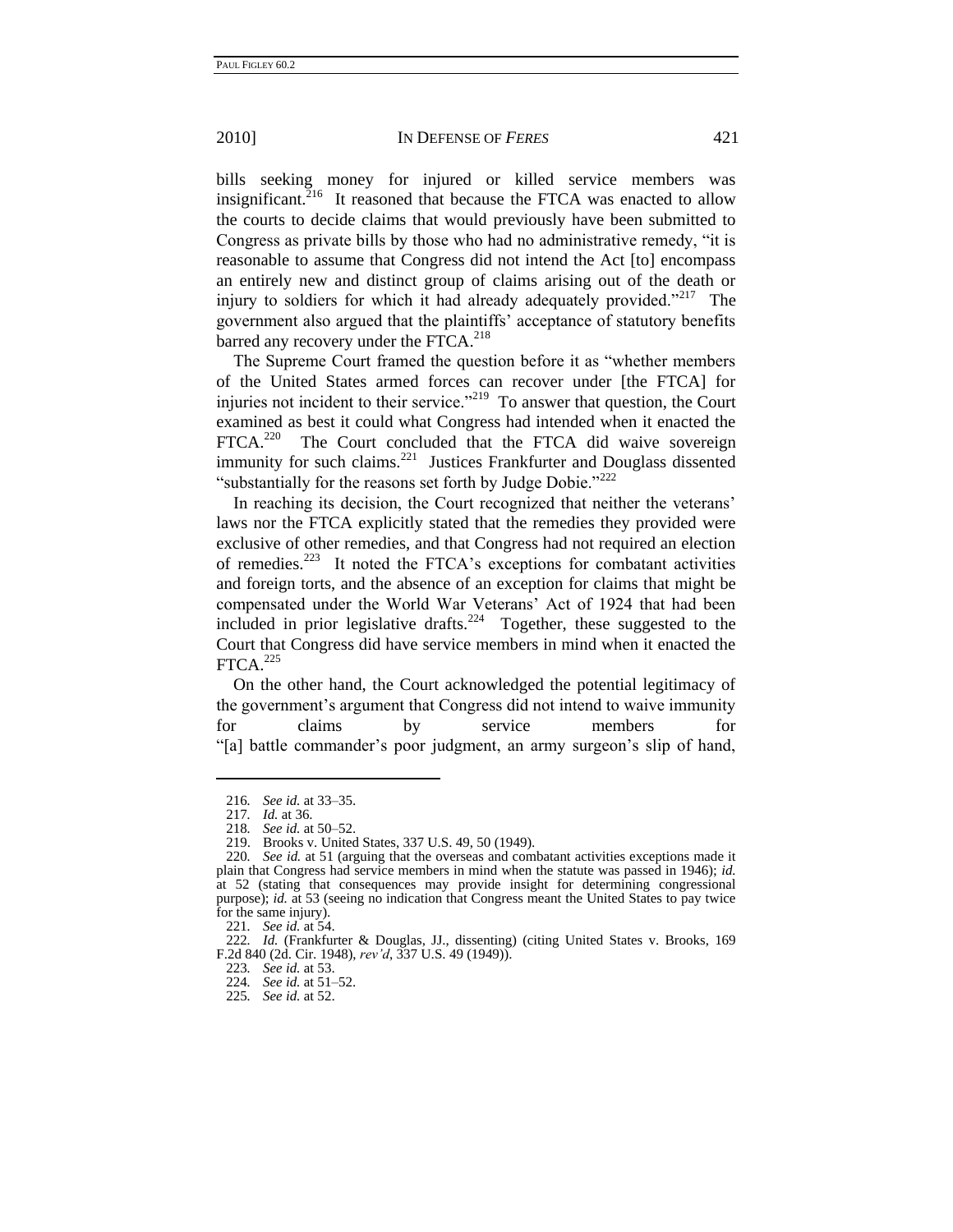bills seeking money for injured or killed service members was insignificant.[216] It reasoned that because the FTCA was enacted to allow the courts to decide claims that would previously have been submitted to Congress as private bills by those who had no administrative remedy, "it is reasonable to assume that Congress did not intend the Act [to] encompass an entirely new and distinct group of claims arising out of the death or injury to soldiers for which it had already adequately provided."[217] The government also argued that the plaintiffs' acceptance of statutory benefits barred any recovery under the FTCA.[218]

The Supreme Court framed the question before it as "whether members of the United States armed forces can recover under [the FTCA] for injuries not incident to their service."[219] To answer that question, the Court examined as best it could what Congress had intended when it enacted the FTCA.[220] The Court concluded that the FTCA did waive sovereign immunity for such claims.[221] Justices Frankfurter and Douglass dissented "substantially for the reasons set forth by Judge Dobie."[222]

In reaching its decision, the Court recognized that neither the veterans' laws nor the FTCA explicitly stated that the remedies they provided were exclusive of other remedies, and that Congress had not required an election of remedies.[223] It noted the FTCA's exceptions for combatant activities and foreign torts, and the absence of an exception for claims that might be compensated under the World War Veterans' Act of 1924 that had been included in prior legislative drafts.[224] Together, these suggested to the Court that Congress did have service members in mind when it enacted the FTCA.[225]

On the other hand, the Court acknowledged the potential legitimacy of the government's argument that Congress did not intend to waive immunity for claims by service members for "[a] battle commander's poor judgment, an army surgeon's slip of hand,

---

216. *See id.* at 33–35.

217. *Id.* at 36.

218. *See id.* at 50–52.

219. Brooks v. United States, 337 U.S. 49, 50 (1949).

220. *See id.* at 51 (arguing that the overseas and combatant activities exceptions made it plain that Congress had service members in mind when the statute was passed in 1946); *id.* at 52 (stating that consequences may provide insight for determining congressional purpose); *id.* at 53 (seeing no indication that Congress meant the United States to pay twice for the same injury).

221. *See id.* at 54.

222. *Id.* (Frankfurter & Douglas, JJ., dissenting) (citing United States v. Brooks, 169 F.2d 840 (2d. Cir. 1948), *rev'd*, 337 U.S. 49 (1949)).

223. *See id.* at 53.

224. *See id.* at 51–52.

225. *See id.* at 52.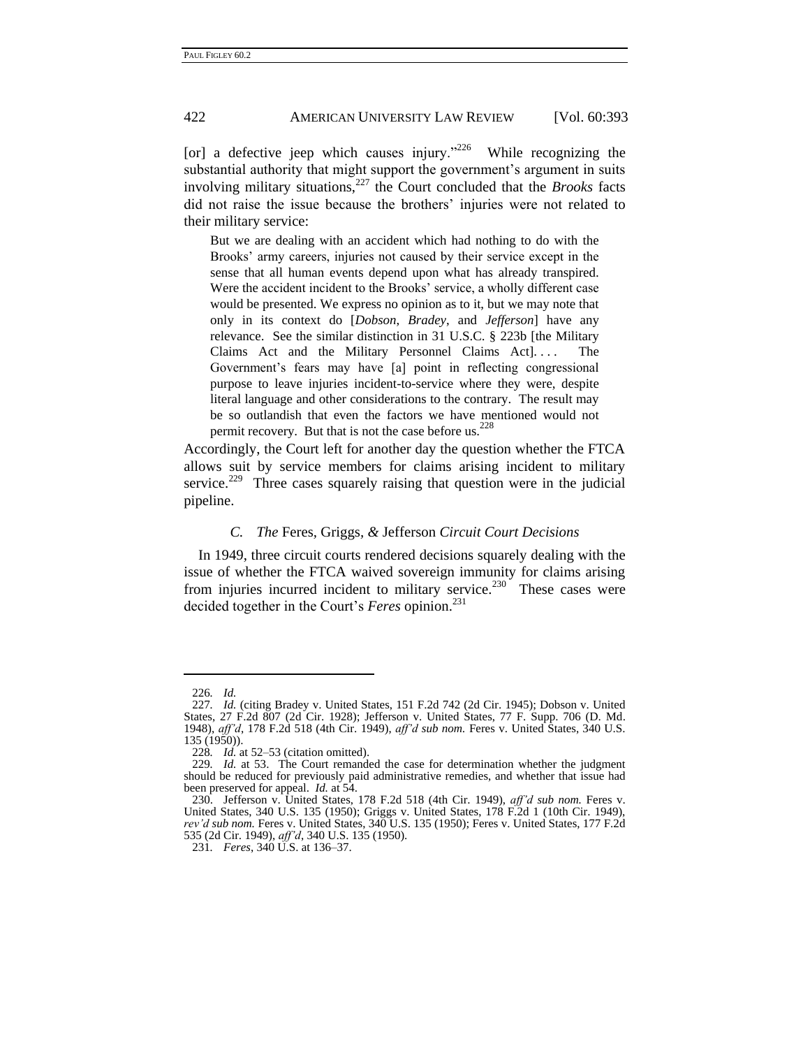[or] a defective jeep which causes injury."[226] While recognizing the substantial authority that might support the government's argument in suits involving military situations,[227] the Court concluded that the *Brooks* facts did not raise the issue because the brothers' injuries were not related to their military service:

> But we are dealing with an accident which had nothing to do with the Brooks' army careers, injuries not caused by their service except in the sense that all human events depend upon what has already transpired. Were the accident incident to the Brooks' service, a wholly different case would be presented. We express no opinion as to it, but we may note that only in its context do [*Dobson*, *Bradey*, and *Jefferson*] have any relevance. See the similar distinction in 31 U.S.C. § 223b [the Military Claims Act and the Military Personnel Claims Act]. . . . The Government's fears may have [a] point in reflecting congressional purpose to leave injuries incident-to-service where they were, despite literal language and other considerations to the contrary. The result may be so outlandish that even the factors we have mentioned would not permit recovery. But that is not the case before us.[228]

Accordingly, the Court left for another day the question whether the FTCA allows suit by service members for claims arising incident to military service.[229] Three cases squarely raising that question were in the judicial pipeline.

### *C. The* Feres, Griggs, *&* Jefferson *Circuit Court Decisions*

In 1949, three circuit courts rendered decisions squarely dealing with the issue of whether the FTCA waived sovereign immunity for claims arising from injuries incurred incident to military service.[230] These cases were decided together in the Court's *Feres* opinion.[231]

---

226. *Id.*

227. *Id.* (citing Bradey v. United States, 151 F.2d 742 (2d Cir. 1945); Dobson v. United States, 27 F.2d 807 (2d Cir. 1928); Jefferson v. United States, 77 F. Supp. 706 (D. Md. 1948), *aff'd*, 178 F.2d 518 (4th Cir. 1949), *aff'd sub nom.* Feres v. United States, 340 U.S. 135 (1950)).

228. *Id.* at 52–53 (citation omitted).

229. *Id.* at 53. The Court remanded the case for determination whether the judgment should be reduced for previously paid administrative remedies, and whether that issue had been preserved for appeal. *Id.* at 54.

230. Jefferson v. United States, 178 F.2d 518 (4th Cir. 1949), *aff'd sub nom.* Feres v. United States, 340 U.S. 135 (1950); Griggs v. United States, 178 F.2d 1 (10th Cir. 1949), *rev'd sub nom.* Feres v. United States, 340 U.S. 135 (1950); Feres v. United States, 177 F.2d 535 (2d Cir. 1949), *aff'd*, 340 U.S. 135 (1950).

231. *Feres*, 340 U.S. at 136–37.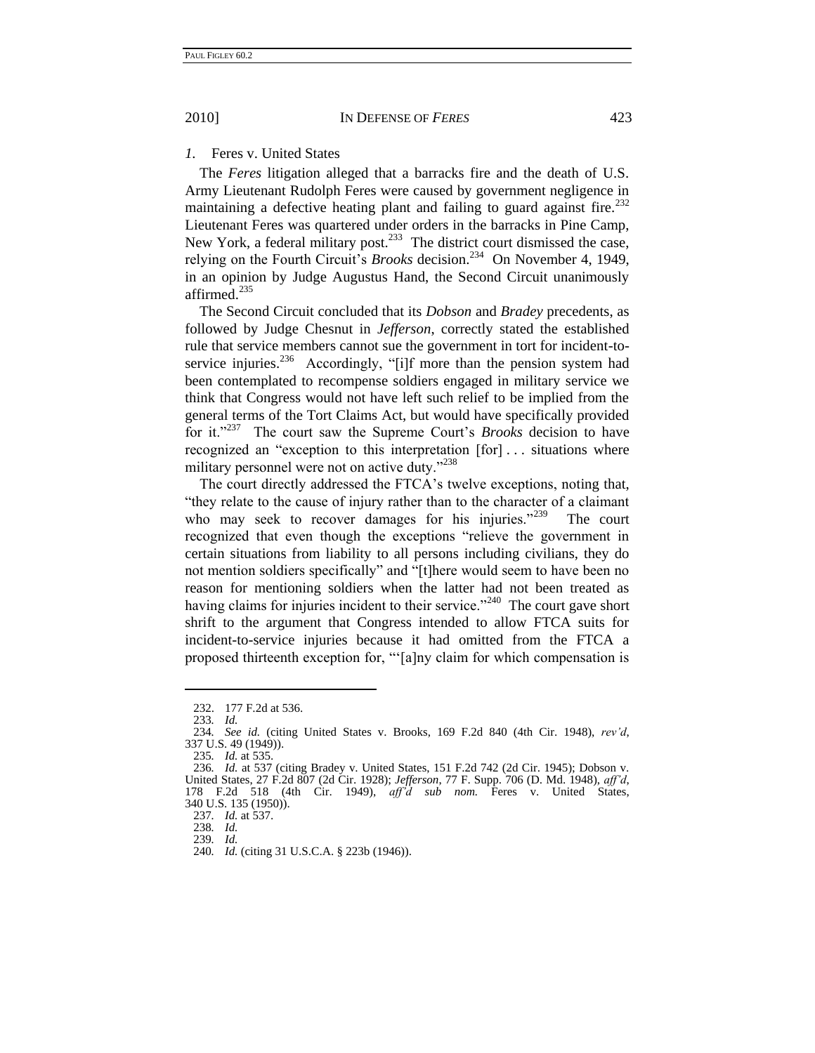### *1.* Feres v. United States

The *Feres* litigation alleged that a barracks fire and the death of U.S. Army Lieutenant Rudolph Feres were caused by government negligence in maintaining a defective heating plant and failing to guard against fire.[232] Lieutenant Feres was quartered under orders in the barracks in Pine Camp, New York, a federal military post.[233] The district court dismissed the case, relying on the Fourth Circuit's *Brooks* decision.[234] On November 4, 1949, in an opinion by Judge Augustus Hand, the Second Circuit unanimously affirmed.[235]

The Second Circuit concluded that its *Dobson* and *Bradey* precedents, as followed by Judge Chesnut in *Jefferson*, correctly stated the established rule that service members cannot sue the government in tort for incident-to-service injuries.[236] Accordingly, "[i]f more than the pension system had been contemplated to recompense soldiers engaged in military service we think that Congress would not have left such relief to be implied from the general terms of the Tort Claims Act, but would have specifically provided for it."[237] The court saw the Supreme Court's *Brooks* decision to have recognized an "exception to this interpretation [for] . . . situations where military personnel were not on active duty."[238]

The court directly addressed the FTCA's twelve exceptions, noting that, "they relate to the cause of injury rather than to the character of a claimant who may seek to recover damages for his injuries."[239] The court recognized that even though the exceptions "relieve the government in certain situations from liability to all persons including civilians, they do not mention soldiers specifically" and "[t]here would seem to have been no reason for mentioning soldiers when the latter had not been treated as having claims for injuries incident to their service."[240] The court gave short shrift to the argument that Congress intended to allow FTCA suits for incident-to-service injuries because it had omitted from the FTCA a proposed thirteenth exception for, "'[a]ny claim for which compensation is

---

232. 177 F.2d at 536.

233. *Id.*

234. *See id.* (citing United States v. Brooks, 169 F.2d 840 (4th Cir. 1948), *rev'd*, 337 U.S. 49 (1949)).

235. *Id.* at 535.

236. *Id.* at 537 (citing Bradey v. United States, 151 F.2d 742 (2d Cir. 1945); Dobson v. United States, 27 F.2d 807 (2d Cir. 1928); *Jefferson*, 77 F. Supp. 706 (D. Md. 1948), *aff'd*, 178 F.2d 518 (4th Cir. 1949), *aff'd sub nom.* Feres v. United States, 340 U.S. 135 (1950)).

237. *Id.* at 537.

238. *Id.*

239. *Id.*

240. *Id.* (citing 31 U.S.C.A. § 223b (1946)).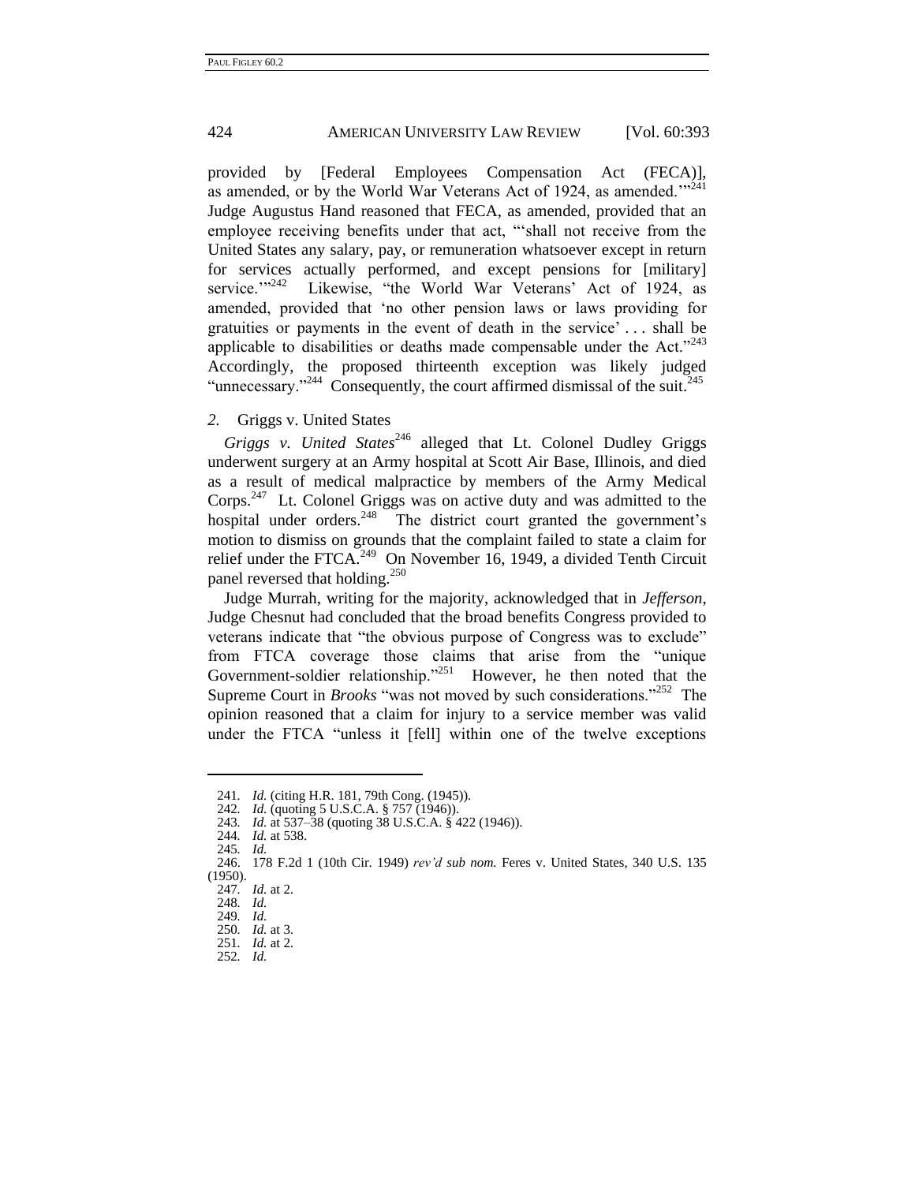provided by [Federal Employees Compensation Act (FECA)], as amended, or by the World War Veterans Act of 1924, as amended.'"[241] Judge Augustus Hand reasoned that FECA, as amended, provided that an employee receiving benefits under that act, "'shall not receive from the United States any salary, pay, or remuneration whatsoever except in return for services actually performed, and except pensions for [military] service.'"[242] Likewise, "the World War Veterans' Act of 1924, as amended, provided that 'no other pension laws or laws providing for gratuities or payments in the event of death in the service' . . . shall be applicable to disabilities or deaths made compensable under the Act."[243] Accordingly, the proposed thirteenth exception was likely judged "unnecessary."[244] Consequently, the court affirmed dismissal of the suit.[245]

### *2.* Griggs v. United States

*Griggs v. United States*[246] alleged that Lt. Colonel Dudley Griggs underwent surgery at an Army hospital at Scott Air Base, Illinois, and died as a result of medical malpractice by members of the Army Medical Corps.[247] Lt. Colonel Griggs was on active duty and was admitted to the hospital under orders.[248] The district court granted the government's motion to dismiss on grounds that the complaint failed to state a claim for relief under the FTCA.[249] On November 16, 1949, a divided Tenth Circuit panel reversed that holding.[250]

Judge Murrah, writing for the majority, acknowledged that in *Jefferson*, Judge Chesnut had concluded that the broad benefits Congress provided to veterans indicate that "the obvious purpose of Congress was to exclude" from FTCA coverage those claims that arise from the "unique Government-soldier relationship."[251] However, he then noted that the Supreme Court in *Brooks* "was not moved by such considerations."[252] The opinion reasoned that a claim for injury to a service member was valid under the FTCA "unless it [fell] within one of the twelve exceptions

---

241. *Id.* (citing H.R. 181, 79th Cong. (1945)).

242. *Id.* (quoting 5 U.S.C.A. § 757 (1946)).

243. *Id.* at 537–38 (quoting 38 U.S.C.A. § 422 (1946)).

244. *Id.* at 538.

245. *Id.*

246. 178 F.2d 1 (10th Cir. 1949) *rev'd sub nom.* Feres v. United States, 340 U.S. 135 (1950).

247. *Id.* at 2.

248. *Id.*

249. *Id.*

250. *Id.* at 3.

251. *Id.* at 2.

252. *Id.*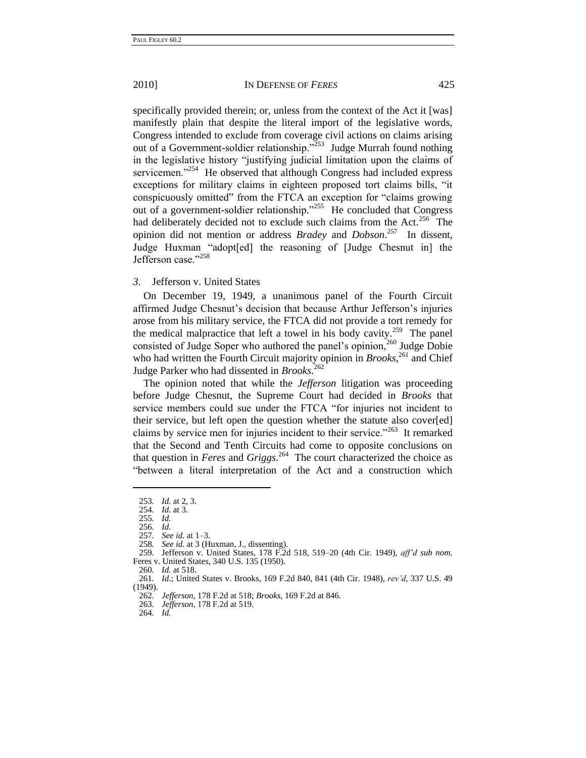specifically provided therein; or, unless from the context of the Act it [was] manifestly plain that despite the literal import of the legislative words, Congress intended to exclude from coverage civil actions on claims arising out of a Government-soldier relationship."[253] Judge Murrah found nothing in the legislative history "justifying judicial limitation upon the claims of servicemen."[254] He observed that although Congress had included express exceptions for military claims in eighteen proposed tort claims bills, "it conspicuously omitted" from the FTCA an exception for "claims growing out of a government-soldier relationship."[255] He concluded that Congress had deliberately decided not to exclude such claims from the Act.[256] The opinion did not mention or address *Bradey* and *Dobson*.[257] In dissent, Judge Huxman "adopt[ed] the reasoning of [Judge Chesnut in] the Jefferson case."[258]

### *3.* Jefferson v. United States

On December 19, 1949, a unanimous panel of the Fourth Circuit affirmed Judge Chesnut's decision that because Arthur Jefferson's injuries arose from his military service, the FTCA did not provide a tort remedy for the medical malpractice that left a towel in his body cavity.[259] The panel consisted of Judge Soper who authored the panel's opinion,[260] Judge Dobie who had written the Fourth Circuit majority opinion in *Brooks*,[261] and Chief Judge Parker who had dissented in *Brooks*.[262]

The opinion noted that while the *Jefferson* litigation was proceeding before Judge Chesnut, the Supreme Court had decided in *Brooks* that service members could sue under the FTCA "for injuries not incident to their service, but left open the question whether the statute also cover[ed] claims by service men for injuries incident to their service."[263] It remarked that the Second and Tenth Circuits had come to opposite conclusions on that question in *Feres* and *Griggs*.[264] The court characterized the choice as "between a literal interpretation of the Act and a construction which

---

253. *Id.* at 2, 3.
254. *Id.* at 3.
255. *Id.*
256. *Id.*
257. *See id.* at 1–3.
258. *See id.* at 3 (Huxman, J., dissenting).
259. Jefferson v. United States, 178 F.2d 518, 519–20 (4th Cir. 1949), *aff'd sub nom.* Feres v. United States, 340 U.S. 135 (1950).
260. *Id.* at 518.
261. *Id.*; United States v. Brooks, 169 F.2d 840, 841 (4th Cir. 1948), *rev'd*, 337 U.S. 49 (1949).
262. *Jefferson*, 178 F.2d at 518; *Brooks*, 169 F.2d at 846.
263. *Jefferson*, 178 F.2d at 519.
264. *Id.*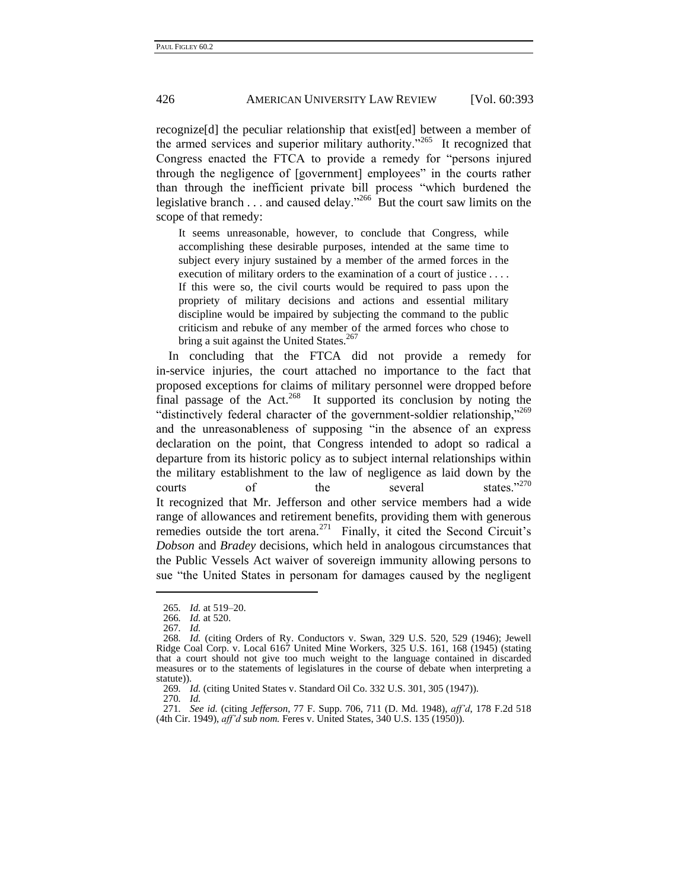recognize[d] the peculiar relationship that exist[ed] between a member of the armed services and superior military authority."[265] It recognized that Congress enacted the FTCA to provide a remedy for "persons injured through the negligence of [government] employees" in the courts rather than through the inefficient private bill process "which burdened the legislative branch . . . and caused delay."[266] But the court saw limits on the scope of that remedy:

> It seems unreasonable, however, to conclude that Congress, while accomplishing these desirable purposes, intended at the same time to subject every injury sustained by a member of the armed forces in the execution of military orders to the examination of a court of justice . . . . If this were so, the civil courts would be required to pass upon the propriety of military decisions and actions and essential military discipline would be impaired by subjecting the command to the public criticism and rebuke of any member of the armed forces who chose to bring a suit against the United States.[267]

In concluding that the FTCA did not provide a remedy for in-service injuries, the court attached no importance to the fact that proposed exceptions for claims of military personnel were dropped before final passage of the Act.[268] It supported its conclusion by noting the "distinctively federal character of the government-soldier relationship,"[269] and the unreasonableness of supposing "in the absence of an express declaration on the point, that Congress intended to adopt so radical a departure from its historic policy as to subject internal relationships within the military establishment to the law of negligence as laid down by the courts of the several states."[270] It recognized that Mr. Jefferson and other service members had a wide range of allowances and retirement benefits, providing them with generous remedies outside the tort arena.[271] Finally, it cited the Second Circuit's *Dobson* and *Bradey* decisions, which held in analogous circumstances that the Public Vessels Act waiver of sovereign immunity allowing persons to sue "the United States in personam for damages caused by the negligent

---

265. *Id.* at 519–20.

266. *Id.* at 520.

267. *Id.*

268. *Id.* (citing Orders of Ry. Conductors v. Swan, 329 U.S. 520, 529 (1946); Jewell Ridge Coal Corp. v. Local 6167 United Mine Workers, 325 U.S. 161, 168 (1945) (stating that a court should not give too much weight to the language contained in discarded measures or to the statements of legislatures in the course of debate when interpreting a statute)).

269. *Id.* (citing United States v. Standard Oil Co. 332 U.S. 301, 305 (1947)).

270. *Id.*

271. *See id.* (citing *Jefferson*, 77 F. Supp. 706, 711 (D. Md. 1948), *aff'd*, 178 F.2d 518 (4th Cir. 1949), *aff'd sub nom.* Feres v. United States, 340 U.S. 135 (1950)).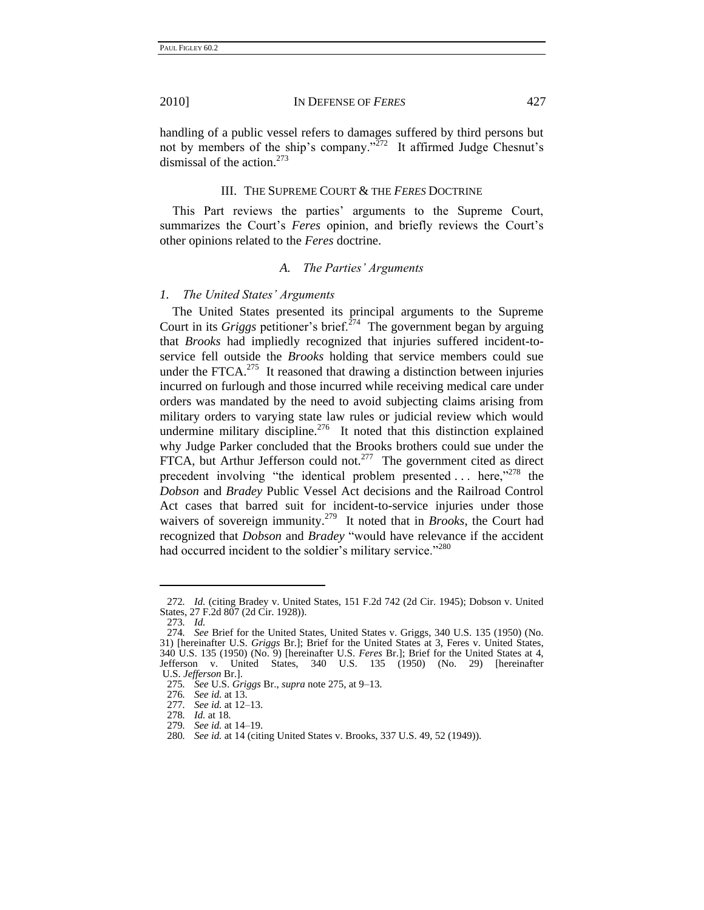handling of a public vessel refers to damages suffered by third persons but not by members of the ship's company."[272] It affirmed Judge Chesnut's dismissal of the action.[273]

## III. THE SUPREME COURT & THE *FERES* DOCTRINE

This Part reviews the parties' arguments to the Supreme Court, summarizes the Court's *Feres* opinion, and briefly reviews the Court's other opinions related to the *Feres* doctrine.

### *A. The Parties' Arguments*

#### *1. The United States' Arguments*

The United States presented its principal arguments to the Supreme Court in its *Griggs* petitioner's brief.[274] The government began by arguing that *Brooks* had impliedly recognized that injuries suffered incident-to-service fell outside the *Brooks* holding that service members could sue under the FTCA.[275] It reasoned that drawing a distinction between injuries incurred on furlough and those incurred while receiving medical care under orders was mandated by the need to avoid subjecting claims arising from military orders to varying state law rules or judicial review which would undermine military discipline.[276] It noted that this distinction explained why Judge Parker concluded that the Brooks brothers could sue under the FTCA, but Arthur Jefferson could not.[277] The government cited as direct precedent involving "the identical problem presented . . . here,"[278] the *Dobson* and *Bradey* Public Vessel Act decisions and the Railroad Control Act cases that barred suit for incident-to-service injuries under those waivers of sovereign immunity.[279] It noted that in *Brooks*, the Court had recognized that *Dobson* and *Bradey* "would have relevance if the accident had occurred incident to the soldier's military service."[280]

---

272. *Id.* (citing Bradey v. United States, 151 F.2d 742 (2d Cir. 1945); Dobson v. United States, 27 F.2d 807 (2d Cir. 1928)).

273. *Id.*

274. *See* Brief for the United States, United States v. Griggs, 340 U.S. 135 (1950) (No. 31) [hereinafter U.S. *Griggs* Br.]; Brief for the United States at 3, Feres v. United States, 340 U.S. 135 (1950) (No. 9) [hereinafter U.S. *Feres* Br.]; Brief for the United States at 4, Jefferson v. United States, 340 U.S. 135 (1950) (No. 29) [hereinafter U.S. *Jefferson* Br.].

275. *See* U.S. *Griggs* Br., *supra* note 275, at 9–13.

276. *See id.* at 13.

277. *See id.* at 12–13.

278. *Id.* at 18.

279. *See id.* at 14–19.

280. *See id.* at 14 (citing United States v. Brooks, 337 U.S. 49, 52 (1949)).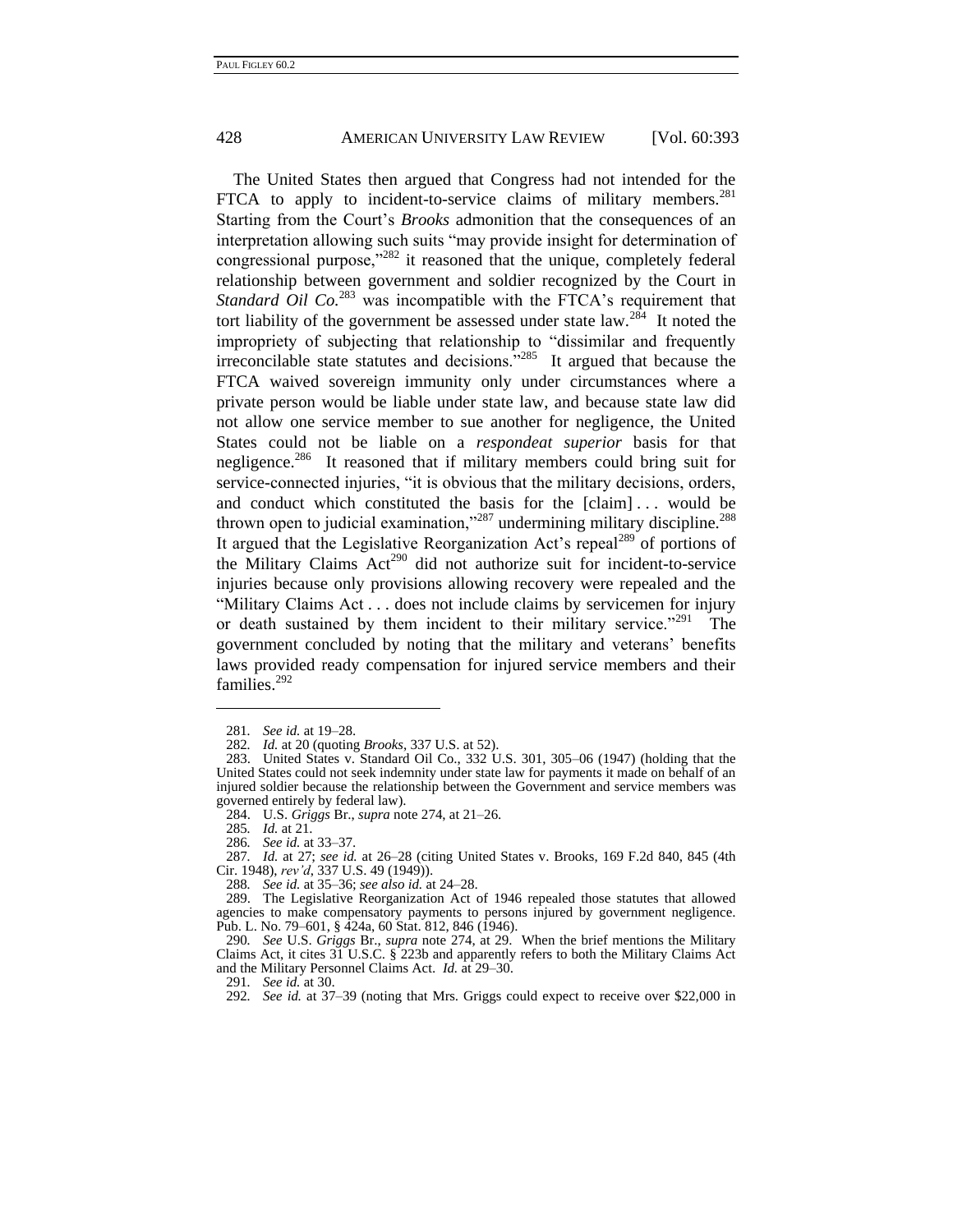The United States then argued that Congress had not intended for the FTCA to apply to incident-to-service claims of military members.[281] Starting from the Court's *Brooks* admonition that the consequences of an interpretation allowing such suits "may provide insight for determination of congressional purpose,"[282] it reasoned that the unique, completely federal relationship between government and soldier recognized by the Court in *Standard Oil Co.*[283] was incompatible with the FTCA's requirement that tort liability of the government be assessed under state law.[284] It noted the impropriety of subjecting that relationship to "dissimilar and frequently irreconcilable state statutes and decisions."[285] It argued that because the FTCA waived sovereign immunity only under circumstances where a private person would be liable under state law, and because state law did not allow one service member to sue another for negligence, the United States could not be liable on a *respondeat superior* basis for that negligence.[286] It reasoned that if military members could bring suit for service-connected injuries, "it is obvious that the military decisions, orders, and conduct which constituted the basis for the [claim] . . . would be thrown open to judicial examination,"[287] undermining military discipline.[288] It argued that the Legislative Reorganization Act's repeal[289] of portions of the Military Claims Act[290] did not authorize suit for incident-to-service injuries because only provisions allowing recovery were repealed and the "Military Claims Act . . . does not include claims by servicemen for injury or death sustained by them incident to their military service."[291] The government concluded by noting that the military and veterans' benefits laws provided ready compensation for injured service members and their families.[292]

---

281. *See id.* at 19–28.

282. *Id.* at 20 (quoting *Brooks*, 337 U.S. at 52).

283. United States v. Standard Oil Co., 332 U.S. 301, 305–06 (1947) (holding that the United States could not seek indemnity under state law for payments it made on behalf of an injured soldier because the relationship between the Government and service members was governed entirely by federal law).

284. U.S. *Griggs* Br., *supra* note 274, at 21–26.

285. *Id.* at 21.

286. *See id.* at 33–37.

287. *Id.* at 27; *see id.* at 26–28 (citing United States v. Brooks, 169 F.2d 840, 845 (4th Cir. 1948), *rev'd*, 337 U.S. 49 (1949)).

288. *See id.* at 35–36; *see also id.* at 24–28.

289. The Legislative Reorganization Act of 1946 repealed those statutes that allowed agencies to make compensatory payments to persons injured by government negligence. Pub. L. No. 79–601, § 424a, 60 Stat. 812, 846 (1946).

290. *See* U.S. *Griggs* Br., *supra* note 274, at 29. When the brief mentions the Military Claims Act, it cites 31 U.S.C. § 223b and apparently refers to both the Military Claims Act and the Military Personnel Claims Act. *Id.* at 29–30.

291. *See id.* at 30.

292. *See id.* at 37–39 (noting that Mrs. Griggs could expect to receive over $22,000 in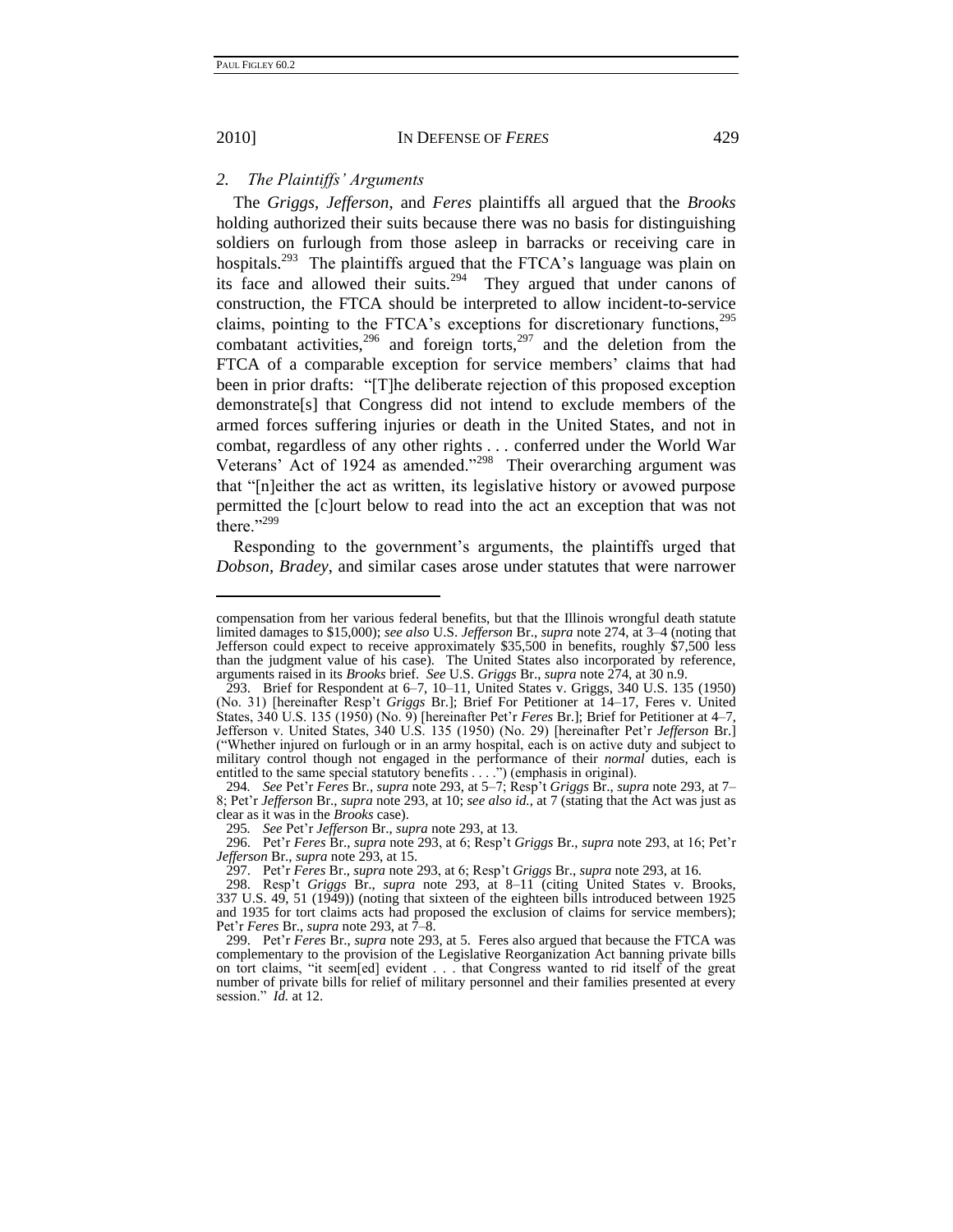### *2. The Plaintiffs' Arguments*

The *Griggs*, *Jefferson*, and *Feres* plaintiffs all argued that the *Brooks* holding authorized their suits because there was no basis for distinguishing soldiers on furlough from those asleep in barracks or receiving care in hospitals.[293] The plaintiffs argued that the FTCA's language was plain on its face and allowed their suits.[294] They argued that under canons of construction, the FTCA should be interpreted to allow incident-to-service claims, pointing to the FTCA's exceptions for discretionary functions,[295] combatant activities,[296] and foreign torts,[297] and the deletion from the FTCA of a comparable exception for service members' claims that had been in prior drafts: "[T]he deliberate rejection of this proposed exception demonstrate[s] that Congress did not intend to exclude members of the armed forces suffering injuries or death in the United States, and not in combat, regardless of any other rights . . . conferred under the World War Veterans' Act of 1924 as amended."[298] Their overarching argument was that "[n]either the act as written, its legislative history or avowed purpose permitted the [c]ourt below to read into the act an exception that was not there."[299]

Responding to the government's arguments, the plaintiffs urged that *Dobson*, *Bradey*, and similar cases arose under statutes that were narrower

---

compensation from her various federal benefits, but that the Illinois wrongful death statute limited damages to $15,000); *see also* U.S. *Jefferson* Br., *supra* note 274, at 3–4 (noting that Jefferson could expect to receive approximately $35,500 in benefits, roughly $7,500 less than the judgment value of his case). The United States also incorporated by reference, arguments raised in its *Brooks* brief. *See* U.S. *Griggs* Br., *supra* note 274, at 30 n.9.

293. Brief for Respondent at 6–7, 10–11, United States v. Griggs, 340 U.S. 135 (1950) (No. 31) [hereinafter Resp't *Griggs* Br.]; Brief For Petitioner at 14–17, Feres v. United States, 340 U.S. 135 (1950) (No. 9) [hereinafter Pet'r *Feres* Br.]; Brief for Petitioner at 4–7, Jefferson v. United States, 340 U.S. 135 (1950) (No. 29) [hereinafter Pet'r *Jefferson* Br.] ("Whether injured on furlough or in an army hospital, each is on active duty and subject to military control though not engaged in the performance of their *normal* duties, each is entitled to the same special statutory benefits . . . .") (emphasis in original).

294. *See* Pet'r *Feres* Br., *supra* note 293, at 5–7; Resp't *Griggs* Br., *supra* note 293, at 7–8; Pet'r *Jefferson* Br., *supra* note 293, at 10; *see also id.*, at 7 (stating that the Act was just as clear as it was in the *Brooks* case).

295. *See* Pet'r *Jefferson* Br., *supra* note 293, at 13.

296. Pet'r *Feres* Br., *supra* note 293, at 6; Resp't *Griggs* Br., *supra* note 293, at 16; Pet'r *Jefferson* Br., *supra* note 293, at 15.

297. Pet'r *Feres* Br., *supra* note 293, at 6; Resp't *Griggs* Br., *supra* note 293, at 16.

298. Resp't *Griggs* Br., *supra* note 293, at 8–11 (citing United States v. Brooks, 337 U.S. 49, 51 (1949)) (noting that sixteen of the eighteen bills introduced between 1925 and 1935 for tort claims acts had proposed the exclusion of claims for service members); Pet'r *Feres* Br., *supra* note 293, at 7–8.

299. Pet'r *Feres* Br., *supra* note 293, at 5. Feres also argued that because the FTCA was complementary to the provision of the Legislative Reorganization Act banning private bills on tort claims, "it seem[ed] evident . . . that Congress wanted to rid itself of the great number of private bills for relief of military personnel and their families presented at every session." *Id.* at 12.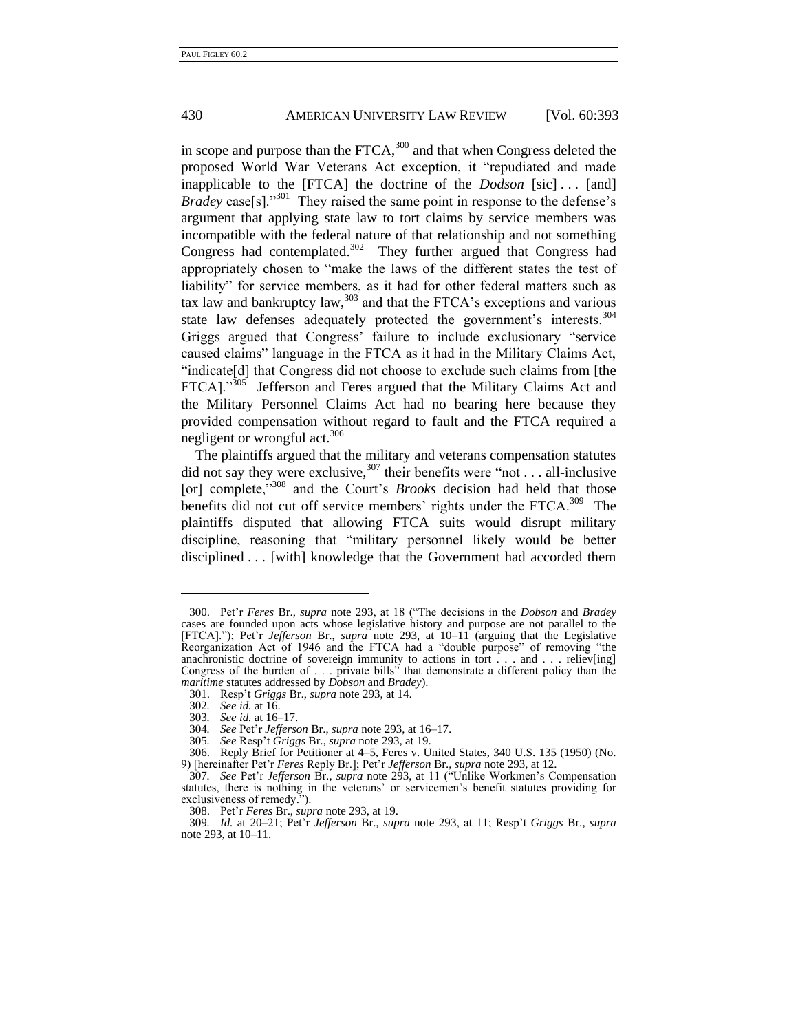in scope and purpose than the FTCA,[300] and that when Congress deleted the proposed World War Veterans Act exception, it "repudiated and made inapplicable to the [FTCA] the doctrine of the *Dodson* [sic] . . . [and] *Bradey* case[s]."[301] They raised the same point in response to the defense's argument that applying state law to tort claims by service members was incompatible with the federal nature of that relationship and not something Congress had contemplated.[302] They further argued that Congress had appropriately chosen to "make the laws of the different states the test of liability" for service members, as it had for other federal matters such as tax law and bankruptcy law,[303] and that the FTCA's exceptions and various state law defenses adequately protected the government's interests.[304] Griggs argued that Congress' failure to include exclusionary "service caused claims" language in the FTCA as it had in the Military Claims Act, "indicate[d] that Congress did not choose to exclude such claims from [the FTCA]."[305] Jefferson and Feres argued that the Military Claims Act and the Military Personnel Claims Act had no bearing here because they provided compensation without regard to fault and the FTCA required a negligent or wrongful act.[306]

The plaintiffs argued that the military and veterans compensation statutes did not say they were exclusive,[307] their benefits were "not . . . all-inclusive [or] complete,"[308] and the Court's *Brooks* decision had held that those benefits did not cut off service members' rights under the FTCA.[309] The plaintiffs disputed that allowing FTCA suits would disrupt military discipline, reasoning that "military personnel likely would be better disciplined . . . [with] knowledge that the Government had accorded them

---

300. Pet'r *Feres* Br., *supra* note 293, at 18 ("The decisions in the *Dobson* and *Bradey* cases are founded upon acts whose legislative history and purpose are not parallel to the [FTCA]."); Pet'r *Jefferson* Br., *supra* note 293, at 10–11 (arguing that the Legislative Reorganization Act of 1946 and the FTCA had a "double purpose" of removing "the anachronistic doctrine of sovereign immunity to actions in tort . . . and . . . reliev[ing] Congress of the burden of . . . private bills" that demonstrate a different policy than the *maritime* statutes addressed by *Dobson* and *Bradey*).

301. Resp't *Griggs* Br., *supra* note 293, at 14.

302. *See id.* at 16.

303. *See id.* at 16–17.

304. *See* Pet'r *Jefferson* Br., *supra* note 293, at 16–17.

305. *See* Resp't *Griggs* Br., *supra* note 293, at 19.

306. Reply Brief for Petitioner at 4–5, Feres v. United States, 340 U.S. 135 (1950) (No. 9) [hereinafter Pet'r *Feres* Reply Br.]; Pet'r *Jefferson* Br., *supra* note 293, at 12.

307. *See* Pet'r *Jefferson* Br., *supra* note 293, at 11 ("Unlike Workmen's Compensation statutes, there is nothing in the veterans' or servicemen's benefit statutes providing for exclusiveness of remedy.").

308. Pet'r *Feres* Br., *supra* note 293, at 19.

309. *Id.* at 20–21; Pet'r *Jefferson* Br., *supra* note 293, at 11; Resp't *Griggs* Br., *supra* note 293, at 10–11.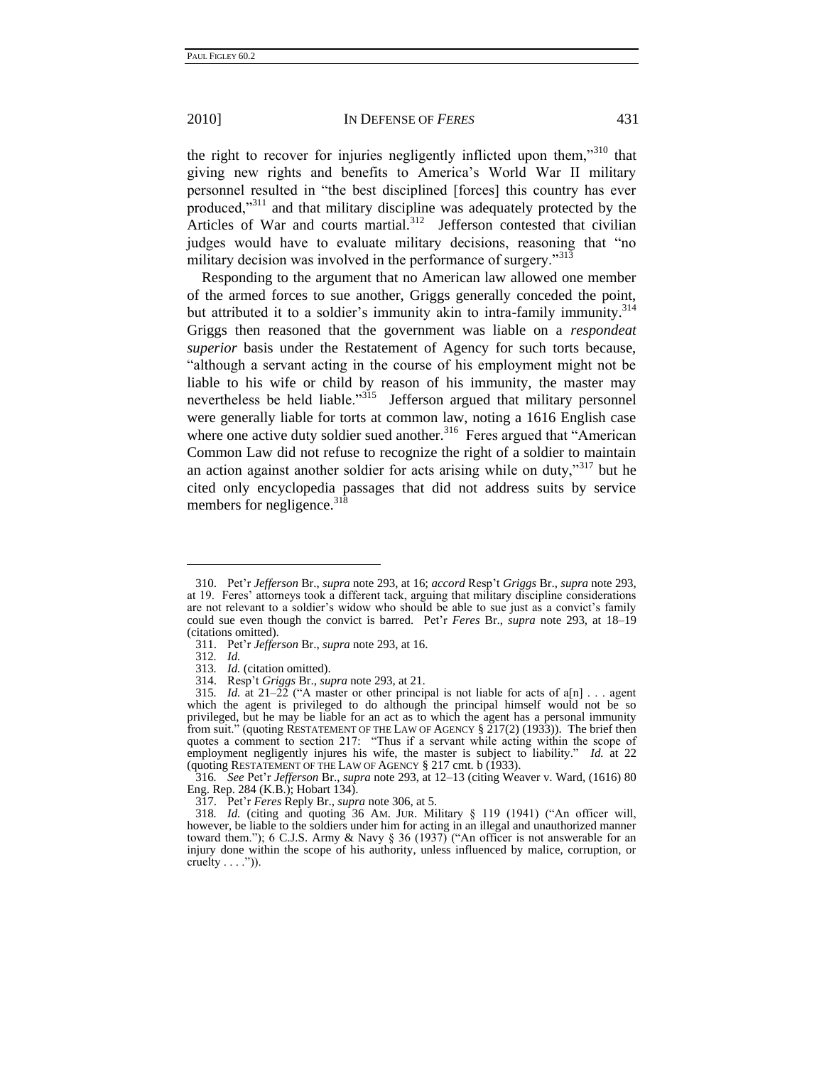the right to recover for injuries negligently inflicted upon them,"[310] that giving new rights and benefits to America's World War II military personnel resulted in "the best disciplined [forces] this country has ever produced,"[311] and that military discipline was adequately protected by the Articles of War and courts martial.[312] Jefferson contested that civilian judges would have to evaluate military decisions, reasoning that "no military decision was involved in the performance of surgery."[313]

Responding to the argument that no American law allowed one member of the armed forces to sue another, Griggs generally conceded the point, but attributed it to a soldier's immunity akin to intra-family immunity.[314] Griggs then reasoned that the government was liable on a *respondeat superior* basis under the Restatement of Agency for such torts because, "although a servant acting in the course of his employment might not be liable to his wife or child by reason of his immunity, the master may nevertheless be held liable."[315] Jefferson argued that military personnel were generally liable for torts at common law, noting a 1616 English case where one active duty soldier sued another.[316] Feres argued that "American Common Law did not refuse to recognize the right of a soldier to maintain an action against another soldier for acts arising while on duty,"[317] but he cited only encyclopedia passages that did not address suits by service members for negligence.[318]

---

310. Pet'r *Jefferson* Br., *supra* note 293, at 16; *accord* Resp't *Griggs* Br., *supra* note 293, at 19. Feres' attorneys took a different tack, arguing that military discipline considerations are not relevant to a soldier's widow who should be able to sue just as a convict's family could sue even though the convict is barred. Pet'r *Feres* Br., *supra* note 293, at 18–19 (citations omitted).

311. Pet'r *Jefferson* Br., *supra* note 293, at 16.

312. *Id.*

313. *Id.* (citation omitted).

314. Resp't *Griggs* Br., *supra* note 293, at 21.

315. *Id.* at 21–22 ("A master or other principal is not liable for acts of a[n] . . . agent which the agent is privileged to do although the principal himself would not be so privileged, but he may be liable for an act as to which the agent has a personal immunity from suit." (quoting RESTATEMENT OF THE LAW OF AGENCY § 217(2) (1933)). The brief then quotes a comment to section 217: "Thus if a servant while acting within the scope of employment negligently injures his wife, the master is subject to liability." *Id.* at 22 (quoting RESTATEMENT OF THE LAW OF AGENCY § 217 cmt. b (1933).

316. *See* Pet'r *Jefferson* Br., *supra* note 293, at 12–13 (citing Weaver v. Ward, (1616) 80 Eng. Rep. 284 (K.B.); Hobart 134).

317. Pet'r *Feres* Reply Br., *supra* note 306, at 5.

318. *Id.* (citing and quoting 36 AM. JUR. Military § 119 (1941) ("An officer will, however, be liable to the soldiers under him for acting in an illegal and unauthorized manner toward them."); 6 C.J.S. Army & Navy § 36 (1937) ("An officer is not answerable for an injury done within the scope of his authority, unless influenced by malice, corruption, or cruelty . . . .")).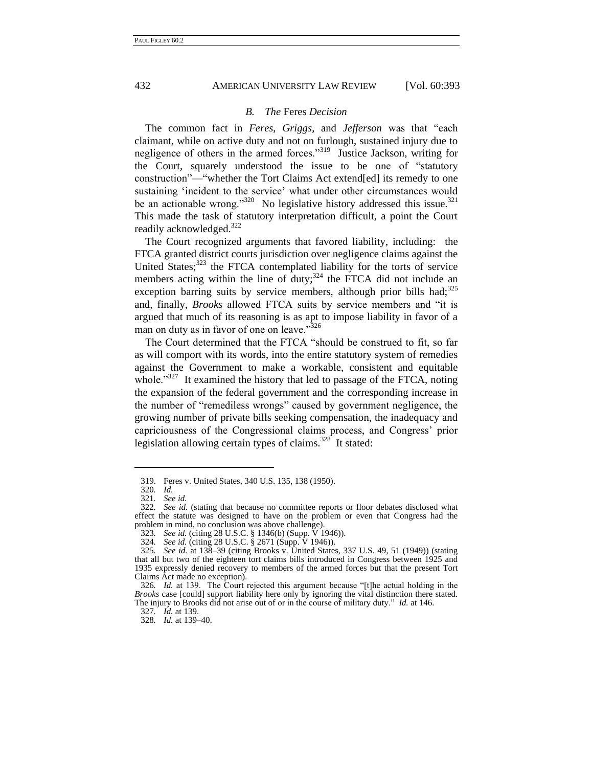### *B. The* Feres *Decision*

The common fact in *Feres*, *Griggs*, and *Jefferson* was that "each claimant, while on active duty and not on furlough, sustained injury due to negligence of others in the armed forces."[319] Justice Jackson, writing for the Court, squarely understood the issue to be one of "statutory construction"—"whether the Tort Claims Act extend[ed] its remedy to one sustaining 'incident to the service' what under other circumstances would be an actionable wrong."[320] No legislative history addressed this issue.[321] This made the task of statutory interpretation difficult, a point the Court readily acknowledged.[322]

The Court recognized arguments that favored liability, including: the FTCA granted district courts jurisdiction over negligence claims against the United States;[323] the FTCA contemplated liability for the torts of service members acting within the line of duty;[324] the FTCA did not include an exception barring suits by service members, although prior bills had;[325] and, finally, *Brooks* allowed FTCA suits by service members and "it is argued that much of its reasoning is as apt to impose liability in favor of a man on duty as in favor of one on leave."[326]

The Court determined that the FTCA "should be construed to fit, so far as will comport with its words, into the entire statutory system of remedies against the Government to make a workable, consistent and equitable whole."[327] It examined the history that led to passage of the FTCA, noting the expansion of the federal government and the corresponding increase in the number of "remediless wrongs" caused by government negligence, the growing number of private bills seeking compensation, the inadequacy and capriciousness of the Congressional claims process, and Congress' prior legislation allowing certain types of claims.[328] It stated:

---

319. Feres v. United States, 340 U.S. 135, 138 (1950).

320. *Id.*

321. *See id.*

322. *See id.* (stating that because no committee reports or floor debates disclosed what effect the statute was designed to have on the problem or even that Congress had the problem in mind, no conclusion was above challenge).

323. *See id.* (citing 28 U.S.C. § 1346(b) (Supp. V 1946)).

324. *See id.* (citing 28 U.S.C. § 2671 (Supp. V 1946)).

325. *See id.* at 138–39 (citing Brooks v. United States, 337 U.S. 49, 51 (1949)) (stating that all but two of the eighteen tort claims bills introduced in Congress between 1925 and 1935 expressly denied recovery to members of the armed forces but that the present Tort Claims Act made no exception).

326. *Id.* at 139. The Court rejected this argument because "[t]he actual holding in the *Brooks* case [could] support liability here only by ignoring the vital distinction there stated. The injury to Brooks did not arise out of or in the course of military duty." *Id.* at 146.

327. *Id.* at 139.

328. *Id.* at 139–40.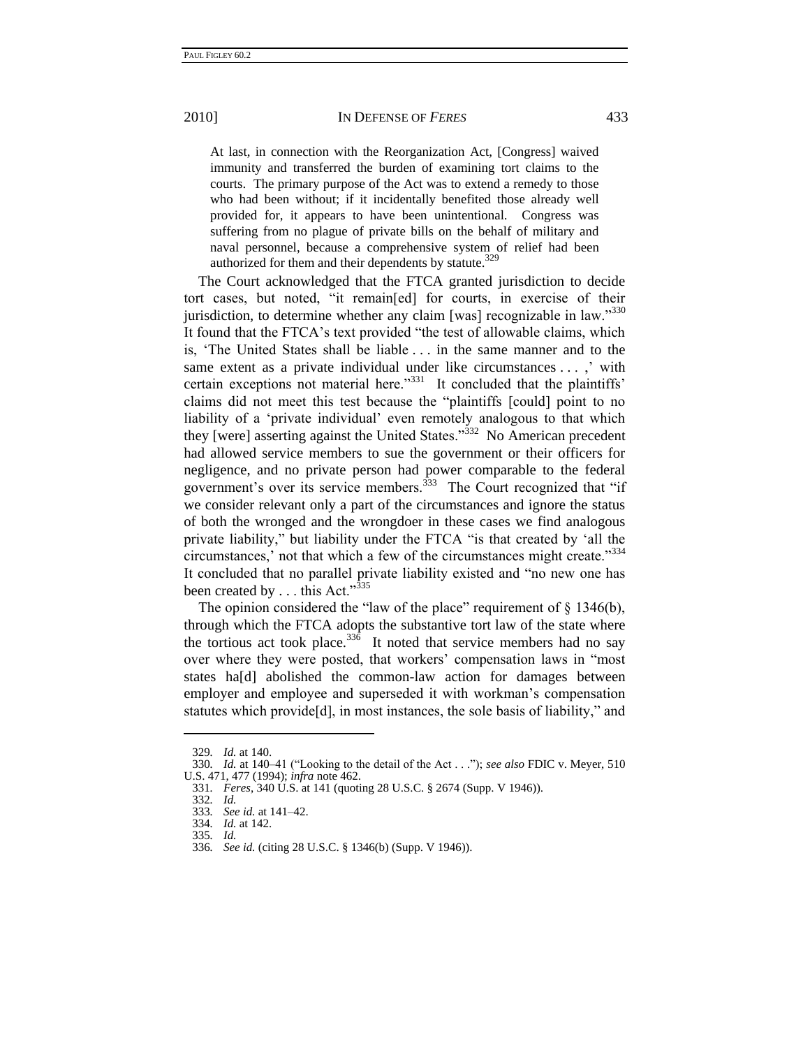> At last, in connection with the Reorganization Act, [Congress] waived immunity and transferred the burden of examining tort claims to the courts. The primary purpose of the Act was to extend a remedy to those who had been without; if it incidentally benefited those already well provided for, it appears to have been unintentional. Congress was suffering from no plague of private bills on the behalf of military and naval personnel, because a comprehensive system of relief had been authorized for them and their dependents by statute.[329]

The Court acknowledged that the FTCA granted jurisdiction to decide tort cases, but noted, "it remain[ed] for courts, in exercise of their jurisdiction, to determine whether any claim [was] recognizable in law."[330] It found that the FTCA's text provided "the test of allowable claims, which is, 'The United States shall be liable . . . in the same manner and to the same extent as a private individual under like circumstances . . . ,' with certain exceptions not material here."[331] It concluded that the plaintiffs' claims did not meet this test because the "plaintiffs [could] point to no liability of a 'private individual' even remotely analogous to that which they [were] asserting against the United States."[332] No American precedent had allowed service members to sue the government or their officers for negligence, and no private person had power comparable to the federal government's over its service members.[333] The Court recognized that "if we consider relevant only a part of the circumstances and ignore the status of both the wronged and the wrongdoer in these cases we find analogous private liability," but liability under the FTCA "is that created by 'all the circumstances,' not that which a few of the circumstances might create."[334] It concluded that no parallel private liability existed and "no new one has been created by . . . this Act."[335]

The opinion considered the "law of the place" requirement of § 1346(b), through which the FTCA adopts the substantive tort law of the state where the tortious act took place.[336] It noted that service members had no say over where they were posted, that workers' compensation laws in "most states ha[d] abolished the common-law action for damages between employer and employee and superseded it with workman's compensation statutes which provide[d], in most instances, the sole basis of liability," and

---

329. *Id.* at 140.

330. *Id.* at 140–41 ("Looking to the detail of the Act . . ."); *see also* FDIC v. Meyer, 510 U.S. 471, 477 (1994); *infra* note 462.

331. *Feres*, 340 U.S. at 141 (quoting 28 U.S.C. § 2674 (Supp. V 1946)).

332. *Id.*

333. *See id.* at 141–42.

334. *Id.* at 142.

335. *Id.*

336. *See id.* (citing 28 U.S.C. § 1346(b) (Supp. V 1946)).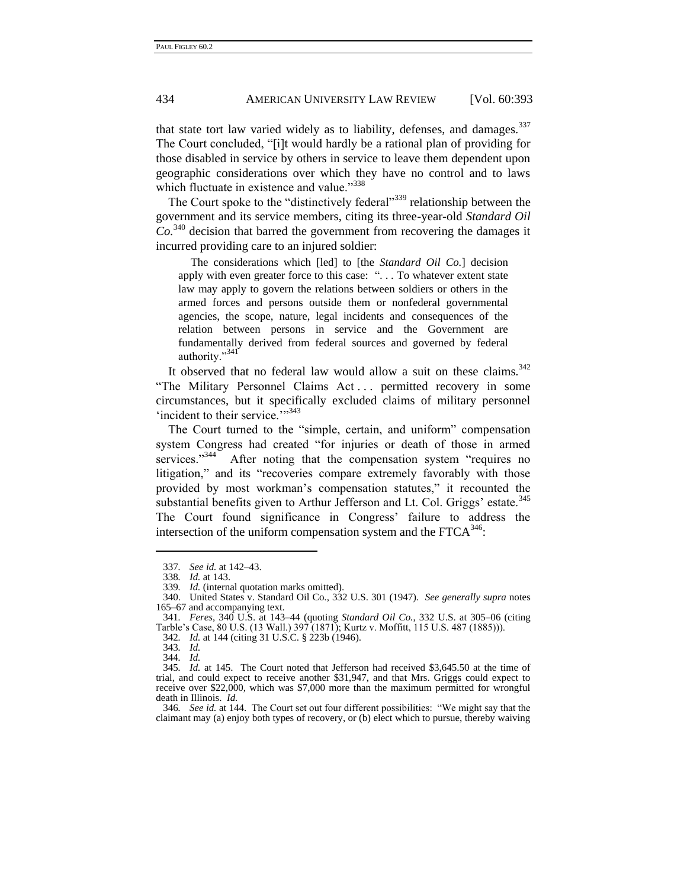that state tort law varied widely as to liability, defenses, and damages.[337] The Court concluded, "[i]t would hardly be a rational plan of providing for those disabled in service by others in service to leave them dependent upon geographic considerations over which they have no control and to laws which fluctuate in existence and value."[338]

The Court spoke to the "distinctively federal"[339] relationship between the government and its service members, citing its three-year-old *Standard Oil Co.*[340] decision that barred the government from recovering the damages it incurred providing care to an injured soldier:

> The considerations which [led] to [the *Standard Oil Co.*] decision apply with even greater force to this case: ". . . To whatever extent state law may apply to govern the relations between soldiers or others in the armed forces and persons outside them or nonfederal governmental agencies, the scope, nature, legal incidents and consequences of the relation between persons in service and the Government are fundamentally derived from federal sources and governed by federal authority."[341]

It observed that no federal law would allow a suit on these claims.[342] "The Military Personnel Claims Act . . . permitted recovery in some circumstances, but it specifically excluded claims of military personnel 'incident to their service.'"[343]

The Court turned to the "simple, certain, and uniform" compensation system Congress had created "for injuries or death of those in armed services."[344] After noting that the compensation system "requires no litigation," and its "recoveries compare extremely favorably with those provided by most workman's compensation statutes," it recounted the substantial benefits given to Arthur Jefferson and Lt. Col. Griggs' estate.[345] The Court found significance in Congress' failure to address the intersection of the uniform compensation system and the FTCA[346]:

---

337. *See id.* at 142–43.

338. *Id.* at 143.

339. *Id.* (internal quotation marks omitted).

340. United States v. Standard Oil Co., 332 U.S. 301 (1947). *See generally supra* notes 165–67 and accompanying text.

341. *Feres*, 340 U.S. at 143–44 (quoting *Standard Oil Co.*, 332 U.S. at 305–06 (citing Tarble's Case, 80 U.S. (13 Wall.) 397 (1871); Kurtz v. Moffitt, 115 U.S. 487 (1885))).

342. *Id.* at 144 (citing 31 U.S.C. § 223b (1946).

343. *Id.*

344. *Id.*

345. *Id.* at 145. The Court noted that Jefferson had received $3,645.50 at the time of trial, and could expect to receive another $31,947, and that Mrs. Griggs could expect to receive over $22,000, which was $7,000 more than the maximum permitted for wrongful death in Illinois. *Id.*

346. *See id.* at 144. The Court set out four different possibilities: "We might say that the claimant may (a) enjoy both types of recovery, or (b) elect which to pursue, thereby waiving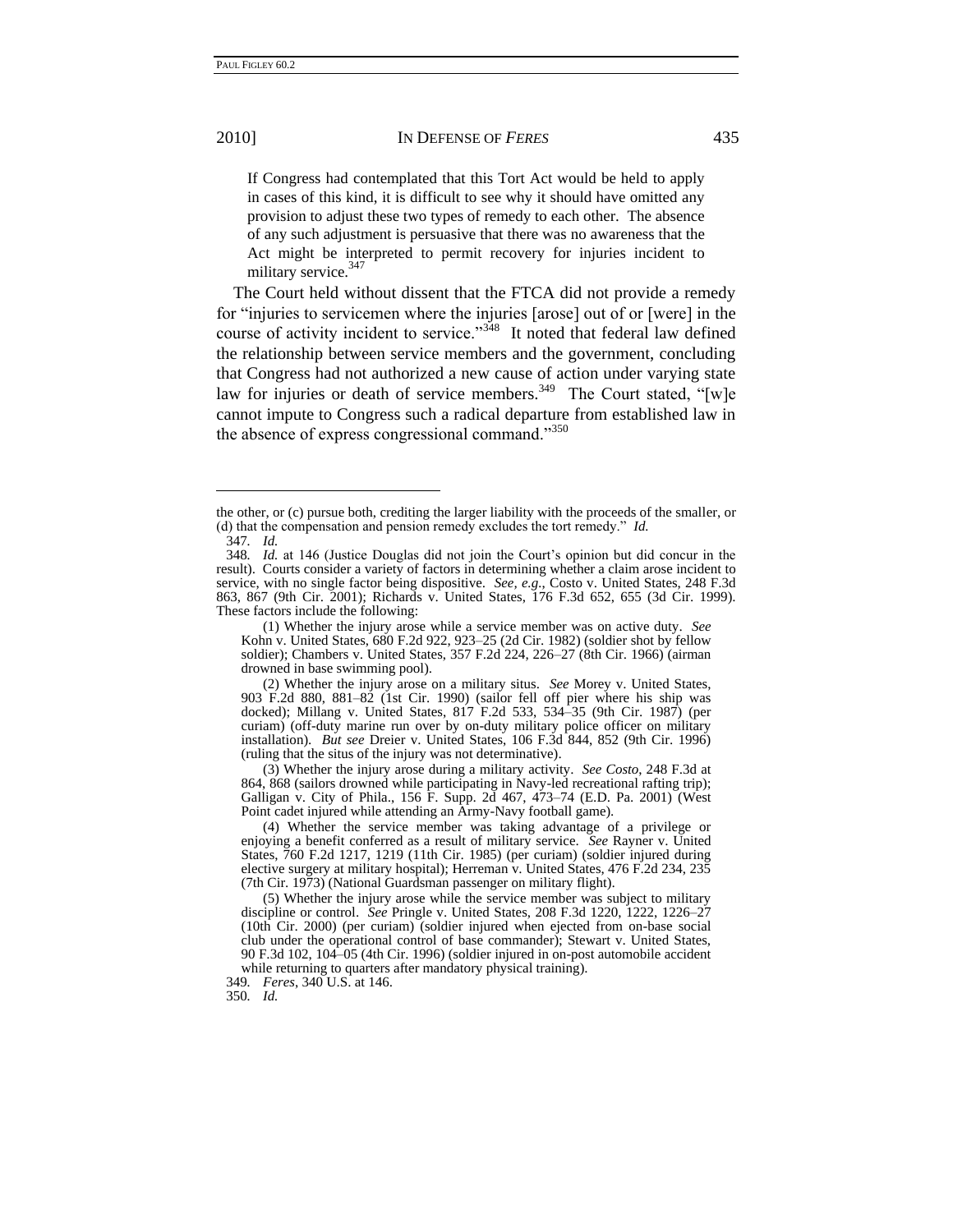> If Congress had contemplated that this Tort Act would be held to apply in cases of this kind, it is difficult to see why it should have omitted any provision to adjust these two types of remedy to each other. The absence of any such adjustment is persuasive that there was no awareness that the Act might be interpreted to permit recovery for injuries incident to military service.[347]

The Court held without dissent that the FTCA did not provide a remedy for "injuries to servicemen where the injuries [arose] out of or [were] in the course of activity incident to service."[348] It noted that federal law defined the relationship between service members and the government, concluding that Congress had not authorized a new cause of action under varying state law for injuries or death of service members.[349] The Court stated, "[w]e cannot impute to Congress such a radical departure from established law in the absence of express congressional command."[350]

---

the other, or (c) pursue both, crediting the larger liability with the proceeds of the smaller, or (d) that the compensation and pension remedy excludes the tort remedy." *Id.*

347. *Id.*

348. *Id.* at 146 (Justice Douglas did not join the Court's opinion but did concur in the result). Courts consider a variety of factors in determining whether a claim arose incident to service, with no single factor being dispositive. *See, e.g.*, Costo v. United States, 248 F.3d 863, 867 (9th Cir. 2001); Richards v. United States, 176 F.3d 652, 655 (3d Cir. 1999). These factors include the following:

> (1) Whether the injury arose while a service member was on active duty. *See* Kohn v. United States, 680 F.2d 922, 923–25 (2d Cir. 1982) (soldier shot by fellow soldier); Chambers v. United States, 357 F.2d 224, 226–27 (8th Cir. 1966) (airman drowned in base swimming pool).
>
> (2) Whether the injury arose on a military situs. *See* Morey v. United States, 903 F.2d 880, 881–82 (1st Cir. 1990) (sailor fell off pier where his ship was docked); Millang v. United States, 817 F.2d 533, 534–35 (9th Cir. 1987) (per curiam) (off-duty marine run over by on-duty military police officer on military installation). *But see* Dreier v. United States, 106 F.3d 844, 852 (9th Cir. 1996) (ruling that the situs of the injury was not determinative).
>
> (3) Whether the injury arose during a military activity. *See Costo*, 248 F.3d at 864, 868 (sailors drowned while participating in Navy-led recreational rafting trip); Galligan v. City of Phila., 156 F. Supp. 2d 467, 473–74 (E.D. Pa. 2001) (West Point cadet injured while attending an Army-Navy football game).
>
> (4) Whether the service member was taking advantage of a privilege or enjoying a benefit conferred as a result of military service. *See* Rayner v. United States, 760 F.2d 1217, 1219 (11th Cir. 1985) (per curiam) (soldier injured during elective surgery at military hospital); Herreman v. United States, 476 F.2d 234, 235 (7th Cir. 1973) (National Guardsman passenger on military flight).
>
> (5) Whether the injury arose while the service member was subject to military discipline or control. *See* Pringle v. United States, 208 F.3d 1220, 1222, 1226–27 (10th Cir. 2000) (per curiam) (soldier injured when ejected from on-base social club under the operational control of base commander); Stewart v. United States, 90 F.3d 102, 104–05 (4th Cir. 1996) (soldier injured in on-post automobile accident while returning to quarters after mandatory physical training).

349. *Feres*, 340 U.S. at 146.

350. *Id.*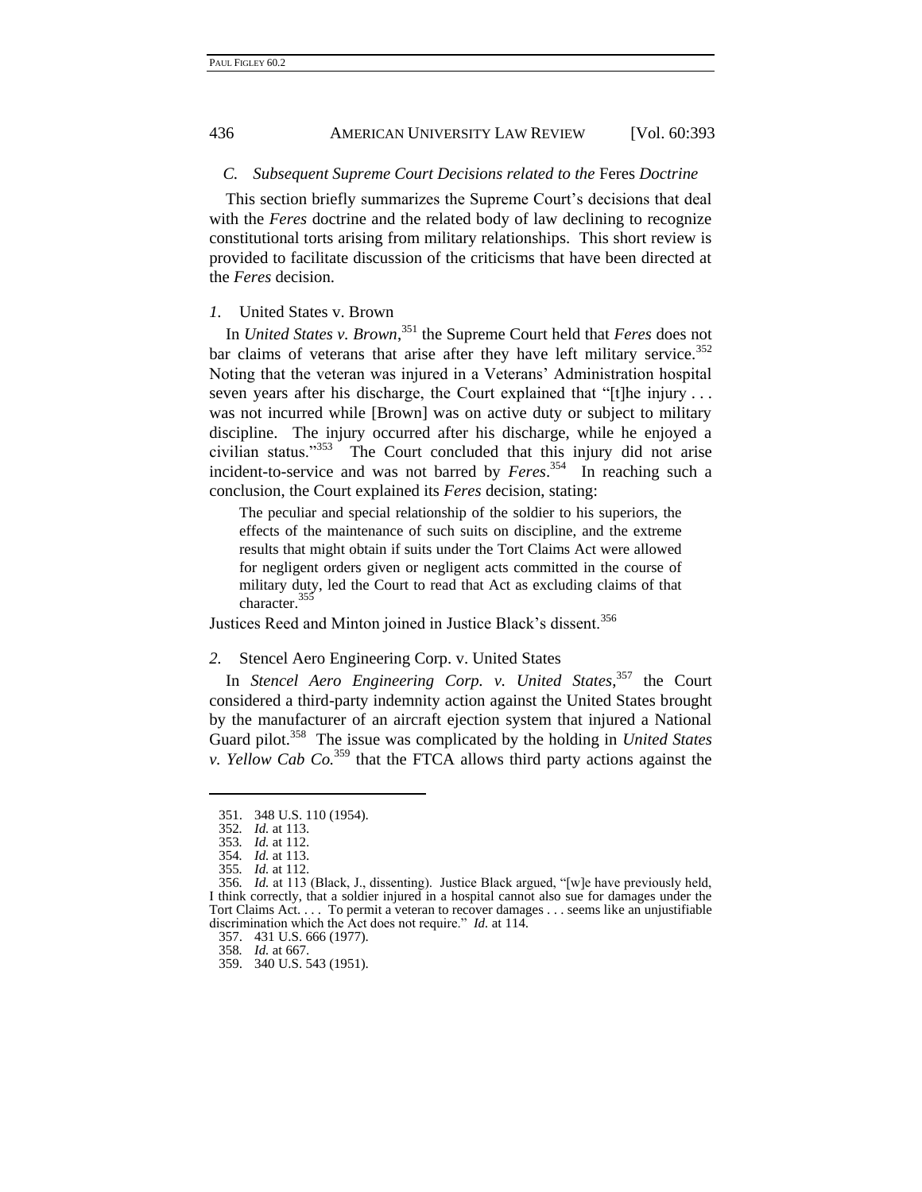### *C. Subsequent Supreme Court Decisions related to the* Feres *Doctrine*

This section briefly summarizes the Supreme Court's decisions that deal with the *Feres* doctrine and the related body of law declining to recognize constitutional torts arising from military relationships. This short review is provided to facilitate discussion of the criticisms that have been directed at the *Feres* decision.

#### *1.* United States v. Brown

In *United States v. Brown*,[351] the Supreme Court held that *Feres* does not bar claims of veterans that arise after they have left military service.[352] Noting that the veteran was injured in a Veterans' Administration hospital seven years after his discharge, the Court explained that "[t]he injury . . . was not incurred while [Brown] was on active duty or subject to military discipline. The injury occurred after his discharge, while he enjoyed a civilian status."[353] The Court concluded that this injury did not arise incident-to-service and was not barred by *Feres*.[354] In reaching such a conclusion, the Court explained its *Feres* decision, stating:

> The peculiar and special relationship of the soldier to his superiors, the effects of the maintenance of such suits on discipline, and the extreme results that might obtain if suits under the Tort Claims Act were allowed for negligent orders given or negligent acts committed in the course of military duty, led the Court to read that Act as excluding claims of that character.[355]

Justices Reed and Minton joined in Justice Black's dissent.[356]

#### *2.* Stencel Aero Engineering Corp. v. United States

In *Stencel Aero Engineering Corp. v. United States*,[357] the Court considered a third-party indemnity action against the United States brought by the manufacturer of an aircraft ejection system that injured a National Guard pilot.[358] The issue was complicated by the holding in *United States v. Yellow Cab Co.*[359] that the FTCA allows third party actions against the

---

351. 348 U.S. 110 (1954).
352. *Id.* at 113.
353. *Id.* at 112.
354. *Id.* at 113.
355. *Id.* at 112.
356. *Id.* at 113 (Black, J., dissenting). Justice Black argued, "[w]e have previously held, I think correctly, that a soldier injured in a hospital cannot also sue for damages under the Tort Claims Act. . . . To permit a veteran to recover damages . . . seems like an unjustifiable discrimination which the Act does not require." *Id.* at 114.
357. 431 U.S. 666 (1977).
358. *Id.* at 667.
359. 340 U.S. 543 (1951).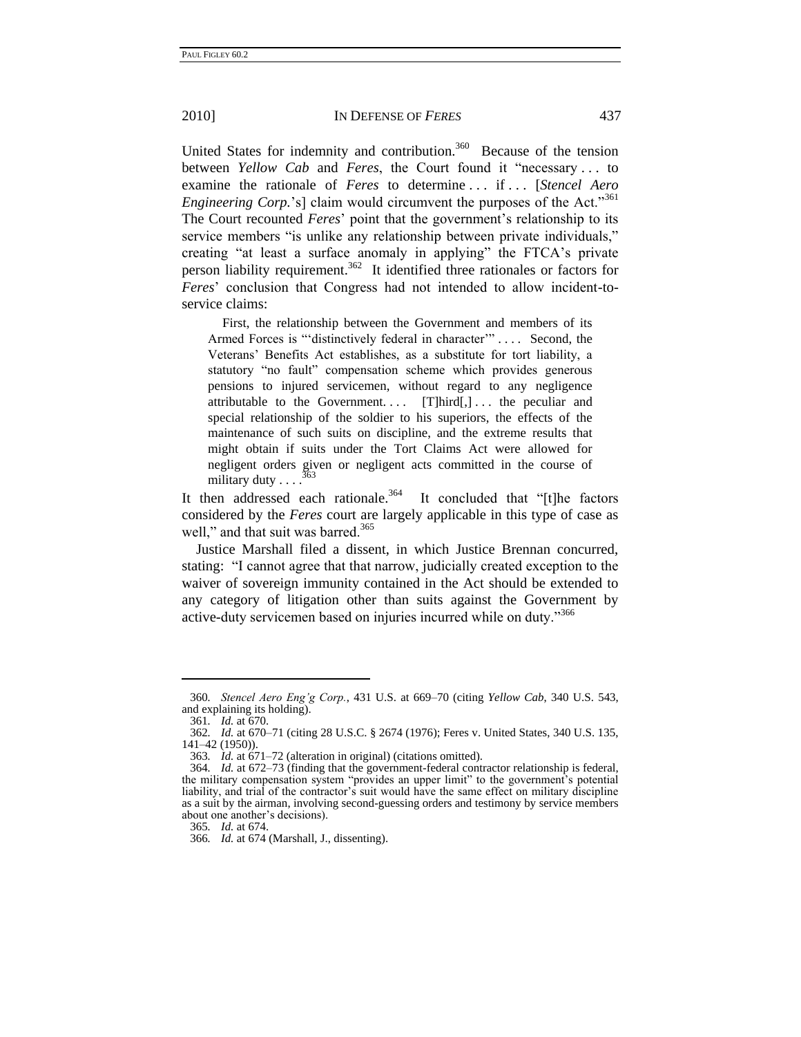United States for indemnity and contribution.[360] Because of the tension between *Yellow Cab* and *Feres*, the Court found it "necessary . . . to examine the rationale of *Feres* to determine . . . if . . . [*Stencel Aero Engineering Corp.*'s] claim would circumvent the purposes of the Act."[361] The Court recounted *Feres*' point that the government's relationship to its service members "is unlike any relationship between private individuals," creating "at least a surface anomaly in applying" the FTCA's private person liability requirement.[362] It identified three rationales or factors for *Feres*' conclusion that Congress had not intended to allow incident-to-service claims:

> First, the relationship between the Government and members of its Armed Forces is "'distinctively federal in character'" . . . . Second, the Veterans' Benefits Act establishes, as a substitute for tort liability, a statutory "no fault" compensation scheme which provides generous pensions to injured servicemen, without regard to any negligence attributable to the Government. . . . [T]hird[,] . . . the peculiar and special relationship of the soldier to his superiors, the effects of the maintenance of such suits on discipline, and the extreme results that might obtain if suits under the Tort Claims Act were allowed for negligent orders given or negligent acts committed in the course of military duty . . . .[363]

It then addressed each rationale.[364] It concluded that "[t]he factors considered by the *Feres* court are largely applicable in this type of case as well," and that suit was barred.[365]

Justice Marshall filed a dissent, in which Justice Brennan concurred, stating: "I cannot agree that that narrow, judicially created exception to the waiver of sovereign immunity contained in the Act should be extended to any category of litigation other than suits against the Government by active-duty servicemen based on injuries incurred while on duty."[366]

---

360. *Stencel Aero Eng'g Corp.*, 431 U.S. at 669–70 (citing *Yellow Cab*, 340 U.S. 543, and explaining its holding).

361. *Id.* at 670.

362. *Id.* at 670–71 (citing 28 U.S.C. § 2674 (1976); Feres v. United States, 340 U.S. 135, 141–42 (1950)).

363. *Id.* at 671–72 (alteration in original) (citations omitted).

364. *Id.* at 672–73 (finding that the government-federal contractor relationship is federal, the military compensation system "provides an upper limit" to the government's potential liability, and trial of the contractor's suit would have the same effect on military discipline as a suit by the airman, involving second-guessing orders and testimony by service members about one another's decisions).

365. *Id.* at 674.

366. *Id.* at 674 (Marshall, J., dissenting).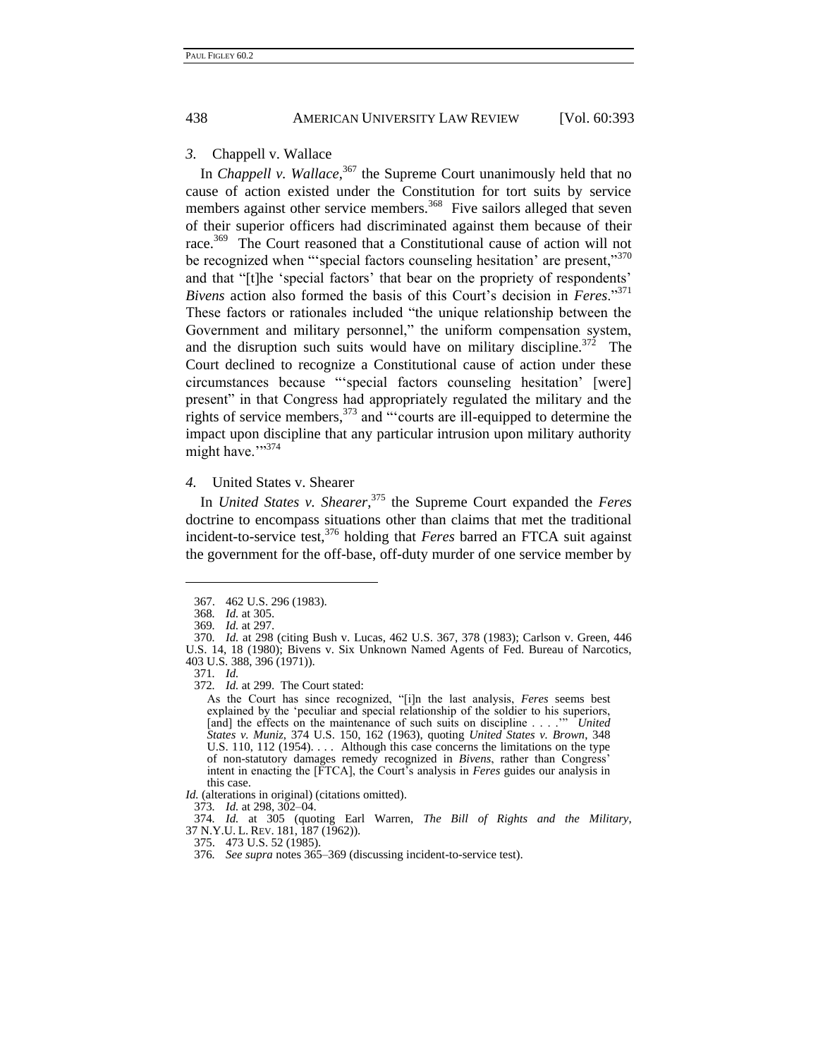### *3.* Chappell v. Wallace

In *Chappell v. Wallace*,[367] the Supreme Court unanimously held that no cause of action existed under the Constitution for tort suits by service members against other service members.[368] Five sailors alleged that seven of their superior officers had discriminated against them because of their race.[369] The Court reasoned that a Constitutional cause of action will not be recognized when "'special factors counseling hesitation' are present,"[370] and that "[t]he 'special factors' that bear on the propriety of respondents' *Bivens* action also formed the basis of this Court's decision in *Feres*."[371] These factors or rationales included "the unique relationship between the Government and military personnel," the uniform compensation system, and the disruption such suits would have on military discipline.[372] The Court declined to recognize a Constitutional cause of action under these circumstances because "'special factors counseling hesitation' [were] present" in that Congress had appropriately regulated the military and the rights of service members,[373] and "'courts are ill-equipped to determine the impact upon discipline that any particular intrusion upon military authority might have.'"[374]

### *4.* United States v. Shearer

In *United States v. Shearer*,[375] the Supreme Court expanded the *Feres* doctrine to encompass situations other than claims that met the traditional incident-to-service test,[376] holding that *Feres* barred an FTCA suit against the government for the off-base, off-duty murder of one service member by

---

367. 462 U.S. 296 (1983).

368. *Id.* at 305.

369. *Id.* at 297.

370. *Id.* at 298 (citing Bush v. Lucas, 462 U.S. 367, 378 (1983); Carlson v. Green, 446 U.S. 14, 18 (1980); Bivens v. Six Unknown Named Agents of Fed. Bureau of Narcotics, 403 U.S. 388, 396 (1971)).

371. *Id.*

372. *Id.* at 299. The Court stated:

> As the Court has since recognized, "[i]n the last analysis, *Feres* seems best explained by the 'peculiar and special relationship of the soldier to his superiors, [and] the effects on the maintenance of such suits on discipline . . . .'" *United States v. Muniz*, 374 U.S. 150, 162 (1963), quoting *United States v. Brown*, 348 U.S. 110, 112 (1954). . . . Although this case concerns the limitations on the type of non-statutory damages remedy recognized in *Bivens*, rather than Congress' intent in enacting the [FTCA], the Court's analysis in *Feres* guides our analysis in this case.

*Id.* (alterations in original) (citations omitted).

373. *Id.* at 298, 302–04.

374. *Id.* at 305 (quoting Earl Warren, *The Bill of Rights and the Military*, 37 N.Y.U. L. REV. 181, 187 (1962)).

375. 473 U.S. 52 (1985).

376. *See supra* notes 365–369 (discussing incident-to-service test).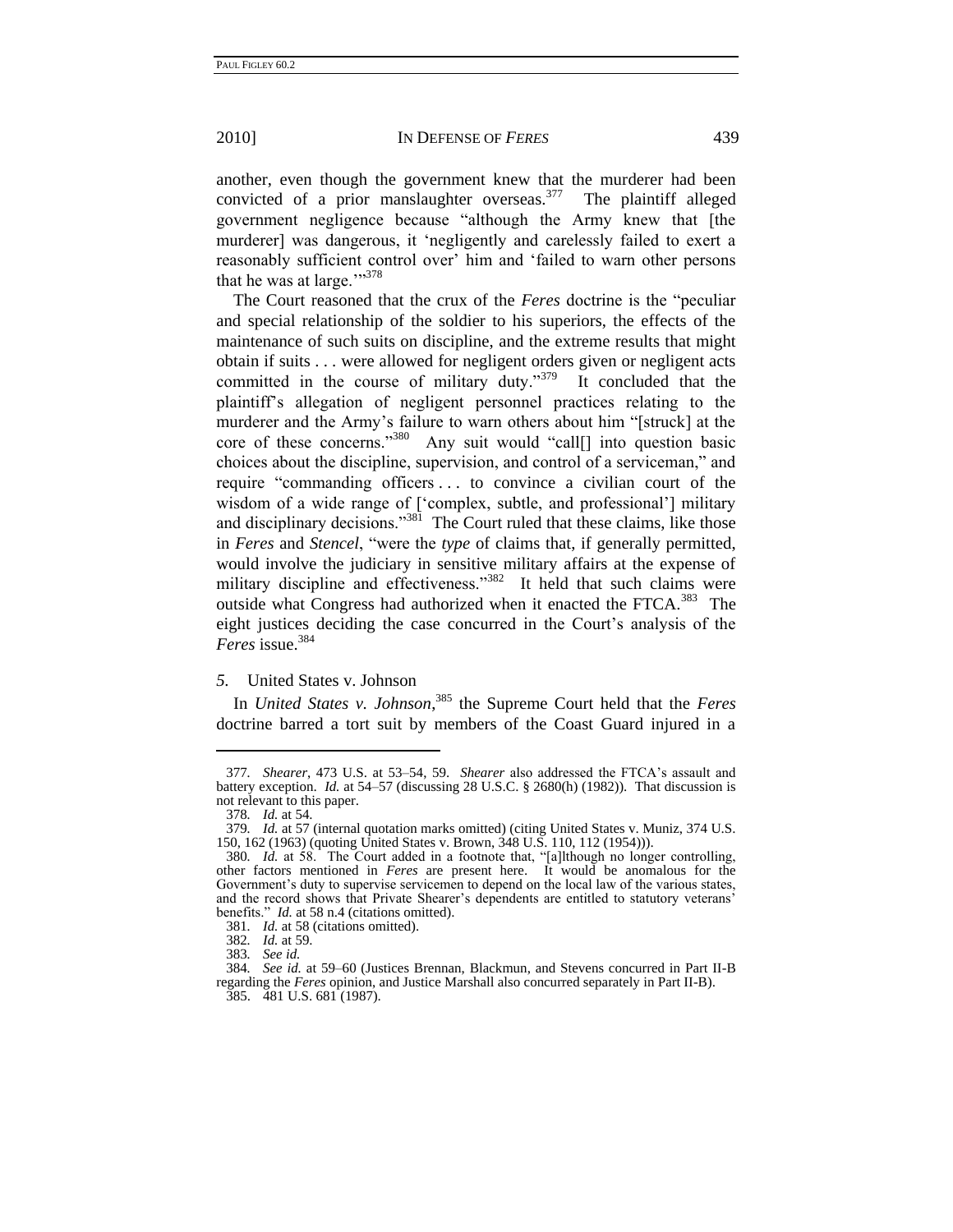another, even though the government knew that the murderer had been convicted of a prior manslaughter overseas.[377] The plaintiff alleged government negligence because "although the Army knew that [the murderer] was dangerous, it 'negligently and carelessly failed to exert a reasonably sufficient control over' him and 'failed to warn other persons that he was at large.'"[378]

The Court reasoned that the crux of the *Feres* doctrine is the "peculiar and special relationship of the soldier to his superiors, the effects of the maintenance of such suits on discipline, and the extreme results that might obtain if suits . . . were allowed for negligent orders given or negligent acts committed in the course of military duty."[379] It concluded that the plaintiff's allegation of negligent personnel practices relating to the murderer and the Army's failure to warn others about him "[struck] at the core of these concerns."[380] Any suit would "call[] into question basic choices about the discipline, supervision, and control of a serviceman," and require "commanding officers . . . to convince a civilian court of the wisdom of a wide range of ['complex, subtle, and professional'] military and disciplinary decisions."[381] The Court ruled that these claims, like those in *Feres* and *Stencel*, "were the *type* of claims that, if generally permitted, would involve the judiciary in sensitive military affairs at the expense of military discipline and effectiveness."[382] It held that such claims were outside what Congress had authorized when it enacted the FTCA.[383] The eight justices deciding the case concurred in the Court's analysis of the *Feres* issue.[384]

*5.* United States v. Johnson

In *United States v. Johnson*,[385] the Supreme Court held that the *Feres* doctrine barred a tort suit by members of the Coast Guard injured in a

---

377. *Shearer*, 473 U.S. at 53–54, 59. *Shearer* also addressed the FTCA's assault and battery exception. *Id.* at 54–57 (discussing 28 U.S.C. § 2680(h) (1982)). That discussion is not relevant to this paper.

378. *Id.* at 54.

379. *Id.* at 57 (internal quotation marks omitted) (citing United States v. Muniz, 374 U.S. 150, 162 (1963) (quoting United States v. Brown, 348 U.S. 110, 112 (1954))).

380. *Id.* at 58. The Court added in a footnote that, "[a]lthough no longer controlling, other factors mentioned in *Feres* are present here. It would be anomalous for the Government's duty to supervise servicemen to depend on the local law of the various states, and the record shows that Private Shearer's dependents are entitled to statutory veterans' benefits." *Id.* at 58 n.4 (citations omitted).

381. *Id.* at 58 (citations omitted).

382. *Id.* at 59.

383. *See id.*

384. *See id.* at 59–60 (Justices Brennan, Blackmun, and Stevens concurred in Part II-B regarding the *Feres* opinion, and Justice Marshall also concurred separately in Part II-B).

385. 481 U.S. 681 (1987).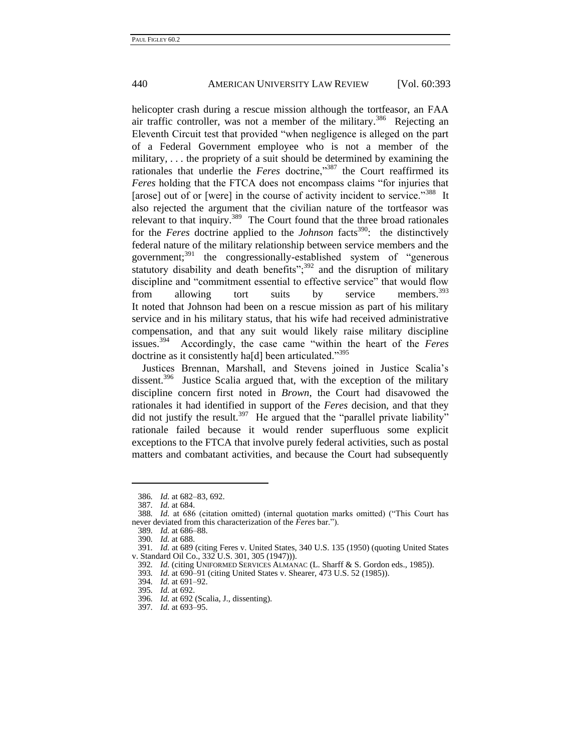helicopter crash during a rescue mission although the tortfeasor, an FAA air traffic controller, was not a member of the military.[386] Rejecting an Eleventh Circuit test that provided "when negligence is alleged on the part of a Federal Government employee who is not a member of the military, . . . the propriety of a suit should be determined by examining the rationales that underlie the *Feres* doctrine,"[387] the Court reaffirmed its *Feres* holding that the FTCA does not encompass claims "for injuries that [arose] out of or [were] in the course of activity incident to service."[388] It also rejected the argument that the civilian nature of the tortfeasor was relevant to that inquiry.[389] The Court found that the three broad rationales for the *Feres* doctrine applied to the *Johnson* facts[390]: the distinctively federal nature of the military relationship between service members and the government;[391] the congressionally-established system of "generous statutory disability and death benefits";[392] and the disruption of military discipline and "commitment essential to effective service" that would flow from allowing tort suits by service members.[393] It noted that Johnson had been on a rescue mission as part of his military service and in his military status, that his wife had received administrative compensation, and that any suit would likely raise military discipline issues.[394] Accordingly, the case came "within the heart of the *Feres* doctrine as it consistently ha[d] been articulated."[395]

Justices Brennan, Marshall, and Stevens joined in Justice Scalia's dissent.[396] Justice Scalia argued that, with the exception of the military discipline concern first noted in *Brown*, the Court had disavowed the rationales it had identified in support of the *Feres* decision, and that they did not justify the result.[397] He argued that the "parallel private liability" rationale failed because it would render superfluous some explicit exceptions to the FTCA that involve purely federal activities, such as postal matters and combatant activities, and because the Court had subsequently

---

386. *Id.* at 682–83, 692.
387. *Id.* at 684.
388. *Id.* at 686 (citation omitted) (internal quotation marks omitted) ("This Court has never deviated from this characterization of the *Feres* bar.").
389. *Id.* at 686–88.
390. *Id.* at 688.
391. *Id.* at 689 (citing Feres v. United States, 340 U.S. 135 (1950) (quoting United States v. Standard Oil Co., 332 U.S. 301, 305 (1947))).
392. *Id.* (citing UNIFORMED SERVICES ALMANAC (L. Sharff & S. Gordon eds., 1985)).
393. *Id.* at 690–91 (citing United States v. Shearer, 473 U.S. 52 (1985)).
394. *Id.* at 691–92.
395. *Id.* at 692.
396. *Id.* at 692 (Scalia, J., dissenting).
397. *Id.* at 693–95.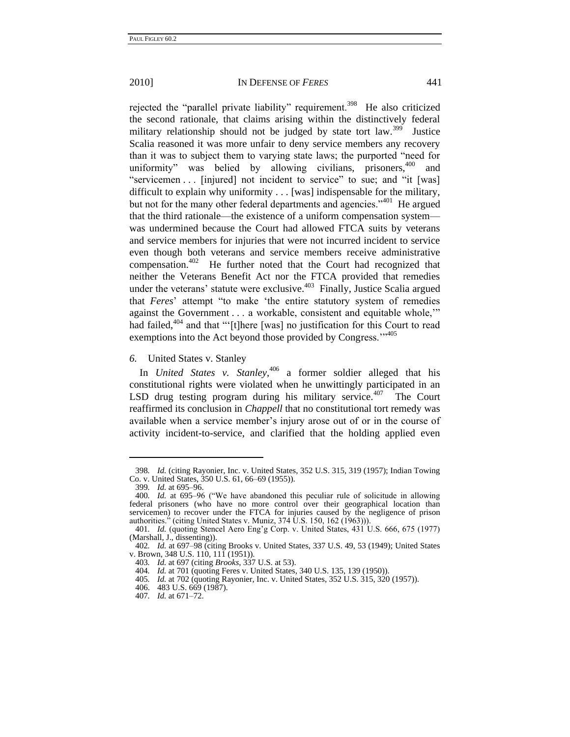rejected the "parallel private liability" requirement.[398] He also criticized the second rationale, that claims arising within the distinctively federal military relationship should not be judged by state tort law.[399] Justice Scalia reasoned it was more unfair to deny service members any recovery than it was to subject them to varying state laws; the purported "need for uniformity" was belied by allowing civilians, prisoners,[400] and "servicemen . . . [injured] not incident to service" to sue; and "it [was] difficult to explain why uniformity . . . [was] indispensable for the military, but not for the many other federal departments and agencies."[401] He argued that the third rationale—the existence of a uniform compensation system—was undermined because the Court had allowed FTCA suits by veterans and service members for injuries that were not incurred incident to service even though both veterans and service members receive administrative compensation.[402] He further noted that the Court had recognized that neither the Veterans Benefit Act nor the FTCA provided that remedies under the veterans' statute were exclusive.[403] Finally, Justice Scalia argued that *Feres*' attempt "to make 'the entire statutory system of remedies against the Government . . . a workable, consistent and equitable whole,'" had failed,[404] and that "'[t]here [was] no justification for this Court to read exemptions into the Act beyond those provided by Congress.'"[405]

### *6.* United States v. Stanley

In *United States v. Stanley*,[406] a former soldier alleged that his constitutional rights were violated when he unwittingly participated in an LSD drug testing program during his military service.[407] The Court reaffirmed its conclusion in *Chappell* that no constitutional tort remedy was available when a service member's injury arose out of or in the course of activity incident-to-service, and clarified that the holding applied even

---

398. *Id.* (citing Rayonier, Inc. v. United States, 352 U.S. 315, 319 (1957); Indian Towing Co. v. United States, 350 U.S. 61, 66–69 (1955)).

399. *Id.* at 695–96.

400. *Id.* at 695–96 ("We have abandoned this peculiar rule of solicitude in allowing federal prisoners (who have no more control over their geographical location than servicemen) to recover under the FTCA for injuries caused by the negligence of prison authorities." (citing United States v. Muniz, 374 U.S. 150, 162 (1963))).

401. *Id.* (quoting Stencel Aero Eng'g Corp. v. United States, 431 U.S. 666, 675 (1977) (Marshall, J., dissenting)).

402. *Id.* at 697–98 (citing Brooks v. United States, 337 U.S. 49, 53 (1949); United States v. Brown, 348 U.S. 110, 111 (1951)).

403. *Id.* at 697 (citing *Brooks*, 337 U.S. at 53).

404. *Id.* at 701 (quoting Feres v. United States, 340 U.S. 135, 139 (1950)).

405. *Id.* at 702 (quoting Rayonier, Inc. v. United States, 352 U.S. 315, 320 (1957)).

406. 483 U.S. 669 (1987).

407. *Id.* at 671–72.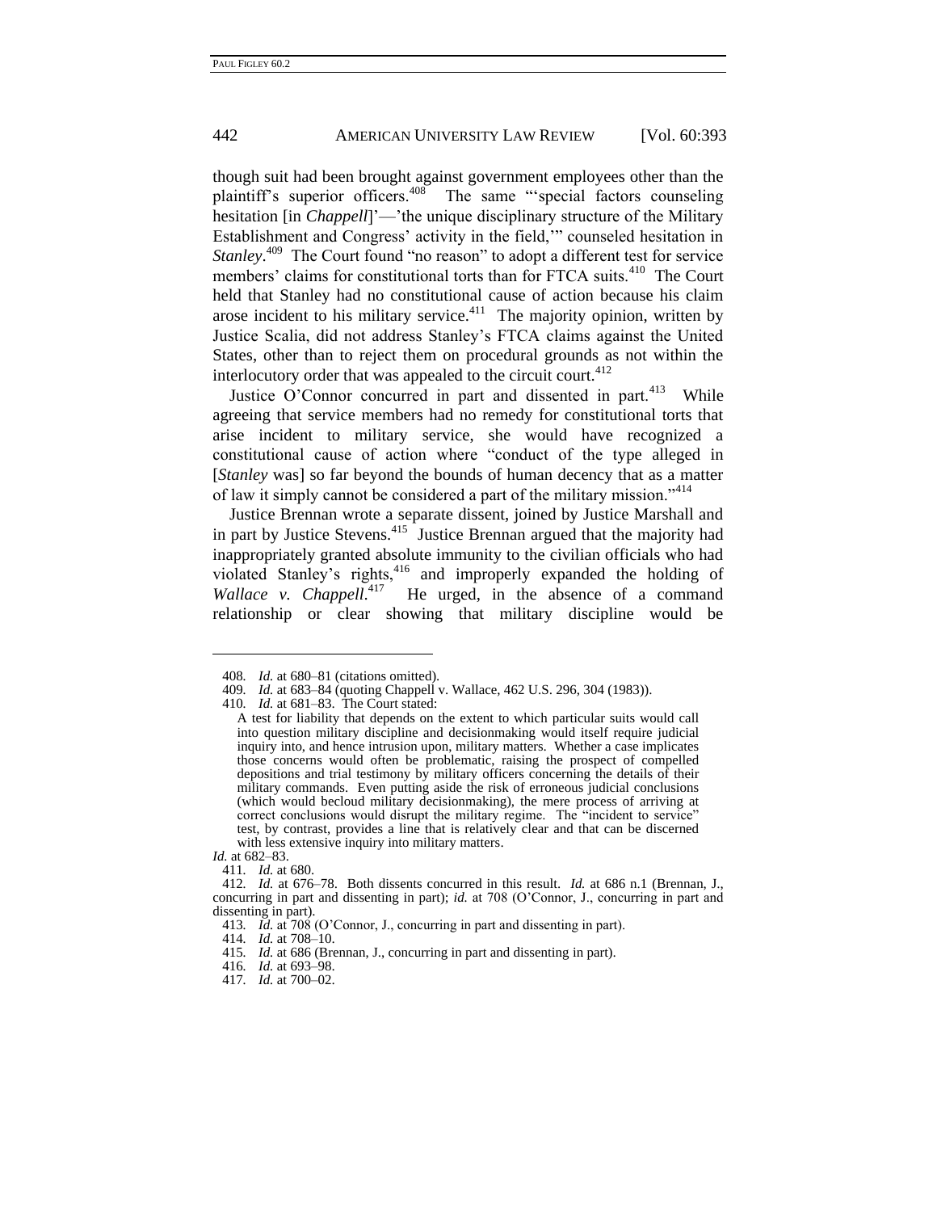though suit had been brought against government employees other than the plaintiff's superior officers.[408] The same "'special factors counseling hesitation [in *Chappell*]'—'the unique disciplinary structure of the Military Establishment and Congress' activity in the field,'" counseled hesitation in *Stanley*.[409] The Court found "no reason" to adopt a different test for service members' claims for constitutional torts than for FTCA suits.[410] The Court held that Stanley had no constitutional cause of action because his claim arose incident to his military service.[411] The majority opinion, written by Justice Scalia, did not address Stanley's FTCA claims against the United States, other than to reject them on procedural grounds as not within the interlocutory order that was appealed to the circuit court.[412]

Justice O'Connor concurred in part and dissented in part.[413] While agreeing that service members had no remedy for constitutional torts that arise incident to military service, she would have recognized a constitutional cause of action where "conduct of the type alleged in [*Stanley* was] so far beyond the bounds of human decency that as a matter of law it simply cannot be considered a part of the military mission."[414]

Justice Brennan wrote a separate dissent, joined by Justice Marshall and in part by Justice Stevens.[415] Justice Brennan argued that the majority had inappropriately granted absolute immunity to the civilian officials who had violated Stanley's rights,[416] and improperly expanded the holding of *Wallace v. Chappell*.[417] He urged, in the absence of a command relationship or clear showing that military discipline would be

---

408. *Id.* at 680–81 (citations omitted).

409. *Id.* at 683–84 (quoting Chappell v. Wallace, 462 U.S. 296, 304 (1983)).

410. *Id.* at 681–83. The Court stated:

> A test for liability that depends on the extent to which particular suits would call into question military discipline and decisionmaking would itself require judicial inquiry into, and hence intrusion upon, military matters. Whether a case implicates those concerns would often be problematic, raising the prospect of compelled depositions and trial testimony by military officers concerning the details of their military commands. Even putting aside the risk of erroneous judicial conclusions (which would becloud military decisionmaking), the mere process of arriving at correct conclusions would disrupt the military regime. The "incident to service" test, by contrast, provides a line that is relatively clear and that can be discerned with less extensive inquiry into military matters.

*Id.* at 682–83.

411. *Id.* at 680.

412. *Id.* at 676–78. Both dissents concurred in this result. *Id.* at 686 n.1 (Brennan, J., concurring in part and dissenting in part); *id.* at 708 (O'Connor, J., concurring in part and dissenting in part).

413. *Id.* at 708 (O'Connor, J., concurring in part and dissenting in part).

414. *Id.* at 708–10.

415. *Id.* at 686 (Brennan, J., concurring in part and dissenting in part).

416. *Id.* at 693–98.

417. *Id.* at 700–02.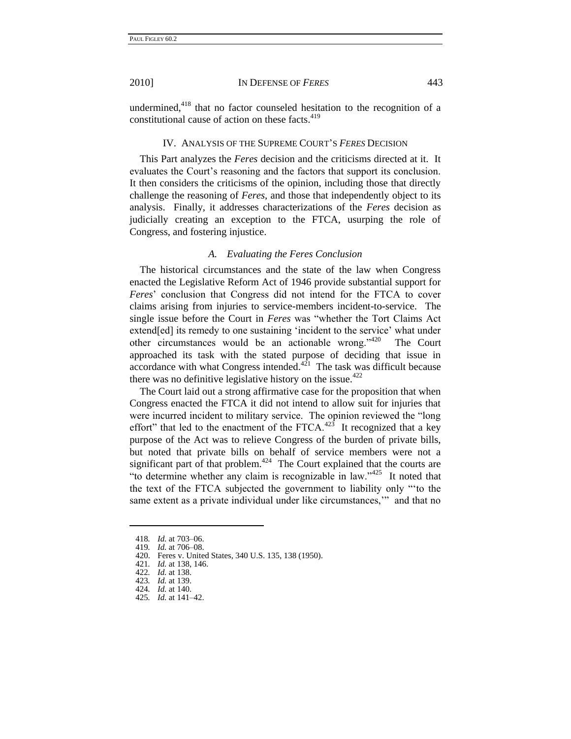undermined,[418] that no factor counseled hesitation to the recognition of a constitutional cause of action on these facts.[419]

## IV. ANALYSIS OF THE SUPREME COURT'S *FERES* DECISION

This Part analyzes the *Feres* decision and the criticisms directed at it. It evaluates the Court's reasoning and the factors that support its conclusion. It then considers the criticisms of the opinion, including those that directly challenge the reasoning of *Feres*, and those that independently object to its analysis. Finally, it addresses characterizations of the *Feres* decision as judicially creating an exception to the FTCA, usurping the role of Congress, and fostering injustice.

### *A. Evaluating the Feres Conclusion*

The historical circumstances and the state of the law when Congress enacted the Legislative Reform Act of 1946 provide substantial support for *Feres*' conclusion that Congress did not intend for the FTCA to cover claims arising from injuries to service-members incident-to-service. The single issue before the Court in *Feres* was "whether the Tort Claims Act extend[ed] its remedy to one sustaining 'incident to the service' what under other circumstances would be an actionable wrong."[420] The Court approached its task with the stated purpose of deciding that issue in accordance with what Congress intended.[421] The task was difficult because there was no definitive legislative history on the issue.[422]

The Court laid out a strong affirmative case for the proposition that when Congress enacted the FTCA it did not intend to allow suit for injuries that were incurred incident to military service. The opinion reviewed the "long effort" that led to the enactment of the FTCA.[423] It recognized that a key purpose of the Act was to relieve Congress of the burden of private bills, but noted that private bills on behalf of service members were not a significant part of that problem.[424] The Court explained that the courts are "to determine whether any claim is recognizable in law."[425] It noted that the text of the FTCA subjected the government to liability only "'to the same extent as a private individual under like circumstances,'" and that no

---

418. *Id.* at 703–06.
419. *Id.* at 706–08.
420. Feres v. United States, 340 U.S. 135, 138 (1950).
421. *Id.* at 138, 146.
422. *Id.* at 138.
423. *Id.* at 139.
424. *Id.* at 140.
425. *Id.* at 141–42.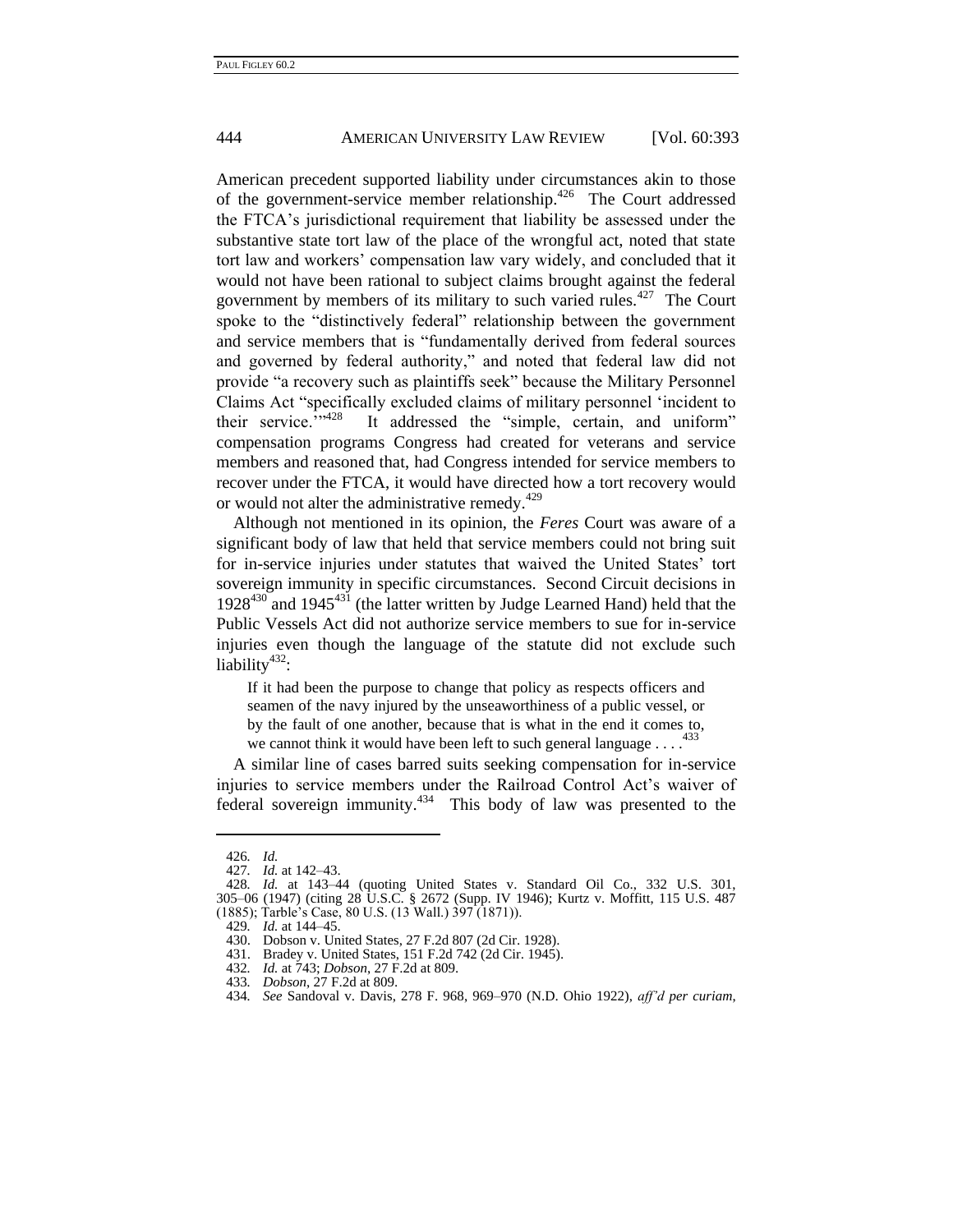American precedent supported liability under circumstances akin to those of the government-service member relationship.[426] The Court addressed the FTCA's jurisdictional requirement that liability be assessed under the substantive state tort law of the place of the wrongful act, noted that state tort law and workers' compensation law vary widely, and concluded that it would not have been rational to subject claims brought against the federal government by members of its military to such varied rules.[427] The Court spoke to the "distinctively federal" relationship between the government and service members that is "fundamentally derived from federal sources and governed by federal authority," and noted that federal law did not provide "a recovery such as plaintiffs seek" because the Military Personnel Claims Act "specifically excluded claims of military personnel 'incident to their service.'"[428] It addressed the "simple, certain, and uniform" compensation programs Congress had created for veterans and service members and reasoned that, had Congress intended for service members to recover under the FTCA, it would have directed how a tort recovery would or would not alter the administrative remedy.[429]

Although not mentioned in its opinion, the *Feres* Court was aware of a significant body of law that held that service members could not bring suit for in-service injuries under statutes that waived the United States' tort sovereign immunity in specific circumstances. Second Circuit decisions in 1928[430] and 1945[431] (the latter written by Judge Learned Hand) held that the Public Vessels Act did not authorize service members to sue for in-service injuries even though the language of the statute did not exclude such liability[432]:

> If it had been the purpose to change that policy as respects officers and seamen of the navy injured by the unseaworthiness of a public vessel, or by the fault of one another, because that is what in the end it comes to, we cannot think it would have been left to such general language . . . .[433]

A similar line of cases barred suits seeking compensation for in-service injuries to service members under the Railroad Control Act's waiver of federal sovereign immunity.[434] This body of law was presented to the

---

426. *Id.*

427. *Id.* at 142–43.

428. *Id.* at 143–44 (quoting United States v. Standard Oil Co., 332 U.S. 301, 305–06 (1947) (citing 28 U.S.C. § 2672 (Supp. IV 1946); Kurtz v. Moffitt, 115 U.S. 487 (1885); Tarble's Case, 80 U.S. (13 Wall.) 397 (1871)).

429. *Id.* at 144–45.

430. Dobson v. United States, 27 F.2d 807 (2d Cir. 1928).

431. Bradey v. United States, 151 F.2d 742 (2d Cir. 1945).

432. *Id.* at 743; *Dobson*, 27 F.2d at 809.

433. *Dobson*, 27 F.2d at 809.

434. *See* Sandoval v. Davis, 278 F. 968, 969–970 (N.D. Ohio 1922), *aff'd per curiam*,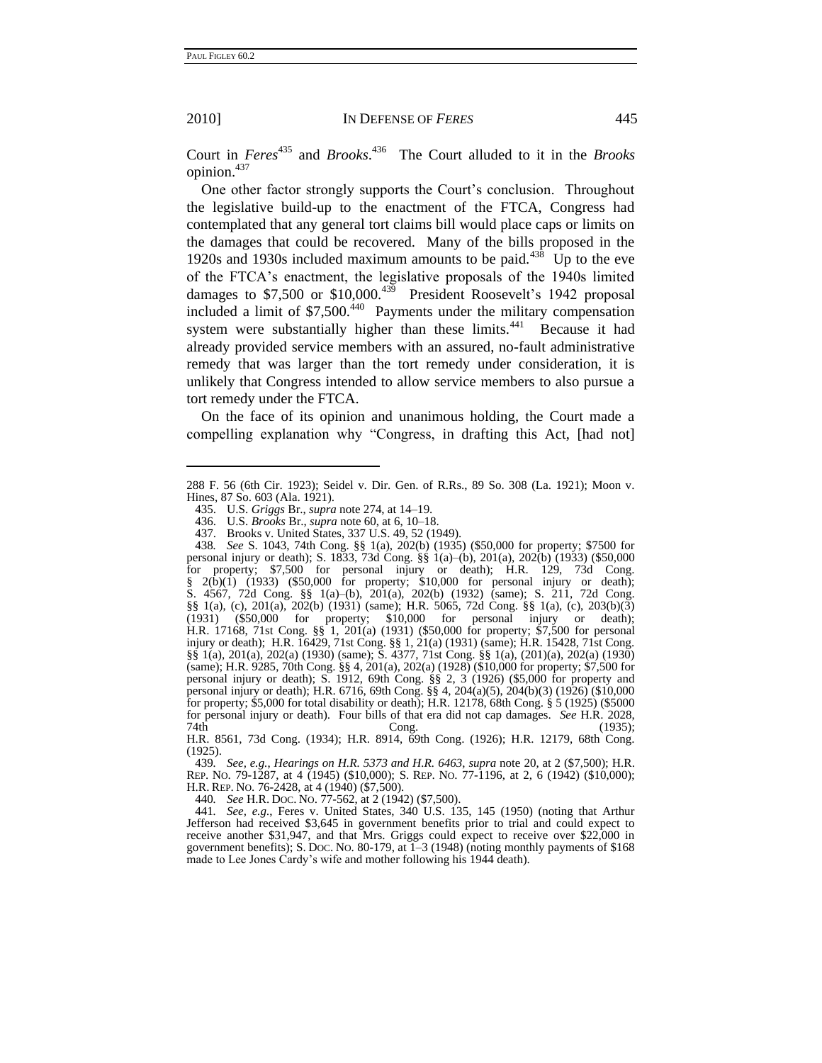Court in *Feres*[435] and *Brooks*.[436] The Court alluded to it in the *Brooks* opinion.[437]

One other factor strongly supports the Court's conclusion. Throughout the legislative build-up to the enactment of the FTCA, Congress had contemplated that any general tort claims bill would place caps or limits on the damages that could be recovered. Many of the bills proposed in the 1920s and 1930s included maximum amounts to be paid.[438] Up to the eve of the FTCA's enactment, the legislative proposals of the 1940s limited damages to $7,500 or $10,000.[439] President Roosevelt's 1942 proposal included a limit of $7,500.[440] Payments under the military compensation system were substantially higher than these limits.[441] Because it had already provided service members with an assured, no-fault administrative remedy that was larger than the tort remedy under consideration, it is unlikely that Congress intended to allow service members to also pursue a tort remedy under the FTCA.

On the face of its opinion and unanimous holding, the Court made a compelling explanation why "Congress, in drafting this Act, [had not]

---

288 F. 56 (6th Cir. 1923); Seidel v. Dir. Gen. of R.Rs., 89 So. 308 (La. 1921); Moon v. Hines, 87 So. 603 (Ala. 1921).

435. U.S. *Griggs* Br., *supra* note 274, at 14–19.

436. U.S. *Brooks* Br., *supra* note 60, at 6, 10–18.

437. Brooks v. United States, 337 U.S. 49, 52 (1949).

438. *See* S. 1043, 74th Cong. §§ 1(a), 202(b) (1935) ($50,000 for property; $7500 for personal injury or death); S. 1833, 73d Cong. §§ 1(a)–(b), 201(a), 202(b) (1933) ($50,000 for property; $7,500 for personal injury or death); H.R. 129, 73d Cong. § 2(b)(1) (1933) ($50,000 for property; $10,000 for personal injury or death); S. 4567, 72d Cong. §§ 1(a)–(b), 201(a), 202(b) (1932) (same); S. 211, 72d Cong. §§ 1(a), (c), 201(a), 202(b) (1931) (same); H.R. 5065, 72d Cong. §§ 1(a), (c), 203(b)(3) (1931) ($50,000 for property; $10,000 for personal injury or death); H.R. 17168, 71st Cong. §§ 1, 201(a) (1931) ($50,000 for property; $7,500 for personal injury or death); H.R. 16429, 71st Cong. §§ 1, 21(a) (1931) (same); H.R. 15428, 71st Cong. §§ 1(a), 201(a), 202(a) (1930) (same); S. 4377, 71st Cong. §§ 1(a), (201)(a), 202(a) (1930) (same); H.R. 9285, 70th Cong. §§ 4, 201(a), 202(a) (1928) ($10,000 for property; $7,500 for personal injury or death); S. 1912, 69th Cong. §§ 2, 3 (1926) ($5,000 for property and personal injury or death); H.R. 6716, 69th Cong. §§ 4, 204(a)(5), 204(b)(3) (1926) ($10,000 for property; $5,000 for total disability or death); H.R. 12178, 68th Cong. § 5 (1925) ($5000 for personal injury or death). Four bills of that era did not cap damages. *See* H.R. 2028, 74th Cong. (1935); H.R. 8561, 73d Cong. (1934); H.R. 8914, 69th Cong. (1926); H.R. 12179, 68th Cong. (1925).

439. *See, e.g.*, *Hearings on H.R. 5373 and H.R. 6463*, *supra* note 20, at 2 ($7,500); H.R. REP. NO. 79-1287, at 4 (1945) ($10,000); S. REP. NO. 77-1196, at 2, 6 (1942) ($10,000); H.R. REP. NO. 76-2428, at 4 (1940) ($7,500).

440. *See* H.R. DOC. NO. 77-562, at 2 (1942) ($7,500).

441. *See, e.g.*, Feres v. United States, 340 U.S. 135, 145 (1950) (noting that Arthur Jefferson had received $3,645 in government benefits prior to trial and could expect to receive another $31,947, and that Mrs. Griggs could expect to receive over $22,000 in government benefits); S. DOC. NO. 80-179, at 1–3 (1948) (noting monthly payments of $168 made to Lee Jones Cardy's wife and mother following his 1944 death).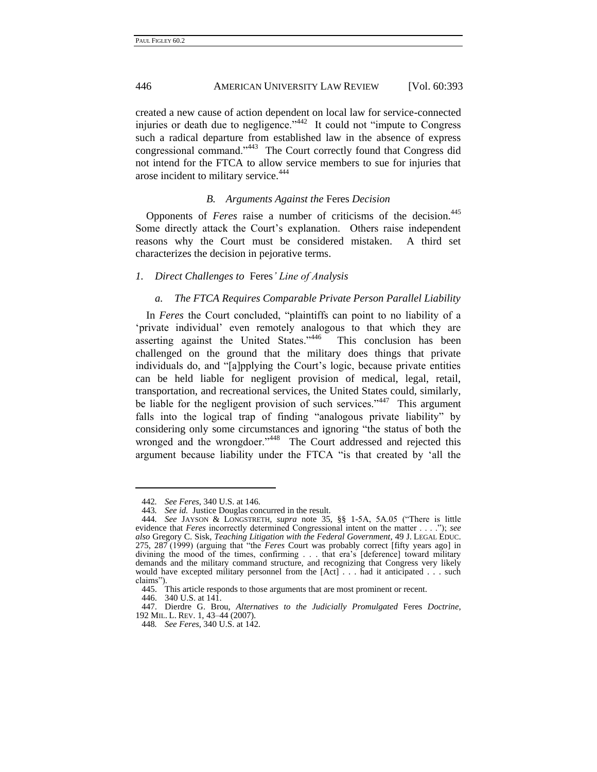created a new cause of action dependent on local law for service-connected injuries or death due to negligence."[442] It could not "impute to Congress such a radical departure from established law in the absence of express congressional command."[443] The Court correctly found that Congress did not intend for the FTCA to allow service members to sue for injuries that arose incident to military service.[444]

### *B. Arguments Against the* Feres *Decision*

Opponents of *Feres* raise a number of criticisms of the decision.[445] Some directly attack the Court's explanation. Others raise independent reasons why the Court must be considered mistaken. A third set characterizes the decision in pejorative terms.

#### *1. Direct Challenges to* Feres*' Line of Analysis*

##### *a. The FTCA Requires Comparable Private Person Parallel Liability*

In *Feres* the Court concluded, "plaintiffs can point to no liability of a 'private individual' even remotely analogous to that which they are asserting against the United States."[446] This conclusion has been challenged on the ground that the military does things that private individuals do, and "[a]pplying the Court's logic, because private entities can be held liable for negligent provision of medical, legal, retail, transportation, and recreational services, the United States could, similarly, be liable for the negligent provision of such services."[447] This argument falls into the logical trap of finding "analogous private liability" by considering only some circumstances and ignoring "the status of both the wronged and the wrongdoer."[448] The Court addressed and rejected this argument because liability under the FTCA "is that created by 'all the

---

442. *See Feres*, 340 U.S. at 146.

443. *See id.* Justice Douglas concurred in the result.

444. *See* JAYSON & LONGSTRETH, *supra* note 35, §§ 1-5A, 5A.05 ("There is little evidence that *Feres* incorrectly determined Congressional intent on the matter . . . ."); *see also* Gregory C. Sisk, *Teaching Litigation with the Federal Government*, 49 J. LEGAL EDUC. 275, 287 (1999) (arguing that "the *Feres* Court was probably correct [fifty years ago] in divining the mood of the times, confirming . . . that era's [deference] toward military demands and the military command structure, and recognizing that Congress very likely would have excepted military personnel from the [Act] . . . had it anticipated . . . such claims").

445. This article responds to those arguments that are most prominent or recent.

446. 340 U.S. at 141.

447. Dierdre G. Brou, *Alternatives to the Judicially Promulgated* Feres *Doctrine*, 192 MIL. L. REV. 1, 43–44 (2007).

448. *See Feres*, 340 U.S. at 142.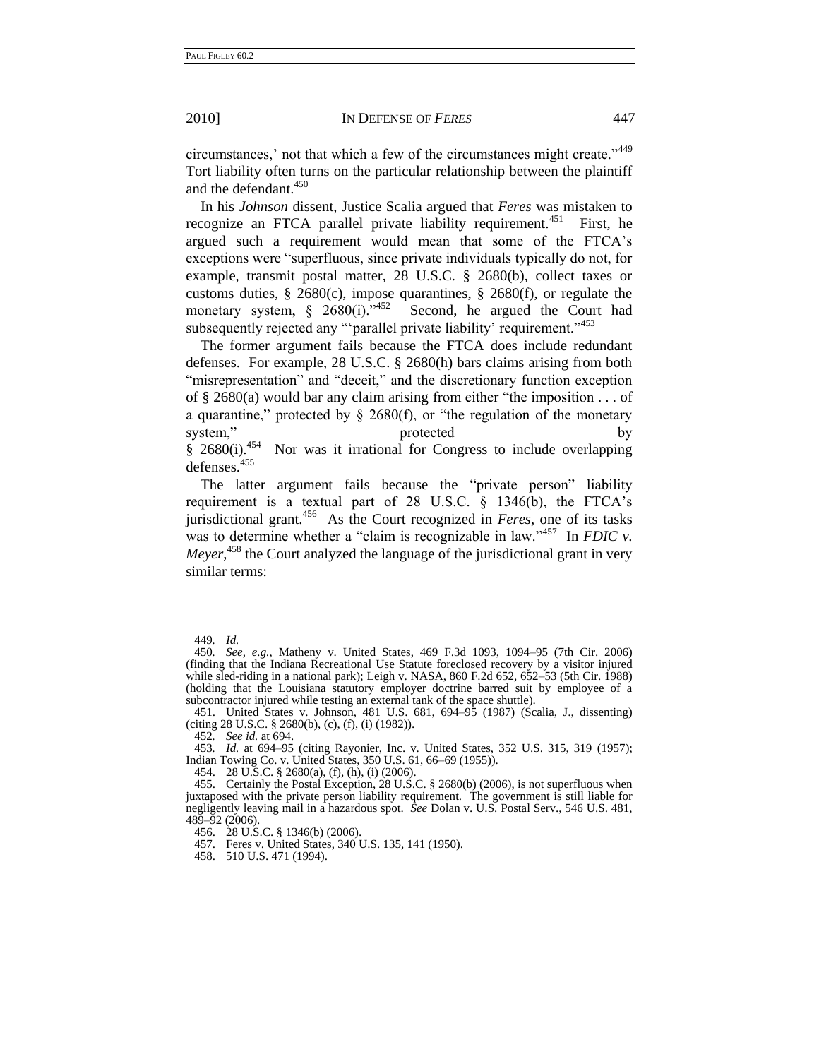circumstances,' not that which a few of the circumstances might create."[449] Tort liability often turns on the particular relationship between the plaintiff and the defendant.[450]

In his *Johnson* dissent, Justice Scalia argued that *Feres* was mistaken to recognize an FTCA parallel private liability requirement.[451] First, he argued such a requirement would mean that some of the FTCA's exceptions were "superfluous, since private individuals typically do not, for example, transmit postal matter, 28 U.S.C. § 2680(b), collect taxes or customs duties, § 2680(c), impose quarantines, § 2680(f), or regulate the monetary system, § 2680(i)."[452] Second, he argued the Court had subsequently rejected any "'parallel private liability' requirement."[453]

The former argument fails because the FTCA does include redundant defenses. For example, 28 U.S.C. § 2680(h) bars claims arising from both "misrepresentation" and "deceit," and the discretionary function exception of § 2680(a) would bar any claim arising from either "the imposition . . . of a quarantine," protected by § 2680(f), or "the regulation of the monetary system," protected by § 2680(i).[454] Nor was it irrational for Congress to include overlapping defenses.[455]

The latter argument fails because the "private person" liability requirement is a textual part of 28 U.S.C. § 1346(b), the FTCA's jurisdictional grant.[456] As the Court recognized in *Feres*, one of its tasks was to determine whether a "claim is recognizable in law."[457] In *FDIC v. Meyer*,[458] the Court analyzed the language of the jurisdictional grant in very similar terms:

---

449. *Id.*

450. *See, e.g.*, Matheny v. United States, 469 F.3d 1093, 1094–95 (7th Cir. 2006) (finding that the Indiana Recreational Use Statute foreclosed recovery by a visitor injured while sled-riding in a national park); Leigh v. NASA, 860 F.2d 652, 652–53 (5th Cir. 1988) (holding that the Louisiana statutory employer doctrine barred suit by employee of a subcontractor injured while testing an external tank of the space shuttle).

451. United States v. Johnson, 481 U.S. 681, 694–95 (1987) (Scalia, J., dissenting) (citing 28 U.S.C. § 2680(b), (c), (f), (i) (1982)).

452. *See id.* at 694.

453. *Id.* at 694–95 (citing Rayonier, Inc. v. United States, 352 U.S. 315, 319 (1957); Indian Towing Co. v. United States, 350 U.S. 61, 66–69 (1955)).

454. 28 U.S.C. § 2680(a), (f), (h), (i) (2006).

455. Certainly the Postal Exception, 28 U.S.C. § 2680(b) (2006), is not superfluous when juxtaposed with the private person liability requirement. The government is still liable for negligently leaving mail in a hazardous spot. *See* Dolan v. U.S. Postal Serv., 546 U.S. 481, 489–92 (2006).

456. 28 U.S.C. § 1346(b) (2006).

457. Feres v. United States, 340 U.S. 135, 141 (1950).

458. 510 U.S. 471 (1994).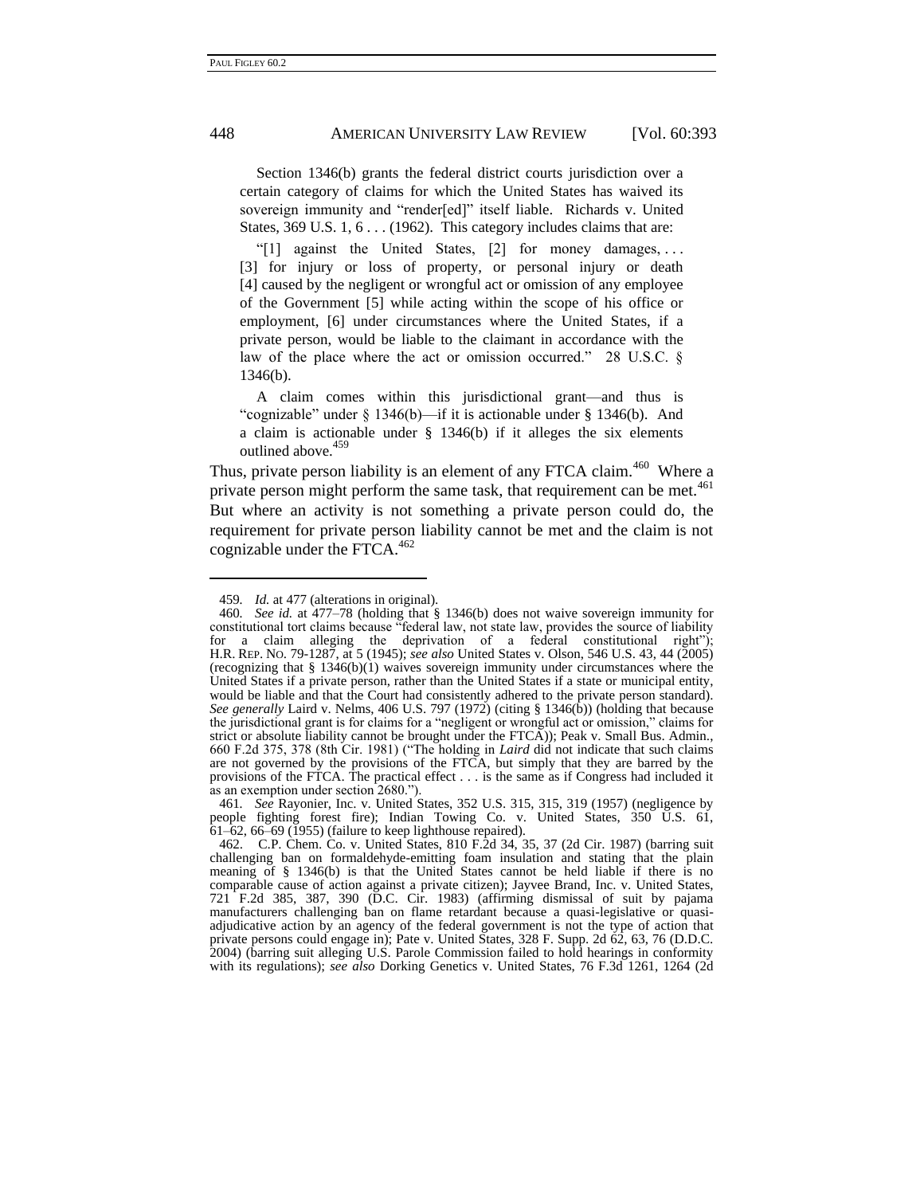> Section 1346(b) grants the federal district courts jurisdiction over a certain category of claims for which the United States has waived its sovereign immunity and "render[ed]" itself liable. Richards v. United States, 369 U.S. 1, 6 . . . (1962). This category includes claims that are:
>
> "[1] against the United States, [2] for money damages, . . . [3] for injury or loss of property, or personal injury or death [4] caused by the negligent or wrongful act or omission of any employee of the Government [5] while acting within the scope of his office or employment, [6] under circumstances where the United States, if a private person, would be liable to the claimant in accordance with the law of the place where the act or omission occurred." 28 U.S.C. § 1346(b).
>
> A claim comes within this jurisdictional grant—and thus is "cognizable" under § 1346(b)—if it is actionable under § 1346(b). And a claim is actionable under § 1346(b) if it alleges the six elements outlined above.[459]

Thus, private person liability is an element of any FTCA claim.[460] Where a private person might perform the same task, that requirement can be met.[461] But where an activity is not something a private person could do, the requirement for private person liability cannot be met and the claim is not cognizable under the FTCA.[462]

---

459. *Id.* at 477 (alterations in original).

460. *See id.* at 477–78 (holding that § 1346(b) does not waive sovereign immunity for constitutional tort claims because "federal law, not state law, provides the source of liability for a claim alleging the deprivation of a federal constitutional right"); H.R. REP. NO. 79-1287, at 5 (1945); *see also* United States v. Olson, 546 U.S. 43, 44 (2005) (recognizing that § 1346(b)(1) waives sovereign immunity under circumstances where the United States if a private person, rather than the United States if a state or municipal entity, would be liable and that the Court had consistently adhered to the private person standard). *See generally* Laird v. Nelms, 406 U.S. 797 (1972) (citing § 1346(b)) (holding that because the jurisdictional grant is for claims for a "negligent or wrongful act or omission," claims for strict or absolute liability cannot be brought under the FTCA)); Peak v. Small Bus. Admin., 660 F.2d 375, 378 (8th Cir. 1981) ("The holding in *Laird* did not indicate that such claims are not governed by the provisions of the FTCA, but simply that they are barred by the provisions of the FTCA. The practical effect . . . is the same as if Congress had included it as an exemption under section 2680.").

461. *See* Rayonier, Inc. v. United States, 352 U.S. 315, 315, 319 (1957) (negligence by people fighting forest fire); Indian Towing Co. v. United States, 350 U.S. 61, 61–62, 66–69 (1955) (failure to keep lighthouse repaired).

462. C.P. Chem. Co. v. United States, 810 F.2d 34, 35, 37 (2d Cir. 1987) (barring suit challenging ban on formaldehyde-emitting foam insulation and stating that the plain meaning of § 1346(b) is that the United States cannot be held liable if there is no comparable cause of action against a private citizen); Jayvee Brand, Inc. v. United States, 721 F.2d 385, 387, 390 (D.C. Cir. 1983) (affirming dismissal of suit by pajama manufacturers challenging ban on flame retardant because a quasi-legislative or quasi-adjudicative action by an agency of the federal government is not the type of action that private persons could engage in); Pate v. United States, 328 F. Supp. 2d 62, 63, 76 (D.D.C. 2004) (barring suit alleging U.S. Parole Commission failed to hold hearings in conformity with its regulations); *see also* Dorking Genetics v. United States, 76 F.3d 1261, 1264 (2d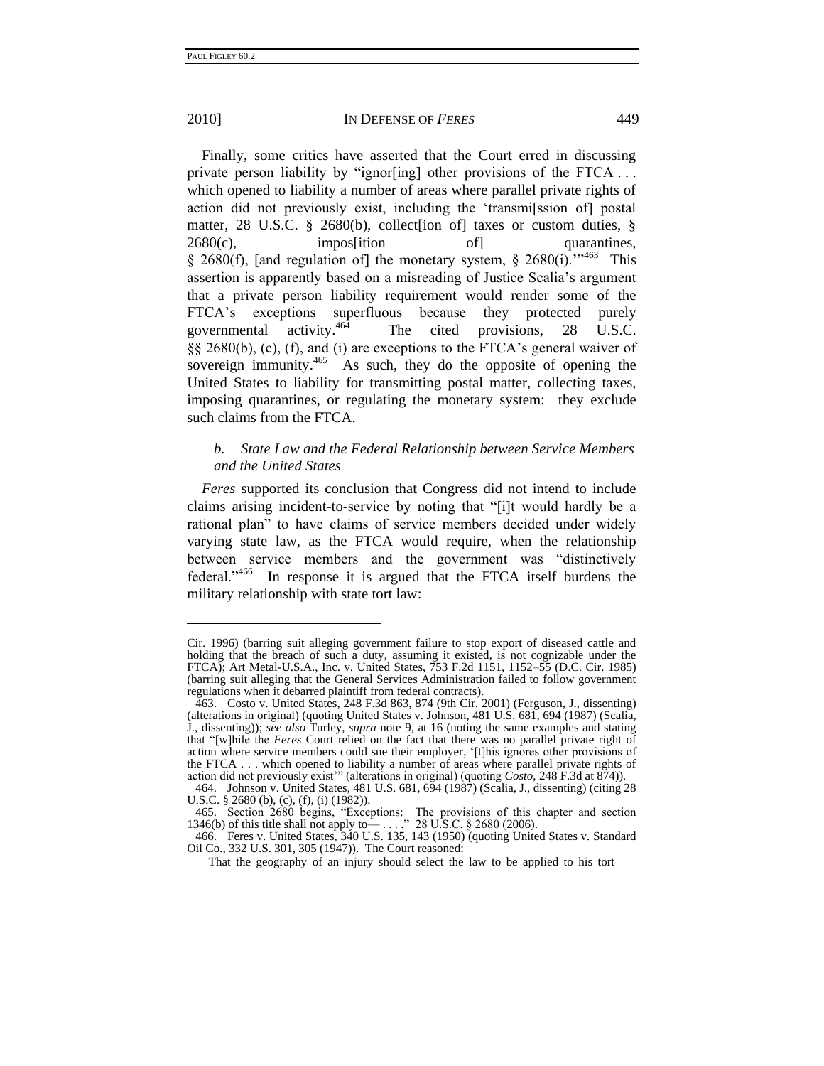Finally, some critics have asserted that the Court erred in discussing private person liability by "ignor[ing] other provisions of the FTCA . . . which opened to liability a number of areas where parallel private rights of action did not previously exist, including the 'transmi[ssion of] postal matter, 28 U.S.C. § 2680(b), collect[ion of] taxes or custom duties, § 2680(c), impos[ition of] quarantines, § 2680(f), [and regulation of] the monetary system, § 2680(i).'"[463] This assertion is apparently based on a misreading of Justice Scalia's argument that a private person liability requirement would render some of the FTCA's exceptions superfluous because they protected purely governmental activity.[464] The cited provisions, 28 U.S.C. §§ 2680(b), (c), (f), and (i) are exceptions to the FTCA's general waiver of sovereign immunity.[465] As such, they do the opposite of opening the United States to liability for transmitting postal matter, collecting taxes, imposing quarantines, or regulating the monetary system: they exclude such claims from the FTCA.

### *b. State Law and the Federal Relationship between Service Members and the United States*

*Feres* supported its conclusion that Congress did not intend to include claims arising incident-to-service by noting that "[i]t would hardly be a rational plan" to have claims of service members decided under widely varying state law, as the FTCA would require, when the relationship between service members and the government was "distinctively federal."[466] In response it is argued that the FTCA itself burdens the military relationship with state tort law:

---

Cir. 1996) (barring suit alleging government failure to stop export of diseased cattle and holding that the breach of such a duty, assuming it existed, is not cognizable under the FTCA); Art Metal-U.S.A., Inc. v. United States, 753 F.2d 1151, 1152–55 (D.C. Cir. 1985) (barring suit alleging that the General Services Administration failed to follow government regulations when it debarred plaintiff from federal contracts).

463. Costo v. United States, 248 F.3d 863, 874 (9th Cir. 2001) (Ferguson, J., dissenting) (alterations in original) (quoting United States v. Johnson, 481 U.S. 681, 694 (1987) (Scalia, J., dissenting)); *see also* Turley, *supra* note 9, at 16 (noting the same examples and stating that "[w]hile the *Feres* Court relied on the fact that there was no parallel private right of action where service members could sue their employer, '[t]his ignores other provisions of the FTCA . . . which opened to liability a number of areas where parallel private rights of action did not previously exist'" (alterations in original) (quoting *Costo*, 248 F.3d at 874)).

464. Johnson v. United States, 481 U.S. 681, 694 (1987) (Scalia, J., dissenting) (citing 28 U.S.C. § 2680 (b), (c), (f), (i) (1982)).

465. Section 2680 begins, "Exceptions: The provisions of this chapter and section 1346(b) of this title shall not apply to— . . . ." 28 U.S.C. § 2680 (2006).

466. Feres v. United States, 340 U.S. 135, 143 (1950) (quoting United States v. Standard Oil Co., 332 U.S. 301, 305 (1947)). The Court reasoned:

> That the geography of an injury should select the law to be applied to his tort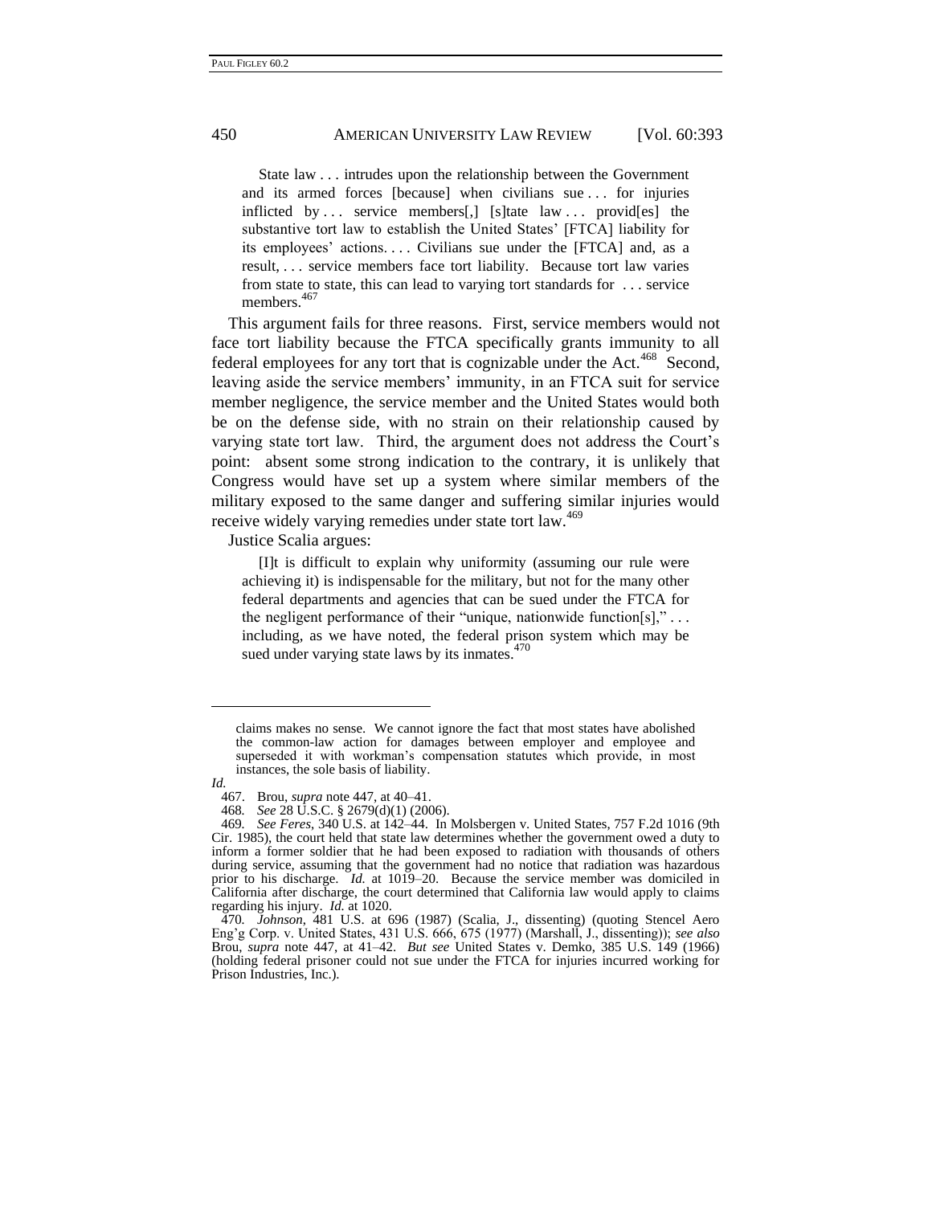> State law . . . intrudes upon the relationship between the Government and its armed forces [because] when civilians sue . . . for injuries inflicted by . . . service members[,] [s]tate law . . . provid[es] the substantive tort law to establish the United States' [FTCA] liability for its employees' actions. . . . Civilians sue under the [FTCA] and, as a result, . . . service members face tort liability. Because tort law varies from state to state, this can lead to varying tort standards for . . . service members.[467]

This argument fails for three reasons. First, service members would not face tort liability because the FTCA specifically grants immunity to all federal employees for any tort that is cognizable under the Act.[468] Second, leaving aside the service members' immunity, in an FTCA suit for service member negligence, the service member and the United States would both be on the defense side, with no strain on their relationship caused by varying state tort law. Third, the argument does not address the Court's point: absent some strong indication to the contrary, it is unlikely that Congress would have set up a system where similar members of the military exposed to the same danger and suffering similar injuries would receive widely varying remedies under state tort law.[469]

Justice Scalia argues:

> [I]t is difficult to explain why uniformity (assuming our rule were achieving it) is indispensable for the military, but not for the many other federal departments and agencies that can be sued under the FTCA for the negligent performance of their "unique, nationwide function[s]," . . . including, as we have noted, the federal prison system which may be sued under varying state laws by its inmates.[470]

---

> claims makes no sense. We cannot ignore the fact that most states have abolished the common-law action for damages between employer and employee and superseded it with workman's compensation statutes which provide, in most instances, the sole basis of liability.

*Id.*

467. Brou, *supra* note 447, at 40–41.

468. *See* 28 U.S.C. § 2679(d)(1) (2006).

469. *See Feres*, 340 U.S. at 142–44. In Molsbergen v. United States, 757 F.2d 1016 (9th Cir. 1985), the court held that state law determines whether the government owed a duty to inform a former soldier that he had been exposed to radiation with thousands of others during service, assuming that the government had no notice that radiation was hazardous prior to his discharge. *Id.* at 1019–20. Because the service member was domiciled in California after discharge, the court determined that California law would apply to claims regarding his injury. *Id.* at 1020.

470. *Johnson*, 481 U.S. at 696 (1987) (Scalia, J., dissenting) (quoting Stencel Aero Eng'g Corp. v. United States, 431 U.S. 666, 675 (1977) (Marshall, J., dissenting)); *see also* Brou, *supra* note 447, at 41–42. *But see* United States v. Demko, 385 U.S. 149 (1966) (holding federal prisoner could not sue under the FTCA for injuries incurred working for Prison Industries, Inc.).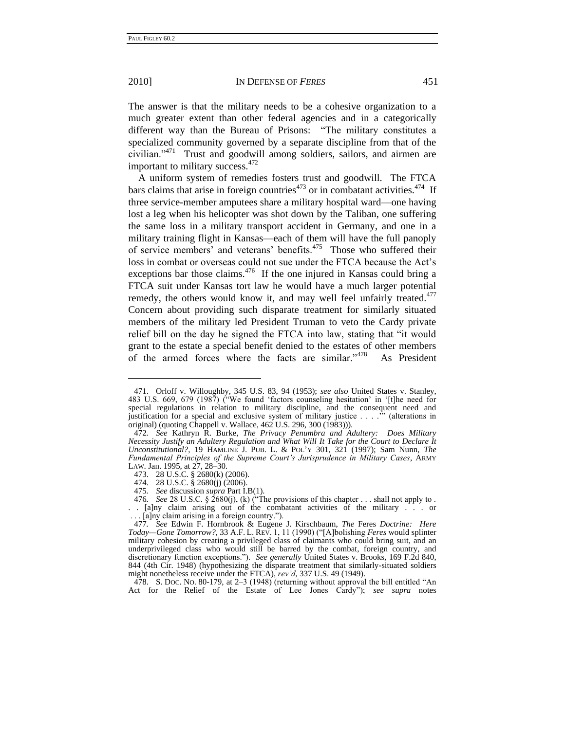The answer is that the military needs to be a cohesive organization to a much greater extent than other federal agencies and in a categorically different way than the Bureau of Prisons: "The military constitutes a specialized community governed by a separate discipline from that of the civilian."[471] Trust and goodwill among soldiers, sailors, and airmen are important to military success.[472]

A uniform system of remedies fosters trust and goodwill. The FTCA bars claims that arise in foreign countries[473] or in combatant activities.[474] If three service-member amputees share a military hospital ward—one having lost a leg when his helicopter was shot down by the Taliban, one suffering the same loss in a military transport accident in Germany, and one in a military training flight in Kansas—each of them will have the full panoply of service members' and veterans' benefits.[475] Those who suffered their loss in combat or overseas could not sue under the FTCA because the Act's exceptions bar those claims.[476] If the one injured in Kansas could bring a FTCA suit under Kansas tort law he would have a much larger potential remedy, the others would know it, and may well feel unfairly treated.[477] Concern about providing such disparate treatment for similarly situated members of the military led President Truman to veto the Cardy private relief bill on the day he signed the FTCA into law, stating that "it would grant to the estate a special benefit denied to the estates of other members of the armed forces where the facts are similar."[478] As President

---

471. Orloff v. Willoughby, 345 U.S. 83, 94 (1953); *see also* United States v. Stanley, 483 U.S. 669, 679 (1987) ("We found 'factors counseling hesitation' in '[t]he need for special regulations in relation to military discipline, and the consequent need and justification for a special and exclusive system of military justice . . . .'" (alterations in original) (quoting Chappell v. Wallace, 462 U.S. 296, 300 (1983))).

472. *See* Kathryn R. Burke, *The Privacy Penumbra and Adultery: Does Military Necessity Justify an Adultery Regulation and What Will It Take for the Court to Declare It Unconstitutional?*, 19 HAMLINE J. PUB. L. & POL'Y 301, 321 (1997); Sam Nunn, *The Fundamental Principles of the Supreme Court's Jurisprudence in Military Cases*, ARMY LAW. Jan. 1995, at 27, 28–30.

473. 28 U.S.C. § 2680(k) (2006).

474. 28 U.S.C. § 2680(j) (2006).

475. *See* discussion *supra* Part I.B(1).

476. *See* 28 U.S.C. § 2680(j), (k) ("The provisions of this chapter . . . shall not apply to . . . [a]ny claim arising out of the combatant activities of the military . . . or . . . [a]ny claim arising in a foreign country.").

477. *See* Edwin F. Hornbrook & Eugene J. Kirschbaum, *The* Feres *Doctrine: Here Today—Gone Tomorrow?*, 33 A.F. L. REV. 1, 11 (1990) ("[A]bolishing *Feres* would splinter military cohesion by creating a privileged class of claimants who could bring suit, and an underprivileged class who would still be barred by the combat, foreign country, and discretionary function exceptions."). *See generally* United States v. Brooks, 169 F.2d 840, 844 (4th Cir. 1948) (hypothesizing the disparate treatment that similarly-situated soldiers might nonetheless receive under the FTCA), *rev'd*, 337 U.S. 49 (1949).

478. S. DOC. NO. 80-179, at 2–3 (1948) (returning without approval the bill entitled "An Act for the Relief of the Estate of Lee Jones Cardy"); *see supra* notes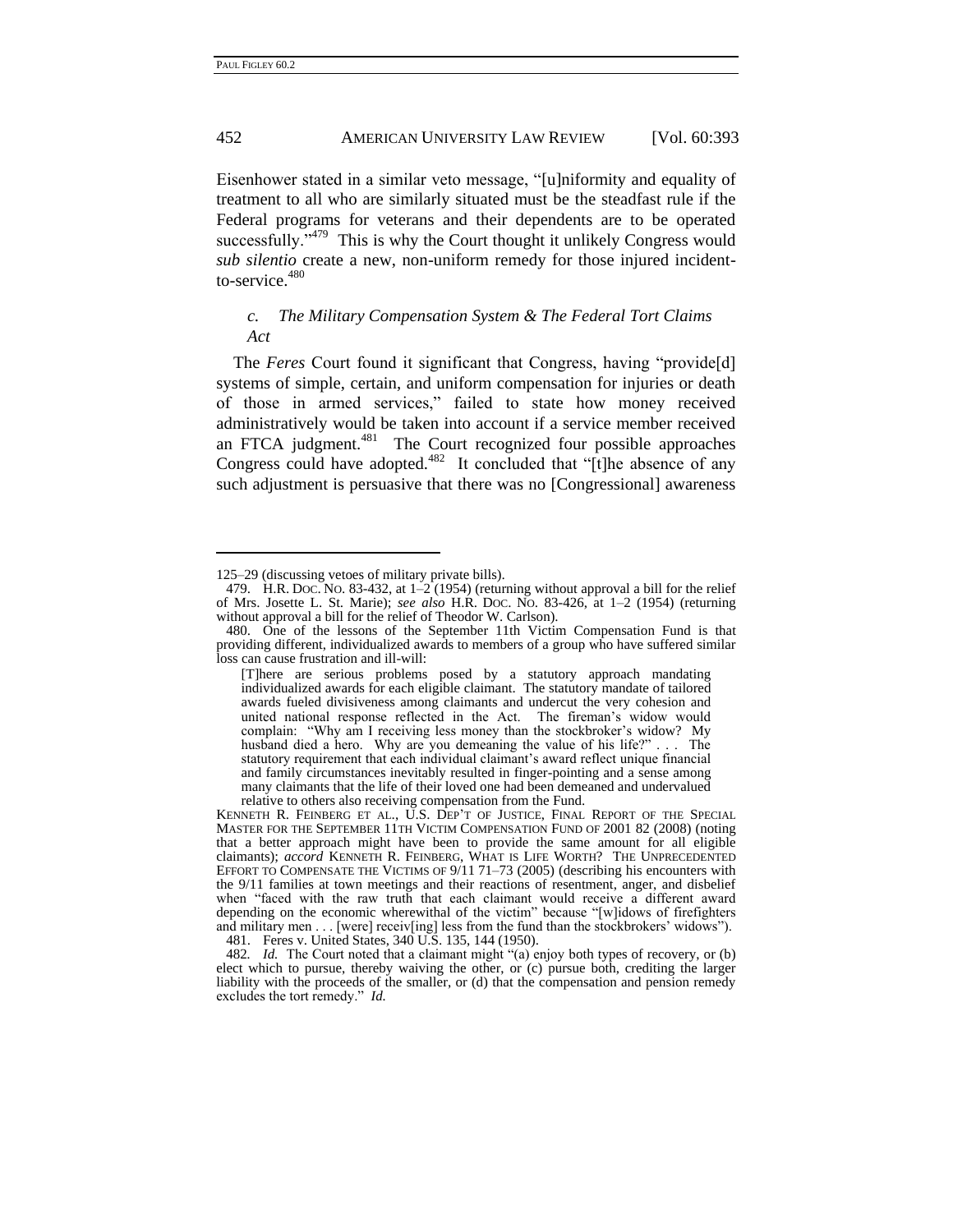Eisenhower stated in a similar veto message, "[u]niformity and equality of treatment to all who are similarly situated must be the steadfast rule if the Federal programs for veterans and their dependents are to be operated successfully."[479] This is why the Court thought it unlikely Congress would *sub silentio* create a new, non-uniform remedy for those injured incident-to-service.[480]

### *c. The Military Compensation System & The Federal Tort Claims Act*

The *Feres* Court found it significant that Congress, having "provide[d] systems of simple, certain, and uniform compensation for injuries or death of those in armed services," failed to state how money received administratively would be taken into account if a service member received an FTCA judgment.[481] The Court recognized four possible approaches Congress could have adopted.[482] It concluded that "[t]he absence of any such adjustment is persuasive that there was no [Congressional] awareness

---

125–29 (discussing vetoes of military private bills).

479. H.R. DOC. NO. 83-432, at 1–2 (1954) (returning without approval a bill for the relief of Mrs. Josette L. St. Marie); *see also* H.R. DOC. NO. 83-426, at 1–2 (1954) (returning without approval a bill for the relief of Theodor W. Carlson).

480. One of the lessons of the September 11th Victim Compensation Fund is that providing different, individualized awards to members of a group who have suffered similar loss can cause frustration and ill-will:

> [T]here are serious problems posed by a statutory approach mandating individualized awards for each eligible claimant. The statutory mandate of tailored awards fueled divisiveness among claimants and undercut the very cohesion and united national response reflected in the Act. The fireman's widow would complain: "Why am I receiving less money than the stockbroker's widow? My husband died a hero. Why are you demeaning the value of his life?" . . . The statutory requirement that each individual claimant's award reflect unique financial and family circumstances inevitably resulted in finger-pointing and a sense among many claimants that the life of their loved one had been demeaned and undervalued relative to others also receiving compensation from the Fund.

KENNETH R. FEINBERG ET AL., U.S. DEP'T OF JUSTICE, FINAL REPORT OF THE SPECIAL MASTER FOR THE SEPTEMBER 11TH VICTIM COMPENSATION FUND OF 2001 82 (2008) (noting that a better approach might have been to provide the same amount for all eligible claimants); *accord* KENNETH R. FEINBERG, WHAT IS LIFE WORTH? THE UNPRECEDENTED EFFORT TO COMPENSATE THE VICTIMS OF 9/11 71–73 (2005) (describing his encounters with the 9/11 families at town meetings and their reactions of resentment, anger, and disbelief when "faced with the raw truth that each claimant would receive a different award depending on the economic wherewithal of the victim" because "[w]idows of firefighters and military men . . . [were] receiv[ing] less from the fund than the stockbrokers' widows").

481. Feres v. United States, 340 U.S. 135, 144 (1950).

482. *Id.* The Court noted that a claimant might "(a) enjoy both types of recovery, or (b) elect which to pursue, thereby waiving the other, or (c) pursue both, crediting the larger liability with the proceeds of the smaller, or (d) that the compensation and pension remedy excludes the tort remedy." *Id.*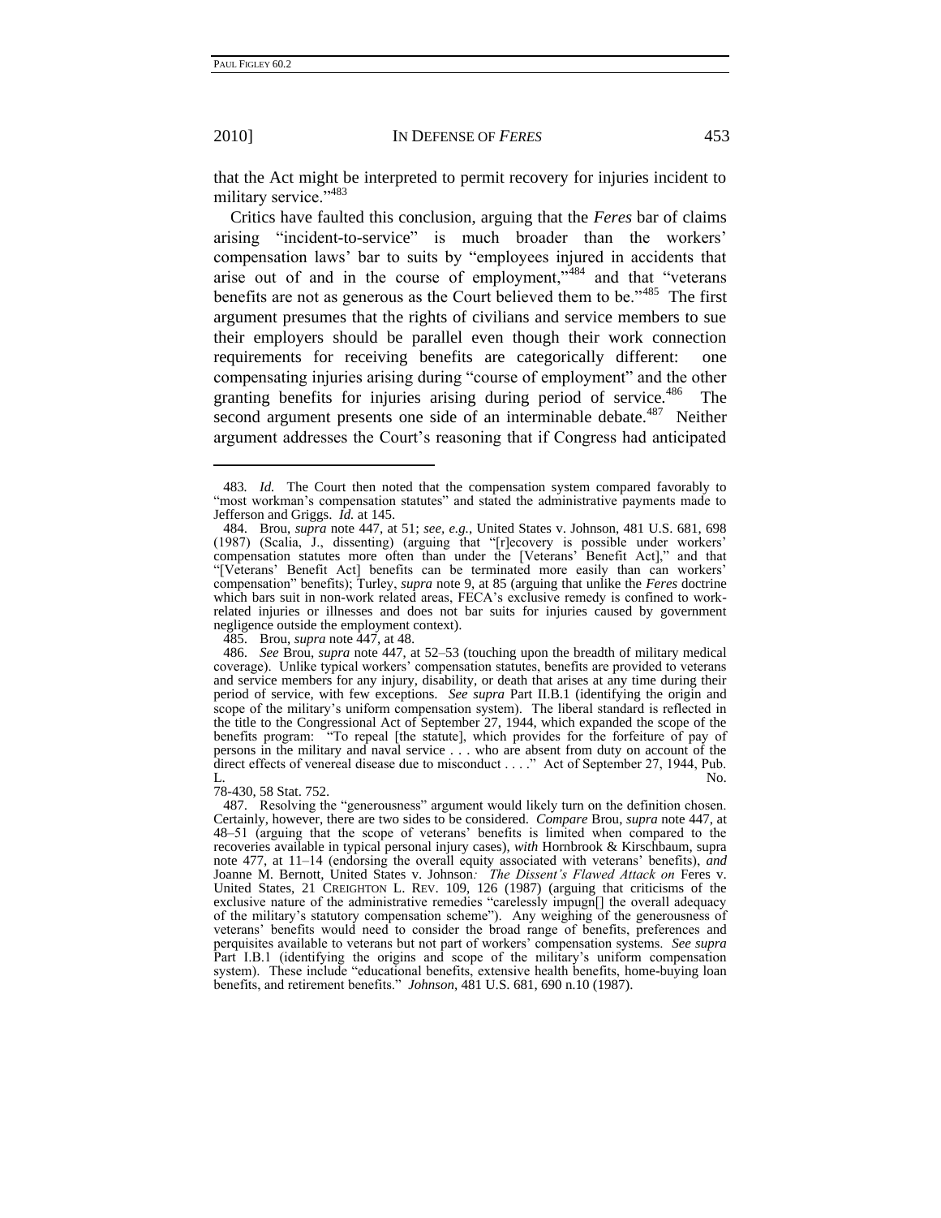that the Act might be interpreted to permit recovery for injuries incident to military service."[483]

Critics have faulted this conclusion, arguing that the *Feres* bar of claims arising "incident-to-service" is much broader than the workers' compensation laws' bar to suits by "employees injured in accidents that arise out of and in the course of employment,"[484] and that "veterans benefits are not as generous as the Court believed them to be."[485] The first argument presumes that the rights of civilians and service members to sue their employers should be parallel even though their work connection requirements for receiving benefits are categorically different: one compensating injuries arising during "course of employment" and the other granting benefits for injuries arising during period of service.[486] The second argument presents one side of an interminable debate.[487] Neither argument addresses the Court's reasoning that if Congress had anticipated

---

483. *Id.* The Court then noted that the compensation system compared favorably to "most workman's compensation statutes" and stated the administrative payments made to Jefferson and Griggs. *Id.* at 145.

484. Brou, *supra* note 447, at 51; *see, e.g.*, United States v. Johnson, 481 U.S. 681, 698 (1987) (Scalia, J., dissenting) (arguing that "[r]ecovery is possible under workers' compensation statutes more often than under the [Veterans' Benefit Act]," and that "[Veterans' Benefit Act] benefits can be terminated more easily than can workers' compensation" benefits); Turley, *supra* note 9, at 85 (arguing that unlike the *Feres* doctrine which bars suit in non-work related areas, FECA's exclusive remedy is confined to work-related injuries or illnesses and does not bar suits for injuries caused by government negligence outside the employment context).

485. Brou, *supra* note 447, at 48.

486. *See* Brou, *supra* note 447, at 52–53 (touching upon the breadth of military medical coverage). Unlike typical workers' compensation statutes, benefits are provided to veterans and service members for any injury, disability, or death that arises at any time during their period of service, with few exceptions. *See supra* Part II.B.1 (identifying the origin and scope of the military's uniform compensation system). The liberal standard is reflected in the title to the Congressional Act of September 27, 1944, which expanded the scope of the benefits program: "To repeal [the statute], which provides for the forfeiture of pay of persons in the military and naval service . . . who are absent from duty on account of the direct effects of venereal disease due to misconduct . . . ." Act of September 27, 1944, Pub. L. No. 78-430, 58 Stat. 752.

487. Resolving the "generousness" argument would likely turn on the definition chosen. Certainly, however, there are two sides to be considered. *Compare* Brou, *supra* note 447, at 48–51 (arguing that the scope of veterans' benefits is limited when compared to the recoveries available in typical personal injury cases), *with* Hornbrook & Kirschbaum, supra note 477, at 11–14 (endorsing the overall equity associated with veterans' benefits), *and* Joanne M. Bernott, United States v. Johnson*: The Dissent's Flawed Attack on* Feres v. United States, 21 CREIGHTON L. REV. 109, 126 (1987) (arguing that criticisms of the exclusive nature of the administrative remedies "carelessly impugn[] the overall adequacy of the military's statutory compensation scheme"). Any weighing of the generousness of veterans' benefits would need to consider the broad range of benefits, preferences and perquisites available to veterans but not part of workers' compensation systems. *See supra* Part I.B.1 (identifying the origins and scope of the military's uniform compensation system). These include "educational benefits, extensive health benefits, home-buying loan benefits, and retirement benefits." *Johnson*, 481 U.S. 681, 690 n.10 (1987).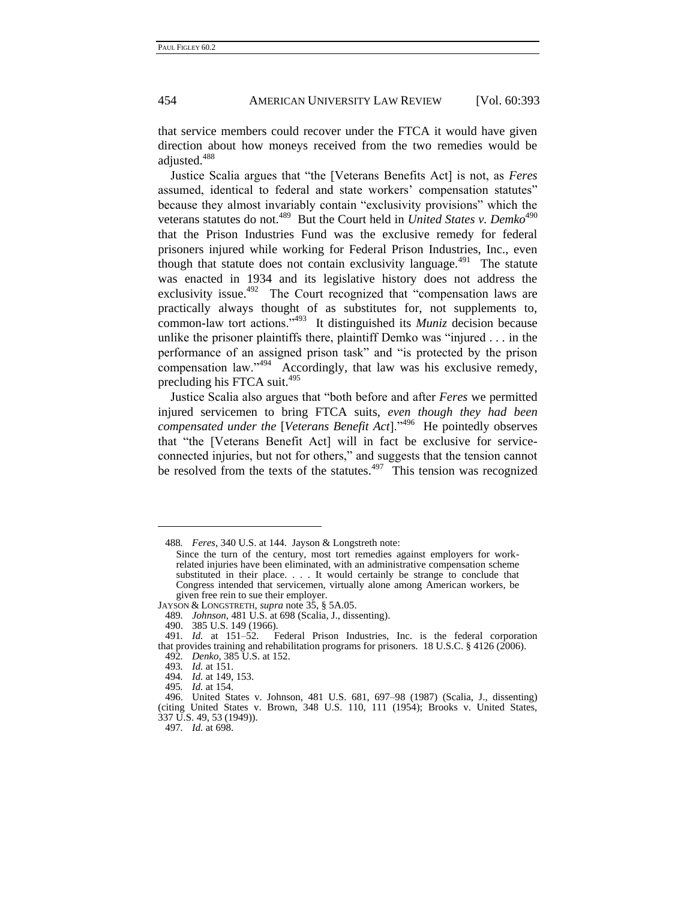that service members could recover under the FTCA it would have given direction about how moneys received from the two remedies would be adjusted.[488]

Justice Scalia argues that "the [Veterans Benefits Act] is not, as *Feres* assumed, identical to federal and state workers' compensation statutes" because they almost invariably contain "exclusivity provisions" which the veterans statutes do not.[489] But the Court held in *United States v. Demko*[490] that the Prison Industries Fund was the exclusive remedy for federal prisoners injured while working for Federal Prison Industries, Inc., even though that statute does not contain exclusivity language.[491] The statute was enacted in 1934 and its legislative history does not address the exclusivity issue.[492] The Court recognized that "compensation laws are practically always thought of as substitutes for, not supplements to, common-law tort actions."[493] It distinguished its *Muniz* decision because unlike the prisoner plaintiffs there, plaintiff Demko was "injured . . . in the performance of an assigned prison task" and "is protected by the prison compensation law."[494] Accordingly, that law was his exclusive remedy, precluding his FTCA suit.[495]

Justice Scalia also argues that "both before and after *Feres* we permitted injured servicemen to bring FTCA suits, *even though they had been compensated under the* [*Veterans Benefit Act*]."[496] He pointedly observes that "the [Veterans Benefit Act] will in fact be exclusive for service-connected injuries, but not for others," and suggests that the tension cannot be resolved from the texts of the statutes.[497] This tension was recognized

---

488. *Feres*, 340 U.S. at 144. Jayson & Longstreth note:

> Since the turn of the century, most tort remedies against employers for work-related injuries have been eliminated, with an administrative compensation scheme substituted in their place. . . . It would certainly be strange to conclude that Congress intended that servicemen, virtually alone among American workers, be given free rein to sue their employer.

JAYSON & LONGSTRETH, *supra* note 35, § 5A.05.

489. *Johnson*, 481 U.S. at 698 (Scalia, J., dissenting).

490. 385 U.S. 149 (1966).

491. *Id.* at 151–52. Federal Prison Industries, Inc. is the federal corporation that provides training and rehabilitation programs for prisoners. 18 U.S.C. § 4126 (2006).

492. *Denko*, 385 U.S. at 152.

493. *Id.* at 151.

494. *Id.* at 149, 153.

495. *Id.* at 154.

496. United States v. Johnson, 481 U.S. 681, 697–98 (1987) (Scalia, J., dissenting) (citing United States v. Brown, 348 U.S. 110, 111 (1954); Brooks v. United States, 337 U.S. 49, 53 (1949)).

497. *Id.* at 698.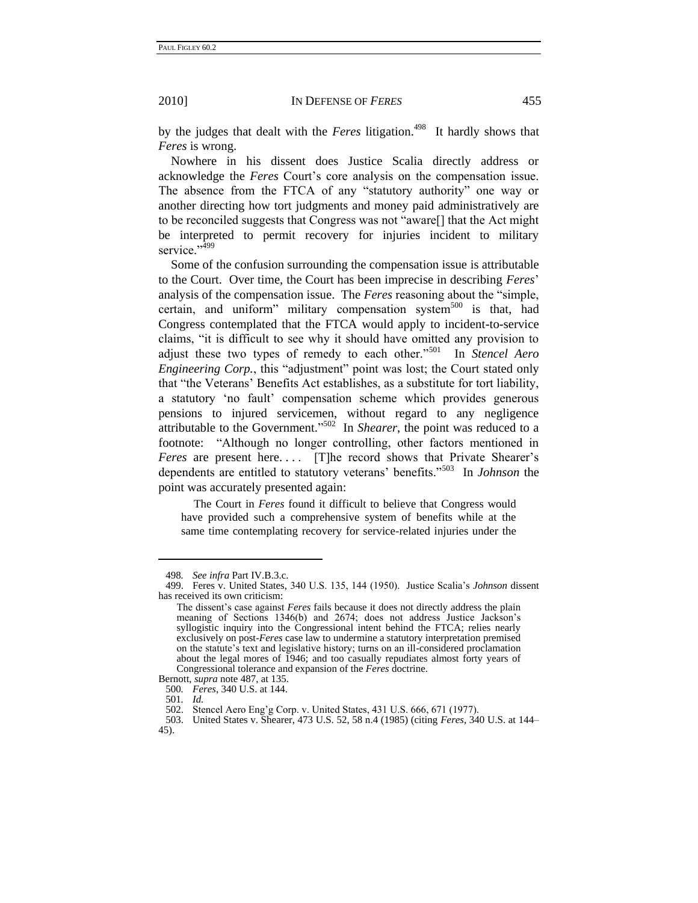by the judges that dealt with the *Feres* litigation.[498] It hardly shows that *Feres* is wrong.

Nowhere in his dissent does Justice Scalia directly address or acknowledge the *Feres* Court's core analysis on the compensation issue. The absence from the FTCA of any "statutory authority" one way or another directing how tort judgments and money paid administratively are to be reconciled suggests that Congress was not "aware[] that the Act might be interpreted to permit recovery for injuries incident to military service."[499]

Some of the confusion surrounding the compensation issue is attributable to the Court. Over time, the Court has been imprecise in describing *Feres*' analysis of the compensation issue. The *Feres* reasoning about the "simple, certain, and uniform" military compensation system[500] is that, had Congress contemplated that the FTCA would apply to incident-to-service claims, "it is difficult to see why it should have omitted any provision to adjust these two types of remedy to each other."[501] In *Stencel Aero Engineering Corp.*, this "adjustment" point was lost; the Court stated only that "the Veterans' Benefits Act establishes, as a substitute for tort liability, a statutory 'no fault' compensation scheme which provides generous pensions to injured servicemen, without regard to any negligence attributable to the Government."[502] In *Shearer*, the point was reduced to a footnote: "Although no longer controlling, other factors mentioned in *Feres* are present here. . . . [T]he record shows that Private Shearer's dependents are entitled to statutory veterans' benefits."[503] In *Johnson* the point was accurately presented again:

> The Court in *Feres* found it difficult to believe that Congress would have provided such a comprehensive system of benefits while at the same time contemplating recovery for service-related injuries under the

---

498. *See infra* Part IV.B.3.c.

499. Feres v. United States, 340 U.S. 135, 144 (1950). Justice Scalia's *Johnson* dissent has received its own criticism:

> The dissent's case against *Feres* fails because it does not directly address the plain meaning of Sections 1346(b) and 2674; does not address Justice Jackson's syllogistic inquiry into the Congressional intent behind the FTCA; relies nearly exclusively on post-*Feres* case law to undermine a statutory interpretation premised on the statute's text and legislative history; turns on an ill-considered proclamation about the legal mores of 1946; and too casually repudiates almost forty years of Congressional tolerance and expansion of the *Feres* doctrine.

Bernott, *supra* note 487, at 135.

500. *Feres*, 340 U.S. at 144.

501. *Id.*

502. Stencel Aero Eng'g Corp. v. United States, 431 U.S. 666, 671 (1977).

503. United States v. Shearer, 473 U.S. 52, 58 n.4 (1985) (citing *Feres*, 340 U.S. at 144–45).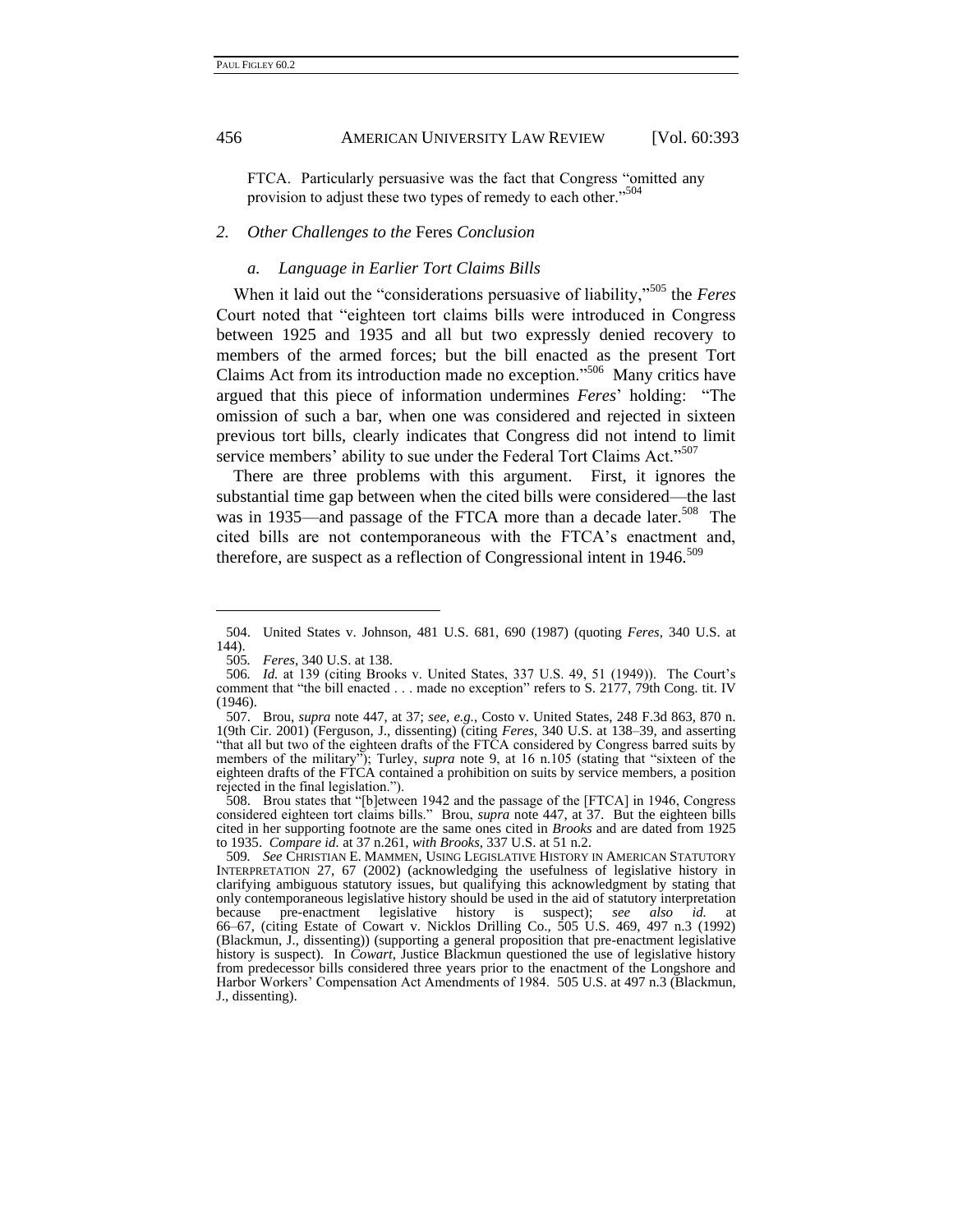FTCA. Particularly persuasive was the fact that Congress "omitted any provision to adjust these two types of remedy to each other."[504]

### 2. *Other Challenges to the* Feres *Conclusion*

#### a. *Language in Earlier Tort Claims Bills*

When it laid out the "considerations persuasive of liability,"[505] the *Feres* Court noted that "eighteen tort claims bills were introduced in Congress between 1925 and 1935 and all but two expressly denied recovery to members of the armed forces; but the bill enacted as the present Tort Claims Act from its introduction made no exception."[506] Many critics have argued that this piece of information undermines *Feres*' holding: "The omission of such a bar, when one was considered and rejected in sixteen previous tort bills, clearly indicates that Congress did not intend to limit service members' ability to sue under the Federal Tort Claims Act."[507]

There are three problems with this argument. First, it ignores the substantial time gap between when the cited bills were considered—the last was in 1935—and passage of the FTCA more than a decade later.[508] The cited bills are not contemporaneous with the FTCA's enactment and, therefore, are suspect as a reflection of Congressional intent in 1946.[509]

---

504. United States v. Johnson, 481 U.S. 681, 690 (1987) (quoting *Feres*, 340 U.S. at 144).

505. *Feres*, 340 U.S. at 138.

506. *Id.* at 139 (citing Brooks v. United States, 337 U.S. 49, 51 (1949)). The Court's comment that "the bill enacted . . . made no exception" refers to S. 2177, 79th Cong. tit. IV (1946).

507. Brou, *supra* note 447, at 37; *see, e.g.*, Costo v. United States, 248 F.3d 863, 870 n. 1(9th Cir. 2001) (Ferguson, J., dissenting) (citing *Feres*, 340 U.S. at 138–39, and asserting "that all but two of the eighteen drafts of the FTCA considered by Congress barred suits by members of the military"); Turley, *supra* note 9, at 16 n.105 (stating that "sixteen of the eighteen drafts of the FTCA contained a prohibition on suits by service members, a position rejected in the final legislation.").

508. Brou states that "[b]etween 1942 and the passage of the [FTCA] in 1946, Congress considered eighteen tort claims bills." Brou, *supra* note 447, at 37. But the eighteen bills cited in her supporting footnote are the same ones cited in *Brooks* and are dated from 1925 to 1935. *Compare id.* at 37 n.261, *with Brooks*, 337 U.S. at 51 n.2.

509. *See* CHRISTIAN E. MAMMEN, USING LEGISLATIVE HISTORY IN AMERICAN STATUTORY INTERPRETATION 27, 67 (2002) (acknowledging the usefulness of legislative history in clarifying ambiguous statutory issues, but qualifying this acknowledgment by stating that only contemporaneous legislative history should be used in the aid of statutory interpretation because pre-enactment legislative history is suspect); *see also id.* at 66–67, (citing Estate of Cowart v. Nicklos Drilling Co., 505 U.S. 469, 497 n.3 (1992) (Blackmun, J., dissenting)) (supporting a general proposition that pre-enactment legislative history is suspect). In *Cowart*, Justice Blackmun questioned the use of legislative history from predecessor bills considered three years prior to the enactment of the Longshore and Harbor Workers' Compensation Act Amendments of 1984. 505 U.S. at 497 n.3 (Blackmun, J., dissenting).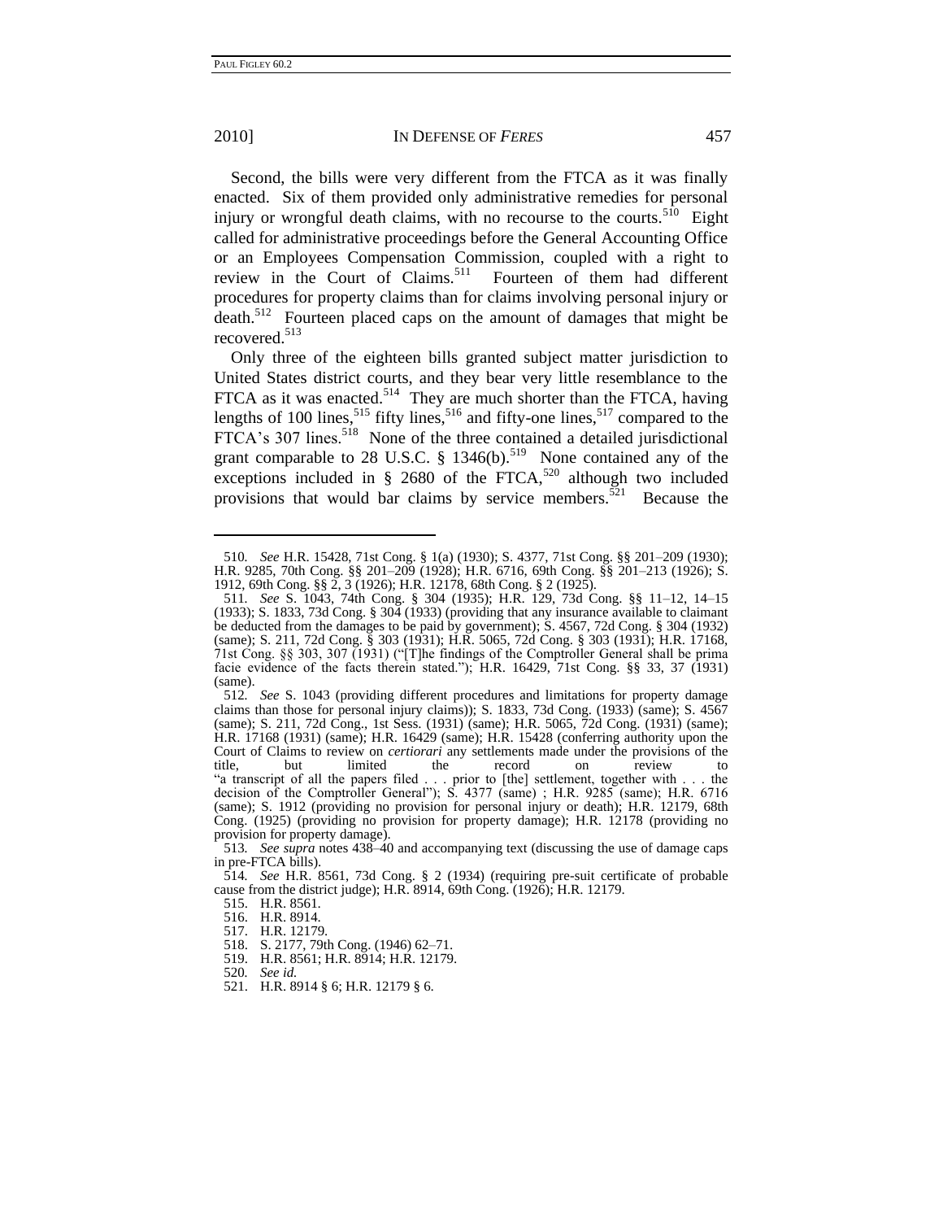Second, the bills were very different from the FTCA as it was finally enacted. Six of them provided only administrative remedies for personal injury or wrongful death claims, with no recourse to the courts.[510] Eight called for administrative proceedings before the General Accounting Office or an Employees Compensation Commission, coupled with a right to review in the Court of Claims.[511] Fourteen of them had different procedures for property claims than for claims involving personal injury or death.[512] Fourteen placed caps on the amount of damages that might be recovered.[513]

Only three of the eighteen bills granted subject matter jurisdiction to United States district courts, and they bear very little resemblance to the FTCA as it was enacted.[514] They are much shorter than the FTCA, having lengths of 100 lines,[515] fifty lines,[516] and fifty-one lines,[517] compared to the FTCA's 307 lines.[518] None of the three contained a detailed jurisdictional grant comparable to 28 U.S.C. § 1346(b).[519] None contained any of the exceptions included in § 2680 of the FTCA,[520] although two included provisions that would bar claims by service members.[521] Because the

---

510. *See* H.R. 15428, 71st Cong. § 1(a) (1930); S. 4377, 71st Cong. §§ 201–209 (1930); H.R. 9285, 70th Cong. §§ 201–209 (1928); H.R. 6716, 69th Cong. §§ 201–213 (1926); S. 1912, 69th Cong. §§ 2, 3 (1926); H.R. 12178, 68th Cong. § 2 (1925).

511. *See* S. 1043, 74th Cong. § 304 (1935); H.R. 129, 73d Cong. §§ 11–12, 14–15 (1933); S. 1833, 73d Cong. § 304 (1933) (providing that any insurance available to claimant be deducted from the damages to be paid by government); S. 4567, 72d Cong. § 304 (1932) (same); S. 211, 72d Cong. § 303 (1931); H.R. 5065, 72d Cong. § 303 (1931); H.R. 17168, 71st Cong. §§ 303, 307 (1931) ("[T]he findings of the Comptroller General shall be prima facie evidence of the facts therein stated."); H.R. 16429, 71st Cong. §§ 33, 37 (1931) (same).

512. *See* S. 1043 (providing different procedures and limitations for property damage claims than those for personal injury claims)); S. 1833, 73d Cong. (1933) (same); S. 4567 (same); S. 211, 72d Cong., 1st Sess. (1931) (same); H.R. 5065, 72d Cong. (1931) (same); H.R. 17168 (1931) (same); H.R. 16429 (same); H.R. 15428 (conferring authority upon the Court of Claims to review on *certiorari* any settlements made under the provisions of the title, but limited the record on review to "a transcript of all the papers filed . . . prior to [the] settlement, together with . . . the decision of the Comptroller General"); S. 4377 (same) ; H.R. 9285 (same); H.R. 6716 (same); S. 1912 (providing no provision for personal injury or death); H.R. 12179, 68th Cong. (1925) (providing no provision for property damage); H.R. 12178 (providing no provision for property damage).

513. *See supra* notes 438–40 and accompanying text (discussing the use of damage caps in pre-FTCA bills).

514. *See* H.R. 8561, 73d Cong. § 2 (1934) (requiring pre-suit certificate of probable cause from the district judge); H.R. 8914, 69th Cong. (1926); H.R. 12179.

515. H.R. 8561.

516. H.R. 8914.

517. H.R. 12179.

518. S. 2177, 79th Cong. (1946) 62–71.

519. H.R. 8561; H.R. 8914; H.R. 12179.

520. *See id.*

521. H.R. 8914 § 6; H.R. 12179 § 6.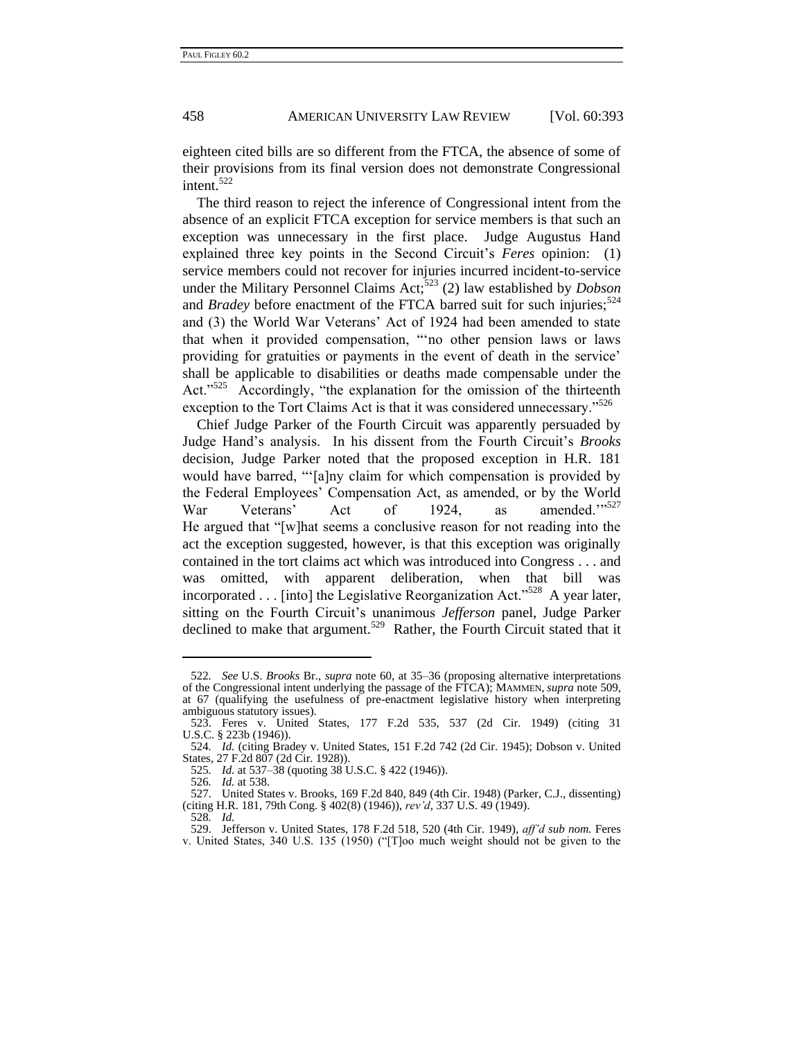eighteen cited bills are so different from the FTCA, the absence of some of their provisions from its final version does not demonstrate Congressional intent.[522]

The third reason to reject the inference of Congressional intent from the absence of an explicit FTCA exception for service members is that such an exception was unnecessary in the first place. Judge Augustus Hand explained three key points in the Second Circuit's *Feres* opinion: (1) service members could not recover for injuries incurred incident-to-service under the Military Personnel Claims Act;[523] (2) law established by *Dobson* and *Bradey* before enactment of the FTCA barred suit for such injuries;[524] and (3) the World War Veterans' Act of 1924 had been amended to state that when it provided compensation, "'no other pension laws or laws providing for gratuities or payments in the event of death in the service' shall be applicable to disabilities or deaths made compensable under the Act."[525] Accordingly, "the explanation for the omission of the thirteenth exception to the Tort Claims Act is that it was considered unnecessary."[526]

Chief Judge Parker of the Fourth Circuit was apparently persuaded by Judge Hand's analysis. In his dissent from the Fourth Circuit's *Brooks* decision, Judge Parker noted that the proposed exception in H.R. 181 would have barred, "'[a]ny claim for which compensation is provided by the Federal Employees' Compensation Act, as amended, or by the World War Veterans' Act of 1924, as amended.'"[527] He argued that "[w]hat seems a conclusive reason for not reading into the act the exception suggested, however, is that this exception was originally contained in the tort claims act which was introduced into Congress . . . and was omitted, with apparent deliberation, when that bill was incorporated . . . [into] the Legislative Reorganization Act."[528] A year later, sitting on the Fourth Circuit's unanimous *Jefferson* panel, Judge Parker declined to make that argument.[529] Rather, the Fourth Circuit stated that it

---

522. *See* U.S. *Brooks* Br., *supra* note 60, at 35–36 (proposing alternative interpretations of the Congressional intent underlying the passage of the FTCA); MAMMEN, *supra* note 509, at 67 (qualifying the usefulness of pre-enactment legislative history when interpreting ambiguous statutory issues).

523. Feres v. United States, 177 F.2d 535, 537 (2d Cir. 1949) (citing 31 U.S.C. § 223b (1946)).

524. *Id.* (citing Bradey v. United States, 151 F.2d 742 (2d Cir. 1945); Dobson v. United States, 27 F.2d 807 (2d Cir. 1928)).

525. *Id.* at 537–38 (quoting 38 U.S.C. § 422 (1946)).

526. *Id.* at 538.

527. United States v. Brooks, 169 F.2d 840, 849 (4th Cir. 1948) (Parker, C.J., dissenting) (citing H.R. 181, 79th Cong. § 402(8) (1946)), *rev'd*, 337 U.S. 49 (1949).

528. *Id.*

529. Jefferson v. United States, 178 F.2d 518, 520 (4th Cir. 1949), *aff'd sub nom.* Feres v. United States, 340 U.S. 135 (1950) ("[T]oo much weight should not be given to the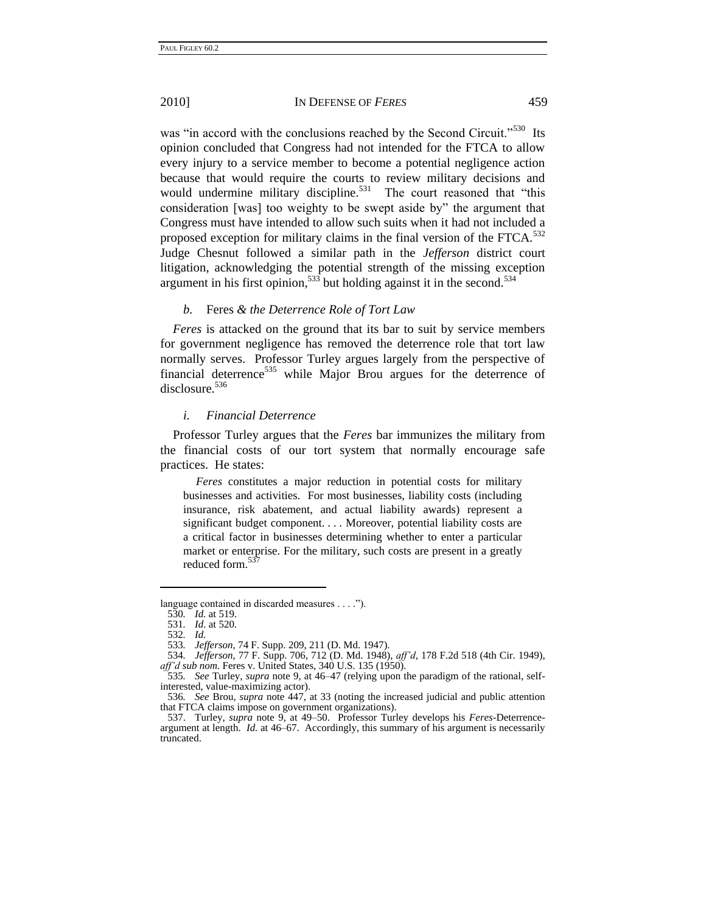was "in accord with the conclusions reached by the Second Circuit."[530] Its opinion concluded that Congress had not intended for the FTCA to allow every injury to a service member to become a potential negligence action because that would require the courts to review military decisions and would undermine military discipline.[531] The court reasoned that "this consideration [was] too weighty to be swept aside by" the argument that Congress must have intended to allow such suits when it had not included a proposed exception for military claims in the final version of the FTCA.[532] Judge Chesnut followed a similar path in the *Jefferson* district court litigation, acknowledging the potential strength of the missing exception argument in his first opinion,[533] but holding against it in the second.[534]

#### *b.* Feres *& the Deterrence Role of Tort Law*

*Feres* is attacked on the ground that its bar to suit by service members for government negligence has removed the deterrence role that tort law normally serves. Professor Turley argues largely from the perspective of financial deterrence[535] while Major Brou argues for the deterrence of disclosure.[536]

##### *i. Financial Deterrence*

Professor Turley argues that the *Feres* bar immunizes the military from the financial costs of our tort system that normally encourage safe practices. He states:

> *Feres* constitutes a major reduction in potential costs for military businesses and activities. For most businesses, liability costs (including insurance, risk abatement, and actual liability awards) represent a significant budget component. . . . Moreover, potential liability costs are a critical factor in businesses determining whether to enter a particular market or enterprise. For the military, such costs are present in a greatly reduced form.[537]

---

language contained in discarded measures . . . .").

530. *Id.* at 519.

531. *Id*. at 520.

532. *Id.*

533. *Jefferson*, 74 F. Supp. 209, 211 (D. Md. 1947).

534. *Jefferson*, 77 F. Supp. 706, 712 (D. Md. 1948), *aff'd*, 178 F.2d 518 (4th Cir. 1949), *aff'd sub nom.* Feres v. United States, 340 U.S. 135 (1950).

535. *See* Turley, *supra* note 9, at 46–47 (relying upon the paradigm of the rational, self-interested, value-maximizing actor).

536. *See* Brou, *supra* note 447, at 33 (noting the increased judicial and public attention that FTCA claims impose on government organizations).

537. Turley, *supra* note 9, at 49–50. Professor Turley develops his *Feres*-Deterrence-argument at length. *Id.* at 46–67. Accordingly, this summary of his argument is necessarily truncated.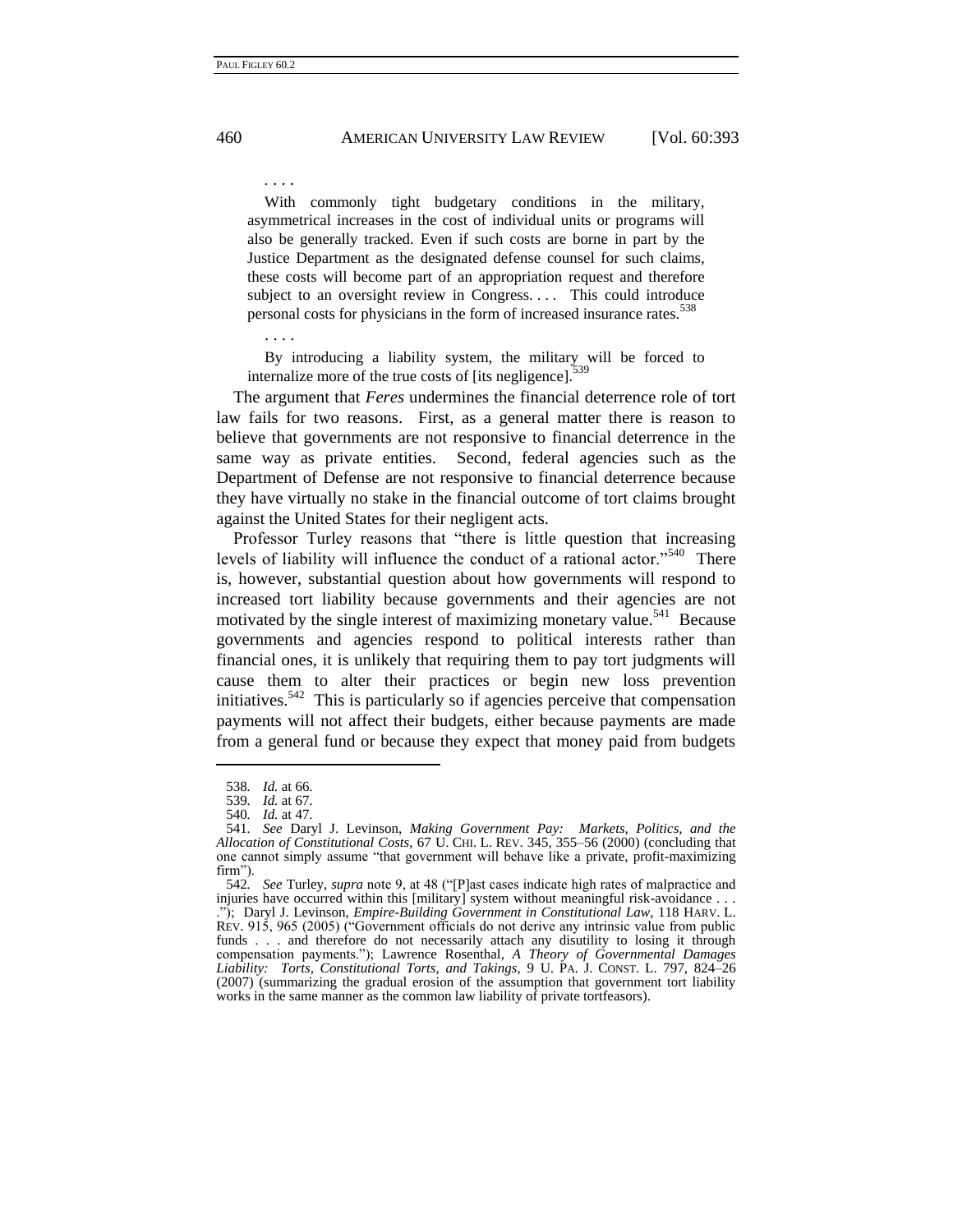. . . .

> With commonly tight budgetary conditions in the military, asymmetrical increases in the cost of individual units or programs will also be generally tracked. Even if such costs are borne in part by the Justice Department as the designated defense counsel for such claims, these costs will become part of an appropriation request and therefore subject to an oversight review in Congress. . . . This could introduce personal costs for physicians in the form of increased insurance rates.[538]
>
> . . . .
>
> By introducing a liability system, the military will be forced to internalize more of the true costs of [its negligence].[539]

The argument that *Feres* undermines the financial deterrence role of tort law fails for two reasons. First, as a general matter there is reason to believe that governments are not responsive to financial deterrence in the same way as private entities. Second, federal agencies such as the Department of Defense are not responsive to financial deterrence because they have virtually no stake in the financial outcome of tort claims brought against the United States for their negligent acts.

Professor Turley reasons that "there is little question that increasing levels of liability will influence the conduct of a rational actor."[540] There is, however, substantial question about how governments will respond to increased tort liability because governments and their agencies are not motivated by the single interest of maximizing monetary value.[541] Because governments and agencies respond to political interests rather than financial ones, it is unlikely that requiring them to pay tort judgments will cause them to alter their practices or begin new loss prevention initiatives.[542] This is particularly so if agencies perceive that compensation payments will not affect their budgets, either because payments are made from a general fund or because they expect that money paid from budgets

---

538. *Id.* at 66.

539. *Id.* at 67.

540. *Id.* at 47.

541. *See* Daryl J. Levinson, *Making Government Pay: Markets, Politics, and the Allocation of Constitutional Costs*, 67 U. CHI. L. REV. 345, 355–56 (2000) (concluding that one cannot simply assume "that government will behave like a private, profit-maximizing firm").

542. *See* Turley, *supra* note 9, at 48 ("[P]ast cases indicate high rates of malpractice and injuries have occurred within this [military] system without meaningful risk-avoidance . . . ."); Daryl J. Levinson, *Empire-Building Government in Constitutional Law*, 118 HARV. L. REV. 915, 965 (2005) ("Government officials do not derive any intrinsic value from public funds . . . and therefore do not necessarily attach any disutility to losing it through compensation payments."); Lawrence Rosenthal, *A Theory of Governmental Damages Liability: Torts, Constitutional Torts, and Takings*, 9 U. PA. J. CONST. L. 797, 824–26 (2007) (summarizing the gradual erosion of the assumption that government tort liability works in the same manner as the common law liability of private tortfeasors).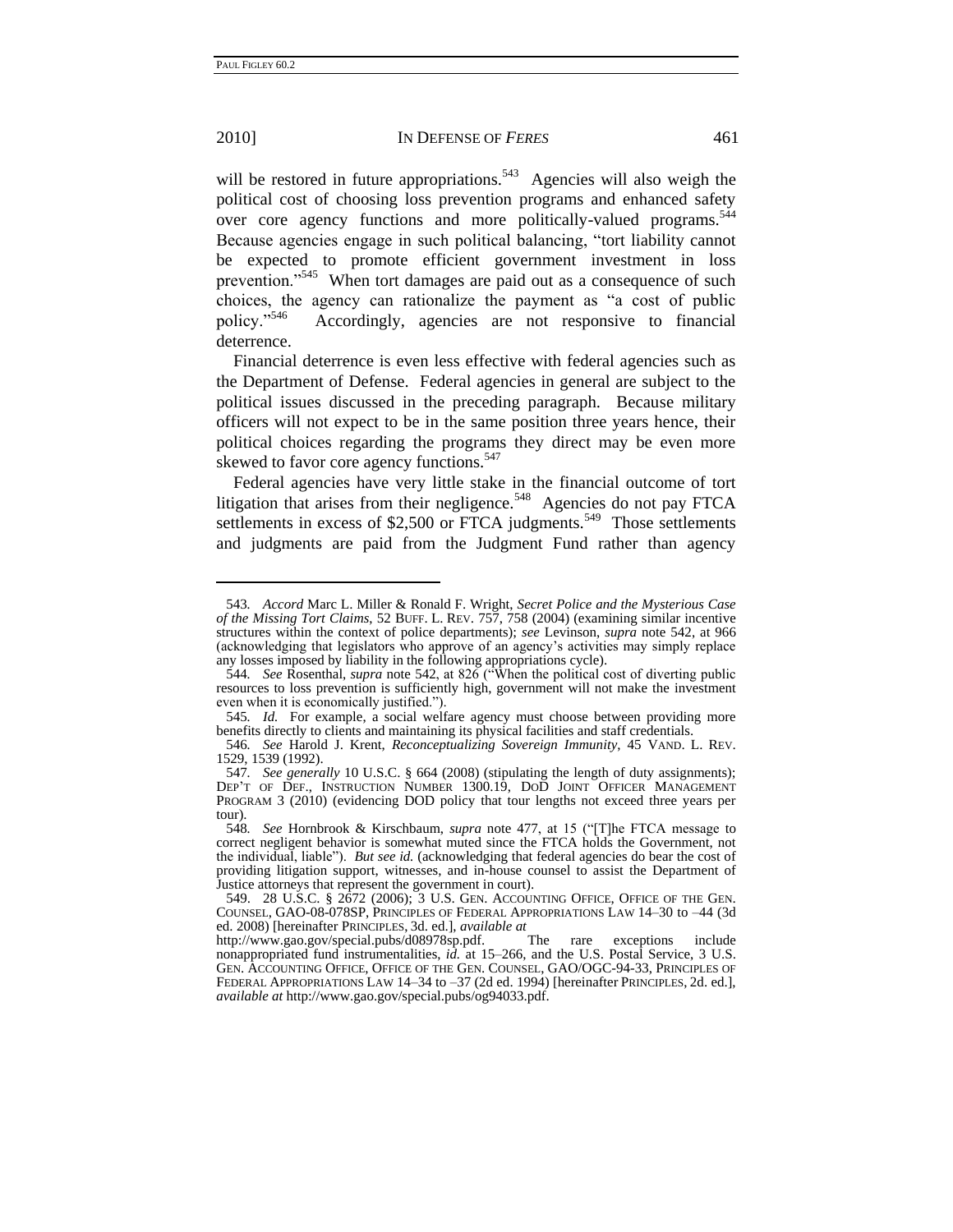will be restored in future appropriations.[543] Agencies will also weigh the political cost of choosing loss prevention programs and enhanced safety over core agency functions and more politically-valued programs.[544] Because agencies engage in such political balancing, "tort liability cannot be expected to promote efficient government investment in loss prevention."[545] When tort damages are paid out as a consequence of such choices, the agency can rationalize the payment as "a cost of public policy."[546] Accordingly, agencies are not responsive to financial deterrence.

Financial deterrence is even less effective with federal agencies such as the Department of Defense. Federal agencies in general are subject to the political issues discussed in the preceding paragraph. Because military officers will not expect to be in the same position three years hence, their political choices regarding the programs they direct may be even more skewed to favor core agency functions.[547]

Federal agencies have very little stake in the financial outcome of tort litigation that arises from their negligence.[548] Agencies do not pay FTCA settlements in excess of $2,500 or FTCA judgments.[549] Those settlements and judgments are paid from the Judgment Fund rather than agency

---

543. *Accord* Marc L. Miller & Ronald F. Wright, *Secret Police and the Mysterious Case of the Missing Tort Claims*, 52 BUFF. L. REV. 757, 758 (2004) (examining similar incentive structures within the context of police departments); *see* Levinson, *supra* note 542, at 966 (acknowledging that legislators who approve of an agency's activities may simply replace any losses imposed by liability in the following appropriations cycle).

544. *See* Rosenthal, *supra* note 542, at 826 ("When the political cost of diverting public resources to loss prevention is sufficiently high, government will not make the investment even when it is economically justified.").

545. *Id.* For example, a social welfare agency must choose between providing more benefits directly to clients and maintaining its physical facilities and staff credentials.

546. *See* Harold J. Krent, *Reconceptualizing Sovereign Immunity*, 45 VAND. L. REV. 1529, 1539 (1992).

547. *See generally* 10 U.S.C. § 664 (2008) (stipulating the length of duty assignments); DEP'T OF DEF., INSTRUCTION NUMBER 1300.19, DOD JOINT OFFICER MANAGEMENT PROGRAM 3 (2010) (evidencing DOD policy that tour lengths not exceed three years per tour).

548. *See* Hornbrook & Kirschbaum, *supra* note 477, at 15 ("[T]he FTCA message to correct negligent behavior is somewhat muted since the FTCA holds the Government, not the individual, liable"). *But see id.* (acknowledging that federal agencies do bear the cost of providing litigation support, witnesses, and in-house counsel to assist the Department of Justice attorneys that represent the government in court).

549. 28 U.S.C. § 2672 (2006); 3 U.S. GEN. ACCOUNTING OFFICE, OFFICE OF THE GEN. COUNSEL, GAO-08-078SP, PRINCIPLES OF FEDERAL APPROPRIATIONS LAW 14–30 to –44 (3d ed. 2008) [hereinafter PRINCIPLES, 3d. ed.], *available at* http://www.gao.gov/special.pubs/d08978sp.pdf. The rare exceptions include nonappropriated fund instrumentalities, *id.* at 15–266, and the U.S. Postal Service, 3 U.S. GEN. ACCOUNTING OFFICE, OFFICE OF THE GEN. COUNSEL, GAO/OGC-94-33, PRINCIPLES OF FEDERAL APPROPRIATIONS LAW 14–34 to –37 (2d ed. 1994) [hereinafter PRINCIPLES, 2d. ed.], *available at* http://www.gao.gov/special.pubs/og94033.pdf.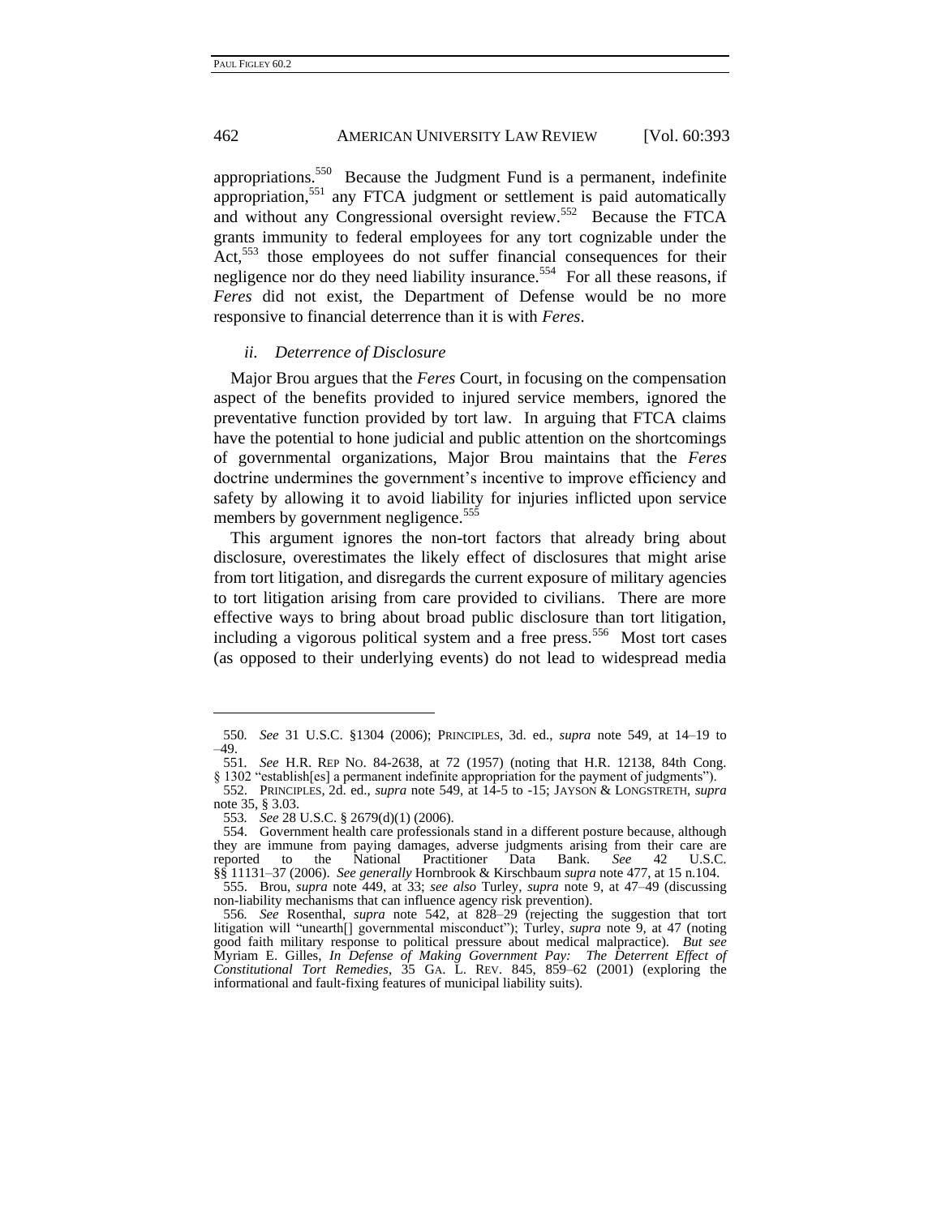appropriations.[550] Because the Judgment Fund is a permanent, indefinite appropriation,[551] any FTCA judgment or settlement is paid automatically and without any Congressional oversight review.[552] Because the FTCA grants immunity to federal employees for any tort cognizable under the Act,[553] those employees do not suffer financial consequences for their negligence nor do they need liability insurance.[554] For all these reasons, if *Feres* did not exist, the Department of Defense would be no more responsive to financial deterrence than it is with *Feres*.

#### *ii. Deterrence of Disclosure*

Major Brou argues that the *Feres* Court, in focusing on the compensation aspect of the benefits provided to injured service members, ignored the preventative function provided by tort law. In arguing that FTCA claims have the potential to hone judicial and public attention on the shortcomings of governmental organizations, Major Brou maintains that the *Feres* doctrine undermines the government's incentive to improve efficiency and safety by allowing it to avoid liability for injuries inflicted upon service members by government negligence.[555]

This argument ignores the non-tort factors that already bring about disclosure, overestimates the likely effect of disclosures that might arise from tort litigation, and disregards the current exposure of military agencies to tort litigation arising from care provided to civilians. There are more effective ways to bring about broad public disclosure than tort litigation, including a vigorous political system and a free press.[556] Most tort cases (as opposed to their underlying events) do not lead to widespread media

---

550. *See* 31 U.S.C. §1304 (2006); PRINCIPLES, 3d. ed., *supra* note 549, at 14–19 to –49.

551. *See* H.R. REP NO. 84-2638, at 72 (1957) (noting that H.R. 12138, 84th Cong. § 1302 "establish[es] a permanent indefinite appropriation for the payment of judgments").

552. PRINCIPLES, 2d. ed., *supra* note 549, at 14-5 to -15; JAYSON & LONGSTRETH, *supra* note 35, § 3.03.

553. *See* 28 U.S.C. § 2679(d)(1) (2006).

554. Government health care professionals stand in a different posture because, although they are immune from paying damages, adverse judgments arising from their care are reported to the National Practitioner Data Bank. *See* 42 U.S.C. §§ 11131–37 (2006). *See generally* Hornbrook & Kirschbaum *supra* note 477, at 15 n.104.

555. Brou, *supra* note 449, at 33; *see also* Turley, *supra* note 9, at 47–49 (discussing non-liability mechanisms that can influence agency risk prevention).

556. *See* Rosenthal, *supra* note 542, at 828–29 (rejecting the suggestion that tort litigation will "unearth[] governmental misconduct"); Turley, *supra* note 9, at 47 (noting good faith military response to political pressure about medical malpractice). *But see* Myriam E. Gilles, *In Defense of Making Government Pay: The Deterrent Effect of Constitutional Tort Remedies*, 35 GA. L. REV. 845, 859–62 (2001) (exploring the informational and fault-fixing features of municipal liability suits).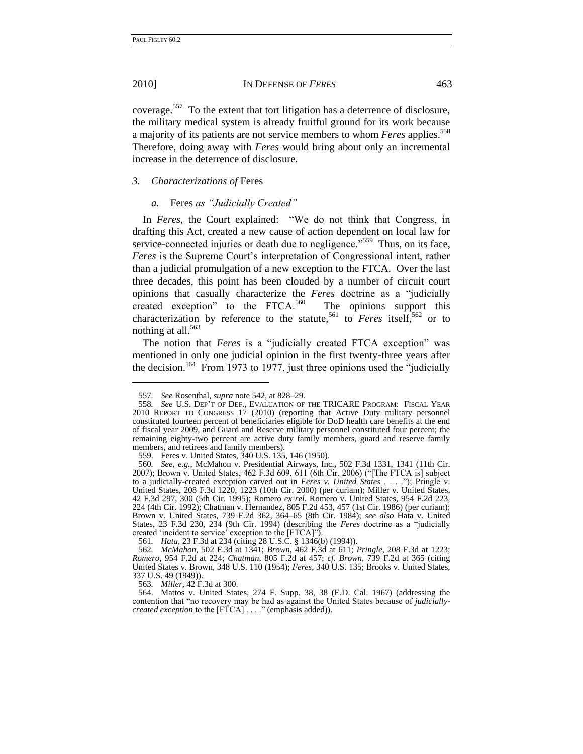coverage.[557] To the extent that tort litigation has a deterrence of disclosure, the military medical system is already fruitful ground for its work because a majority of its patients are not service members to whom *Feres* applies.[558] Therefore, doing away with *Feres* would bring about only an incremental increase in the deterrence of disclosure.

### *3. Characterizations of* Feres

#### *a.* Feres *as "Judicially Created"*

In *Feres*, the Court explained: "We do not think that Congress, in drafting this Act, created a new cause of action dependent on local law for service-connected injuries or death due to negligence."[559] Thus, on its face, *Feres* is the Supreme Court's interpretation of Congressional intent, rather than a judicial promulgation of a new exception to the FTCA. Over the last three decades, this point has been clouded by a number of circuit court opinions that casually characterize the *Feres* doctrine as a "judicially created exception" to the FTCA.[560] The opinions support this characterization by reference to the statute,[561] to *Feres* itself,[562] or to nothing at all.[563]

The notion that *Feres* is a "judicially created FTCA exception" was mentioned in only one judicial opinion in the first twenty-three years after the decision.[564] From 1973 to 1977, just three opinions used the "judicially

---

557. *See* Rosenthal, *supra* note 542, at 828–29.

558. *See* U.S. DEP'T OF DEF., EVALUATION OF THE TRICARE PROGRAM: FISCAL YEAR 2010 REPORT TO CONGRESS 17 (2010) (reporting that Active Duty military personnel constituted fourteen percent of beneficiaries eligible for DoD health care benefits at the end of fiscal year 2009, and Guard and Reserve military personnel constituted four percent; the remaining eighty-two percent are active duty family members, guard and reserve family members, and retirees and family members).

559. Feres v. United States, 340 U.S. 135, 146 (1950).

560. *See, e.g.*, McMahon v. Presidential Airways, Inc., 502 F.3d 1331, 1341 (11th Cir. 2007); Brown v. United States, 462 F.3d 609, 611 (6th Cir. 2006) ("[The FTCA is] subject to a judicially-created exception carved out in *Feres v. United States* . . . ."); Pringle v. United States, 208 F.3d 1220, 1223 (10th Cir. 2000) (per curiam); Miller v. United States, 42 F.3d 297, 300 (5th Cir. 1995); Romero *ex rel.* Romero v. United States, 954 F.2d 223, 224 (4th Cir. 1992); Chatman v. Hernandez, 805 F.2d 453, 457 (1st Cir. 1986) (per curiam); Brown v. United States, 739 F.2d 362, 364–65 (8th Cir. 1984); *see also* Hata v. United States, 23 F.3d 230, 234 (9th Cir. 1994) (describing the *Feres* doctrine as a "judicially created 'incident to service' exception to the [FTCA]").

561. *Hata*, 23 F.3d at 234 (citing 28 U.S.C. § 1346(b) (1994)).

562. *McMahon*, 502 F.3d at 1341; *Brown*, 462 F.3d at 611; *Pringle*, 208 F.3d at 1223; *Romero*, 954 F.2d at 224; *Chatman*, 805 F.2d at 457; *cf. Brown*, 739 F.2d at 365 (citing United States v. Brown, 348 U.S. 110 (1954); *Feres*, 340 U.S. 135; Brooks v. United States, 337 U.S. 49 (1949)).

563. *Miller*, 42 F.3d at 300.

564. Mattos v. United States, 274 F. Supp. 38, 38 (E.D. Cal. 1967) (addressing the contention that "no recovery may be had as against the United States because of *judicially-created exception* to the [FTCA] . . . ." (emphasis added)).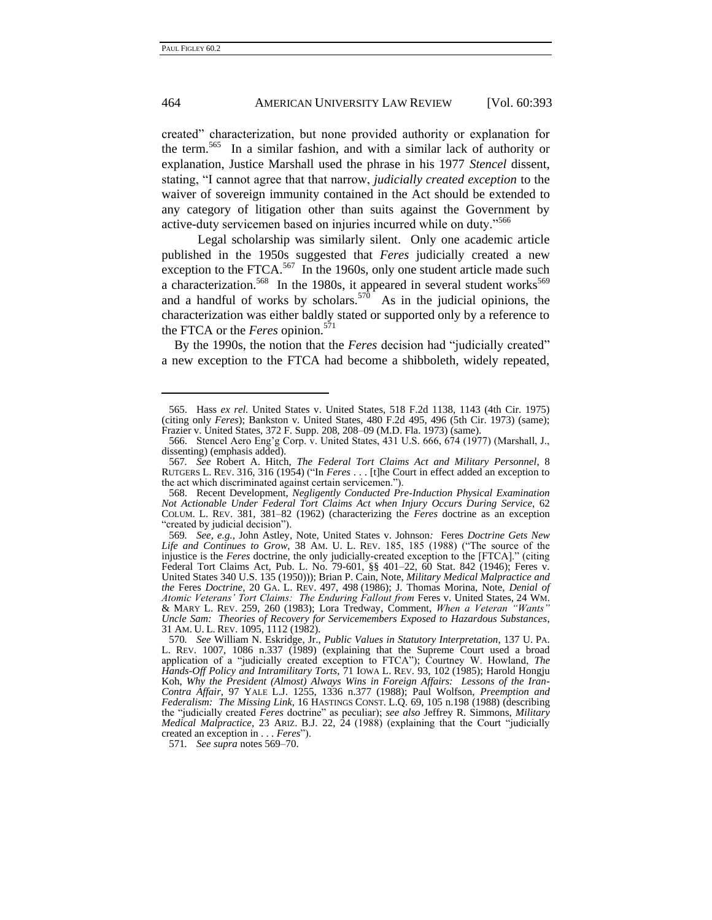created" characterization, but none provided authority or explanation for the term.[565] In a similar fashion, and with a similar lack of authority or explanation, Justice Marshall used the phrase in his 1977 *Stencel* dissent, stating, "I cannot agree that that narrow, *judicially created exception* to the waiver of sovereign immunity contained in the Act should be extended to any category of litigation other than suits against the Government by active-duty servicemen based on injuries incurred while on duty."[566]

Legal scholarship was similarly silent. Only one academic article published in the 1950s suggested that *Feres* judicially created a new exception to the FTCA.[567] In the 1960s, only one student article made such a characterization.[568] In the 1980s, it appeared in several student works[569] and a handful of works by scholars.[570] As in the judicial opinions, the characterization was either baldly stated or supported only by a reference to the FTCA or the *Feres* opinion.[571]

By the 1990s, the notion that the *Feres* decision had "judicially created" a new exception to the FTCA had become a shibboleth, widely repeated,

---

565. Hass *ex rel.* United States v. United States, 518 F.2d 1138, 1143 (4th Cir. 1975) (citing only *Feres*); Bankston v. United States, 480 F.2d 495, 496 (5th Cir. 1973) (same); Frazier v. United States, 372 F. Supp. 208, 208–09 (M.D. Fla. 1973) (same).

566. Stencel Aero Eng'g Corp. v. United States, 431 U.S. 666, 674 (1977) (Marshall, J., dissenting) (emphasis added).

567. *See* Robert A. Hitch, *The Federal Tort Claims Act and Military Personnel*, 8 RUTGERS L. REV. 316, 316 (1954) ("In *Feres* . . . [t]he Court in effect added an exception to the act which discriminated against certain servicemen.").

568. Recent Development, *Negligently Conducted Pre-Induction Physical Examination Not Actionable Under Federal Tort Claims Act when Injury Occurs During Service*, 62 COLUM. L. REV. 381, 381–82 (1962) (characterizing the *Feres* doctrine as an exception "created by judicial decision").

569. *See, e.g.*, John Astley, Note, United States v. Johnson*: Feres Doctrine Gets New Life and Continues to Grow*, 38 AM. U. L. REV. 185, 185 (1988) ("The source of the injustice is the *Feres* doctrine, the only judicially-created exception to the [FTCA]." (citing Federal Tort Claims Act, Pub. L. No. 79-601, §§ 401–22, 60 Stat. 842 (1946); Feres v. United States 340 U.S. 135 (1950))); Brian P. Cain, Note, *Military Medical Malpractice and the* Feres *Doctrine*, 20 GA. L. REV. 497, 498 (1986); J. Thomas Morina, Note, *Denial of Atomic Veterans' Tort Claims: The Enduring Fallout from* Feres v. United States, 24 WM. & MARY L. REV. 259, 260 (1983); Lora Tredway, Comment, *When a Veteran "Wants" Uncle Sam: Theories of Recovery for Servicemembers Exposed to Hazardous Substances*, 31 AM. U. L. REV. 1095, 1112 (1982).

570. *See* William N. Eskridge, Jr., *Public Values in Statutory Interpretation*, 137 U. PA. L. REV. 1007, 1086 n.337 (1989) (explaining that the Supreme Court used a broad application of a "judicially created exception to FTCA"); Courtney W. Howland, *The Hands-Off Policy and Intramilitary Torts*, 71 IOWA L. REV. 93, 102 (1985); Harold Hongju Koh, *Why the President (Almost) Always Wins in Foreign Affairs: Lessons of the Iran-Contra Affair*, 97 YALE L.J. 1255, 1336 n.377 (1988); Paul Wolfson, *Preemption and Federalism: The Missing Link*, 16 HASTINGS CONST. L.Q. 69, 105 n.198 (1988) (describing the "judicially created *Feres* doctrine" as peculiar); *see also* Jeffrey R. Simmons, *Military Medical Malpractice*, 23 ARIZ. B.J. 22, 24 (1988) (explaining that the Court "judicially created an exception in . . . *Feres*").

571. *See supra* notes 569–70.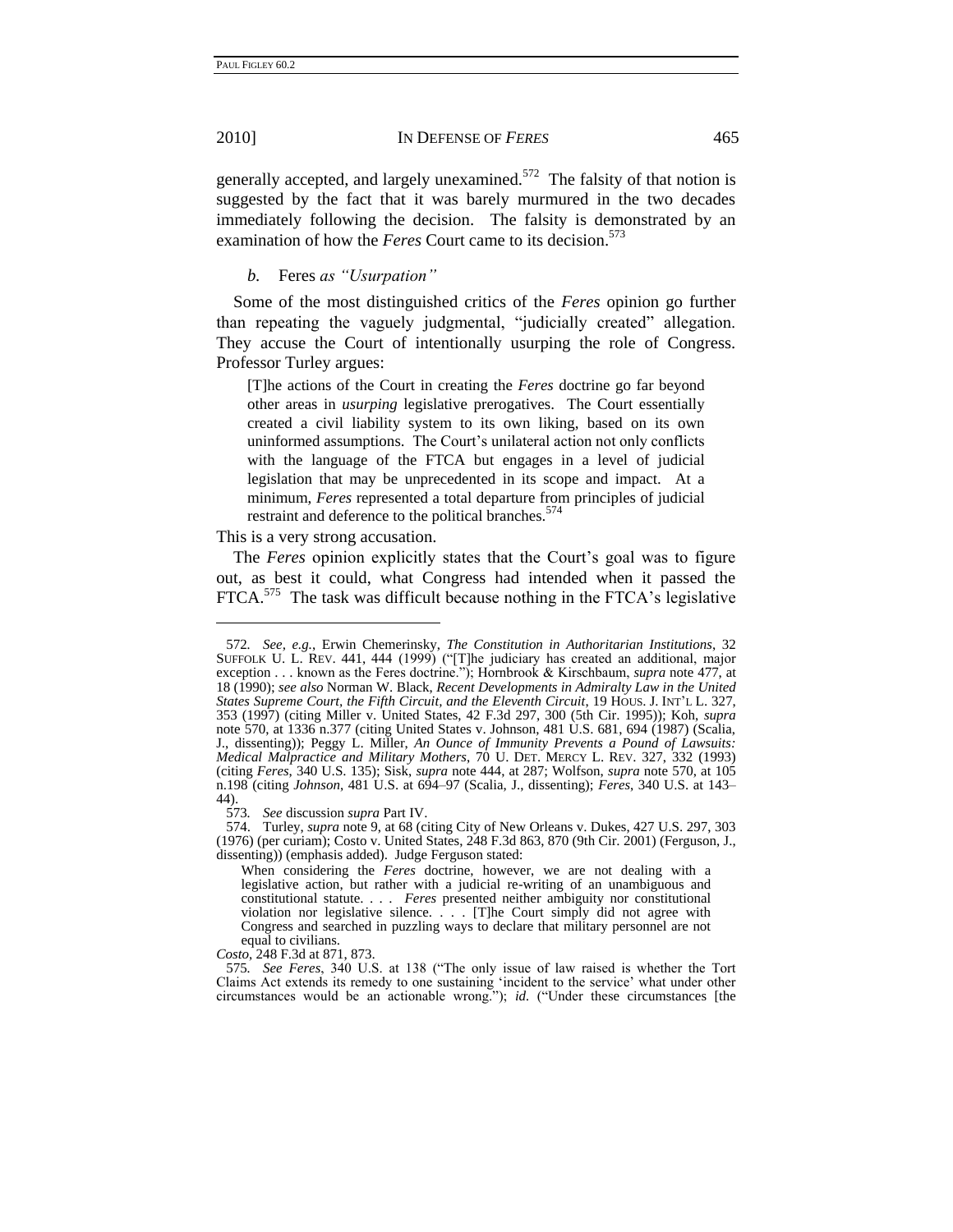generally accepted, and largely unexamined.[572] The falsity of that notion is suggested by the fact that it was barely murmured in the two decades immediately following the decision. The falsity is demonstrated by an examination of how the *Feres* Court came to its decision.[573]

### *b.* Feres *as "Usurpation"*

Some of the most distinguished critics of the *Feres* opinion go further than repeating the vaguely judgmental, "judicially created" allegation. They accuse the Court of intentionally usurping the role of Congress. Professor Turley argues:

> [T]he actions of the Court in creating the *Feres* doctrine go far beyond other areas in *usurping* legislative prerogatives. The Court essentially created a civil liability system to its own liking, based on its own uninformed assumptions. The Court's unilateral action not only conflicts with the language of the FTCA but engages in a level of judicial legislation that may be unprecedented in its scope and impact. At a minimum, *Feres* represented a total departure from principles of judicial restraint and deference to the political branches.[574]

This is a very strong accusation.

The *Feres* opinion explicitly states that the Court's goal was to figure out, as best it could, what Congress had intended when it passed the FTCA.[575] The task was difficult because nothing in the FTCA's legislative

---

572. *See, e.g.*, Erwin Chemerinsky, *The Constitution in Authoritarian Institutions*, 32 SUFFOLK U. L. REV. 441, 444 (1999) ("[T]he judiciary has created an additional, major exception . . . known as the Feres doctrine."); Hornbrook & Kirschbaum, *supra* note 477, at 18 (1990); *see also* Norman W. Black, *Recent Developments in Admiralty Law in the United States Supreme Court, the Fifth Circuit, and the Eleventh Circuit*, 19 HOUS. J. INT'L L. 327, 353 (1997) (citing Miller v. United States, 42 F.3d 297, 300 (5th Cir. 1995)); Koh, *supra* note 570, at 1336 n.377 (citing United States v. Johnson, 481 U.S. 681, 694 (1987) (Scalia, J., dissenting)); Peggy L. Miller, *An Ounce of Immunity Prevents a Pound of Lawsuits: Medical Malpractice and Military Mothers*, 70 U. DET. MERCY L. REV. 327, 332 (1993) (citing *Feres*, 340 U.S. 135); Sisk, *supra* note 444, at 287; Wolfson, *supra* note 570, at 105 n.198 (citing *Johnson*, 481 U.S. at 694–97 (Scalia, J., dissenting); *Feres*, 340 U.S. at 143–44).

573. *See* discussion *supra* Part IV.

574. Turley, *supra* note 9, at 68 (citing City of New Orleans v. Dukes, 427 U.S. 297, 303 (1976) (per curiam); Costo v. United States, 248 F.3d 863, 870 (9th Cir. 2001) (Ferguson, J., dissenting)) (emphasis added). Judge Ferguson stated:

> When considering the *Feres* doctrine, however, we are not dealing with a legislative action, but rather with a judicial re-writing of an unambiguous and constitutional statute. . . . *Feres* presented neither ambiguity nor constitutional violation nor legislative silence. . . . [T]he Court simply did not agree with Congress and searched in puzzling ways to declare that military personnel are not equal to civilians.

*Costo*, 248 F.3d at 871, 873.

575. *See Feres*, 340 U.S. at 138 ("The only issue of law raised is whether the Tort Claims Act extends its remedy to one sustaining 'incident to the service' what under other circumstances would be an actionable wrong."); *id.* ("Under these circumstances [the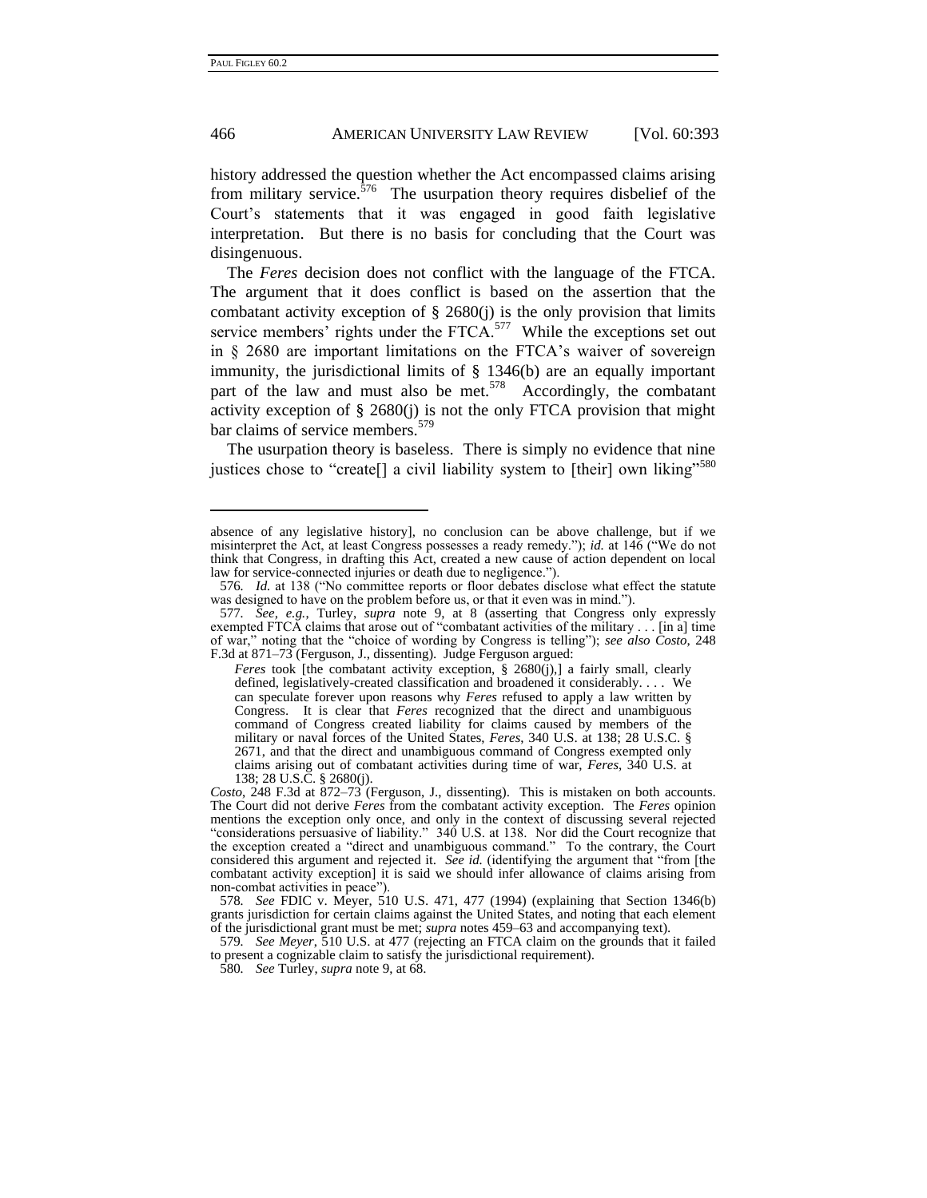history addressed the question whether the Act encompassed claims arising from military service.[576] The usurpation theory requires disbelief of the Court's statements that it was engaged in good faith legislative interpretation. But there is no basis for concluding that the Court was disingenuous.

The *Feres* decision does not conflict with the language of the FTCA. The argument that it does conflict is based on the assertion that the combatant activity exception of § 2680(j) is the only provision that limits service members' rights under the FTCA.[577] While the exceptions set out in § 2680 are important limitations on the FTCA's waiver of sovereign immunity, the jurisdictional limits of § 1346(b) are an equally important part of the law and must also be met.[578] Accordingly, the combatant activity exception of § 2680(j) is not the only FTCA provision that might bar claims of service members.[579]

The usurpation theory is baseless. There is simply no evidence that nine justices chose to "create[] a civil liability system to [their] own liking"[580]

---

absence of any legislative history], no conclusion can be above challenge, but if we misinterpret the Act, at least Congress possesses a ready remedy."); *id.* at 146 ("We do not think that Congress, in drafting this Act, created a new cause of action dependent on local law for service-connected injuries or death due to negligence.").

576. *Id.* at 138 ("No committee reports or floor debates disclose what effect the statute was designed to have on the problem before us, or that it even was in mind.").

577. *See, e.g.*, Turley, *supra* note 9, at 8 (asserting that Congress only expressly exempted FTCA claims that arose out of "combatant activities of the military . . . [in a] time of war," noting that the "choice of wording by Congress is telling"); *see also Costo*, 248 F.3d at 871–73 (Ferguson, J., dissenting). Judge Ferguson argued:

> *Feres* took [the combatant activity exception, § 2680(j),] a fairly small, clearly defined, legislatively-created classification and broadened it considerably. . . . We can speculate forever upon reasons why *Feres* refused to apply a law written by Congress. It is clear that *Feres* recognized that the direct and unambiguous command of Congress created liability for claims caused by members of the military or naval forces of the United States, *Feres*, 340 U.S. at 138; 28 U.S.C. § 2671, and that the direct and unambiguous command of Congress exempted only claims arising out of combatant activities during time of war, *Feres*, 340 U.S. at 138; 28 U.S.C. § 2680(j).

*Costo*, 248 F.3d at 872–73 (Ferguson, J., dissenting). This is mistaken on both accounts. The Court did not derive *Feres* from the combatant activity exception. The *Feres* opinion mentions the exception only once, and only in the context of discussing several rejected "considerations persuasive of liability." 340 U.S. at 138. Nor did the Court recognize that the exception created a "direct and unambiguous command." To the contrary, the Court considered this argument and rejected it. *See id.* (identifying the argument that "from [the combatant activity exception] it is said we should infer allowance of claims arising from non-combat activities in peace").

578. *See* FDIC v. Meyer, 510 U.S. 471, 477 (1994) (explaining that Section 1346(b) grants jurisdiction for certain claims against the United States, and noting that each element of the jurisdictional grant must be met; *supra* notes 459–63 and accompanying text).

579. *See Meyer*, 510 U.S. at 477 (rejecting an FTCA claim on the grounds that it failed to present a cognizable claim to satisfy the jurisdictional requirement).

580. *See* Turley, *supra* note 9, at 68.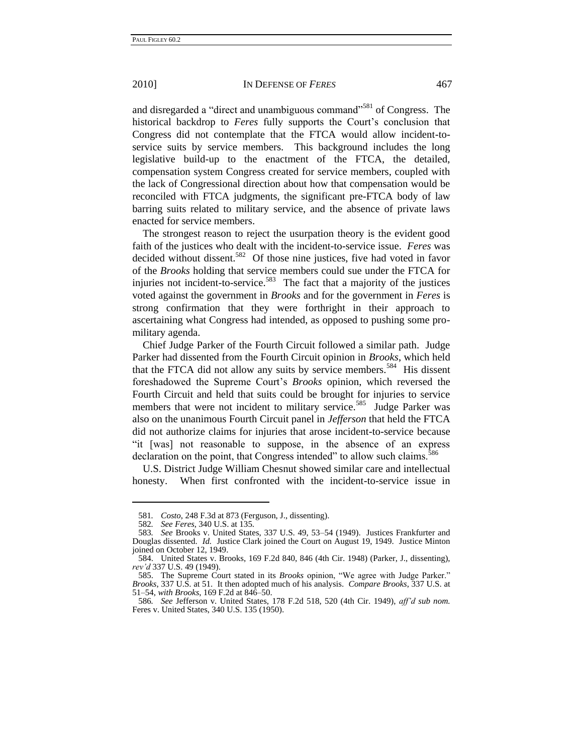and disregarded a "direct and unambiguous command"[581] of Congress. The historical backdrop to *Feres* fully supports the Court's conclusion that Congress did not contemplate that the FTCA would allow incident-to-service suits by service members. This background includes the long legislative build-up to the enactment of the FTCA, the detailed, compensation system Congress created for service members, coupled with the lack of Congressional direction about how that compensation would be reconciled with FTCA judgments, the significant pre-FTCA body of law barring suits related to military service, and the absence of private laws enacted for service members.

The strongest reason to reject the usurpation theory is the evident good faith of the justices who dealt with the incident-to-service issue. *Feres* was decided without dissent.[582] Of those nine justices, five had voted in favor of the *Brooks* holding that service members could sue under the FTCA for injuries not incident-to-service.[583] The fact that a majority of the justices voted against the government in *Brooks* and for the government in *Feres* is strong confirmation that they were forthright in their approach to ascertaining what Congress had intended, as opposed to pushing some pro-military agenda.

Chief Judge Parker of the Fourth Circuit followed a similar path. Judge Parker had dissented from the Fourth Circuit opinion in *Brooks*, which held that the FTCA did not allow any suits by service members.[584] His dissent foreshadowed the Supreme Court's *Brooks* opinion, which reversed the Fourth Circuit and held that suits could be brought for injuries to service members that were not incident to military service.[585] Judge Parker was also on the unanimous Fourth Circuit panel in *Jefferson* that held the FTCA did not authorize claims for injuries that arose incident-to-service because "it [was] not reasonable to suppose, in the absence of an express declaration on the point, that Congress intended" to allow such claims.[586]

U.S. District Judge William Chesnut showed similar care and intellectual honesty. When first confronted with the incident-to-service issue in

---

581. *Costo*, 248 F.3d at 873 (Ferguson, J., dissenting).

582. *See Feres*, 340 U.S. at 135.

583. *See* Brooks v. United States, 337 U.S. 49, 53–54 (1949). Justices Frankfurter and Douglas dissented. *Id.* Justice Clark joined the Court on August 19, 1949. Justice Minton joined on October 12, 1949.

584. United States v. Brooks, 169 F.2d 840, 846 (4th Cir. 1948) (Parker, J., dissenting), *rev'd* 337 U.S. 49 (1949).

585. The Supreme Court stated in its *Brooks* opinion, "We agree with Judge Parker." *Brooks*, 337 U.S. at 51. It then adopted much of his analysis. *Compare Brooks*, 337 U.S. at 51–54, *with Brooks*, 169 F.2d at 846–50.

586. *See* Jefferson v. United States, 178 F.2d 518, 520 (4th Cir. 1949), *aff'd sub nom.* Feres v. United States, 340 U.S. 135 (1950).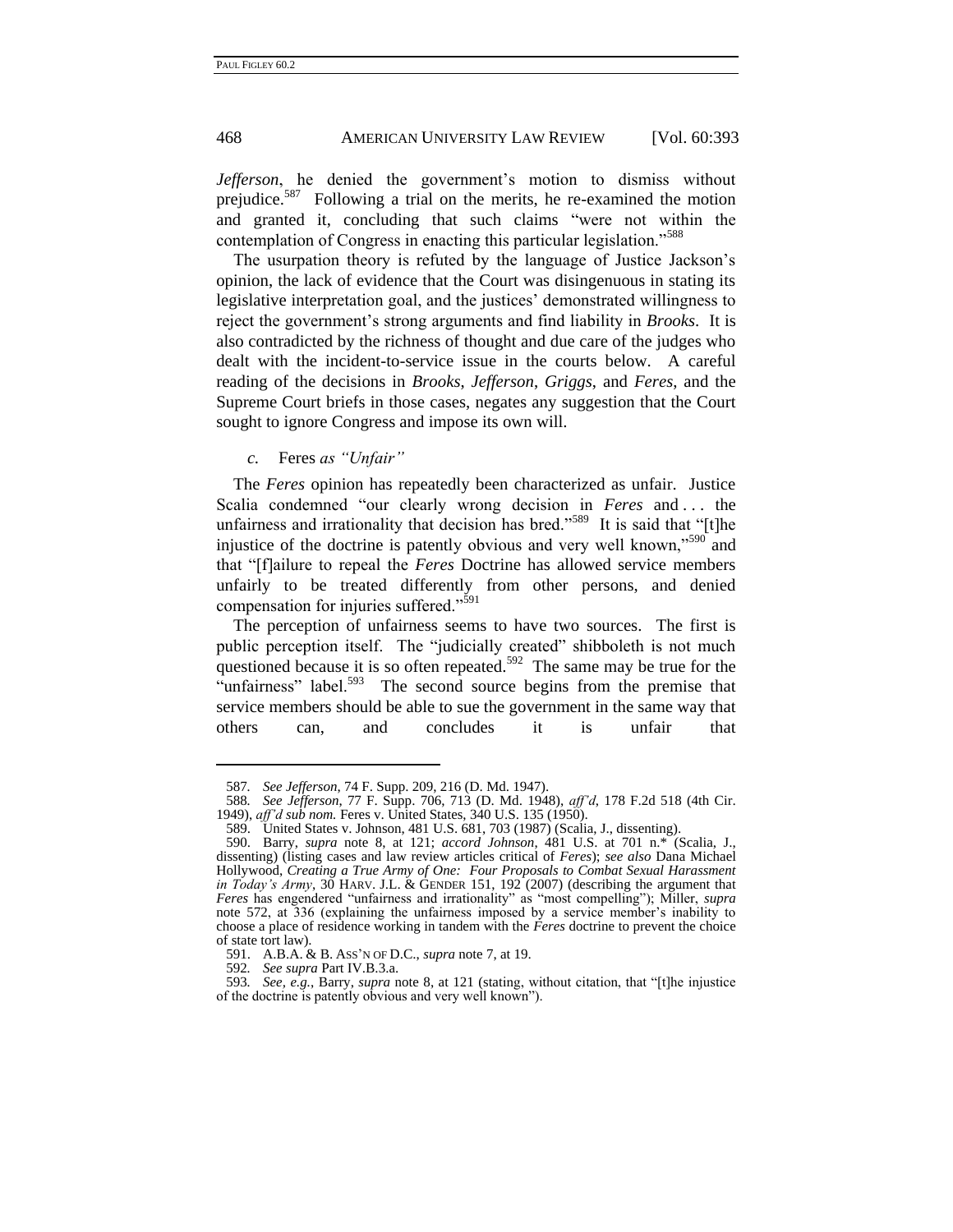*Jefferson*, he denied the government's motion to dismiss without prejudice.[587] Following a trial on the merits, he re-examined the motion and granted it, concluding that such claims "were not within the contemplation of Congress in enacting this particular legislation."[588]

The usurpation theory is refuted by the language of Justice Jackson's opinion, the lack of evidence that the Court was disingenuous in stating its legislative interpretation goal, and the justices' demonstrated willingness to reject the government's strong arguments and find liability in *Brooks*. It is also contradicted by the richness of thought and due care of the judges who dealt with the incident-to-service issue in the courts below. A careful reading of the decisions in *Brooks*, *Jefferson*, *Griggs*, and *Feres*, and the Supreme Court briefs in those cases, negates any suggestion that the Court sought to ignore Congress and impose its own will.

*c.* Feres *as "Unfair"*

The *Feres* opinion has repeatedly been characterized as unfair. Justice Scalia condemned "our clearly wrong decision in *Feres* and . . . the unfairness and irrationality that decision has bred."[589] It is said that "[t]he injustice of the doctrine is patently obvious and very well known,"[590] and that "[f]ailure to repeal the *Feres* Doctrine has allowed service members unfairly to be treated differently from other persons, and denied compensation for injuries suffered."[591]

The perception of unfairness seems to have two sources. The first is public perception itself. The "judicially created" shibboleth is not much questioned because it is so often repeated.[592] The same may be true for the "unfairness" label.[593] The second source begins from the premise that service members should be able to sue the government in the same way that others can, and concludes it is unfair that

---

587. *See Jefferson*, 74 F. Supp. 209, 216 (D. Md. 1947).

588. *See Jefferson*, 77 F. Supp. 706, 713 (D. Md. 1948), *aff'd*, 178 F.2d 518 (4th Cir. 1949), *aff'd sub nom.* Feres v. United States, 340 U.S. 135 (1950).

589. United States v. Johnson, 481 U.S. 681, 703 (1987) (Scalia, J., dissenting).

590. Barry, *supra* note 8, at 121; *accord Johnson*, 481 U.S. at 701 n.* (Scalia, J., dissenting) (listing cases and law review articles critical of *Feres*); *see also* Dana Michael Hollywood, *Creating a True Army of One: Four Proposals to Combat Sexual Harassment in Today's Army*, 30 HARV. J.L. & GENDER 151, 192 (2007) (describing the argument that *Feres* has engendered "unfairness and irrationality" as "most compelling"); Miller, *supra* note 572, at 336 (explaining the unfairness imposed by a service member's inability to choose a place of residence working in tandem with the *Feres* doctrine to prevent the choice of state tort law).

591. A.B.A. & B. ASS'N OF D.C., *supra* note 7, at 19.

592. *See supra* Part IV.B.3.a.

593. *See, e.g.*, Barry, *supra* note 8, at 121 (stating, without citation, that "[t]he injustice of the doctrine is patently obvious and very well known").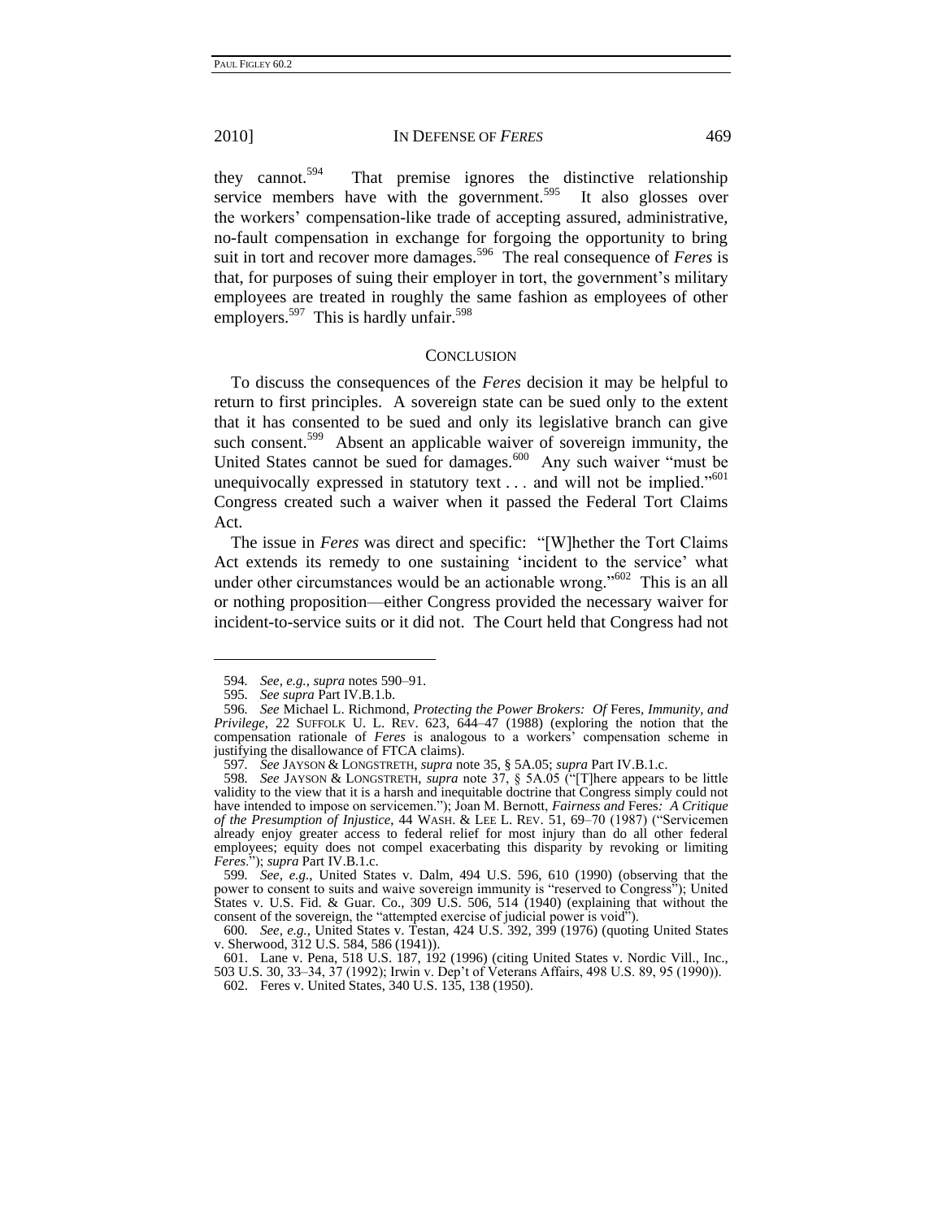they cannot.[594] That premise ignores the distinctive relationship service members have with the government.[595] It also glosses over the workers' compensation-like trade of accepting assured, administrative, no-fault compensation in exchange for forgoing the opportunity to bring suit in tort and recover more damages.[596] The real consequence of *Feres* is that, for purposes of suing their employer in tort, the government's military employees are treated in roughly the same fashion as employees of other employers.[597] This is hardly unfair.[598]

## CONCLUSION

To discuss the consequences of the *Feres* decision it may be helpful to return to first principles. A sovereign state can be sued only to the extent that it has consented to be sued and only its legislative branch can give such consent.[599] Absent an applicable waiver of sovereign immunity, the United States cannot be sued for damages.[600] Any such waiver "must be unequivocally expressed in statutory text . . . and will not be implied."[601] Congress created such a waiver when it passed the Federal Tort Claims Act.

The issue in *Feres* was direct and specific: "[W]hether the Tort Claims Act extends its remedy to one sustaining 'incident to the service' what under other circumstances would be an actionable wrong."[602] This is an all or nothing proposition—either Congress provided the necessary waiver for incident-to-service suits or it did not. The Court held that Congress had not

---

594. *See, e.g.*, *supra* notes 590–91.

595. *See supra* Part IV.B.1.b.

596. *See* Michael L. Richmond, *Protecting the Power Brokers: Of* Feres*, Immunity, and Privilege*, 22 SUFFOLK U. L. REV. 623, 644–47 (1988) (exploring the notion that the compensation rationale of *Feres* is analogous to a workers' compensation scheme in justifying the disallowance of FTCA claims).

597. *See* JAYSON & LONGSTRETH, *supra* note 35, § 5A.05; *supra* Part IV.B.1.c.

598. *See* JAYSON & LONGSTRETH, *supra* note 37, § 5A.05 ("[T]here appears to be little validity to the view that it is a harsh and inequitable doctrine that Congress simply could not have intended to impose on servicemen."); Joan M. Bernott, *Fairness and* Feres*: A Critique of the Presumption of Injustice*, 44 WASH. & LEE L. REV. 51, 69–70 (1987) ("Servicemen already enjoy greater access to federal relief for most injury than do all other federal employees; equity does not compel exacerbating this disparity by revoking or limiting *Feres*."); *supra* Part IV.B.1.c.

599. *See, e.g.*, United States v. Dalm, 494 U.S. 596, 610 (1990) (observing that the power to consent to suits and waive sovereign immunity is "reserved to Congress"); United States v. U.S. Fid. & Guar. Co., 309 U.S. 506, 514 (1940) (explaining that without the consent of the sovereign, the "attempted exercise of judicial power is void").

600. *See, e.g.*, United States v. Testan, 424 U.S. 392, 399 (1976) (quoting United States v. Sherwood, 312 U.S. 584, 586 (1941)).

601. Lane v. Pena, 518 U.S. 187, 192 (1996) (citing United States v. Nordic Vill., Inc., 503 U.S. 30, 33–34, 37 (1992); Irwin v. Dep't of Veterans Affairs, 498 U.S. 89, 95 (1990)).

602. Feres v. United States, 340 U.S. 135, 138 (1950).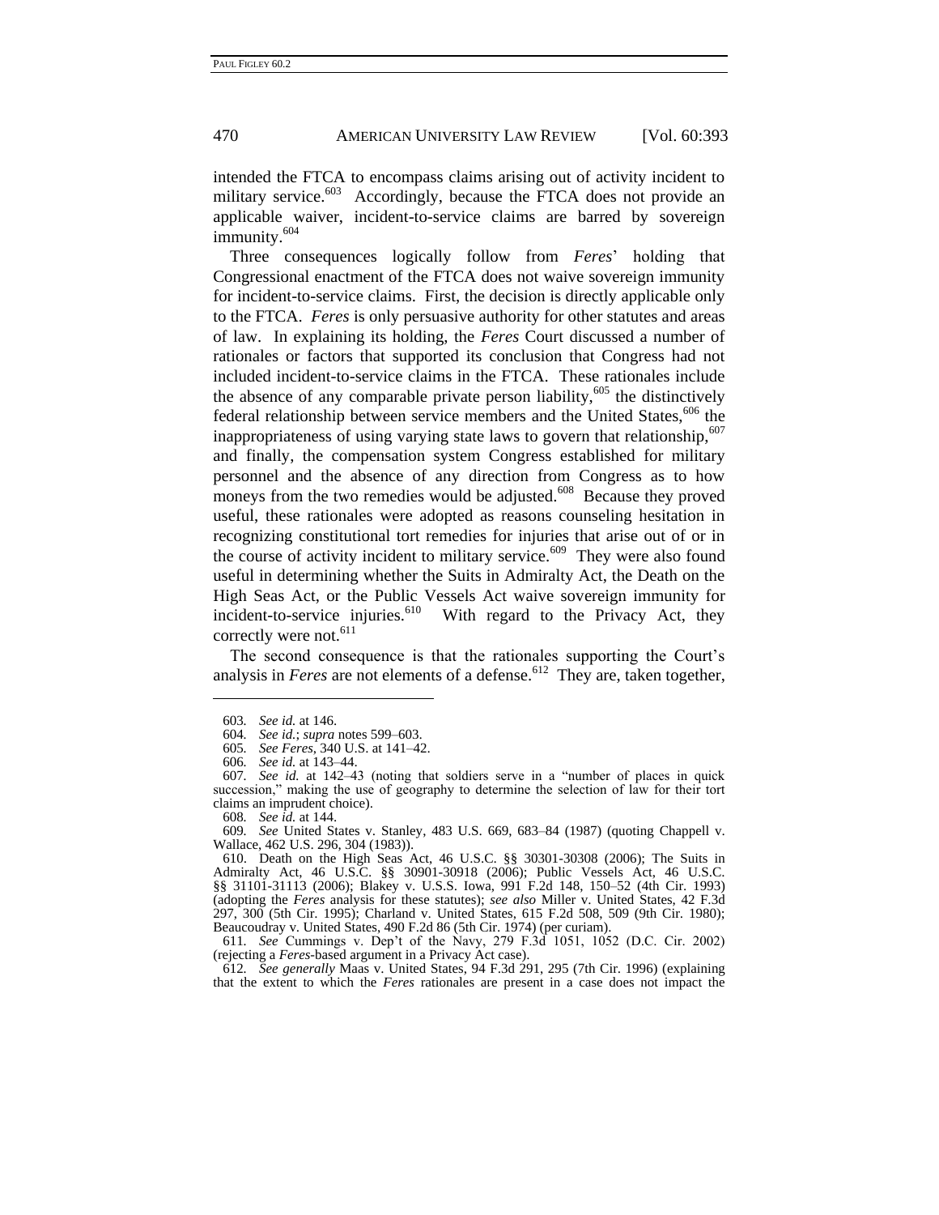intended the FTCA to encompass claims arising out of activity incident to military service.[603] Accordingly, because the FTCA does not provide an applicable waiver, incident-to-service claims are barred by sovereign immunity.[604]

Three consequences logically follow from *Feres*' holding that Congressional enactment of the FTCA does not waive sovereign immunity for incident-to-service claims. First, the decision is directly applicable only to the FTCA. *Feres* is only persuasive authority for other statutes and areas of law. In explaining its holding, the *Feres* Court discussed a number of rationales or factors that supported its conclusion that Congress had not included incident-to-service claims in the FTCA. These rationales include the absence of any comparable private person liability,[605] the distinctively federal relationship between service members and the United States,[606] the inappropriateness of using varying state laws to govern that relationship,[607] and finally, the compensation system Congress established for military personnel and the absence of any direction from Congress as to how moneys from the two remedies would be adjusted.[608] Because they proved useful, these rationales were adopted as reasons counseling hesitation in recognizing constitutional tort remedies for injuries that arise out of or in the course of activity incident to military service.[609] They were also found useful in determining whether the Suits in Admiralty Act, the Death on the High Seas Act, or the Public Vessels Act waive sovereign immunity for incident-to-service injuries.[610] With regard to the Privacy Act, they correctly were not.[611]

The second consequence is that the rationales supporting the Court's analysis in *Feres* are not elements of a defense.[612] They are, taken together,

---

603. *See id.* at 146.

604. *See id.*; *supra* notes 599–603.

605. *See Feres*, 340 U.S. at 141–42.

606. *See id.* at 143–44.

607. *See id.* at 142–43 (noting that soldiers serve in a "number of places in quick succession," making the use of geography to determine the selection of law for their tort claims an imprudent choice).

608. *See id.* at 144.

609. *See* United States v. Stanley, 483 U.S. 669, 683–84 (1987) (quoting Chappell v. Wallace, 462 U.S. 296, 304 (1983)).

610. Death on the High Seas Act, 46 U.S.C. §§ 30301-30308 (2006); The Suits in Admiralty Act, 46 U.S.C. §§ 30901-30918 (2006); Public Vessels Act, 46 U.S.C. §§ 31101-31113 (2006); Blakey v. U.S.S. Iowa, 991 F.2d 148, 150–52 (4th Cir. 1993) (adopting the *Feres* analysis for these statutes); *see also* Miller v. United States, 42 F.3d 297, 300 (5th Cir. 1995); Charland v. United States, 615 F.2d 508, 509 (9th Cir. 1980); Beaucoudray v. United States, 490 F.2d 86 (5th Cir. 1974) (per curiam).

611. *See* Cummings v. Dep't of the Navy, 279 F.3d 1051, 1052 (D.C. Cir. 2002) (rejecting a *Feres*-based argument in a Privacy Act case).

612. *See generally* Maas v. United States, 94 F.3d 291, 295 (7th Cir. 1996) (explaining that the extent to which the *Feres* rationales are present in a case does not impact the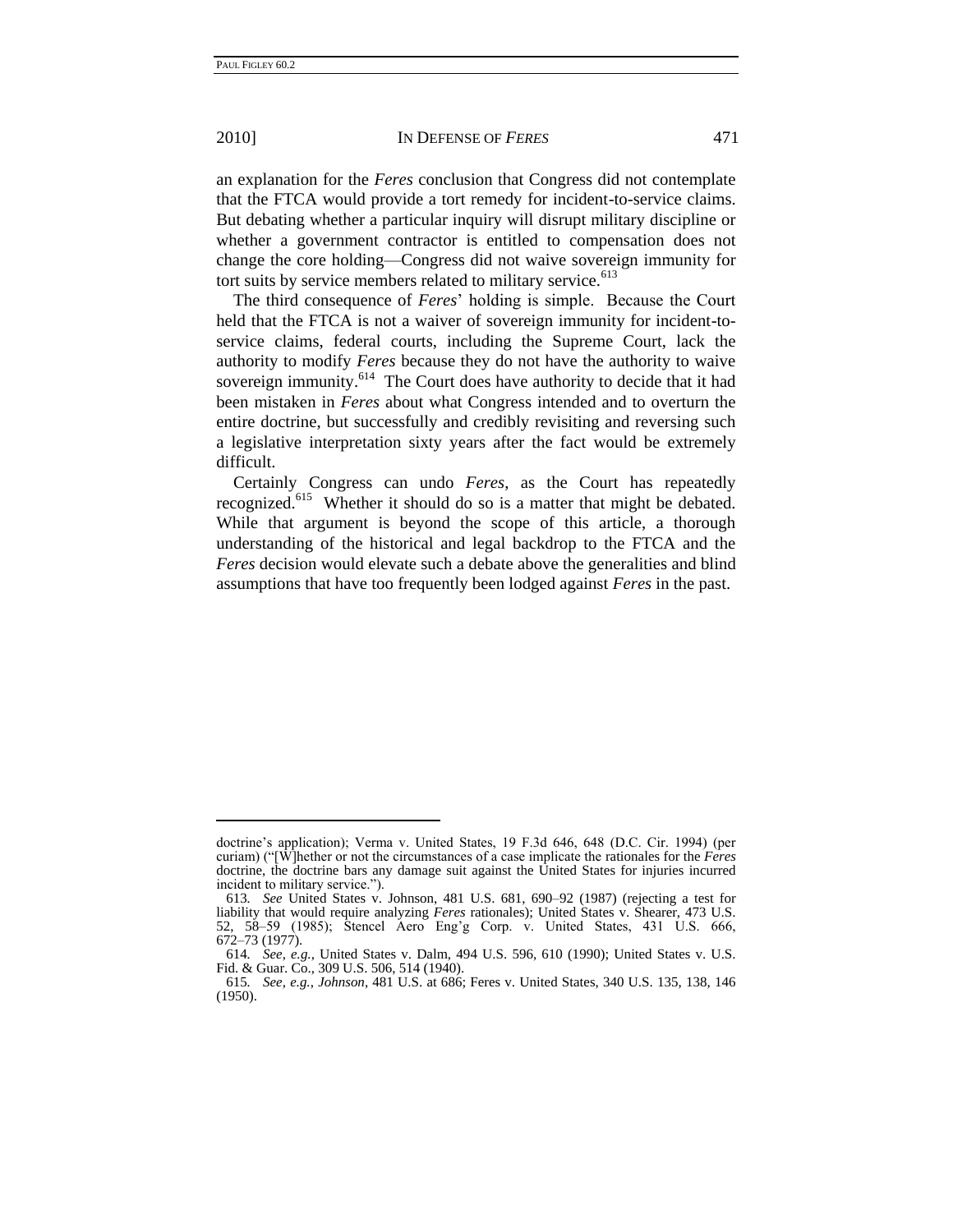an explanation for the *Feres* conclusion that Congress did not contemplate that the FTCA would provide a tort remedy for incident-to-service claims. But debating whether a particular inquiry will disrupt military discipline or whether a government contractor is entitled to compensation does not change the core holding—Congress did not waive sovereign immunity for tort suits by service members related to military service.[613]

The third consequence of *Feres*' holding is simple. Because the Court held that the FTCA is not a waiver of sovereign immunity for incident-to-service claims, federal courts, including the Supreme Court, lack the authority to modify *Feres* because they do not have the authority to waive sovereign immunity.[614] The Court does have authority to decide that it had been mistaken in *Feres* about what Congress intended and to overturn the entire doctrine, but successfully and credibly revisiting and reversing such a legislative interpretation sixty years after the fact would be extremely difficult.

Certainly Congress can undo *Feres*, as the Court has repeatedly recognized.[615] Whether it should do so is a matter that might be debated. While that argument is beyond the scope of this article, a thorough understanding of the historical and legal backdrop to the FTCA and the *Feres* decision would elevate such a debate above the generalities and blind assumptions that have too frequently been lodged against *Feres* in the past.

---

doctrine's application); Verma v. United States, 19 F.3d 646, 648 (D.C. Cir. 1994) (per curiam) ("[W]hether or not the circumstances of a case implicate the rationales for the *Feres* doctrine, the doctrine bars any damage suit against the United States for injuries incurred incident to military service.").

613. *See* United States v. Johnson, 481 U.S. 681, 690–92 (1987) (rejecting a test for liability that would require analyzing *Feres* rationales); United States v. Shearer, 473 U.S. 52, 58–59 (1985); Stencel Aero Eng'g Corp. v. United States, 431 U.S. 666, 672–73 (1977).

614. *See, e.g.*, United States v. Dalm, 494 U.S. 596, 610 (1990); United States v. U.S. Fid. & Guar. Co., 309 U.S. 506, 514 (1940).

615. *See, e.g.*, *Johnson*, 481 U.S. at 686; Feres v. United States, 340 U.S. 135, 138, 146 (1950).